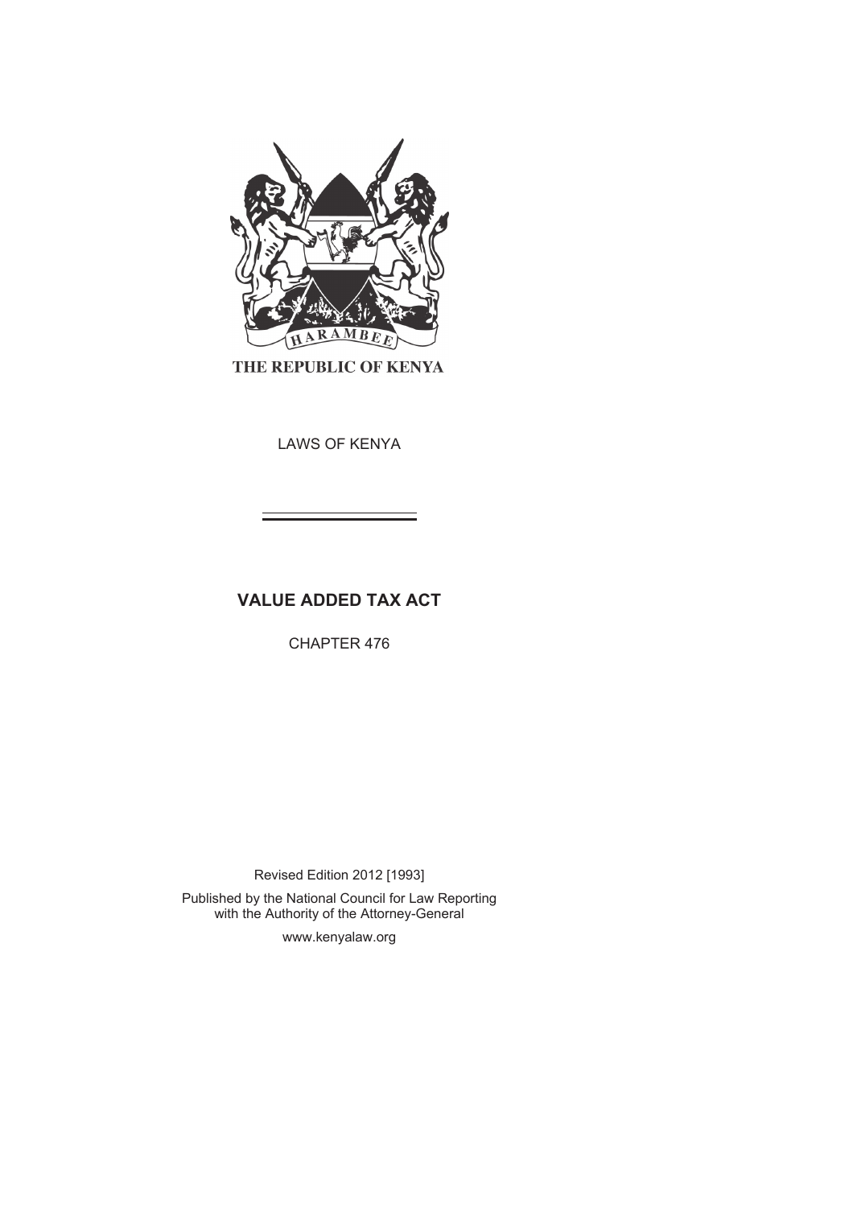THE REPUBLIC OF KENYA

LAWS OF KENYA

# VALUE ADDED TAX ACT

CHAPTER 476

Revised Edition 2012 [1993]

Published by the National Council for Law Reporting with the Authority of the Attorney-General

www.kenyalaw.org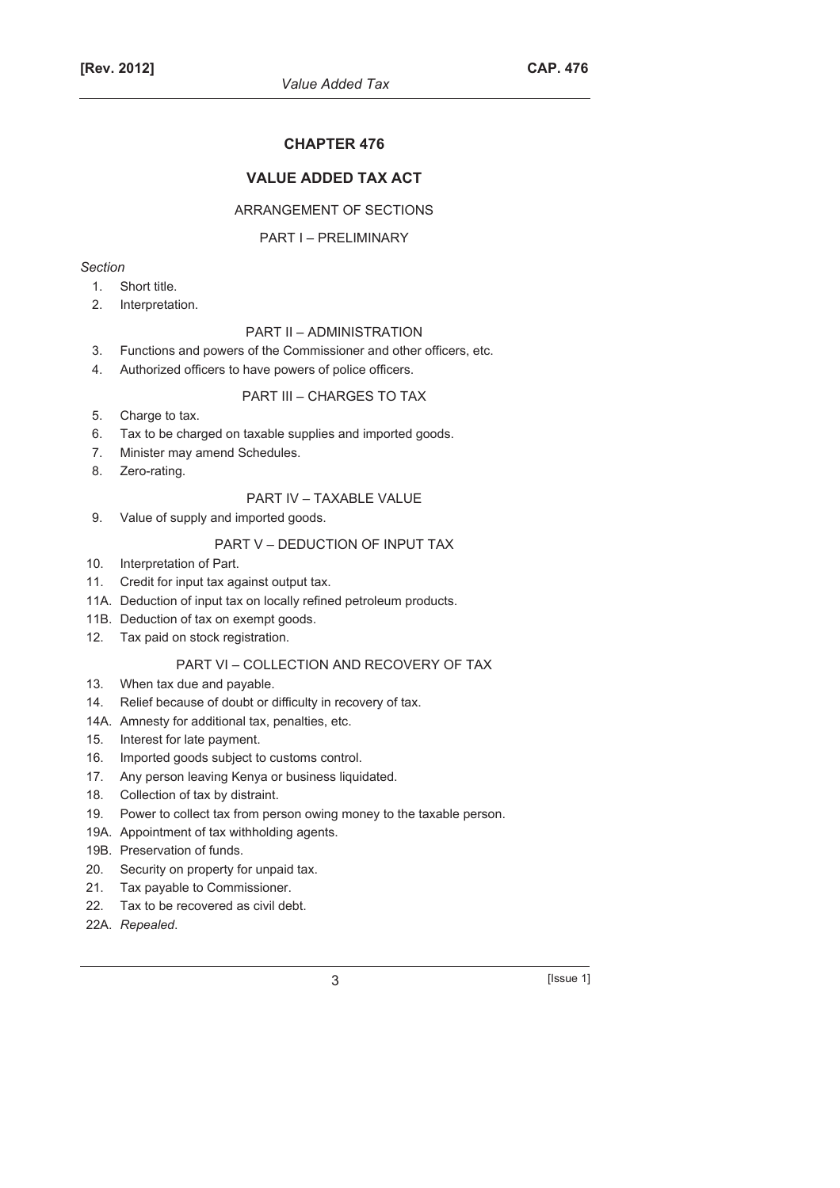# CHAPTER 476

## VALUE ADDED TAX ACT

ARRANGEMENT OF SECTIONS

PART I – PRELIMINARY

*Section*

1. Short title.
2. Interpretation.

PART II – ADMINISTRATION

3. Functions and powers of the Commissioner and other officers, etc.
4. Authorized officers to have powers of police officers.

PART III – CHARGES TO TAX

5. Charge to tax.
6. Tax to be charged on taxable supplies and imported goods.
7. Minister may amend Schedules.
8. Zero-rating.

PART IV – TAXABLE VALUE

9. Value of supply and imported goods.

PART V – DEDUCTION OF INPUT TAX

10. Interpretation of Part.
11. Credit for input tax against output tax.

11A. Deduction of input tax on locally refined petroleum products.

11B. Deduction of tax on exempt goods.

12. Tax paid on stock registration.

PART VI – COLLECTION AND RECOVERY OF TAX

13. When tax due and payable.
14. Relief because of doubt or difficulty in recovery of tax.

14A. Amnesty for additional tax, penalties, etc.

15. Interest for late payment.
16. Imported goods subject to customs control.
17. Any person leaving Kenya or business liquidated.
18. Collection of tax by distraint.
19. Power to collect tax from person owing money to the taxable person.

19A. Appointment of tax withholding agents.

19B. Preservation of funds.

20. Security on property for unpaid tax.
21. Tax payable to Commissioner.
22. Tax to be recovered as civil debt.

22A. *Repealed*.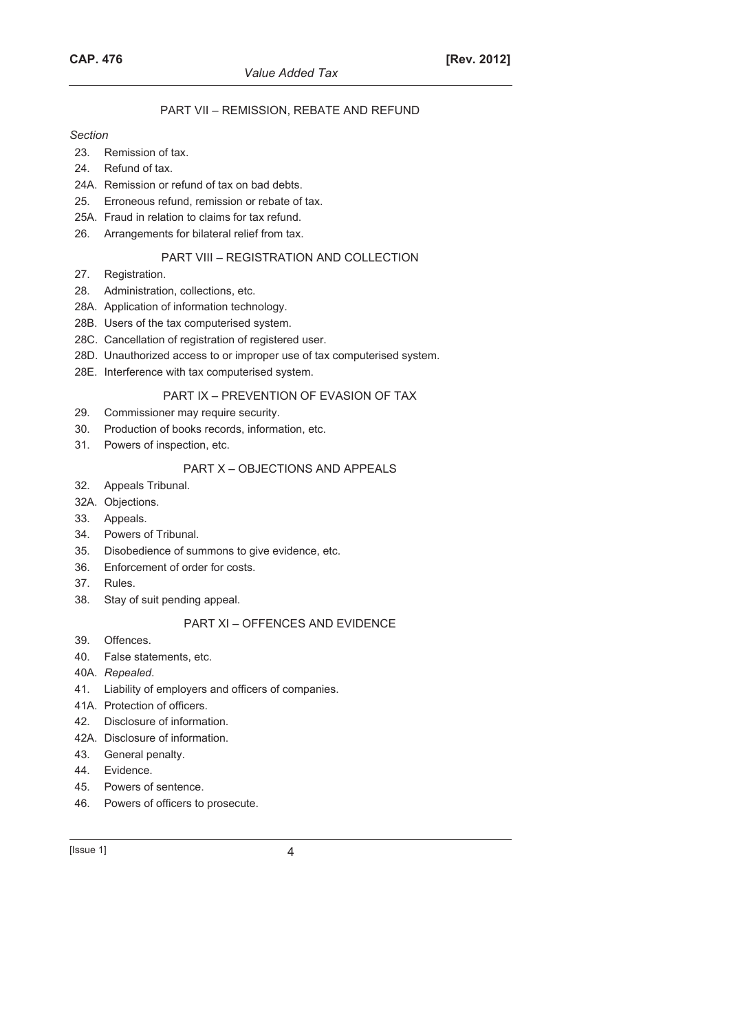## PART VII – REMISSION, REBATE AND REFUND

*Section*

23. Remission of tax.
24. Refund of tax.
24A. Remission or refund of tax on bad debts.
25. Erroneous refund, remission or rebate of tax.
25A. Fraud in relation to claims for tax refund.
26. Arrangements for bilateral relief from tax.

## PART VIII – REGISTRATION AND COLLECTION

27. Registration.
28. Administration, collections, etc.
28A. Application of information technology.
28B. Users of the tax computerised system.
28C. Cancellation of registration of registered user.
28D. Unauthorized access to or improper use of tax computerised system.
28E. Interference with tax computerised system.

## PART IX – PREVENTION OF EVASION OF TAX

29. Commissioner may require security.
30. Production of books records, information, etc.
31. Powers of inspection, etc.

## PART X – OBJECTIONS AND APPEALS

32. Appeals Tribunal.
32A. Objections.
33. Appeals.
34. Powers of Tribunal.
35. Disobedience of summons to give evidence, etc.
36. Enforcement of order for costs.
37. Rules.
38. Stay of suit pending appeal.

## PART XI – OFFENCES AND EVIDENCE

39. Offences.
40. False statements, etc.
40A. *Repealed*.
41. Liability of employers and officers of companies.
41A. Protection of officers.
42. Disclosure of information.
42A. Disclosure of information.
43. General penalty.
44. Evidence.
45. Powers of sentence.
46. Powers of officers to prosecute.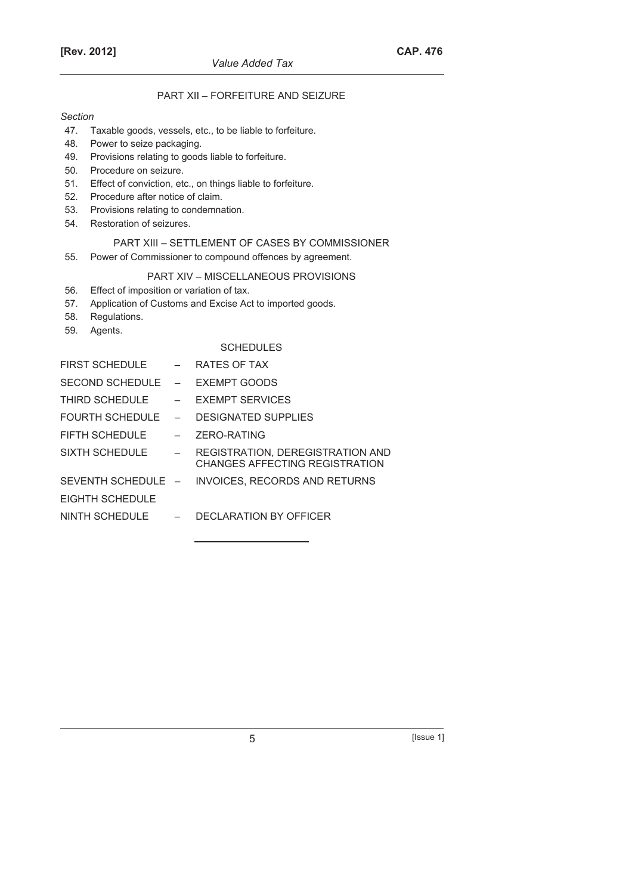## PART XII – FORFEITURE AND SEIZURE

*Section*

47. Taxable goods, vessels, etc., to be liable to forfeiture.
48. Power to seize packaging.
49. Provisions relating to goods liable to forfeiture.
50. Procedure on seizure.
51. Effect of conviction, etc., on things liable to forfeiture.
52. Procedure after notice of claim.
53. Provisions relating to condemnation.
54. Restoration of seizures.

## PART XIII – SETTLEMENT OF CASES BY COMMISSIONER

55. Power of Commissioner to compound offences by agreement.

## PART XIV – MISCELLANEOUS PROVISIONS

56. Effect of imposition or variation of tax.
57. Application of Customs and Excise Act to imported goods.
58. Regulations.
59. Agents.

## SCHEDULES

FIRST SCHEDULE – RATES OF TAX

SECOND SCHEDULE – EXEMPT GOODS

THIRD SCHEDULE – EXEMPT SERVICES

FOURTH SCHEDULE – DESIGNATED SUPPLIES

FIFTH SCHEDULE – ZERO-RATING

SIXTH SCHEDULE – REGISTRATION, DEREGISTRATION AND CHANGES AFFECTING REGISTRATION

SEVENTH SCHEDULE – INVOICES, RECORDS AND RETURNS

EIGHTH SCHEDULE

NINTH SCHEDULE – DECLARATION BY OFFICER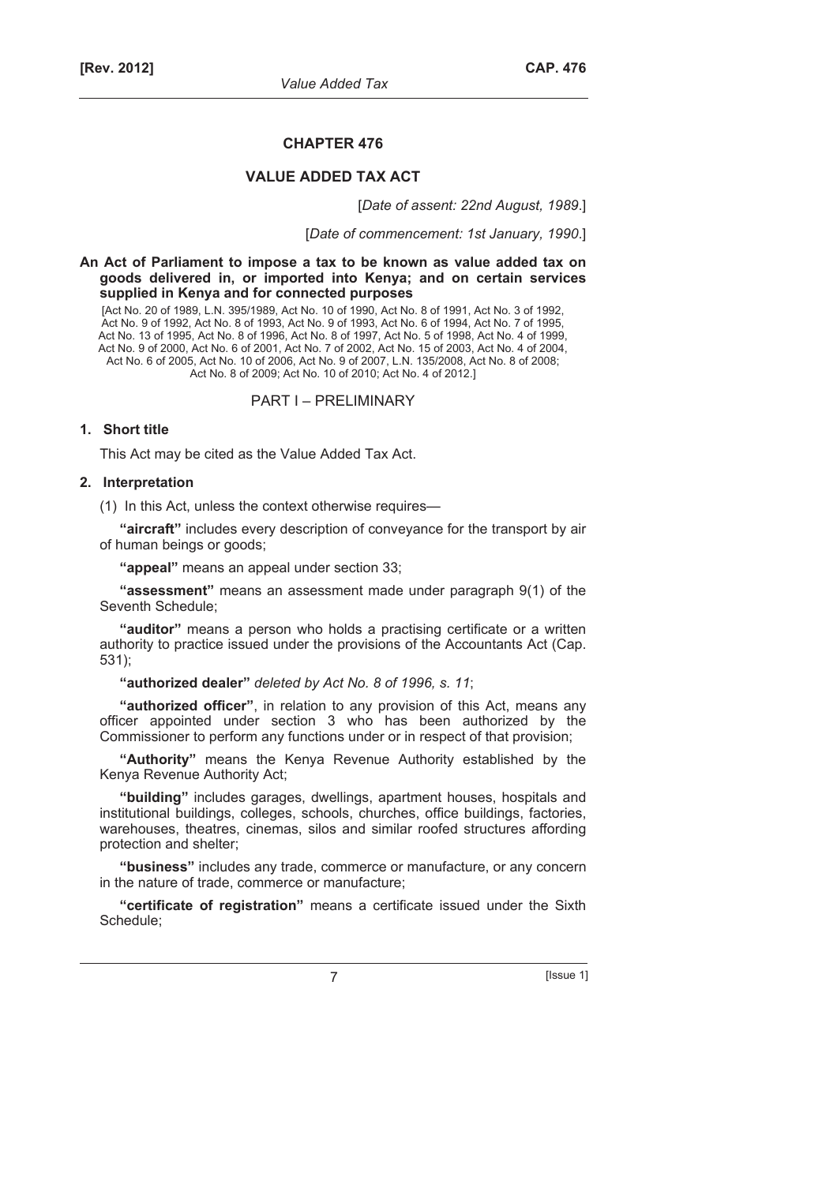# CHAPTER 476

## VALUE ADDED TAX ACT

[*Date of assent: 22nd August, 1989*.]

[*Date of commencement: 1st January, 1990*.]

**An Act of Parliament to impose a tax to be known as value added tax on goods delivered in, or imported into Kenya; and on certain services supplied in Kenya and for connected purposes**

[Act No. 20 of 1989, L.N. 395/1989, Act No. 10 of 1990, Act No. 8 of 1991, Act No. 3 of 1992, Act No. 9 of 1992, Act No. 8 of 1993, Act No. 9 of 1993, Act No. 6 of 1994, Act No. 7 of 1995, Act No. 13 of 1995, Act No. 8 of 1996, Act No. 8 of 1997, Act No. 5 of 1998, Act No. 4 of 1999, Act No. 9 of 2000, Act No. 6 of 2001, Act No. 7 of 2002, Act No. 15 of 2003, Act No. 4 of 2004, Act No. 6 of 2005, Act No. 10 of 2006, Act No. 9 of 2007, L.N. 135/2008, Act No. 8 of 2008; Act No. 8 of 2009; Act No. 10 of 2010; Act No. 4 of 2012.]

## PART I – PRELIMINARY

### 1. Short title

This Act may be cited as the Value Added Tax Act.

### 2. Interpretation

(1) In this Act, unless the context otherwise requires—

**"aircraft"** includes every description of conveyance for the transport by air of human beings or goods;

**"appeal"** means an appeal under section 33;

**"assessment"** means an assessment made under paragraph 9(1) of the Seventh Schedule;

**"auditor"** means a person who holds a practising certificate or a written authority to practice issued under the provisions of the Accountants Act (Cap. 531);

**"authorized dealer"** *deleted by Act No. 8 of 1996, s. 11*;

**"authorized officer"**, in relation to any provision of this Act, means any officer appointed under section 3 who has been authorized by the Commissioner to perform any functions under or in respect of that provision;

**"Authority"** means the Kenya Revenue Authority established by the Kenya Revenue Authority Act;

**"building"** includes garages, dwellings, apartment houses, hospitals and institutional buildings, colleges, schools, churches, office buildings, factories, warehouses, theatres, cinemas, silos and similar roofed structures affording protection and shelter;

**"business"** includes any trade, commerce or manufacture, or any concern in the nature of trade, commerce or manufacture;

**"certificate of registration"** means a certificate issued under the Sixth Schedule;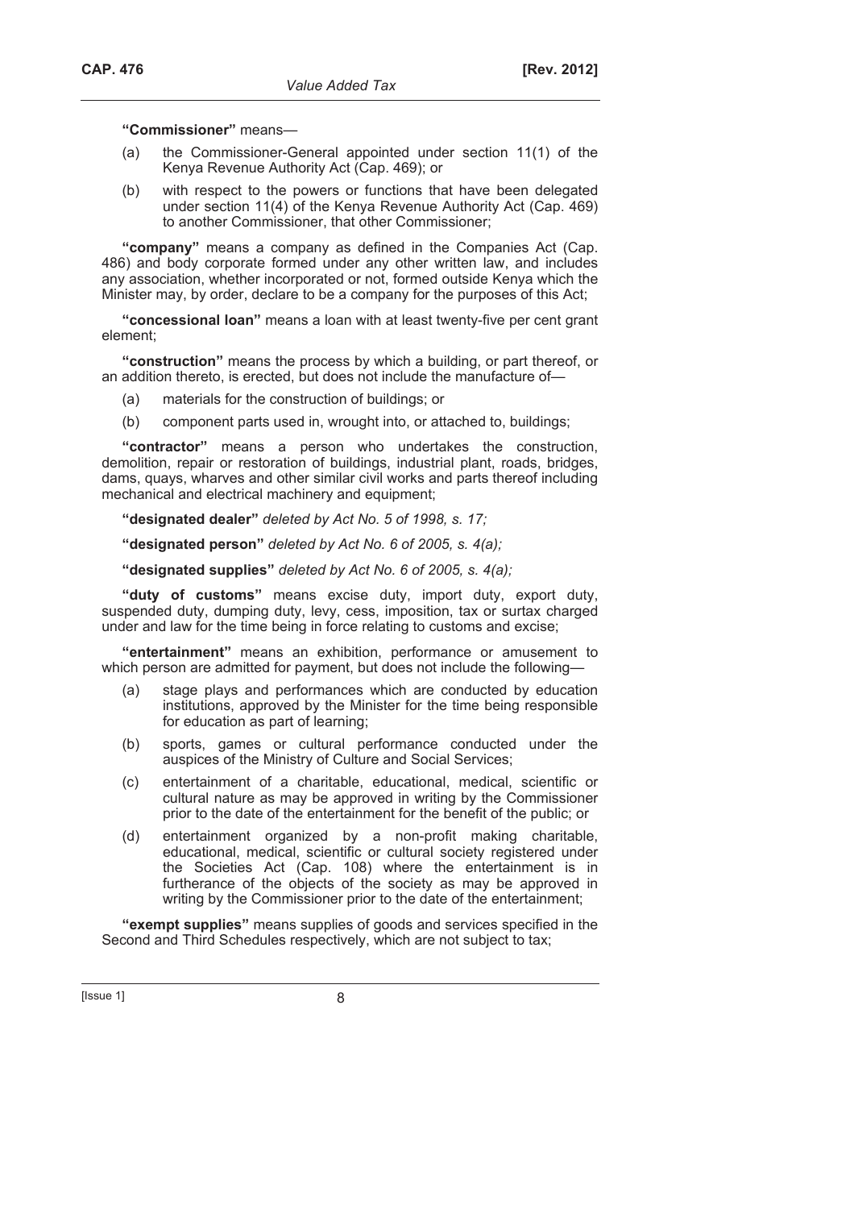**"Commissioner"** means—

(a) the Commissioner-General appointed under section 11(1) of the Kenya Revenue Authority Act (Cap. 469); or

(b) with respect to the powers or functions that have been delegated under section 11(4) of the Kenya Revenue Authority Act (Cap. 469) to another Commissioner, that other Commissioner;

**"company"** means a company as defined in the Companies Act (Cap. 486) and body corporate formed under any other written law, and includes any association, whether incorporated or not, formed outside Kenya which the Minister may, by order, declare to be a company for the purposes of this Act;

**"concessional loan"** means a loan with at least twenty-five per cent grant element;

**"construction"** means the process by which a building, or part thereof, or an addition thereto, is erected, but does not include the manufacture of—

(a) materials for the construction of buildings; or

(b) component parts used in, wrought into, or attached to, buildings;

**"contractor"** means a person who undertakes the construction, demolition, repair or restoration of buildings, industrial plant, roads, bridges, dams, quays, wharves and other similar civil works and parts thereof including mechanical and electrical machinery and equipment;

**"designated dealer"** *deleted by Act No. 5 of 1998, s. 17;*

**"designated person"** *deleted by Act No. 6 of 2005, s. 4(a);*

**"designated supplies"** *deleted by Act No. 6 of 2005, s. 4(a);*

**"duty of customs"** means excise duty, import duty, export duty, suspended duty, dumping duty, levy, cess, imposition, tax or surtax charged under and law for the time being in force relating to customs and excise;

**"entertainment"** means an exhibition, performance or amusement to which person are admitted for payment, but does not include the following—

(a) stage plays and performances which are conducted by education institutions, approved by the Minister for the time being responsible for education as part of learning;

(b) sports, games or cultural performance conducted under the auspices of the Ministry of Culture and Social Services;

(c) entertainment of a charitable, educational, medical, scientific or cultural nature as may be approved in writing by the Commissioner prior to the date of the entertainment for the benefit of the public; or

(d) entertainment organized by a non-profit making charitable, educational, medical, scientific or cultural society registered under the Societies Act (Cap. 108) where the entertainment is in furtherance of the objects of the society as may be approved in writing by the Commissioner prior to the date of the entertainment;

**"exempt supplies"** means supplies of goods and services specified in the Second and Third Schedules respectively, which are not subject to tax;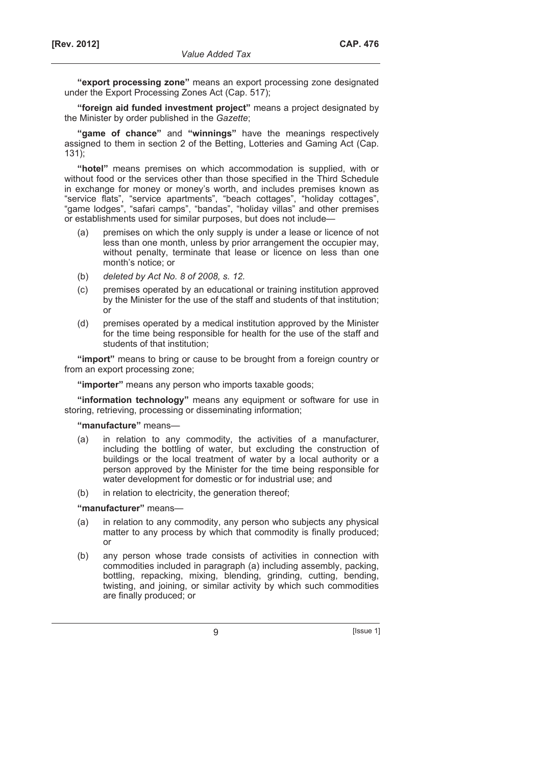**"export processing zone"** means an export processing zone designated under the Export Processing Zones Act (Cap. 517);

**"foreign aid funded investment project"** means a project designated by the Minister by order published in the *Gazette*;

**"game of chance"** and **"winnings"** have the meanings respectively assigned to them in section 2 of the Betting, Lotteries and Gaming Act (Cap. 131);

**"hotel"** means premises on which accommodation is supplied, with or without food or the services other than those specified in the Third Schedule in exchange for money or money's worth, and includes premises known as "service flats", "service apartments", "beach cottages", "holiday cottages", "game lodges", "safari camps", "bandas", "holiday villas" and other premises or establishments used for similar purposes, but does not include—

- (a) premises on which the only supply is under a lease or licence of not less than one month, unless by prior arrangement the occupier may, without penalty, terminate that lease or licence on less than one month's notice; or
- (b) *deleted by Act No. 8 of 2008, s. 12.*
- (c) premises operated by an educational or training institution approved by the Minister for the use of the staff and students of that institution; or
- (d) premises operated by a medical institution approved by the Minister for the time being responsible for health for the use of the staff and students of that institution;

**"import"** means to bring or cause to be brought from a foreign country or from an export processing zone;

**"importer"** means any person who imports taxable goods;

**"information technology"** means any equipment or software for use in storing, retrieving, processing or disseminating information;

**"manufacture"** means—

- (a) in relation to any commodity, the activities of a manufacturer, including the bottling of water, but excluding the construction of buildings or the local treatment of water by a local authority or a person approved by the Minister for the time being responsible for water development for domestic or for industrial use; and
- (b) in relation to electricity, the generation thereof;

**"manufacturer"** means—

- (a) in relation to any commodity, any person who subjects any physical matter to any process by which that commodity is finally produced; or
- (b) any person whose trade consists of activities in connection with commodities included in paragraph (a) including assembly, packing, bottling, repacking, mixing, blending, grinding, cutting, bending, twisting, and joining, or similar activity by which such commodities are finally produced; or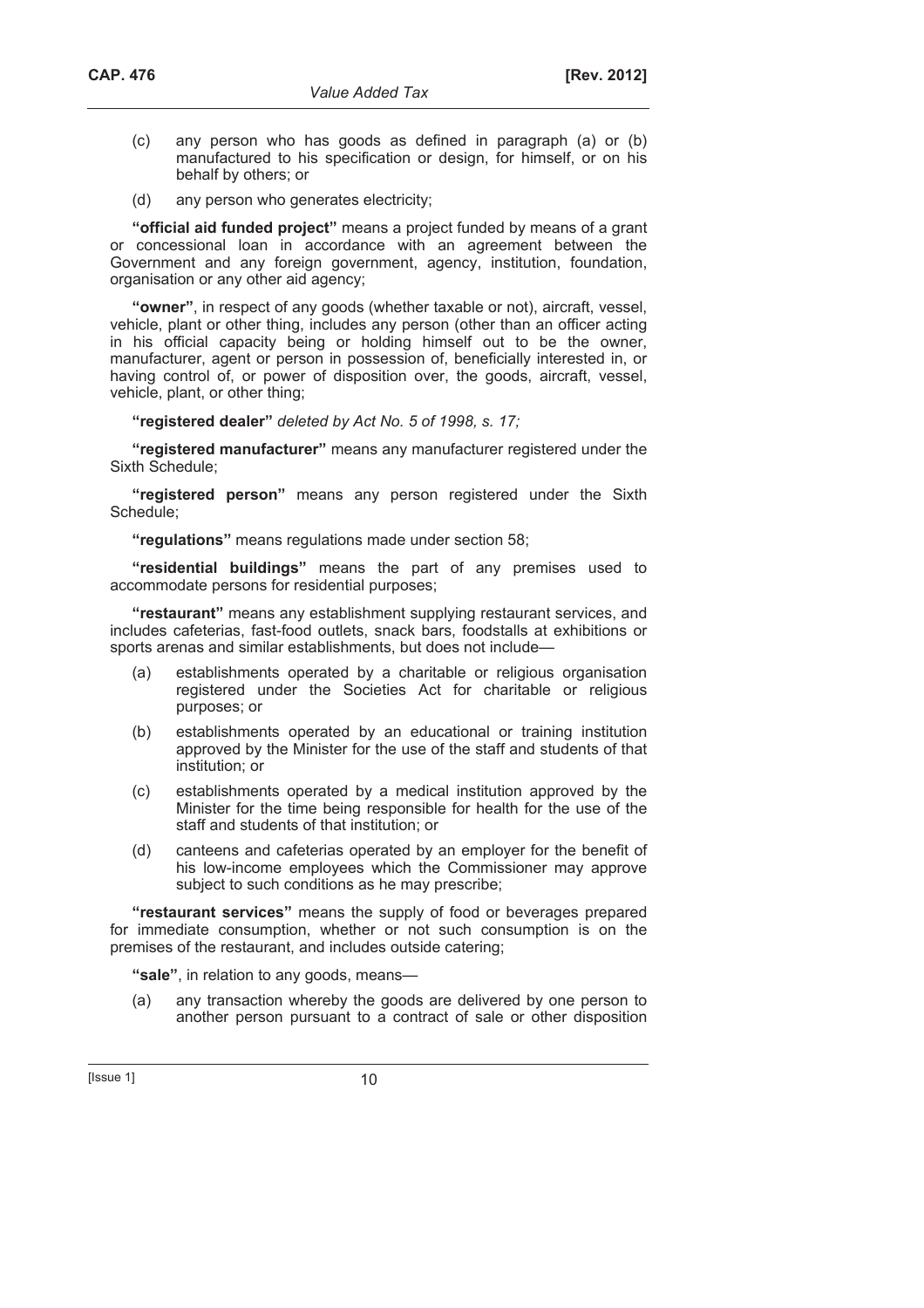(c) any person who has goods as defined in paragraph (a) or (b) manufactured to his specification or design, for himself, or on his behalf by others; or

(d) any person who generates electricity;

**"official aid funded project"** means a project funded by means of a grant or concessional loan in accordance with an agreement between the Government and any foreign government, agency, institution, foundation, organisation or any other aid agency;

**"owner"**, in respect of any goods (whether taxable or not), aircraft, vessel, vehicle, plant or other thing, includes any person (other than an officer acting in his official capacity being or holding himself out to be the owner, manufacturer, agent or person in possession of, beneficially interested in, or having control of, or power of disposition over, the goods, aircraft, vessel, vehicle, plant, or other thing;

**"registered dealer"** *deleted by Act No. 5 of 1998, s. 17;*

**"registered manufacturer"** means any manufacturer registered under the Sixth Schedule;

**"registered person"** means any person registered under the Sixth Schedule;

**"regulations"** means regulations made under section 58;

**"residential buildings"** means the part of any premises used to accommodate persons for residential purposes;

**"restaurant"** means any establishment supplying restaurant services, and includes cafeterias, fast-food outlets, snack bars, foodstalls at exhibitions or sports arenas and similar establishments, but does not include—

(a) establishments operated by a charitable or religious organisation registered under the Societies Act for charitable or religious purposes; or

(b) establishments operated by an educational or training institution approved by the Minister for the use of the staff and students of that institution; or

(c) establishments operated by a medical institution approved by the Minister for the time being responsible for health for the use of the staff and students of that institution; or

(d) canteens and cafeterias operated by an employer for the benefit of his low-income employees which the Commissioner may approve subject to such conditions as he may prescribe;

**"restaurant services"** means the supply of food or beverages prepared for immediate consumption, whether or not such consumption is on the premises of the restaurant, and includes outside catering;

**"sale"**, in relation to any goods, means—

(a) any transaction whereby the goods are delivered by one person to another person pursuant to a contract of sale or other disposition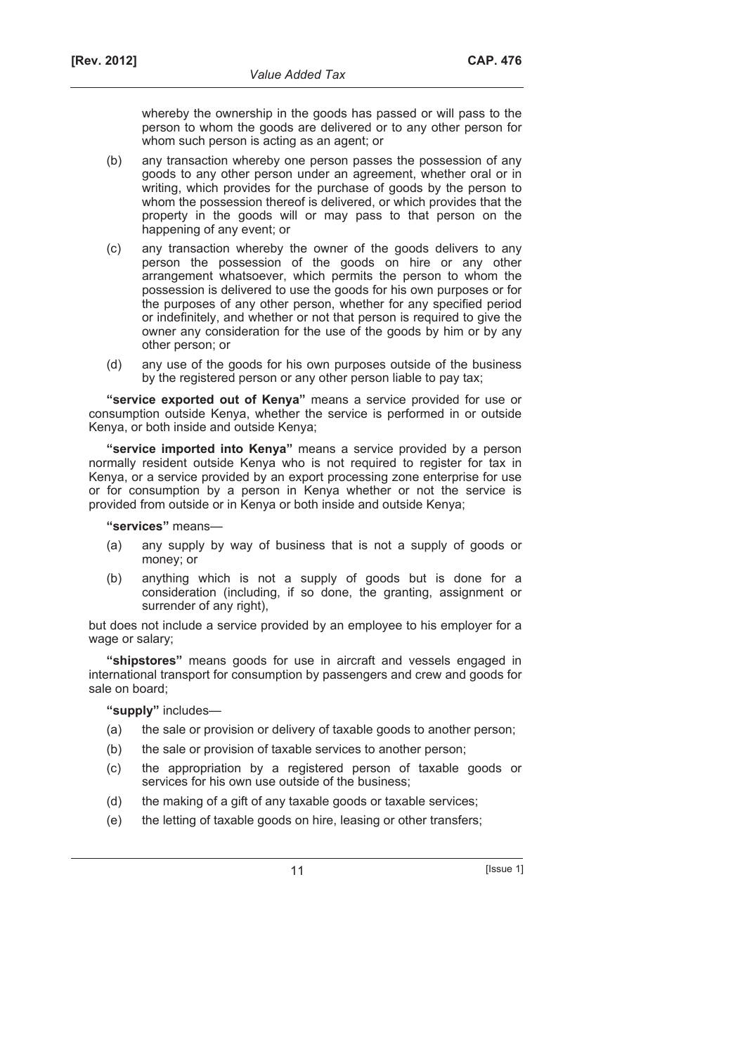whereby the ownership in the goods has passed or will pass to the person to whom the goods are delivered or to any other person for whom such person is acting as an agent; or

(b) any transaction whereby one person passes the possession of any goods to any other person under an agreement, whether oral or in writing, which provides for the purchase of goods by the person to whom the possession thereof is delivered, or which provides that the property in the goods will or may pass to that person on the happening of any event; or

(c) any transaction whereby the owner of the goods delivers to any person the possession of the goods on hire or any other arrangement whatsoever, which permits the person to whom the possession is delivered to use the goods for his own purposes or for the purposes of any other person, whether for any specified period or indefinitely, and whether or not that person is required to give the owner any consideration for the use of the goods by him or by any other person; or

(d) any use of the goods for his own purposes outside of the business by the registered person or any other person liable to pay tax;

**"service exported out of Kenya"** means a service provided for use or consumption outside Kenya, whether the service is performed in or outside Kenya, or both inside and outside Kenya;

**"service imported into Kenya"** means a service provided by a person normally resident outside Kenya who is not required to register for tax in Kenya, or a service provided by an export processing zone enterprise for use or for consumption by a person in Kenya whether or not the service is provided from outside or in Kenya or both inside and outside Kenya;

**"services"** means—

(a) any supply by way of business that is not a supply of goods or money; or

(b) anything which is not a supply of goods but is done for a consideration (including, if so done, the granting, assignment or surrender of any right),

but does not include a service provided by an employee to his employer for a wage or salary;

**"shipstores"** means goods for use in aircraft and vessels engaged in international transport for consumption by passengers and crew and goods for sale on board;

**"supply"** includes—

(a) the sale or provision or delivery of taxable goods to another person;

(b) the sale or provision of taxable services to another person;

(c) the appropriation by a registered person of taxable goods or services for his own use outside of the business;

(d) the making of a gift of any taxable goods or taxable services;

(e) the letting of taxable goods on hire, leasing or other transfers;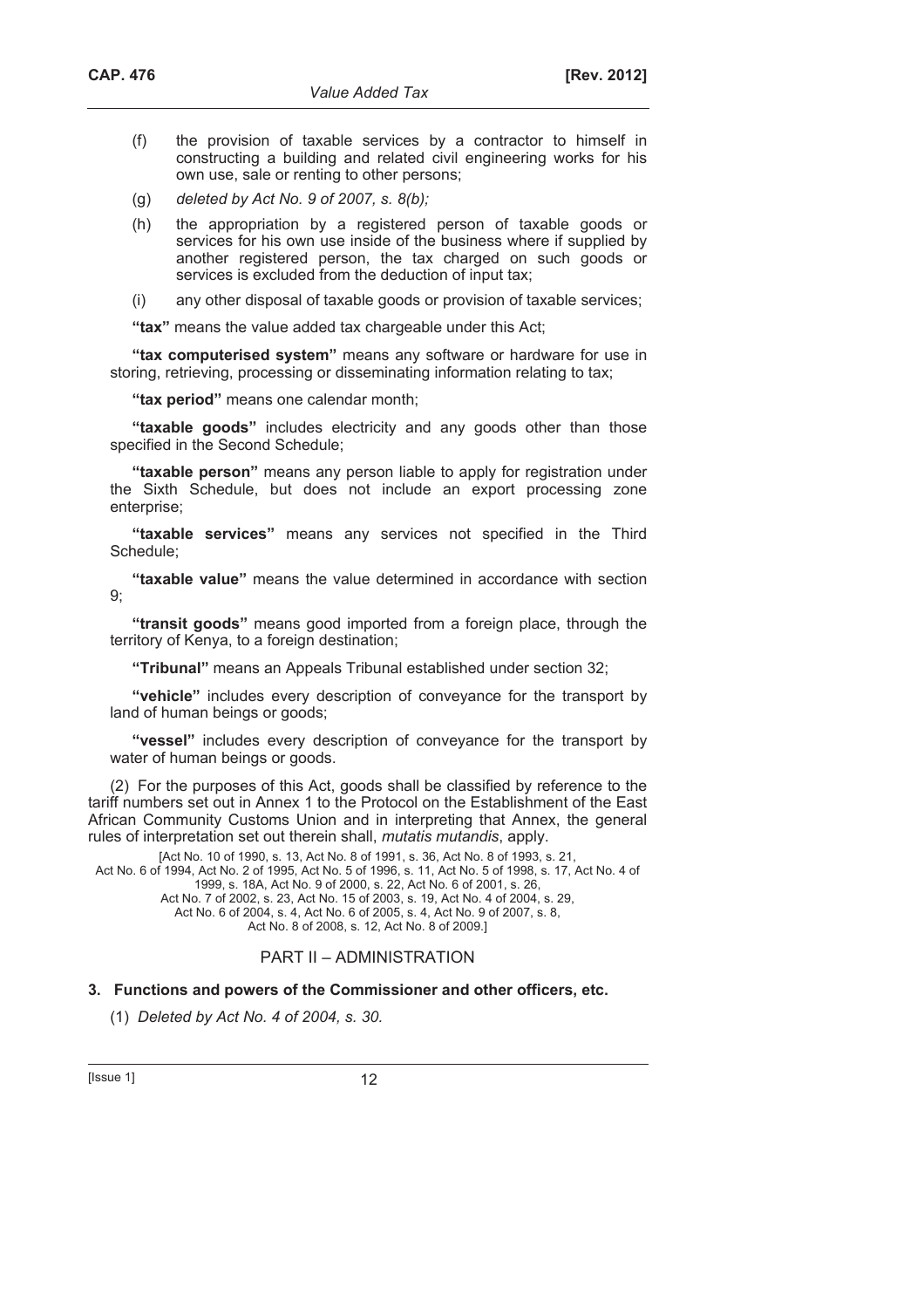(f) the provision of taxable services by a contractor to himself in constructing a building and related civil engineering works for his own use, sale or renting to other persons;

(g) *deleted by Act No. 9 of 2007, s. 8(b);*

(h) the appropriation by a registered person of taxable goods or services for his own use inside of the business where if supplied by another registered person, the tax charged on such goods or services is excluded from the deduction of input tax;

(i) any other disposal of taxable goods or provision of taxable services;

**"tax"** means the value added tax chargeable under this Act;

**"tax computerised system"** means any software or hardware for use in storing, retrieving, processing or disseminating information relating to tax;

**"tax period"** means one calendar month;

**"taxable goods"** includes electricity and any goods other than those specified in the Second Schedule;

**"taxable person"** means any person liable to apply for registration under the Sixth Schedule, but does not include an export processing zone enterprise;

**"taxable services"** means any services not specified in the Third Schedule;

**"taxable value"** means the value determined in accordance with section 9;

**"transit goods"** means good imported from a foreign place, through the territory of Kenya, to a foreign destination;

**"Tribunal"** means an Appeals Tribunal established under section 32;

**"vehicle"** includes every description of conveyance for the transport by land of human beings or goods;

**"vessel"** includes every description of conveyance for the transport by water of human beings or goods.

(2) For the purposes of this Act, goods shall be classified by reference to the tariff numbers set out in Annex 1 to the Protocol on the Establishment of the East African Community Customs Union and in interpreting that Annex, the general rules of interpretation set out therein shall, *mutatis mutandis*, apply.

[Act No. 10 of 1990, s. 13, Act No. 8 of 1991, s. 36, Act No. 8 of 1993, s. 21, Act No. 6 of 1994, Act No. 2 of 1995, Act No. 5 of 1996, s. 11, Act No. 5 of 1998, s. 17, Act No. 4 of 1999, s. 18A, Act No. 9 of 2000, s. 22, Act No. 6 of 2001, s. 26, Act No. 7 of 2002, s. 23, Act No. 15 of 2003, s. 19, Act No. 4 of 2004, s. 29, Act No. 6 of 2004, s. 4, Act No. 6 of 2005, s. 4, Act No. 9 of 2007, s. 8, Act No. 8 of 2008, s. 12, Act No. 8 of 2009.]

## PART II – ADMINISTRATION

### 3. Functions and powers of the Commissioner and other officers, etc.

(1) *Deleted by Act No. 4 of 2004, s. 30.*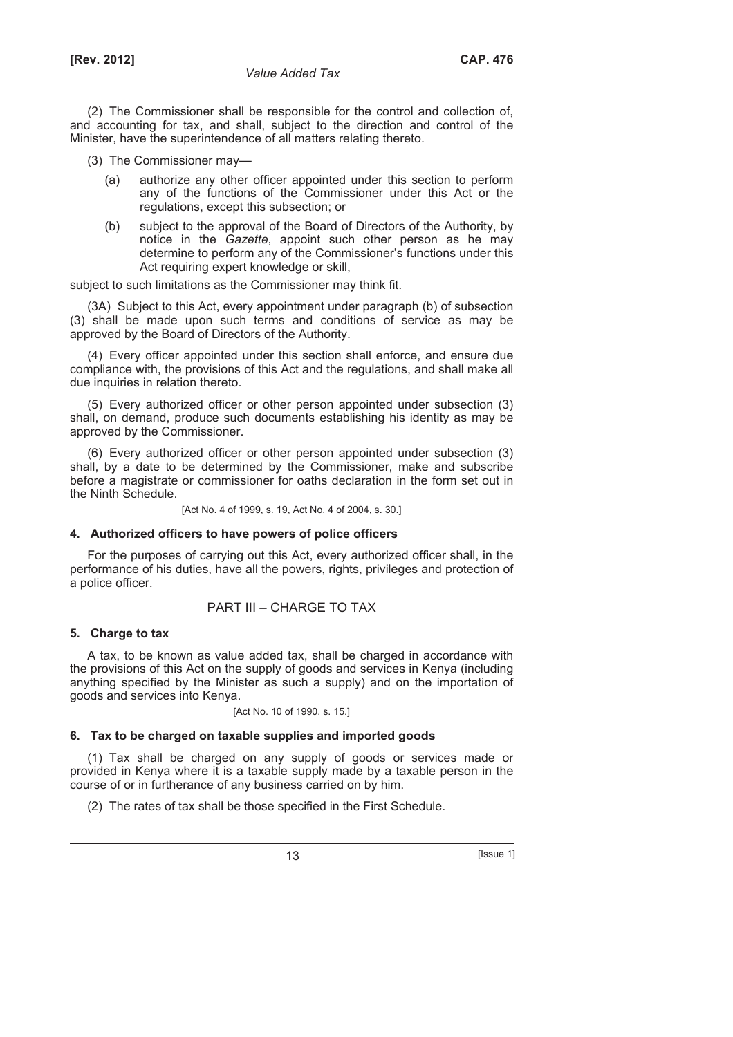(2) The Commissioner shall be responsible for the control and collection of, and accounting for tax, and shall, subject to the direction and control of the Minister, have the superintendence of all matters relating thereto.

(3) The Commissioner may—

(a) authorize any other officer appointed under this section to perform any of the functions of the Commissioner under this Act or the regulations, except this subsection; or

(b) subject to the approval of the Board of Directors of the Authority, by notice in the *Gazette*, appoint such other person as he may determine to perform any of the Commissioner's functions under this Act requiring expert knowledge or skill,

subject to such limitations as the Commissioner may think fit.

(3A) Subject to this Act, every appointment under paragraph (b) of subsection (3) shall be made upon such terms and conditions of service as may be approved by the Board of Directors of the Authority.

(4) Every officer appointed under this section shall enforce, and ensure due compliance with, the provisions of this Act and the regulations, and shall make all due inquiries in relation thereto.

(5) Every authorized officer or other person appointed under subsection (3) shall, on demand, produce such documents establishing his identity as may be approved by the Commissioner.

(6) Every authorized officer or other person appointed under subsection (3) shall, by a date to be determined by the Commissioner, make and subscribe before a magistrate or commissioner for oaths declaration in the form set out in the Ninth Schedule.

[Act No. 4 of 1999, s. 19, Act No. 4 of 2004, s. 30.]

### 4. Authorized officers to have powers of police officers

For the purposes of carrying out this Act, every authorized officer shall, in the performance of his duties, have all the powers, rights, privileges and protection of a police officer.

## PART III – CHARGE TO TAX

### 5. Charge to tax

A tax, to be known as value added tax, shall be charged in accordance with the provisions of this Act on the supply of goods and services in Kenya (including anything specified by the Minister as such a supply) and on the importation of goods and services into Kenya.

[Act No. 10 of 1990, s. 15.]

### 6. Tax to be charged on taxable supplies and imported goods

(1) Tax shall be charged on any supply of goods or services made or provided in Kenya where it is a taxable supply made by a taxable person in the course of or in furtherance of any business carried on by him.

(2) The rates of tax shall be those specified in the First Schedule.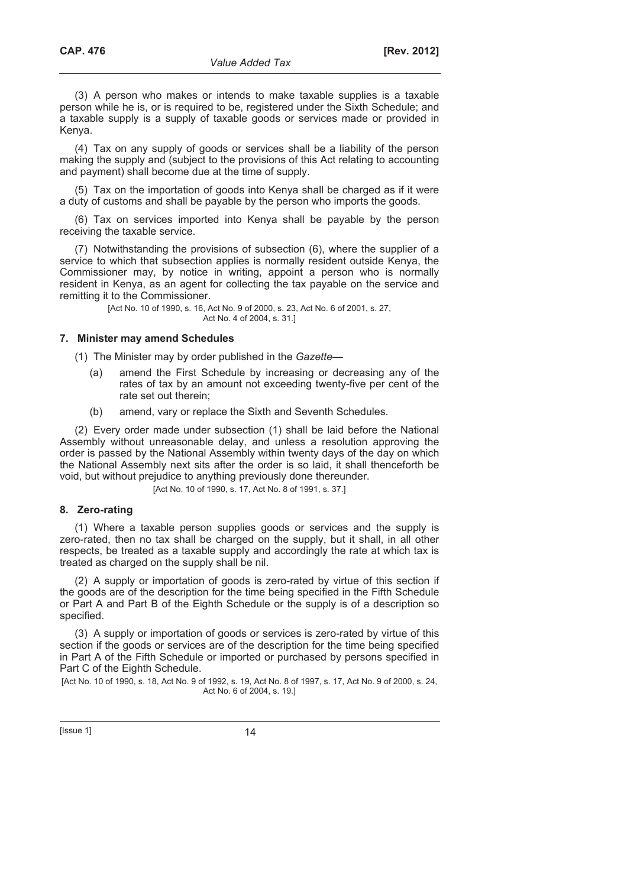(3) A person who makes or intends to make taxable supplies is a taxable person while he is, or is required to be, registered under the Sixth Schedule; and a taxable supply is a supply of taxable goods or services made or provided in Kenya.

(4) Tax on any supply of goods or services shall be a liability of the person making the supply and (subject to the provisions of this Act relating to accounting and payment) shall become due at the time of supply.

(5) Tax on the importation of goods into Kenya shall be charged as if it were a duty of customs and shall be payable by the person who imports the goods.

(6) Tax on services imported into Kenya shall be payable by the person receiving the taxable service.

(7) Notwithstanding the provisions of subsection (6), where the supplier of a service to which that subsection applies is normally resident outside Kenya, the Commissioner may, by notice in writing, appoint a person who is normally resident in Kenya, as an agent for collecting the tax payable on the service and remitting it to the Commissioner.

[Act No. 10 of 1990, s. 16, Act No. 9 of 2000, s. 23, Act No. 6 of 2001, s. 27, Act No. 4 of 2004, s. 31.]

### 7. Minister may amend Schedules

(1) The Minister may by order published in the *Gazette*—

(a) amend the First Schedule by increasing or decreasing any of the rates of tax by an amount not exceeding twenty-five per cent of the rate set out therein;

(b) amend, vary or replace the Sixth and Seventh Schedules.

(2) Every order made under subsection (1) shall be laid before the National Assembly without unreasonable delay, and unless a resolution approving the order is passed by the National Assembly within twenty days of the day on which the National Assembly next sits after the order is so laid, it shall thenceforth be void, but without prejudice to anything previously done thereunder.

[Act No. 10 of 1990, s. 17, Act No. 8 of 1991, s. 37.]

### 8. Zero-rating

(1) Where a taxable person supplies goods or services and the supply is zero-rated, then no tax shall be charged on the supply, but it shall, in all other respects, be treated as a taxable supply and accordingly the rate at which tax is treated as charged on the supply shall be nil.

(2) A supply or importation of goods is zero-rated by virtue of this section if the goods are of the description for the time being specified in the Fifth Schedule or Part A and Part B of the Eighth Schedule or the supply is of a description so specified.

(3) A supply or importation of goods or services is zero-rated by virtue of this section if the goods or services are of the description for the time being specified in Part A of the Fifth Schedule or imported or purchased by persons specified in Part C of the Eighth Schedule.

[Act No. 10 of 1990, s. 18, Act No. 9 of 1992, s. 19, Act No. 8 of 1997, s. 17, Act No. 9 of 2000, s. 24, Act No. 6 of 2004, s. 19.]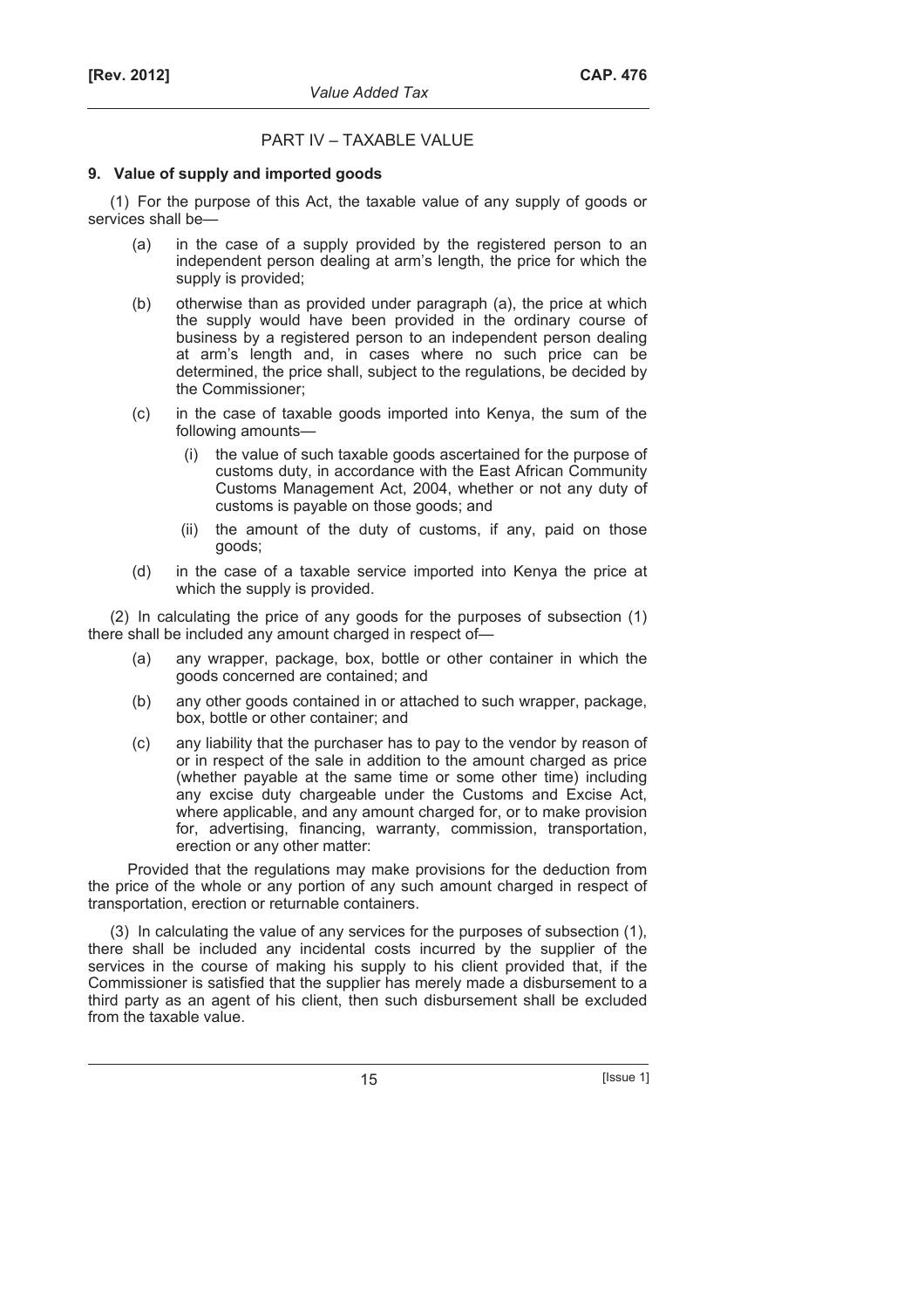PART IV – TAXABLE VALUE

**9. Value of supply and imported goods**

(1) For the purpose of this Act, the taxable value of any supply of goods or services shall be—

- (a) in the case of a supply provided by the registered person to an independent person dealing at arm's length, the price for which the supply is provided;
- (b) otherwise than as provided under paragraph (a), the price at which the supply would have been provided in the ordinary course of business by a registered person to an independent person dealing at arm's length and, in cases where no such price can be determined, the price shall, subject to the regulations, be decided by the Commissioner;
- (c) in the case of taxable goods imported into Kenya, the sum of the following amounts—
  - (i) the value of such taxable goods ascertained for the purpose of customs duty, in accordance with the East African Community Customs Management Act, 2004, whether or not any duty of customs is payable on those goods; and
  - (ii) the amount of the duty of customs, if any, paid on those goods;
- (d) in the case of a taxable service imported into Kenya the price at which the supply is provided.

(2) In calculating the price of any goods for the purposes of subsection (1) there shall be included any amount charged in respect of—

- (a) any wrapper, package, box, bottle or other container in which the goods concerned are contained; and
- (b) any other goods contained in or attached to such wrapper, package, box, bottle or other container; and
- (c) any liability that the purchaser has to pay to the vendor by reason of or in respect of the sale in addition to the amount charged as price (whether payable at the same time or some other time) including any excise duty chargeable under the Customs and Excise Act, where applicable, and any amount charged for, or to make provision for, advertising, financing, warranty, commission, transportation, erection or any other matter:

Provided that the regulations may make provisions for the deduction from the price of the whole or any portion of any such amount charged in respect of transportation, erection or returnable containers.

(3) In calculating the value of any services for the purposes of subsection (1), there shall be included any incidental costs incurred by the supplier of the services in the course of making his supply to his client provided that, if the Commissioner is satisfied that the supplier has merely made a disbursement to a third party as an agent of his client, then such disbursement shall be excluded from the taxable value.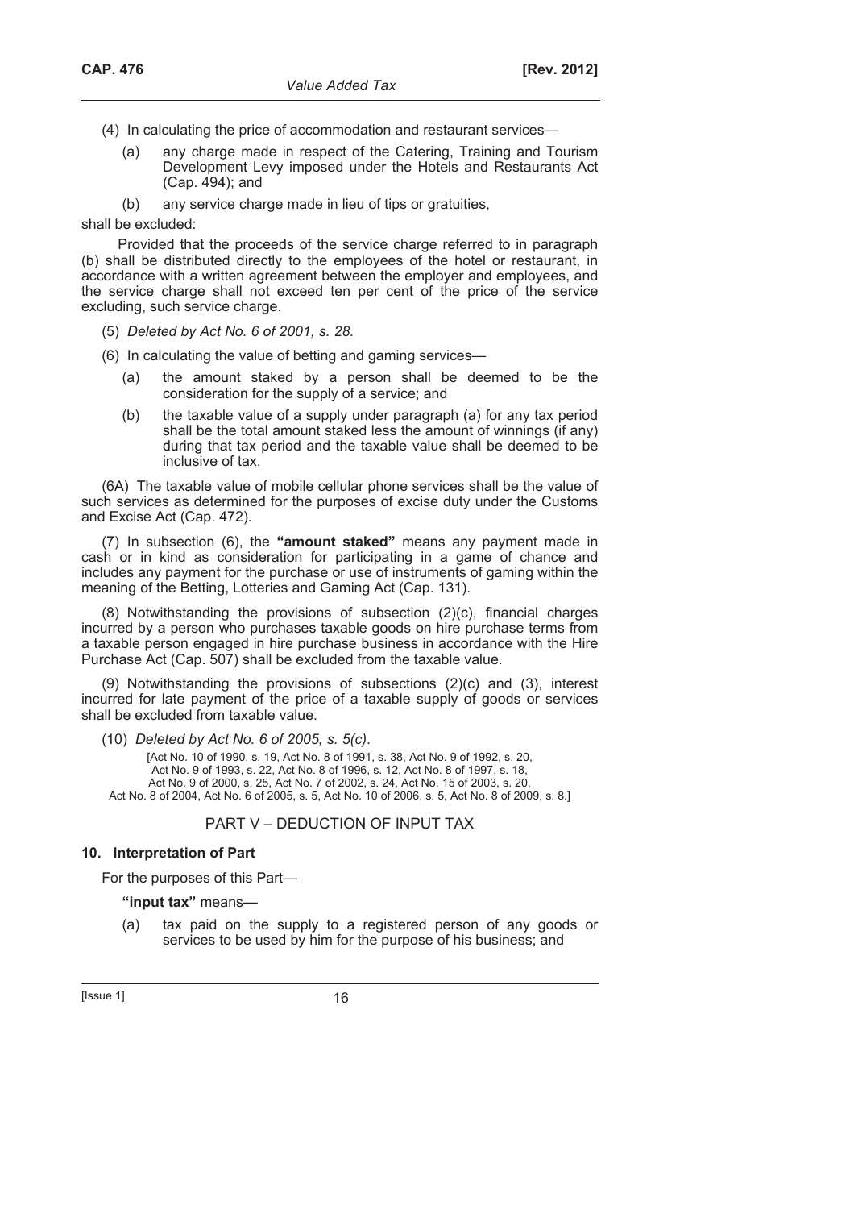(4) In calculating the price of accommodation and restaurant services—

(a) any charge made in respect of the Catering, Training and Tourism Development Levy imposed under the Hotels and Restaurants Act (Cap. 494); and

(b) any service charge made in lieu of tips or gratuities,

shall be excluded:

Provided that the proceeds of the service charge referred to in paragraph (b) shall be distributed directly to the employees of the hotel or restaurant, in accordance with a written agreement between the employer and employees, and the service charge shall not exceed ten per cent of the price of the service excluding, such service charge.

(5) *Deleted by Act No. 6 of 2001, s. 28.*

(6) In calculating the value of betting and gaming services—

(a) the amount staked by a person shall be deemed to be the consideration for the supply of a service; and

(b) the taxable value of a supply under paragraph (a) for any tax period shall be the total amount staked less the amount of winnings (if any) during that tax period and the taxable value shall be deemed to be inclusive of tax.

(6A) The taxable value of mobile cellular phone services shall be the value of such services as determined for the purposes of excise duty under the Customs and Excise Act (Cap. 472).

(7) In subsection (6), the **"amount staked"** means any payment made in cash or in kind as consideration for participating in a game of chance and includes any payment for the purchase or use of instruments of gaming within the meaning of the Betting, Lotteries and Gaming Act (Cap. 131).

(8) Notwithstanding the provisions of subsection (2)(c), financial charges incurred by a person who purchases taxable goods on hire purchase terms from a taxable person engaged in hire purchase business in accordance with the Hire Purchase Act (Cap. 507) shall be excluded from the taxable value.

(9) Notwithstanding the provisions of subsections (2)(c) and (3), interest incurred for late payment of the price of a taxable supply of goods or services shall be excluded from taxable value.

(10) *Deleted by Act No. 6 of 2005, s. 5(c).*

[Act No. 10 of 1990, s. 19, Act No. 8 of 1991, s. 38, Act No. 9 of 1992, s. 20, Act No. 9 of 1993, s. 22, Act No. 8 of 1996, s. 12, Act No. 8 of 1997, s. 18, Act No. 9 of 2000, s. 25, Act No. 7 of 2002, s. 24, Act No. 15 of 2003, s. 20, Act No. 8 of 2004, Act No. 6 of 2005, s. 5, Act No. 10 of 2006, s. 5, Act No. 8 of 2009, s. 8.]

## PART V – DEDUCTION OF INPUT TAX

### 10. Interpretation of Part

For the purposes of this Part—

**"input tax"** means—

(a) tax paid on the supply to a registered person of any goods or services to be used by him for the purpose of his business; and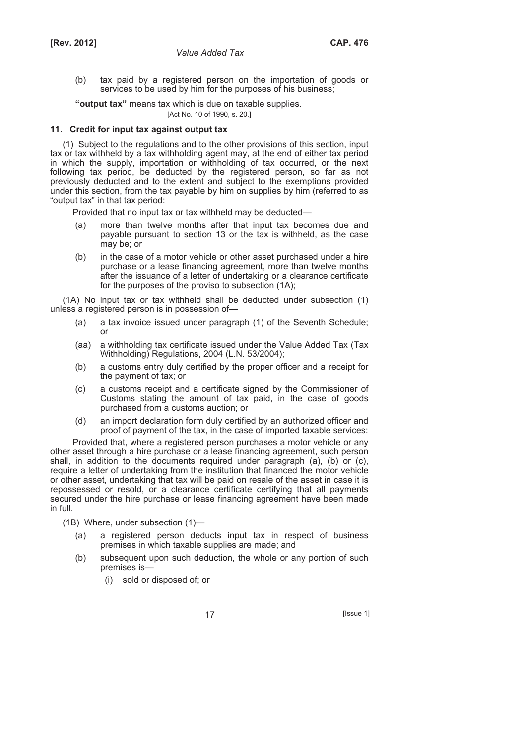(b) tax paid by a registered person on the importation of goods or services to be used by him for the purposes of his business;

**"output tax"** means tax which is due on taxable supplies.

[Act No. 10 of 1990, s. 20.]

### 11. Credit for input tax against output tax

(1) Subject to the regulations and to the other provisions of this section, input tax or tax withheld by a tax withholding agent may, at the end of either tax period in which the supply, importation or withholding of tax occurred, or the next following tax period, be deducted by the registered person, so far as not previously deducted and to the extent and subject to the exemptions provided under this section, from the tax payable by him on supplies by him (referred to as "output tax" in that tax period:

Provided that no input tax or tax withheld may be deducted—

- (a) more than twelve months after that input tax becomes due and payable pursuant to section 13 or the tax is withheld, as the case may be; or
- (b) in the case of a motor vehicle or other asset purchased under a hire purchase or a lease financing agreement, more than twelve months after the issuance of a letter of undertaking or a clearance certificate for the purposes of the proviso to subsection (1A);

(1A) No input tax or tax withheld shall be deducted under subsection (1) unless a registered person is in possession of—

- (a) a tax invoice issued under paragraph (1) of the Seventh Schedule; or
- (aa) a withholding tax certificate issued under the Value Added Tax (Tax Withholding) Regulations, 2004 (L.N. 53/2004);
- (b) a customs entry duly certified by the proper officer and a receipt for the payment of tax; or
- (c) a customs receipt and a certificate signed by the Commissioner of Customs stating the amount of tax paid, in the case of goods purchased from a customs auction; or
- (d) an import declaration form duly certified by an authorized officer and proof of payment of the tax, in the case of imported taxable services:

Provided that, where a registered person purchases a motor vehicle or any other asset through a hire purchase or a lease financing agreement, such person shall, in addition to the documents required under paragraph (a), (b) or (c), require a letter of undertaking from the institution that financed the motor vehicle or other asset, undertaking that tax will be paid on resale of the asset in case it is repossessed or resold, or a clearance certificate certifying that all payments secured under the hire purchase or lease financing agreement have been made in full.

(1B) Where, under subsection (1)—

- (a) a registered person deducts input tax in respect of business premises in which taxable supplies are made; and
- (b) subsequent upon such deduction, the whole or any portion of such premises is—
  - (i) sold or disposed of; or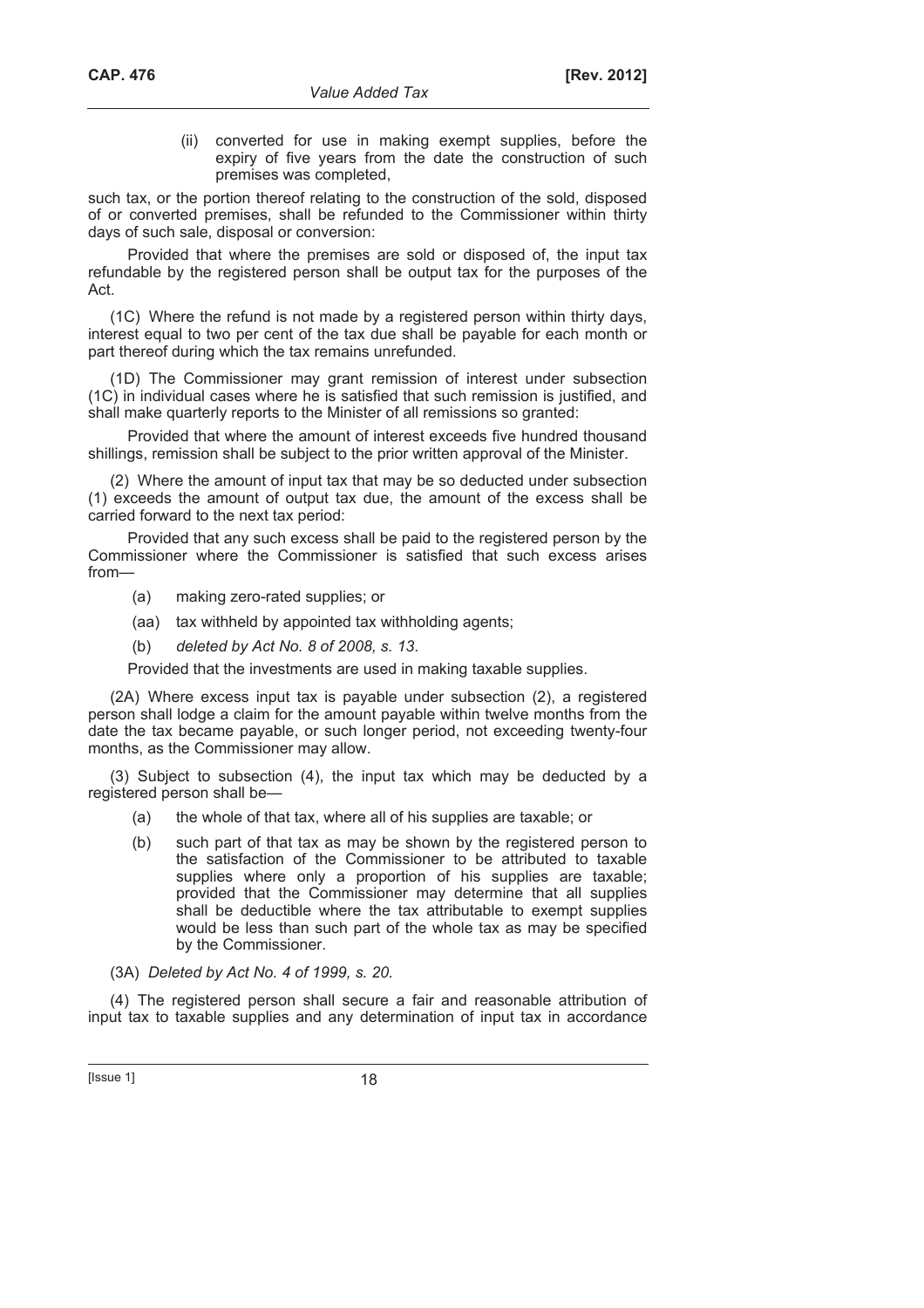(ii) converted for use in making exempt supplies, before the expiry of five years from the date the construction of such premises was completed,

such tax, or the portion thereof relating to the construction of the sold, disposed of or converted premises, shall be refunded to the Commissioner within thirty days of such sale, disposal or conversion:

Provided that where the premises are sold or disposed of, the input tax refundable by the registered person shall be output tax for the purposes of the Act.

(1C) Where the refund is not made by a registered person within thirty days, interest equal to two per cent of the tax due shall be payable for each month or part thereof during which the tax remains unrefunded.

(1D) The Commissioner may grant remission of interest under subsection (1C) in individual cases where he is satisfied that such remission is justified, and shall make quarterly reports to the Minister of all remissions so granted:

Provided that where the amount of interest exceeds five hundred thousand shillings, remission shall be subject to the prior written approval of the Minister.

(2) Where the amount of input tax that may be so deducted under subsection (1) exceeds the amount of output tax due, the amount of the excess shall be carried forward to the next tax period:

Provided that any such excess shall be paid to the registered person by the Commissioner where the Commissioner is satisfied that such excess arises from—

(a) making zero-rated supplies; or

(aa) tax withheld by appointed tax withholding agents;

(b) *deleted by Act No. 8 of 2008, s. 13.*

Provided that the investments are used in making taxable supplies.

(2A) Where excess input tax is payable under subsection (2), a registered person shall lodge a claim for the amount payable within twelve months from the date the tax became payable, or such longer period, not exceeding twenty-four months, as the Commissioner may allow.

(3) Subject to subsection (4), the input tax which may be deducted by a registered person shall be—

(a) the whole of that tax, where all of his supplies are taxable; or

(b) such part of that tax as may be shown by the registered person to the satisfaction of the Commissioner to be attributed to taxable supplies where only a proportion of his supplies are taxable; provided that the Commissioner may determine that all supplies shall be deductible where the tax attributable to exempt supplies would be less than such part of the whole tax as may be specified by the Commissioner.

(3A) *Deleted by Act No. 4 of 1999, s. 20.*

(4) The registered person shall secure a fair and reasonable attribution of input tax to taxable supplies and any determination of input tax in accordance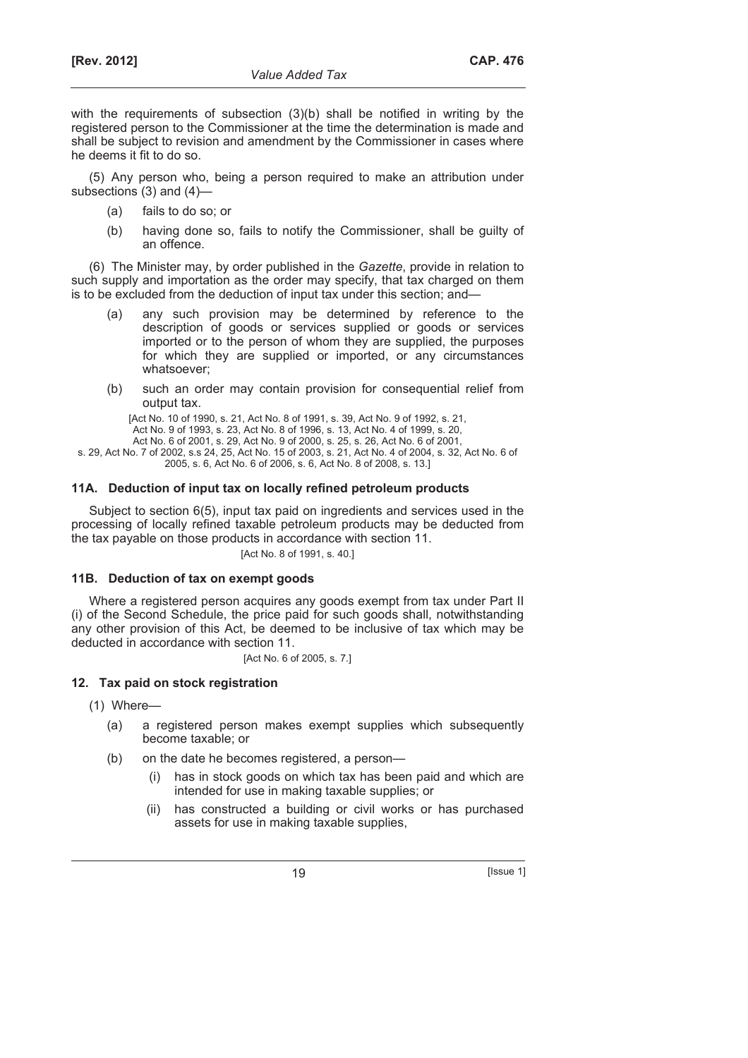with the requirements of subsection (3)(b) shall be notified in writing by the registered person to the Commissioner at the time the determination is made and shall be subject to revision and amendment by the Commissioner in cases where he deems it fit to do so.

(5) Any person who, being a person required to make an attribution under subsections (3) and (4)—

- (a) fails to do so; or
- (b) having done so, fails to notify the Commissioner, shall be guilty of an offence.

(6) The Minister may, by order published in the *Gazette*, provide in relation to such supply and importation as the order may specify, that tax charged on them is to be excluded from the deduction of input tax under this section; and—

- (a) any such provision may be determined by reference to the description of goods or services supplied or goods or services imported or to the person of whom they are supplied, the purposes for which they are supplied or imported, or any circumstances whatsoever;
- (b) such an order may contain provision for consequential relief from output tax.

[Act No. 10 of 1990, s. 21, Act No. 8 of 1991, s. 39, Act No. 9 of 1992, s. 21, Act No. 9 of 1993, s. 23, Act No. 8 of 1996, s. 13, Act No. 4 of 1999, s. 20, Act No. 6 of 2001, s. 29, Act No. 9 of 2000, s. 25, s. 26, Act No. 6 of 2001, s. 29, Act No. 7 of 2002, s.s 24, 25, Act No. 15 of 2003, s. 21, Act No. 4 of 2004, s. 32, Act No. 6 of 2005, s. 6, Act No. 6 of 2006, s. 6, Act No. 8 of 2008, s. 13.]

### 11A. Deduction of input tax on locally refined petroleum products

Subject to section 6(5), input tax paid on ingredients and services used in the processing of locally refined taxable petroleum products may be deducted from the tax payable on those products in accordance with section 11.

[Act No. 8 of 1991, s. 40.]

### 11B. Deduction of tax on exempt goods

Where a registered person acquires any goods exempt from tax under Part II (i) of the Second Schedule, the price paid for such goods shall, notwithstanding any other provision of this Act, be deemed to be inclusive of tax which may be deducted in accordance with section 11.

[Act No. 6 of 2005, s. 7.]

### 12. Tax paid on stock registration

(1) Where—

- (a) a registered person makes exempt supplies which subsequently become taxable; or
- (b) on the date he becomes registered, a person—
  - (i) has in stock goods on which tax has been paid and which are intended for use in making taxable supplies; or
  - (ii) has constructed a building or civil works or has purchased assets for use in making taxable supplies,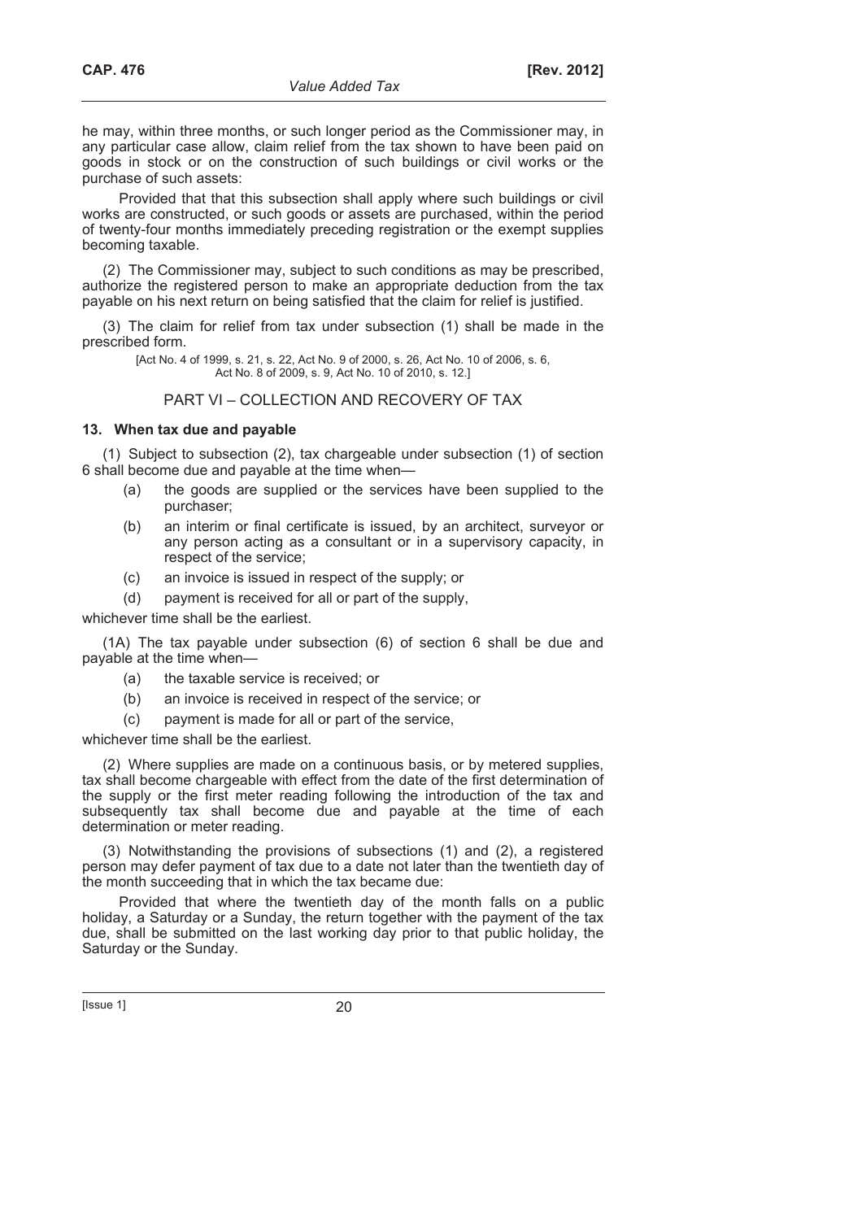he may, within three months, or such longer period as the Commissioner may, in any particular case allow, claim relief from the tax shown to have been paid on goods in stock or on the construction of such buildings or civil works or the purchase of such assets:

Provided that that this subsection shall apply where such buildings or civil works are constructed, or such goods or assets are purchased, within the period of twenty-four months immediately preceding registration or the exempt supplies becoming taxable.

(2) The Commissioner may, subject to such conditions as may be prescribed, authorize the registered person to make an appropriate deduction from the tax payable on his next return on being satisfied that the claim for relief is justified.

(3) The claim for relief from tax under subsection (1) shall be made in the prescribed form.

[Act No. 4 of 1999, s. 21, s. 22, Act No. 9 of 2000, s. 26, Act No. 10 of 2006, s. 6, Act No. 8 of 2009, s. 9, Act No. 10 of 2010, s. 12.]

## PART VI – COLLECTION AND RECOVERY OF TAX

### 13. When tax due and payable

(1) Subject to subsection (2), tax chargeable under subsection (1) of section 6 shall become due and payable at the time when—

(a) the goods are supplied or the services have been supplied to the purchaser;

(b) an interim or final certificate is issued, by an architect, surveyor or any person acting as a consultant or in a supervisory capacity, in respect of the service;

(c) an invoice is issued in respect of the supply; or

(d) payment is received for all or part of the supply,

whichever time shall be the earliest.

(1A) The tax payable under subsection (6) of section 6 shall be due and payable at the time when—

(a) the taxable service is received; or

(b) an invoice is received in respect of the service; or

(c) payment is made for all or part of the service,

whichever time shall be the earliest.

(2) Where supplies are made on a continuous basis, or by metered supplies, tax shall become chargeable with effect from the date of the first determination of the supply or the first meter reading following the introduction of the tax and subsequently tax shall become due and payable at the time of each determination or meter reading.

(3) Notwithstanding the provisions of subsections (1) and (2), a registered person may defer payment of tax due to a date not later than the twentieth day of the month succeeding that in which the tax became due:

Provided that where the twentieth day of the month falls on a public holiday, a Saturday or a Sunday, the return together with the payment of the tax due, shall be submitted on the last working day prior to that public holiday, the Saturday or the Sunday.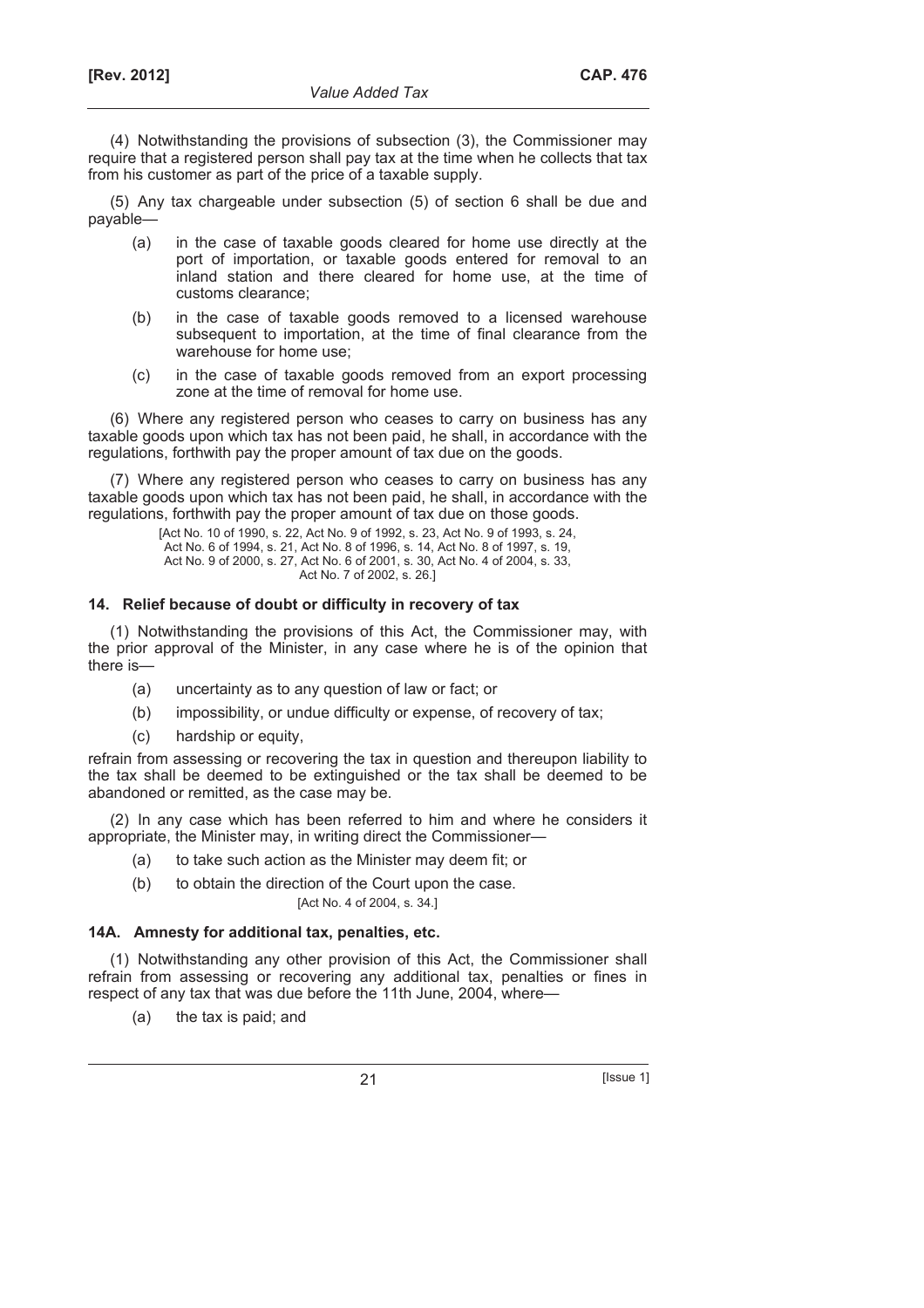(4) Notwithstanding the provisions of subsection (3), the Commissioner may require that a registered person shall pay tax at the time when he collects that tax from his customer as part of the price of a taxable supply.

(5) Any tax chargeable under subsection (5) of section 6 shall be due and payable—

- (a) in the case of taxable goods cleared for home use directly at the port of importation, or taxable goods entered for removal to an inland station and there cleared for home use, at the time of customs clearance;
- (b) in the case of taxable goods removed to a licensed warehouse subsequent to importation, at the time of final clearance from the warehouse for home use;
- (c) in the case of taxable goods removed from an export processing zone at the time of removal for home use.

(6) Where any registered person who ceases to carry on business has any taxable goods upon which tax has not been paid, he shall, in accordance with the regulations, forthwith pay the proper amount of tax due on the goods.

(7) Where any registered person who ceases to carry on business has any taxable goods upon which tax has not been paid, he shall, in accordance with the regulations, forthwith pay the proper amount of tax due on those goods.

[Act No. 10 of 1990, s. 22, Act No. 9 of 1992, s. 23, Act No. 9 of 1993, s. 24, Act No. 6 of 1994, s. 21, Act No. 8 of 1996, s. 14, Act No. 8 of 1997, s. 19, Act No. 9 of 2000, s. 27, Act No. 6 of 2001, s. 30, Act No. 4 of 2004, s. 33, Act No. 7 of 2002, s. 26.]

### 14. Relief because of doubt or difficulty in recovery of tax

(1) Notwithstanding the provisions of this Act, the Commissioner may, with the prior approval of the Minister, in any case where he is of the opinion that there is—

- (a) uncertainty as to any question of law or fact; or
- (b) impossibility, or undue difficulty or expense, of recovery of tax;
- (c) hardship or equity,

refrain from assessing or recovering the tax in question and thereupon liability to the tax shall be deemed to be extinguished or the tax shall be deemed to be abandoned or remitted, as the case may be.

(2) In any case which has been referred to him and where he considers it appropriate, the Minister may, in writing direct the Commissioner—

- (a) to take such action as the Minister may deem fit; or
- (b) to obtain the direction of the Court upon the case.

[Act No. 4 of 2004, s. 34.]

### 14A. Amnesty for additional tax, penalties, etc.

(1) Notwithstanding any other provision of this Act, the Commissioner shall refrain from assessing or recovering any additional tax, penalties or fines in respect of any tax that was due before the 11th June, 2004, where—

- (a) the tax is paid; and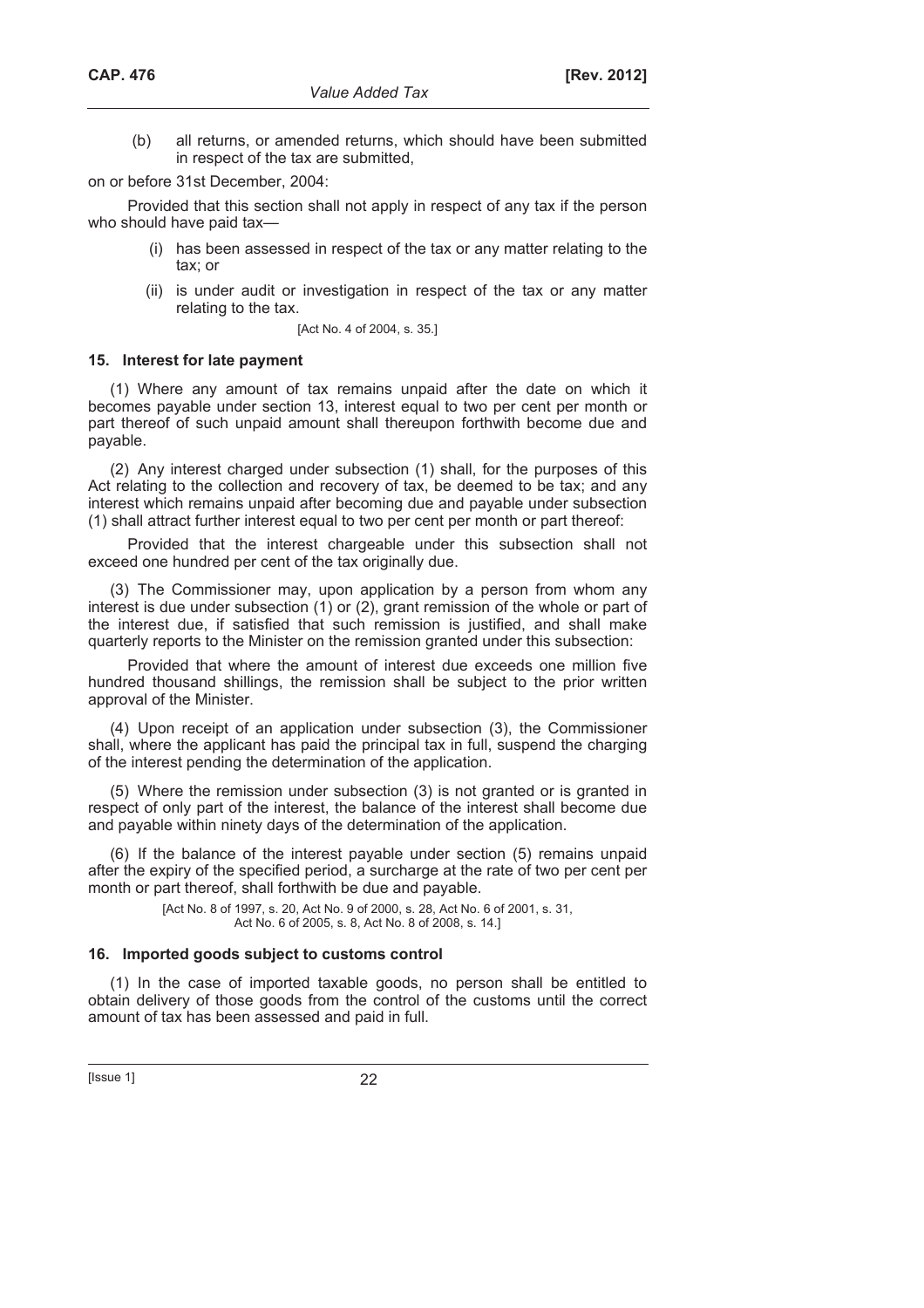(b) all returns, or amended returns, which should have been submitted in respect of the tax are submitted,

on or before 31st December, 2004:

Provided that this section shall not apply in respect of any tax if the person who should have paid tax—

(i) has been assessed in respect of the tax or any matter relating to the tax; or

(ii) is under audit or investigation in respect of the tax or any matter relating to the tax.

[Act No. 4 of 2004, s. 35.]

### 15. Interest for late payment

(1) Where any amount of tax remains unpaid after the date on which it becomes payable under section 13, interest equal to two per cent per month or part thereof of such unpaid amount shall thereupon forthwith become due and payable.

(2) Any interest charged under subsection (1) shall, for the purposes of this Act relating to the collection and recovery of tax, be deemed to be tax; and any interest which remains unpaid after becoming due and payable under subsection (1) shall attract further interest equal to two per cent per month or part thereof:

Provided that the interest chargeable under this subsection shall not exceed one hundred per cent of the tax originally due.

(3) The Commissioner may, upon application by a person from whom any interest is due under subsection (1) or (2), grant remission of the whole or part of the interest due, if satisfied that such remission is justified, and shall make quarterly reports to the Minister on the remission granted under this subsection:

Provided that where the amount of interest due exceeds one million five hundred thousand shillings, the remission shall be subject to the prior written approval of the Minister.

(4) Upon receipt of an application under subsection (3), the Commissioner shall, where the applicant has paid the principal tax in full, suspend the charging of the interest pending the determination of the application.

(5) Where the remission under subsection (3) is not granted or is granted in respect of only part of the interest, the balance of the interest shall become due and payable within ninety days of the determination of the application.

(6) If the balance of the interest payable under section (5) remains unpaid after the expiry of the specified period, a surcharge at the rate of two per cent per month or part thereof, shall forthwith be due and payable.

[Act No. 8 of 1997, s. 20, Act No. 9 of 2000, s. 28, Act No. 6 of 2001, s. 31, Act No. 6 of 2005, s. 8, Act No. 8 of 2008, s. 14.]

### 16. Imported goods subject to customs control

(1) In the case of imported taxable goods, no person shall be entitled to obtain delivery of those goods from the control of the customs until the correct amount of tax has been assessed and paid in full.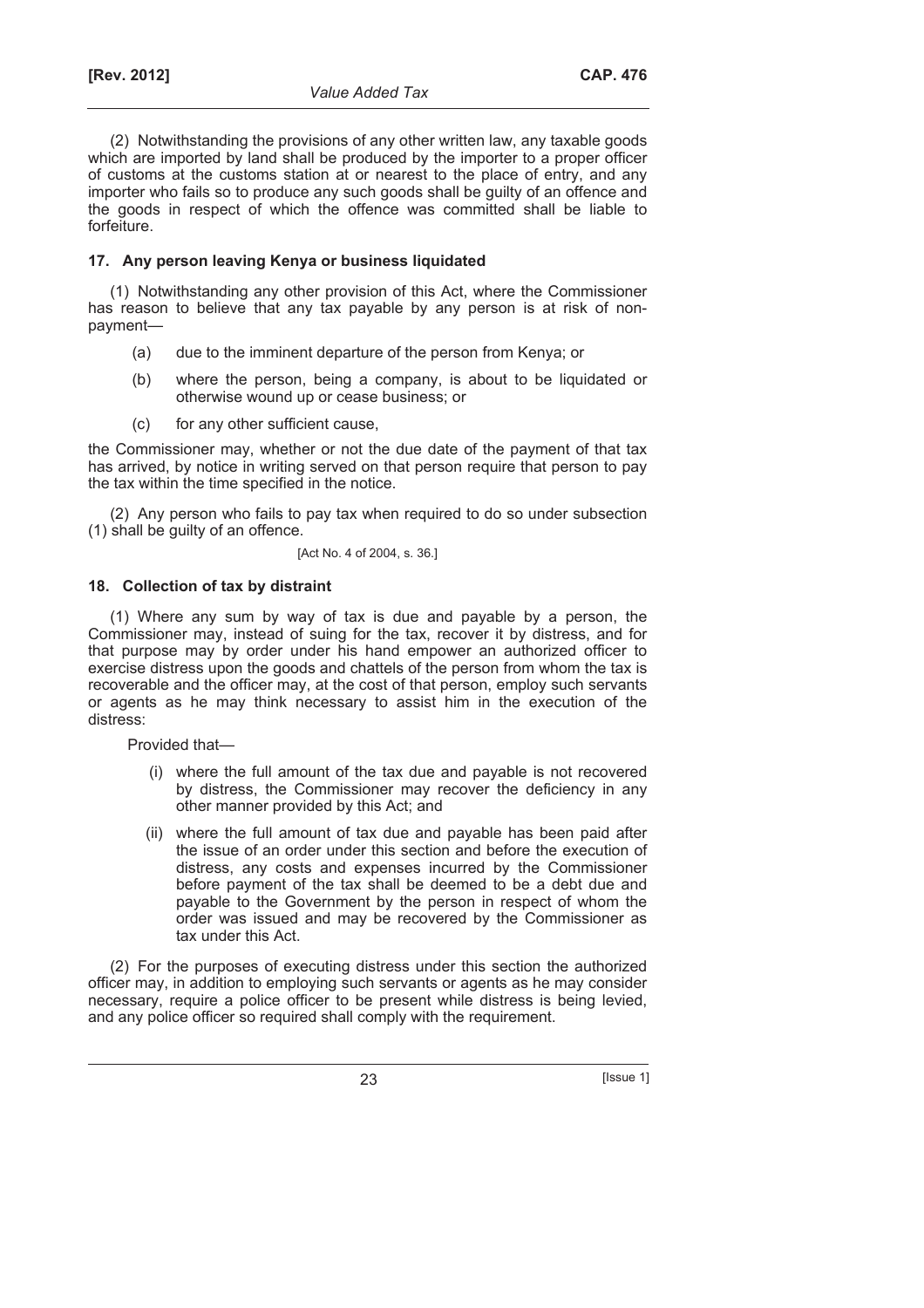(2) Notwithstanding the provisions of any other written law, any taxable goods which are imported by land shall be produced by the importer to a proper officer of customs at the customs station at or nearest to the place of entry, and any importer who fails so to produce any such goods shall be guilty of an offence and the goods in respect of which the offence was committed shall be liable to forfeiture.

### 17. Any person leaving Kenya or business liquidated

(1) Notwithstanding any other provision of this Act, where the Commissioner has reason to believe that any tax payable by any person is at risk of non-payment—

- (a) due to the imminent departure of the person from Kenya; or
- (b) where the person, being a company, is about to be liquidated or otherwise wound up or cease business; or
- (c) for any other sufficient cause,

the Commissioner may, whether or not the due date of the payment of that tax has arrived, by notice in writing served on that person require that person to pay the tax within the time specified in the notice.

(2) Any person who fails to pay tax when required to do so under subsection (1) shall be guilty of an offence.

[Act No. 4 of 2004, s. 36.]

### 18. Collection of tax by distraint

(1) Where any sum by way of tax is due and payable by a person, the Commissioner may, instead of suing for the tax, recover it by distress, and for that purpose may by order under his hand empower an authorized officer to exercise distress upon the goods and chattels of the person from whom the tax is recoverable and the officer may, at the cost of that person, employ such servants or agents as he may think necessary to assist him in the execution of the distress:

Provided that—

- (i) where the full amount of the tax due and payable is not recovered by distress, the Commissioner may recover the deficiency in any other manner provided by this Act; and
- (ii) where the full amount of tax due and payable has been paid after the issue of an order under this section and before the execution of distress, any costs and expenses incurred by the Commissioner before payment of the tax shall be deemed to be a debt due and payable to the Government by the person in respect of whom the order was issued and may be recovered by the Commissioner as tax under this Act.

(2) For the purposes of executing distress under this section the authorized officer may, in addition to employing such servants or agents as he may consider necessary, require a police officer to be present while distress is being levied, and any police officer so required shall comply with the requirement.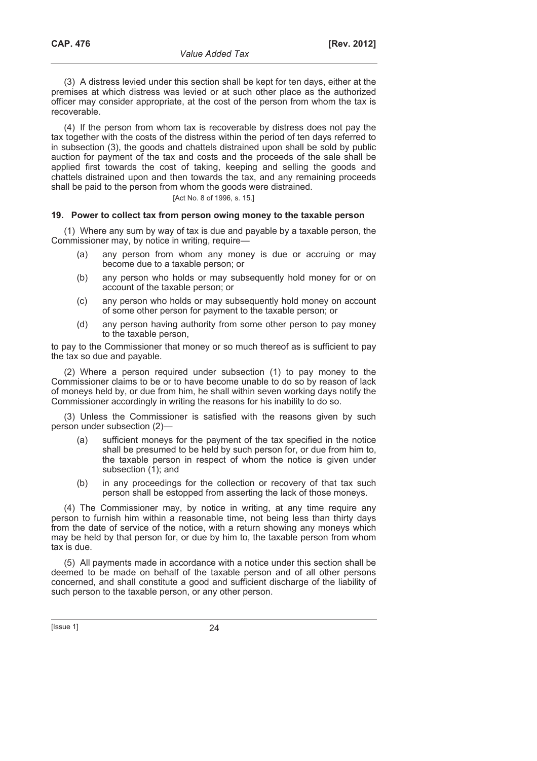(3) A distress levied under this section shall be kept for ten days, either at the premises at which distress was levied or at such other place as the authorized officer may consider appropriate, at the cost of the person from whom the tax is recoverable.

(4) If the person from whom tax is recoverable by distress does not pay the tax together with the costs of the distress within the period of ten days referred to in subsection (3), the goods and chattels distrained upon shall be sold by public auction for payment of the tax and costs and the proceeds of the sale shall be applied first towards the cost of taking, keeping and selling the goods and chattels distrained upon and then towards the tax, and any remaining proceeds shall be paid to the person from whom the goods were distrained.

[Act No. 8 of 1996, s. 15.]

**19. Power to collect tax from person owing money to the taxable person**

(1) Where any sum by way of tax is due and payable by a taxable person, the Commissioner may, by notice in writing, require—

(a) any person from whom any money is due or accruing or may become due to a taxable person; or

(b) any person who holds or may subsequently hold money for or on account of the taxable person; or

(c) any person who holds or may subsequently hold money on account of some other person for payment to the taxable person; or

(d) any person having authority from some other person to pay money to the taxable person,

to pay to the Commissioner that money or so much thereof as is sufficient to pay the tax so due and payable.

(2) Where a person required under subsection (1) to pay money to the Commissioner claims to be or to have become unable to do so by reason of lack of moneys held by, or due from him, he shall within seven working days notify the Commissioner accordingly in writing the reasons for his inability to do so.

(3) Unless the Commissioner is satisfied with the reasons given by such person under subsection (2)—

(a) sufficient moneys for the payment of the tax specified in the notice shall be presumed to be held by such person for, or due from him to, the taxable person in respect of whom the notice is given under subsection (1); and

(b) in any proceedings for the collection or recovery of that tax such person shall be estopped from asserting the lack of those moneys.

(4) The Commissioner may, by notice in writing, at any time require any person to furnish him within a reasonable time, not being less than thirty days from the date of service of the notice, with a return showing any moneys which may be held by that person for, or due by him to, the taxable person from whom tax is due.

(5) All payments made in accordance with a notice under this section shall be deemed to be made on behalf of the taxable person and of all other persons concerned, and shall constitute a good and sufficient discharge of the liability of such person to the taxable person, or any other person.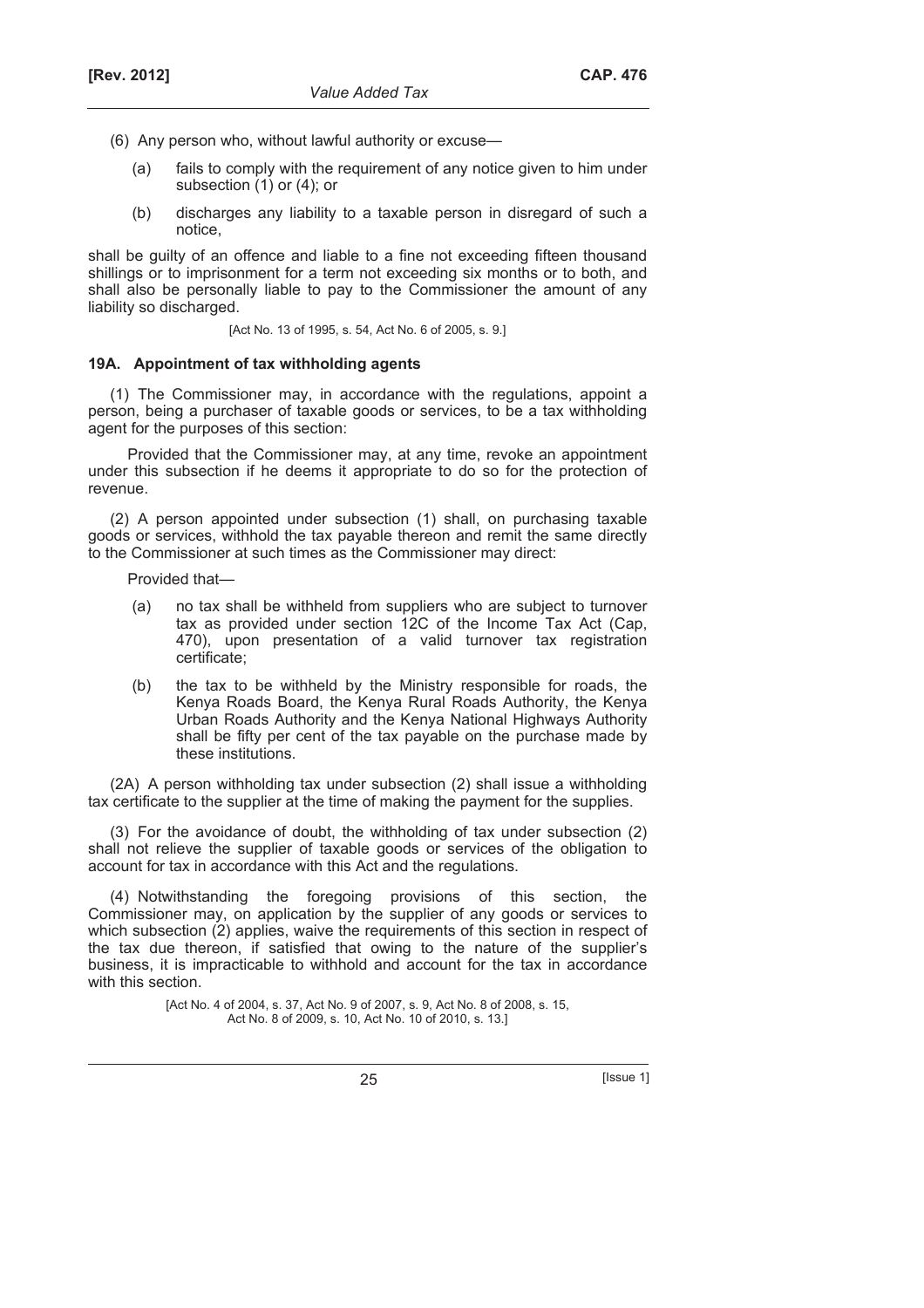(6) Any person who, without lawful authority or excuse—

(a) fails to comply with the requirement of any notice given to him under subsection (1) or (4); or

(b) discharges any liability to a taxable person in disregard of such a notice,

shall be guilty of an offence and liable to a fine not exceeding fifteen thousand shillings or to imprisonment for a term not exceeding six months or to both, and shall also be personally liable to pay to the Commissioner the amount of any liability so discharged.

[Act No. 13 of 1995, s. 54, Act No. 6 of 2005, s. 9.]

### 19A. Appointment of tax withholding agents

(1) The Commissioner may, in accordance with the regulations, appoint a person, being a purchaser of taxable goods or services, to be a tax withholding agent for the purposes of this section:

Provided that the Commissioner may, at any time, revoke an appointment under this subsection if he deems it appropriate to do so for the protection of revenue.

(2) A person appointed under subsection (1) shall, on purchasing taxable goods or services, withhold the tax payable thereon and remit the same directly to the Commissioner at such times as the Commissioner may direct:

Provided that—

(a) no tax shall be withheld from suppliers who are subject to turnover tax as provided under section 12C of the Income Tax Act (Cap, 470), upon presentation of a valid turnover tax registration certificate;

(b) the tax to be withheld by the Ministry responsible for roads, the Kenya Roads Board, the Kenya Rural Roads Authority, the Kenya Urban Roads Authority and the Kenya National Highways Authority shall be fifty per cent of the tax payable on the purchase made by these institutions.

(2A) A person withholding tax under subsection (2) shall issue a withholding tax certificate to the supplier at the time of making the payment for the supplies.

(3) For the avoidance of doubt, the withholding of tax under subsection (2) shall not relieve the supplier of taxable goods or services of the obligation to account for tax in accordance with this Act and the regulations.

(4) Notwithstanding the foregoing provisions of this section, the Commissioner may, on application by the supplier of any goods or services to which subsection (2) applies, waive the requirements of this section in respect of the tax due thereon, if satisfied that owing to the nature of the supplier's business, it is impracticable to withhold and account for the tax in accordance with this section.

[Act No. 4 of 2004, s. 37, Act No. 9 of 2007, s. 9, Act No. 8 of 2008, s. 15, Act No. 8 of 2009, s. 10, Act No. 10 of 2010, s. 13.]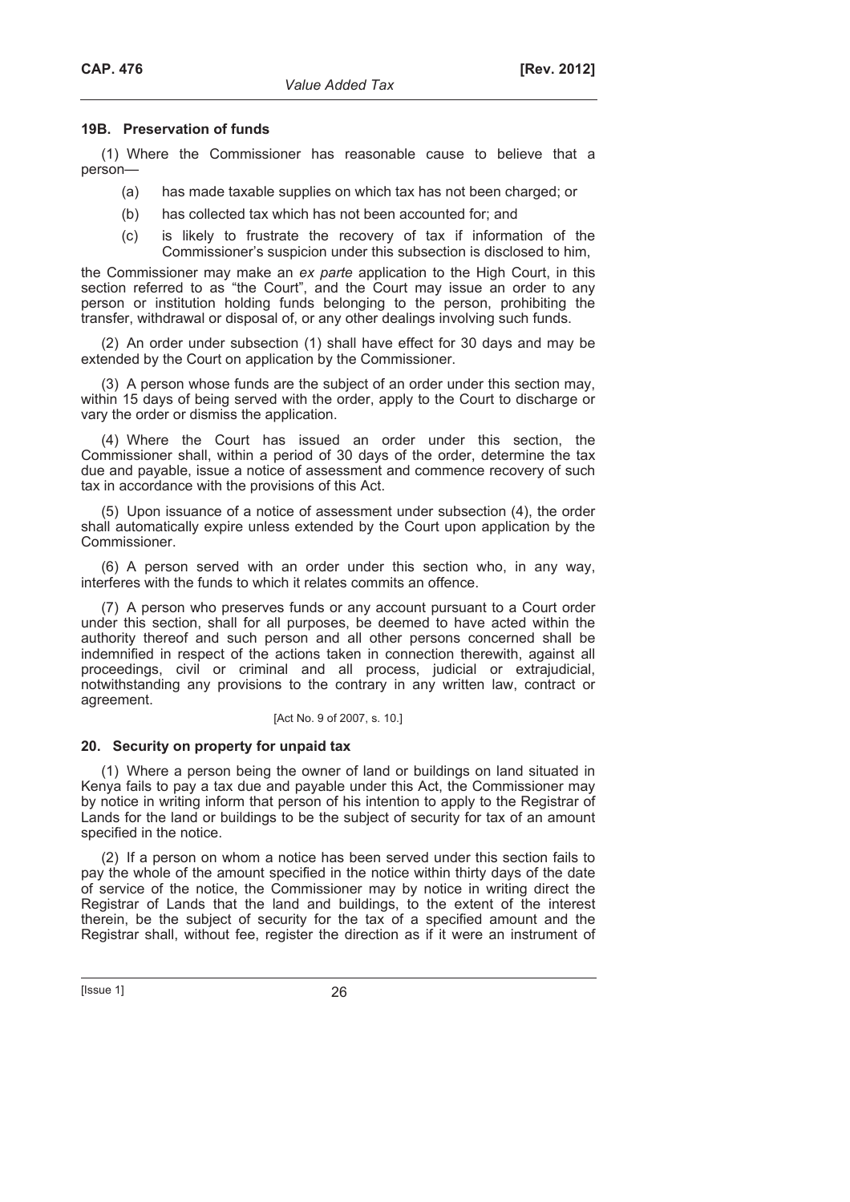### 19B. Preservation of funds

(1) Where the Commissioner has reasonable cause to believe that a person—

- (a) has made taxable supplies on which tax has not been charged; or
- (b) has collected tax which has not been accounted for; and
- (c) is likely to frustrate the recovery of tax if information of the Commissioner's suspicion under this subsection is disclosed to him,

the Commissioner may make an *ex parte* application to the High Court, in this section referred to as "the Court", and the Court may issue an order to any person or institution holding funds belonging to the person, prohibiting the transfer, withdrawal or disposal of, or any other dealings involving such funds.

(2) An order under subsection (1) shall have effect for 30 days and may be extended by the Court on application by the Commissioner.

(3) A person whose funds are the subject of an order under this section may, within 15 days of being served with the order, apply to the Court to discharge or vary the order or dismiss the application.

(4) Where the Court has issued an order under this section, the Commissioner shall, within a period of 30 days of the order, determine the tax due and payable, issue a notice of assessment and commence recovery of such tax in accordance with the provisions of this Act.

(5) Upon issuance of a notice of assessment under subsection (4), the order shall automatically expire unless extended by the Court upon application by the Commissioner.

(6) A person served with an order under this section who, in any way, interferes with the funds to which it relates commits an offence.

(7) A person who preserves funds or any account pursuant to a Court order under this section, shall for all purposes, be deemed to have acted within the authority thereof and such person and all other persons concerned shall be indemnified in respect of the actions taken in connection therewith, against all proceedings, civil or criminal and all process, judicial or extrajudicial, notwithstanding any provisions to the contrary in any written law, contract or agreement.

[Act No. 9 of 2007, s. 10.]

### 20. Security on property for unpaid tax

(1) Where a person being the owner of land or buildings on land situated in Kenya fails to pay a tax due and payable under this Act, the Commissioner may by notice in writing inform that person of his intention to apply to the Registrar of Lands for the land or buildings to be the subject of security for tax of an amount specified in the notice.

(2) If a person on whom a notice has been served under this section fails to pay the whole of the amount specified in the notice within thirty days of the date of service of the notice, the Commissioner may by notice in writing direct the Registrar of Lands that the land and buildings, to the extent of the interest therein, be the subject of security for the tax of a specified amount and the Registrar shall, without fee, register the direction as if it were an instrument of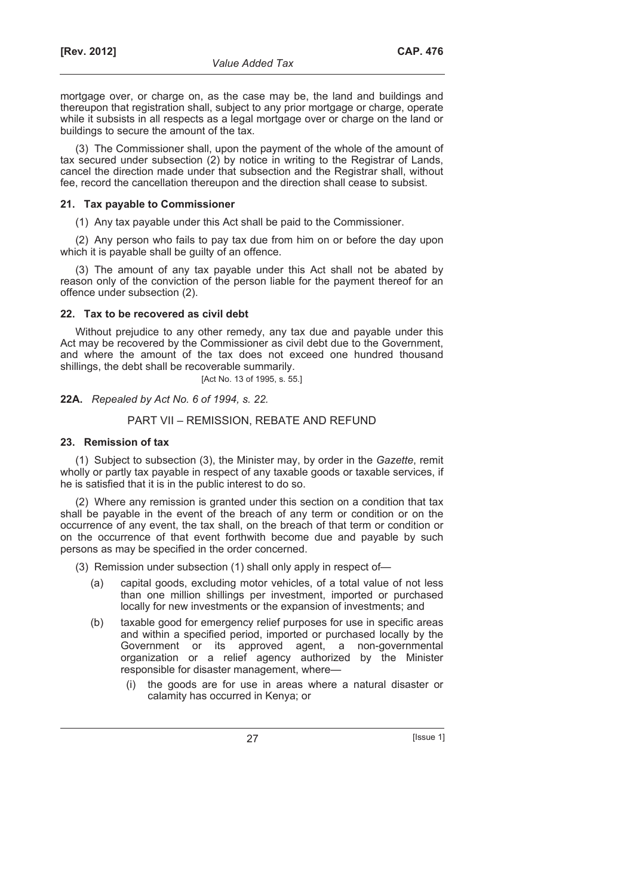mortgage over, or charge on, as the case may be, the land and buildings and thereupon that registration shall, subject to any prior mortgage or charge, operate while it subsists in all respects as a legal mortgage over or charge on the land or buildings to secure the amount of the tax.

(3) The Commissioner shall, upon the payment of the whole of the amount of tax secured under subsection (2) by notice in writing to the Registrar of Lands, cancel the direction made under that subsection and the Registrar shall, without fee, record the cancellation thereupon and the direction shall cease to subsist.

### 21. Tax payable to Commissioner

(1) Any tax payable under this Act shall be paid to the Commissioner.

(2) Any person who fails to pay tax due from him on or before the day upon which it is payable shall be guilty of an offence.

(3) The amount of any tax payable under this Act shall not be abated by reason only of the conviction of the person liable for the payment thereof for an offence under subsection (2).

### 22. Tax to be recovered as civil debt

Without prejudice to any other remedy, any tax due and payable under this Act may be recovered by the Commissioner as civil debt due to the Government, and where the amount of the tax does not exceed one hundred thousand shillings, the debt shall be recoverable summarily.

[Act No. 13 of 1995, s. 55.]

**22A.** *Repealed by Act No. 6 of 1994, s. 22.*

## PART VII – REMISSION, REBATE AND REFUND

### 23. Remission of tax

(1) Subject to subsection (3), the Minister may, by order in the *Gazette*, remit wholly or partly tax payable in respect of any taxable goods or taxable services, if he is satisfied that it is in the public interest to do so.

(2) Where any remission is granted under this section on a condition that tax shall be payable in the event of the breach of any term or condition or on the occurrence of any event, the tax shall, on the breach of that term or condition or on the occurrence of that event forthwith become due and payable by such persons as may be specified in the order concerned.

(3) Remission under subsection (1) shall only apply in respect of—

(a) capital goods, excluding motor vehicles, of a total value of not less than one million shillings per investment, imported or purchased locally for new investments or the expansion of investments; and

(b) taxable good for emergency relief purposes for use in specific areas and within a specified period, imported or purchased locally by the Government or its approved agent, a non-governmental organization or a relief agency authorized by the Minister responsible for disaster management, where—

(i) the goods are for use in areas where a natural disaster or calamity has occurred in Kenya; or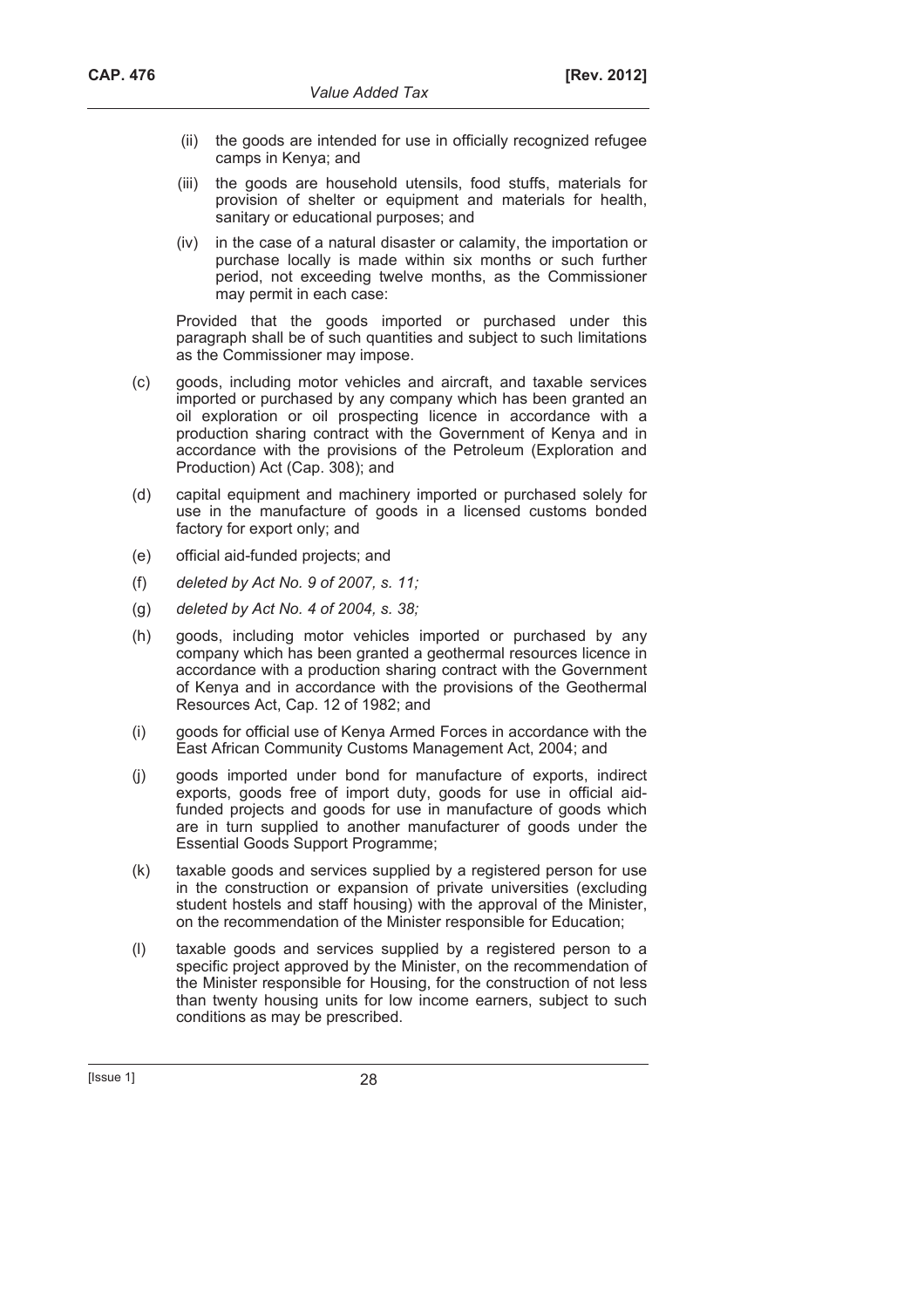(ii) the goods are intended for use in officially recognized refugee camps in Kenya; and

(iii) the goods are household utensils, food stuffs, materials for provision of shelter or equipment and materials for health, sanitary or educational purposes; and

(iv) in the case of a natural disaster or calamity, the importation or purchase locally is made within six months or such further period, not exceeding twelve months, as the Commissioner may permit in each case:

Provided that the goods imported or purchased under this paragraph shall be of such quantities and subject to such limitations as the Commissioner may impose.

(c) goods, including motor vehicles and aircraft, and taxable services imported or purchased by any company which has been granted an oil exploration or oil prospecting licence in accordance with a production sharing contract with the Government of Kenya and in accordance with the provisions of the Petroleum (Exploration and Production) Act (Cap. 308); and

(d) capital equipment and machinery imported or purchased solely for use in the manufacture of goods in a licensed customs bonded factory for export only; and

(e) official aid-funded projects; and

(f) *deleted by Act No. 9 of 2007, s. 11;*

(g) *deleted by Act No. 4 of 2004, s. 38;*

(h) goods, including motor vehicles imported or purchased by any company which has been granted a geothermal resources licence in accordance with a production sharing contract with the Government of Kenya and in accordance with the provisions of the Geothermal Resources Act, Cap. 12 of 1982; and

(i) goods for official use of Kenya Armed Forces in accordance with the East African Community Customs Management Act, 2004; and

(j) goods imported under bond for manufacture of exports, indirect exports, goods free of import duty, goods for use in official aid-funded projects and goods for use in manufacture of goods which are in turn supplied to another manufacturer of goods under the Essential Goods Support Programme;

(k) taxable goods and services supplied by a registered person for use in the construction or expansion of private universities (excluding student hostels and staff housing) with the approval of the Minister, on the recommendation of the Minister responsible for Education;

(l) taxable goods and services supplied by a registered person to a specific project approved by the Minister, on the recommendation of the Minister responsible for Housing, for the construction of not less than twenty housing units for low income earners, subject to such conditions as may be prescribed.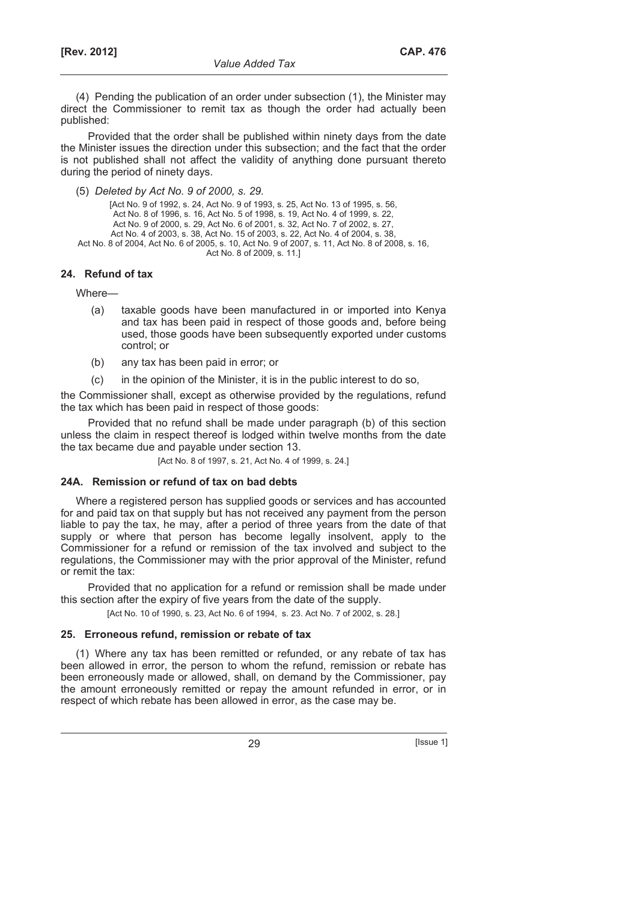(4) Pending the publication of an order under subsection (1), the Minister may direct the Commissioner to remit tax as though the order had actually been published:

Provided that the order shall be published within ninety days from the date the Minister issues the direction under this subsection; and the fact that the order is not published shall not affect the validity of anything done pursuant thereto during the period of ninety days.

(5) *Deleted by Act No. 9 of 2000, s. 29.*

[Act No. 9 of 1992, s. 24, Act No. 9 of 1993, s. 25, Act No. 13 of 1995, s. 56, Act No. 8 of 1996, s. 16, Act No. 5 of 1998, s. 19, Act No. 4 of 1999, s. 22, Act No. 9 of 2000, s. 29, Act No. 6 of 2001, s. 32, Act No. 7 of 2002, s. 27, Act No. 4 of 2003, s. 38, Act No. 15 of 2003, s. 22, Act No. 4 of 2004, s. 38, Act No. 8 of 2004, Act No. 6 of 2005, s. 10, Act No. 9 of 2007, s. 11, Act No. 8 of 2008, s. 16, Act No. 8 of 2009, s. 11.]

### 24. Refund of tax

Where—

(a) taxable goods have been manufactured in or imported into Kenya and tax has been paid in respect of those goods and, before being used, those goods have been subsequently exported under customs control; or

(b) any tax has been paid in error; or

(c) in the opinion of the Minister, it is in the public interest to do so,

the Commissioner shall, except as otherwise provided by the regulations, refund the tax which has been paid in respect of those goods:

Provided that no refund shall be made under paragraph (b) of this section unless the claim in respect thereof is lodged within twelve months from the date the tax became due and payable under section 13.

[Act No. 8 of 1997, s. 21, Act No. 4 of 1999, s. 24.]

### 24A. Remission or refund of tax on bad debts

Where a registered person has supplied goods or services and has accounted for and paid tax on that supply but has not received any payment from the person liable to pay the tax, he may, after a period of three years from the date of that supply or where that person has become legally insolvent, apply to the Commissioner for a refund or remission of the tax involved and subject to the regulations, the Commissioner may with the prior approval of the Minister, refund or remit the tax:

Provided that no application for a refund or remission shall be made under this section after the expiry of five years from the date of the supply.

[Act No. 10 of 1990, s. 23, Act No. 6 of 1994, s. 23. Act No. 7 of 2002, s. 28.]

### 25. Erroneous refund, remission or rebate of tax

(1) Where any tax has been remitted or refunded, or any rebate of tax has been allowed in error, the person to whom the refund, remission or rebate has been erroneously made or allowed, shall, on demand by the Commissioner, pay the amount erroneously remitted or repay the amount refunded in error, or in respect of which rebate has been allowed in error, as the case may be.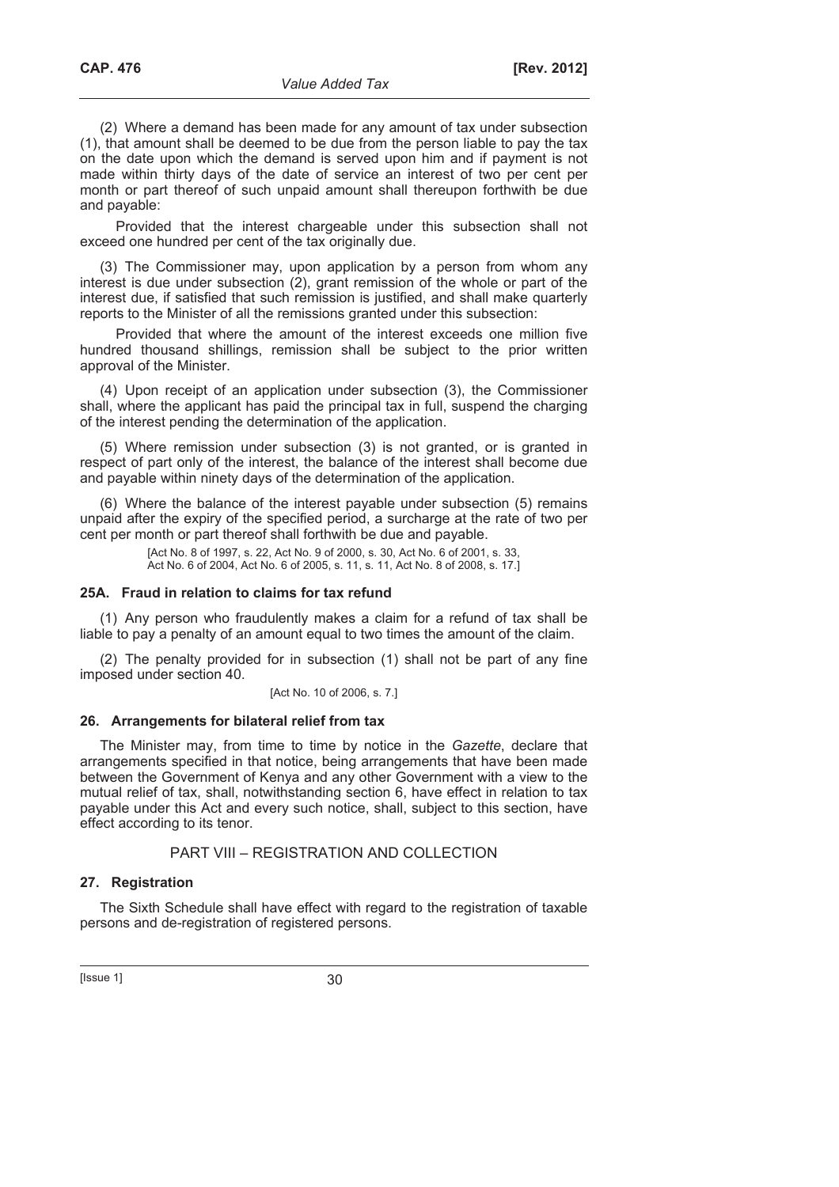(2) Where a demand has been made for any amount of tax under subsection (1), that amount shall be deemed to be due from the person liable to pay the tax on the date upon which the demand is served upon him and if payment is not made within thirty days of the date of service an interest of two per cent per month or part thereof of such unpaid amount shall thereupon forthwith be due and payable:

Provided that the interest chargeable under this subsection shall not exceed one hundred per cent of the tax originally due.

(3) The Commissioner may, upon application by a person from whom any interest is due under subsection (2), grant remission of the whole or part of the interest due, if satisfied that such remission is justified, and shall make quarterly reports to the Minister of all the remissions granted under this subsection:

Provided that where the amount of the interest exceeds one million five hundred thousand shillings, remission shall be subject to the prior written approval of the Minister.

(4) Upon receipt of an application under subsection (3), the Commissioner shall, where the applicant has paid the principal tax in full, suspend the charging of the interest pending the determination of the application.

(5) Where remission under subsection (3) is not granted, or is granted in respect of part only of the interest, the balance of the interest shall become due and payable within ninety days of the determination of the application.

(6) Where the balance of the interest payable under subsection (5) remains unpaid after the expiry of the specified period, a surcharge at the rate of two per cent per month or part thereof shall forthwith be due and payable.

[Act No. 8 of 1997, s. 22, Act No. 9 of 2000, s. 30, Act No. 6 of 2001, s. 33, Act No. 6 of 2004, Act No. 6 of 2005, s. 11, s. 11, Act No. 8 of 2008, s. 17.]

### 25A. Fraud in relation to claims for tax refund

(1) Any person who fraudulently makes a claim for a refund of tax shall be liable to pay a penalty of an amount equal to two times the amount of the claim.

(2) The penalty provided for in subsection (1) shall not be part of any fine imposed under section 40.

[Act No. 10 of 2006, s. 7.]

### 26. Arrangements for bilateral relief from tax

The Minister may, from time to time by notice in the *Gazette*, declare that arrangements specified in that notice, being arrangements that have been made between the Government of Kenya and any other Government with a view to the mutual relief of tax, shall, notwithstanding section 6, have effect in relation to tax payable under this Act and every such notice, shall, subject to this section, have effect according to its tenor.

## PART VIII – REGISTRATION AND COLLECTION

### 27. Registration

The Sixth Schedule shall have effect with regard to the registration of taxable persons and de-registration of registered persons.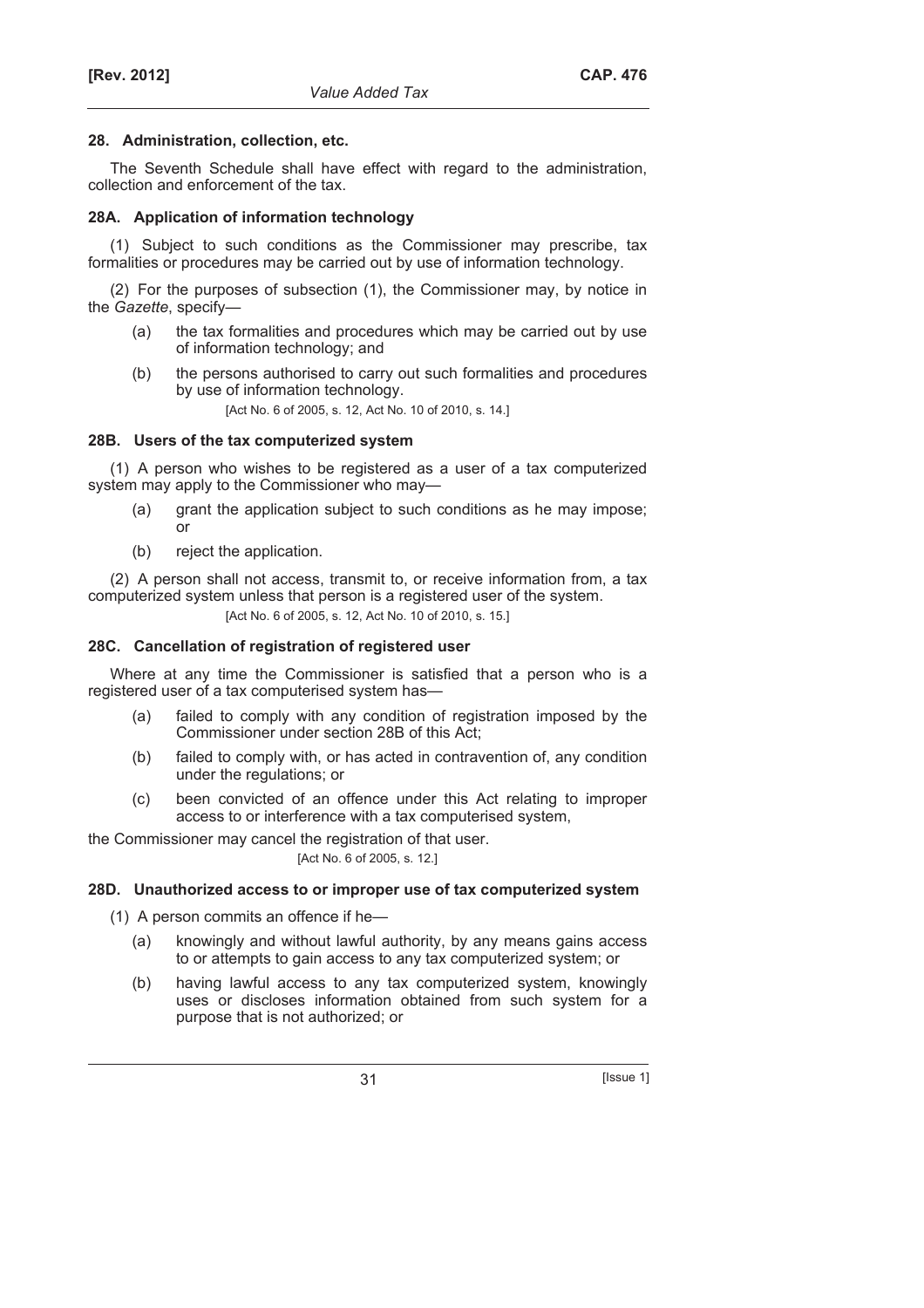### 28. Administration, collection, etc.

The Seventh Schedule shall have effect with regard to the administration, collection and enforcement of the tax.

### 28A. Application of information technology

(1) Subject to such conditions as the Commissioner may prescribe, tax formalities or procedures may be carried out by use of information technology.

(2) For the purposes of subsection (1), the Commissioner may, by notice in the *Gazette*, specify—

- (a) the tax formalities and procedures which may be carried out by use of information technology; and
- (b) the persons authorised to carry out such formalities and procedures by use of information technology.

[Act No. 6 of 2005, s. 12, Act No. 10 of 2010, s. 14.]

### 28B. Users of the tax computerized system

(1) A person who wishes to be registered as a user of a tax computerized system may apply to the Commissioner who may—

- (a) grant the application subject to such conditions as he may impose; or
- (b) reject the application.

(2) A person shall not access, transmit to, or receive information from, a tax computerized system unless that person is a registered user of the system.

[Act No. 6 of 2005, s. 12, Act No. 10 of 2010, s. 15.]

### 28C. Cancellation of registration of registered user

Where at any time the Commissioner is satisfied that a person who is a registered user of a tax computerised system has—

- (a) failed to comply with any condition of registration imposed by the Commissioner under section 28B of this Act;
- (b) failed to comply with, or has acted in contravention of, any condition under the regulations; or
- (c) been convicted of an offence under this Act relating to improper access to or interference with a tax computerised system,

the Commissioner may cancel the registration of that user.

[Act No. 6 of 2005, s. 12.]

### 28D. Unauthorized access to or improper use of tax computerized system

(1) A person commits an offence if he—

- (a) knowingly and without lawful authority, by any means gains access to or attempts to gain access to any tax computerized system; or
- (b) having lawful access to any tax computerized system, knowingly uses or discloses information obtained from such system for a purpose that is not authorized; or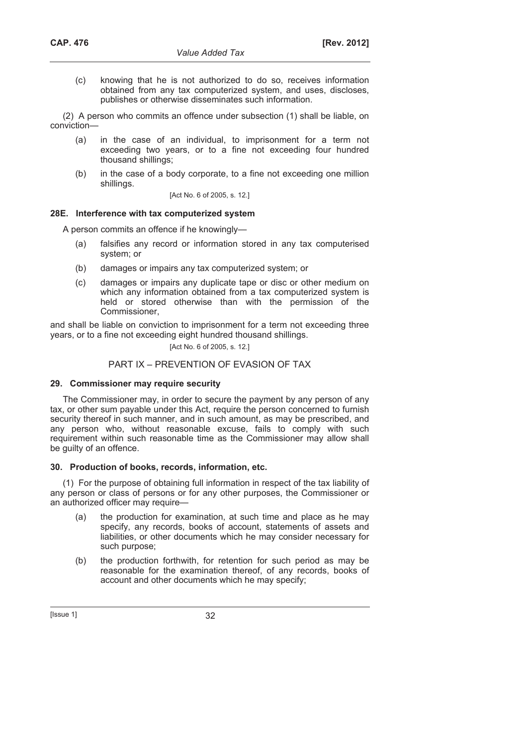(c) knowing that he is not authorized to do so, receives information obtained from any tax computerized system, and uses, discloses, publishes or otherwise disseminates such information.

(2) A person who commits an offence under subsection (1) shall be liable, on conviction—

(a) in the case of an individual, to imprisonment for a term not exceeding two years, or to a fine not exceeding four hundred thousand shillings;

(b) in the case of a body corporate, to a fine not exceeding one million shillings.

[Act No. 6 of 2005, s. 12.]

### 28E. Interference with tax computerized system

A person commits an offence if he knowingly—

(a) falsifies any record or information stored in any tax computerised system; or

(b) damages or impairs any tax computerized system; or

(c) damages or impairs any duplicate tape or disc or other medium on which any information obtained from a tax computerized system is held or stored otherwise than with the permission of the Commissioner,

and shall be liable on conviction to imprisonment for a term not exceeding three years, or to a fine not exceeding eight hundred thousand shillings.

[Act No. 6 of 2005, s. 12.]

## PART IX – PREVENTION OF EVASION OF TAX

### 29. Commissioner may require security

The Commissioner may, in order to secure the payment by any person of any tax, or other sum payable under this Act, require the person concerned to furnish security thereof in such manner, and in such amount, as may be prescribed, and any person who, without reasonable excuse, fails to comply with such requirement within such reasonable time as the Commissioner may allow shall be guilty of an offence.

### 30. Production of books, records, information, etc.

(1) For the purpose of obtaining full information in respect of the tax liability of any person or class of persons or for any other purposes, the Commissioner or an authorized officer may require—

(a) the production for examination, at such time and place as he may specify, any records, books of account, statements of assets and liabilities, or other documents which he may consider necessary for such purpose;

(b) the production forthwith, for retention for such period as may be reasonable for the examination thereof, of any records, books of account and other documents which he may specify;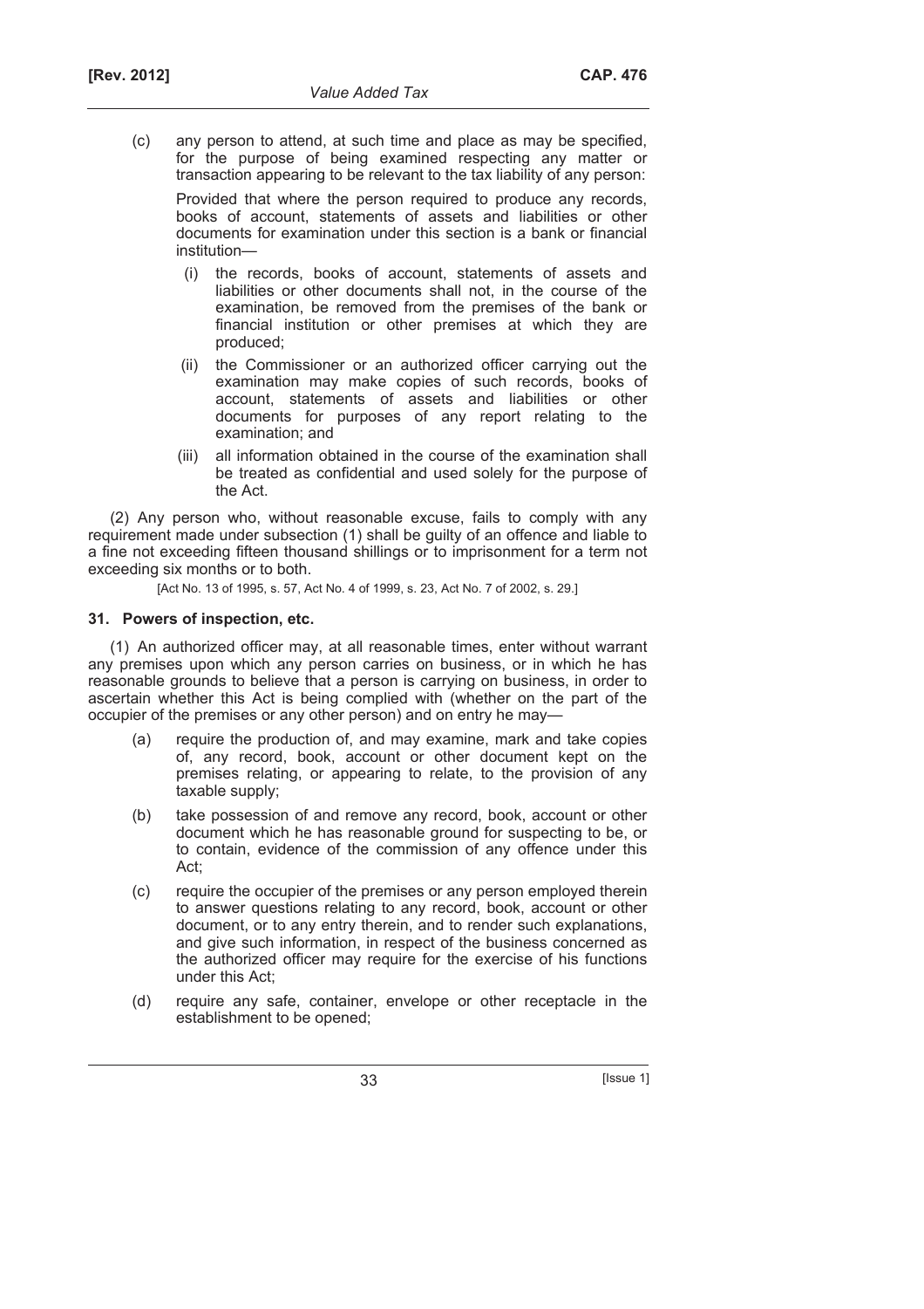(c) any person to attend, at such time and place as may be specified, for the purpose of being examined respecting any matter or transaction appearing to be relevant to the tax liability of any person:

Provided that where the person required to produce any records, books of account, statements of assets and liabilities or other documents for examination under this section is a bank or financial institution—

(i) the records, books of account, statements of assets and liabilities or other documents shall not, in the course of the examination, be removed from the premises of the bank or financial institution or other premises at which they are produced;

(ii) the Commissioner or an authorized officer carrying out the examination may make copies of such records, books of account, statements of assets and liabilities or other documents for purposes of any report relating to the examination; and

(iii) all information obtained in the course of the examination shall be treated as confidential and used solely for the purpose of the Act.

(2) Any person who, without reasonable excuse, fails to comply with any requirement made under subsection (1) shall be guilty of an offence and liable to a fine not exceeding fifteen thousand shillings or to imprisonment for a term not exceeding six months or to both.

[Act No. 13 of 1995, s. 57, Act No. 4 of 1999, s. 23, Act No. 7 of 2002, s. 29.]

### 31. Powers of inspection, etc.

(1) An authorized officer may, at all reasonable times, enter without warrant any premises upon which any person carries on business, or in which he has reasonable grounds to believe that a person is carrying on business, in order to ascertain whether this Act is being complied with (whether on the part of the occupier of the premises or any other person) and on entry he may—

(a) require the production of, and may examine, mark and take copies of, any record, book, account or other document kept on the premises relating, or appearing to relate, to the provision of any taxable supply;

(b) take possession of and remove any record, book, account or other document which he has reasonable ground for suspecting to be, or to contain, evidence of the commission of any offence under this Act;

(c) require the occupier of the premises or any person employed therein to answer questions relating to any record, book, account or other document, or to any entry therein, and to render such explanations, and give such information, in respect of the business concerned as the authorized officer may require for the exercise of his functions under this Act;

(d) require any safe, container, envelope or other receptacle in the establishment to be opened;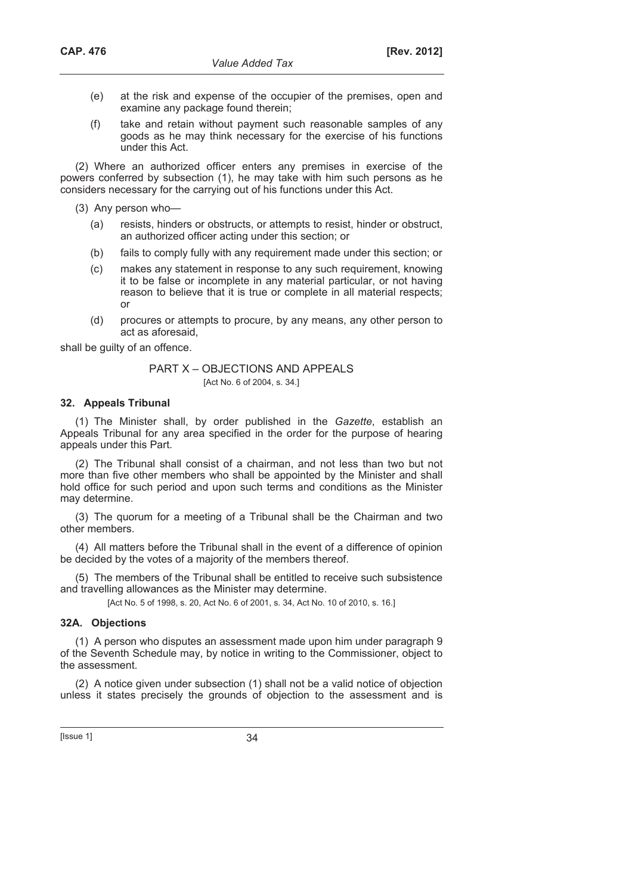(e) at the risk and expense of the occupier of the premises, open and examine any package found therein;

(f) take and retain without payment such reasonable samples of any goods as he may think necessary for the exercise of his functions under this Act.

(2) Where an authorized officer enters any premises in exercise of the powers conferred by subsection (1), he may take with him such persons as he considers necessary for the carrying out of his functions under this Act.

(3) Any person who—

(a) resists, hinders or obstructs, or attempts to resist, hinder or obstruct, an authorized officer acting under this section; or

(b) fails to comply fully with any requirement made under this section; or

(c) makes any statement in response to any such requirement, knowing it to be false or incomplete in any material particular, or not having reason to believe that it is true or complete in all material respects; or

(d) procures or attempts to procure, by any means, any other person to act as aforesaid,

shall be guilty of an offence.

## PART X – OBJECTIONS AND APPEALS

[Act No. 6 of 2004, s. 34.]

### 32. Appeals Tribunal

(1) The Minister shall, by order published in the *Gazette*, establish an Appeals Tribunal for any area specified in the order for the purpose of hearing appeals under this Part.

(2) The Tribunal shall consist of a chairman, and not less than two but not more than five other members who shall be appointed by the Minister and shall hold office for such period and upon such terms and conditions as the Minister may determine.

(3) The quorum for a meeting of a Tribunal shall be the Chairman and two other members.

(4) All matters before the Tribunal shall in the event of a difference of opinion be decided by the votes of a majority of the members thereof.

(5) The members of the Tribunal shall be entitled to receive such subsistence and travelling allowances as the Minister may determine.

[Act No. 5 of 1998, s. 20, Act No. 6 of 2001, s. 34, Act No. 10 of 2010, s. 16.]

### 32A. Objections

(1) A person who disputes an assessment made upon him under paragraph 9 of the Seventh Schedule may, by notice in writing to the Commissioner, object to the assessment.

(2) A notice given under subsection (1) shall not be a valid notice of objection unless it states precisely the grounds of objection to the assessment and is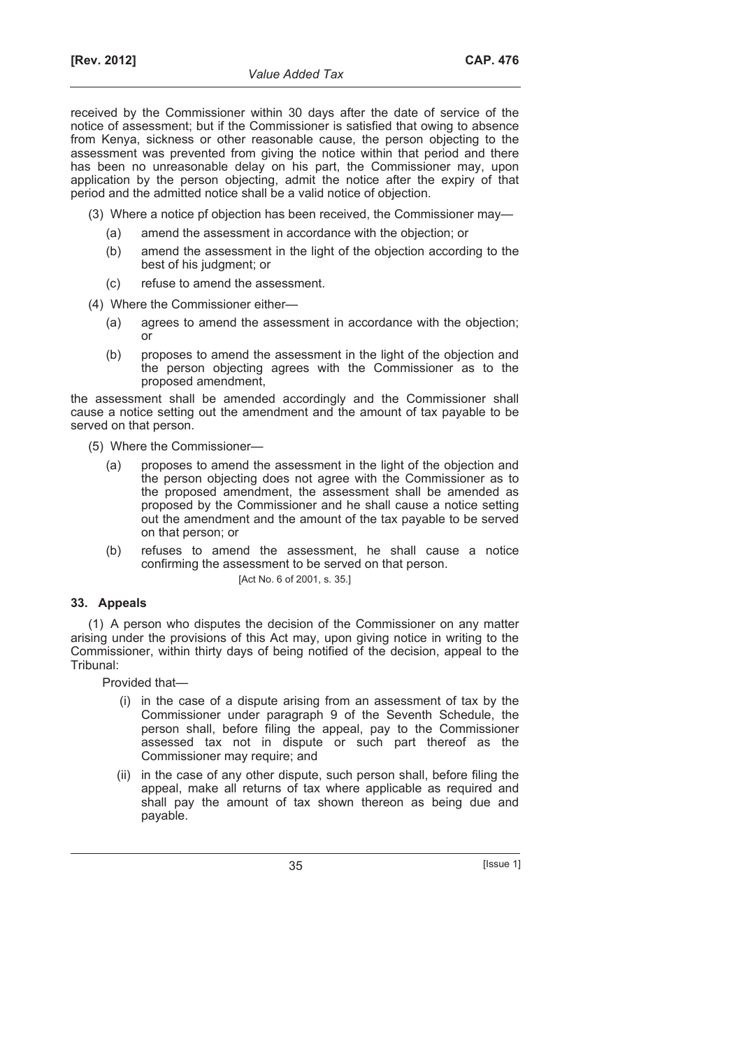received by the Commissioner within 30 days after the date of service of the notice of assessment; but if the Commissioner is satisfied that owing to absence from Kenya, sickness or other reasonable cause, the person objecting to the assessment was prevented from giving the notice within that period and there has been no unreasonable delay on his part, the Commissioner may, upon application by the person objecting, admit the notice after the expiry of that period and the admitted notice shall be a valid notice of objection.

(3) Where a notice pf objection has been received, the Commissioner may—

- (a) amend the assessment in accordance with the objection; or
- (b) amend the assessment in the light of the objection according to the best of his judgment; or
- (c) refuse to amend the assessment.

(4) Where the Commissioner either—

- (a) agrees to amend the assessment in accordance with the objection; or
- (b) proposes to amend the assessment in the light of the objection and the person objecting agrees with the Commissioner as to the proposed amendment,

the assessment shall be amended accordingly and the Commissioner shall cause a notice setting out the amendment and the amount of tax payable to be served on that person.

(5) Where the Commissioner—

- (a) proposes to amend the assessment in the light of the objection and the person objecting does not agree with the Commissioner as to the proposed amendment, the assessment shall be amended as proposed by the Commissioner and he shall cause a notice setting out the amendment and the amount of the tax payable to be served on that person; or
- (b) refuses to amend the assessment, he shall cause a notice confirming the assessment to be served on that person.

[Act No. 6 of 2001, s. 35.]

### 33. Appeals

(1) A person who disputes the decision of the Commissioner on any matter arising under the provisions of this Act may, upon giving notice in writing to the Commissioner, within thirty days of being notified of the decision, appeal to the Tribunal:

Provided that—

- (i) in the case of a dispute arising from an assessment of tax by the Commissioner under paragraph 9 of the Seventh Schedule, the person shall, before filing the appeal, pay to the Commissioner assessed tax not in dispute or such part thereof as the Commissioner may require; and
- (ii) in the case of any other dispute, such person shall, before filing the appeal, make all returns of tax where applicable as required and shall pay the amount of tax shown thereon as being due and payable.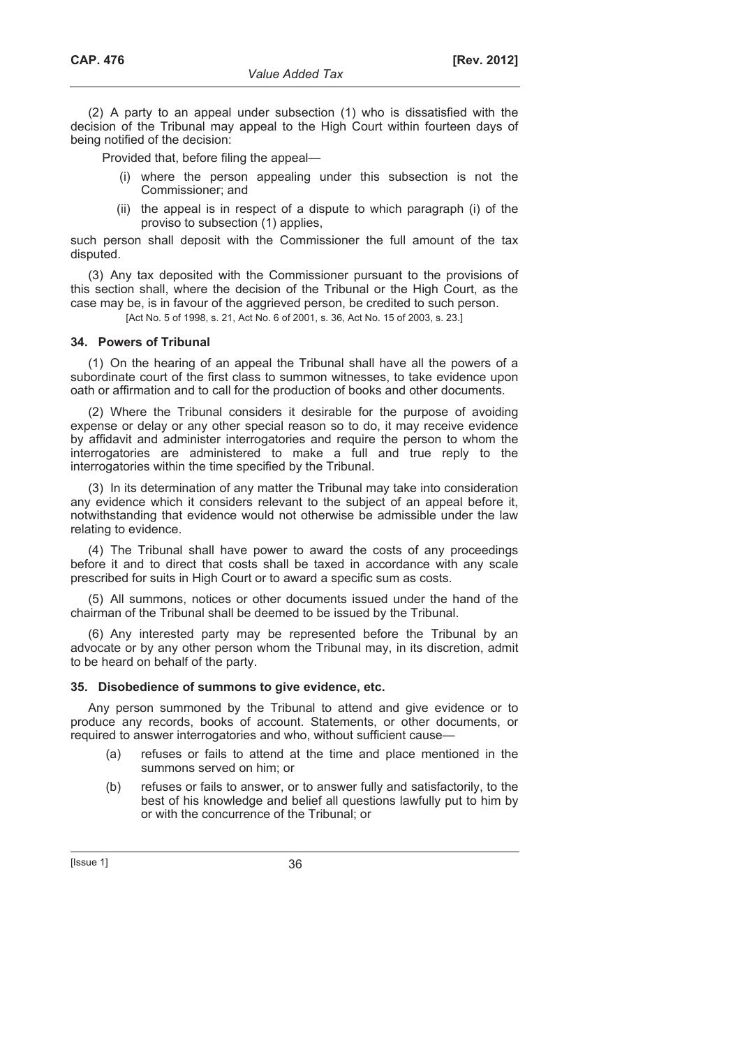(2) A party to an appeal under subsection (1) who is dissatisfied with the decision of the Tribunal may appeal to the High Court within fourteen days of being notified of the decision:

Provided that, before filing the appeal—

- (i) where the person appealing under this subsection is not the Commissioner; and
- (ii) the appeal is in respect of a dispute to which paragraph (i) of the proviso to subsection (1) applies,

such person shall deposit with the Commissioner the full amount of the tax disputed.

(3) Any tax deposited with the Commissioner pursuant to the provisions of this section shall, where the decision of the Tribunal or the High Court, as the case may be, is in favour of the aggrieved person, be credited to such person.

[Act No. 5 of 1998, s. 21, Act No. 6 of 2001, s. 36, Act No. 15 of 2003, s. 23.]

### 34. Powers of Tribunal

(1) On the hearing of an appeal the Tribunal shall have all the powers of a subordinate court of the first class to summon witnesses, to take evidence upon oath or affirmation and to call for the production of books and other documents.

(2) Where the Tribunal considers it desirable for the purpose of avoiding expense or delay or any other special reason so to do, it may receive evidence by affidavit and administer interrogatories and require the person to whom the interrogatories are administered to make a full and true reply to the interrogatories within the time specified by the Tribunal.

(3) In its determination of any matter the Tribunal may take into consideration any evidence which it considers relevant to the subject of an appeal before it, notwithstanding that evidence would not otherwise be admissible under the law relating to evidence.

(4) The Tribunal shall have power to award the costs of any proceedings before it and to direct that costs shall be taxed in accordance with any scale prescribed for suits in High Court or to award a specific sum as costs.

(5) All summons, notices or other documents issued under the hand of the chairman of the Tribunal shall be deemed to be issued by the Tribunal.

(6) Any interested party may be represented before the Tribunal by an advocate or by any other person whom the Tribunal may, in its discretion, admit to be heard on behalf of the party.

### 35. Disobedience of summons to give evidence, etc.

Any person summoned by the Tribunal to attend and give evidence or to produce any records, books of account. Statements, or other documents, or required to answer interrogatories and who, without sufficient cause—

- (a) refuses or fails to attend at the time and place mentioned in the summons served on him; or
- (b) refuses or fails to answer, or to answer fully and satisfactorily, to the best of his knowledge and belief all questions lawfully put to him by or with the concurrence of the Tribunal; or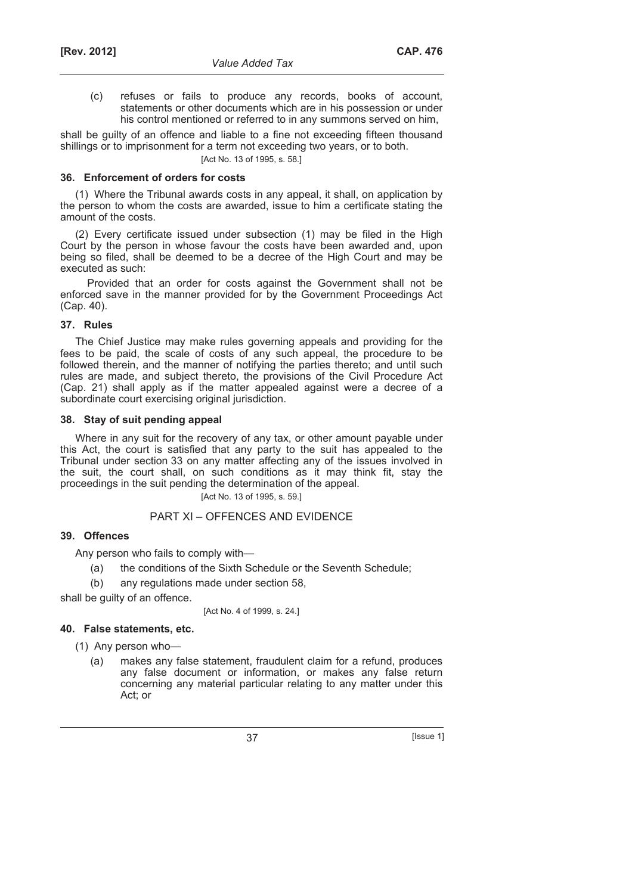(c) refuses or fails to produce any records, books of account, statements or other documents which are in his possession or under his control mentioned or referred to in any summons served on him,

shall be guilty of an offence and liable to a fine not exceeding fifteen thousand shillings or to imprisonment for a term not exceeding two years, or to both.

[Act No. 13 of 1995, s. 58.]

### 36. Enforcement of orders for costs

(1) Where the Tribunal awards costs in any appeal, it shall, on application by the person to whom the costs are awarded, issue to him a certificate stating the amount of the costs.

(2) Every certificate issued under subsection (1) may be filed in the High Court by the person in whose favour the costs have been awarded and, upon being so filed, shall be deemed to be a decree of the High Court and may be executed as such:

Provided that an order for costs against the Government shall not be enforced save in the manner provided for by the Government Proceedings Act (Cap. 40).

### 37. Rules

The Chief Justice may make rules governing appeals and providing for the fees to be paid, the scale of costs of any such appeal, the procedure to be followed therein, and the manner of notifying the parties thereto; and until such rules are made, and subject thereto, the provisions of the Civil Procedure Act (Cap. 21) shall apply as if the matter appealed against were a decree of a subordinate court exercising original jurisdiction.

### 38. Stay of suit pending appeal

Where in any suit for the recovery of any tax, or other amount payable under this Act, the court is satisfied that any party to the suit has appealed to the Tribunal under section 33 on any matter affecting any of the issues involved in the suit, the court shall, on such conditions as it may think fit, stay the proceedings in the suit pending the determination of the appeal.

[Act No. 13 of 1995, s. 59.]

## PART XI – OFFENCES AND EVIDENCE

### 39. Offences

Any person who fails to comply with—

(a) the conditions of the Sixth Schedule or the Seventh Schedule;

(b) any regulations made under section 58,

shall be guilty of an offence.

[Act No. 4 of 1999, s. 24.]

### 40. False statements, etc.

(1) Any person who—

(a) makes any false statement, fraudulent claim for a refund, produces any false document or information, or makes any false return concerning any material particular relating to any matter under this Act; or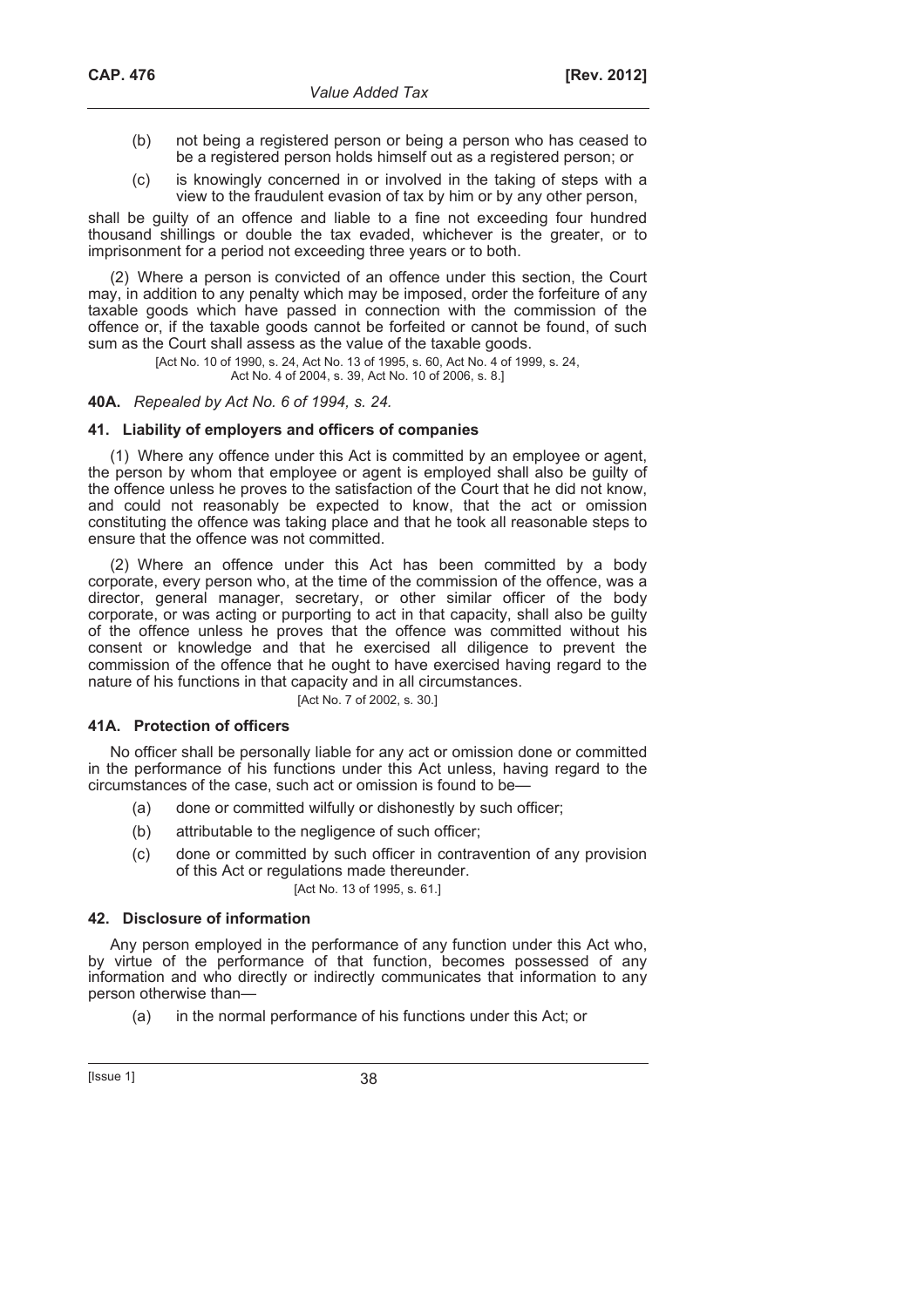(b) not being a registered person or being a person who has ceased to be a registered person holds himself out as a registered person; or

(c) is knowingly concerned in or involved in the taking of steps with a view to the fraudulent evasion of tax by him or by any other person,

shall be guilty of an offence and liable to a fine not exceeding four hundred thousand shillings or double the tax evaded, whichever is the greater, or to imprisonment for a period not exceeding three years or to both.

(2) Where a person is convicted of an offence under this section, the Court may, in addition to any penalty which may be imposed, order the forfeiture of any taxable goods which have passed in connection with the commission of the offence or, if the taxable goods cannot be forfeited or cannot be found, of such sum as the Court shall assess as the value of the taxable goods.

[Act No. 10 of 1990, s. 24, Act No. 13 of 1995, s. 60, Act No. 4 of 1999, s. 24, Act No. 4 of 2004, s. 39, Act No. 10 of 2006, s. 8.]

**40A.** *Repealed by Act No. 6 of 1994, s. 24.*

### 41. Liability of employers and officers of companies

(1) Where any offence under this Act is committed by an employee or agent, the person by whom that employee or agent is employed shall also be guilty of the offence unless he proves to the satisfaction of the Court that he did not know, and could not reasonably be expected to know, that the act or omission constituting the offence was taking place and that he took all reasonable steps to ensure that the offence was not committed.

(2) Where an offence under this Act has been committed by a body corporate, every person who, at the time of the commission of the offence, was a director, general manager, secretary, or other similar officer of the body corporate, or was acting or purporting to act in that capacity, shall also be guilty of the offence unless he proves that the offence was committed without his consent or knowledge and that he exercised all diligence to prevent the commission of the offence that he ought to have exercised having regard to the nature of his functions in that capacity and in all circumstances.

[Act No. 7 of 2002, s. 30.]

### 41A. Protection of officers

No officer shall be personally liable for any act or omission done or committed in the performance of his functions under this Act unless, having regard to the circumstances of the case, such act or omission is found to be—

(a) done or committed wilfully or dishonestly by such officer;

(b) attributable to the negligence of such officer;

(c) done or committed by such officer in contravention of any provision of this Act or regulations made thereunder.

[Act No. 13 of 1995, s. 61.]

### 42. Disclosure of information

Any person employed in the performance of any function under this Act who, by virtue of the performance of that function, becomes possessed of any information and who directly or indirectly communicates that information to any person otherwise than—

(a) in the normal performance of his functions under this Act; or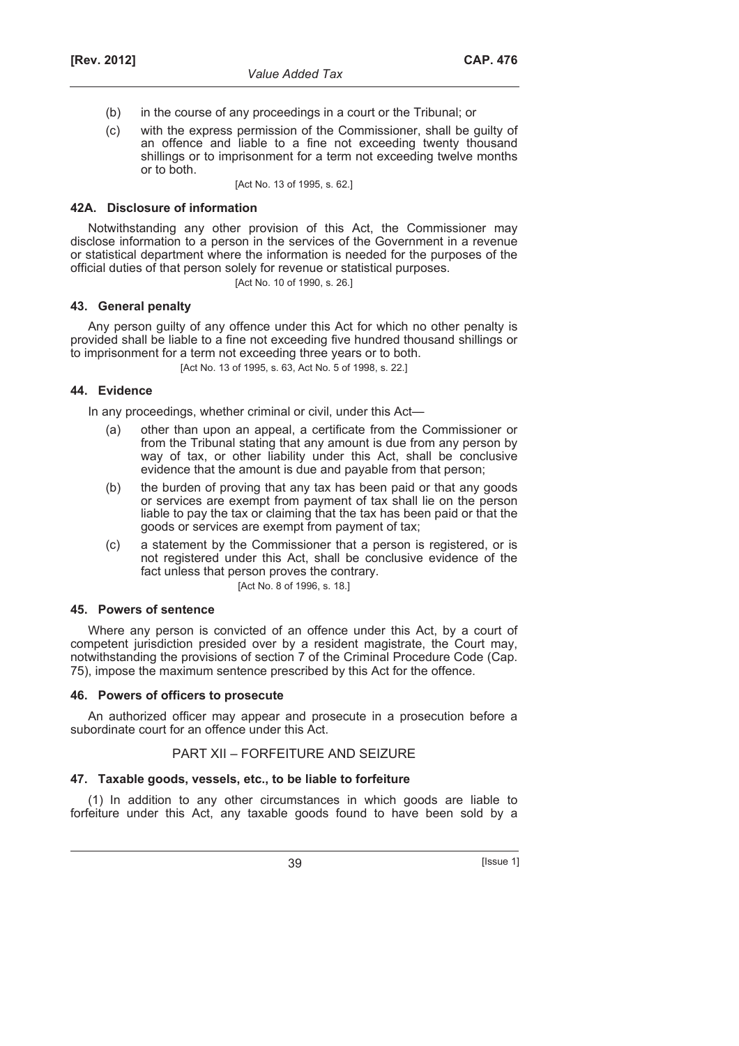(b) in the course of any proceedings in a court or the Tribunal; or

(c) with the express permission of the Commissioner, shall be guilty of an offence and liable to a fine not exceeding twenty thousand shillings or to imprisonment for a term not exceeding twelve months or to both.

[Act No. 13 of 1995, s. 62.]

### 42A. Disclosure of information

Notwithstanding any other provision of this Act, the Commissioner may disclose information to a person in the services of the Government in a revenue or statistical department where the information is needed for the purposes of the official duties of that person solely for revenue or statistical purposes.

[Act No. 10 of 1990, s. 26.]

### 43. General penalty

Any person guilty of any offence under this Act for which no other penalty is provided shall be liable to a fine not exceeding five hundred thousand shillings or to imprisonment for a term not exceeding three years or to both.

[Act No. 13 of 1995, s. 63, Act No. 5 of 1998, s. 22.]

### 44. Evidence

In any proceedings, whether criminal or civil, under this Act—

(a) other than upon an appeal, a certificate from the Commissioner or from the Tribunal stating that any amount is due from any person by way of tax, or other liability under this Act, shall be conclusive evidence that the amount is due and payable from that person;

(b) the burden of proving that any tax has been paid or that any goods or services are exempt from payment of tax shall lie on the person liable to pay the tax or claiming that the tax has been paid or that the goods or services are exempt from payment of tax;

(c) a statement by the Commissioner that a person is registered, or is not registered under this Act, shall be conclusive evidence of the fact unless that person proves the contrary.

[Act No. 8 of 1996, s. 18.]

### 45. Powers of sentence

Where any person is convicted of an offence under this Act, by a court of competent jurisdiction presided over by a resident magistrate, the Court may, notwithstanding the provisions of section 7 of the Criminal Procedure Code (Cap. 75), impose the maximum sentence prescribed by this Act for the offence.

### 46. Powers of officers to prosecute

An authorized officer may appear and prosecute in a prosecution before a subordinate court for an offence under this Act.

## PART XII – FORFEITURE AND SEIZURE

### 47. Taxable goods, vessels, etc., to be liable to forfeiture

(1) In addition to any other circumstances in which goods are liable to forfeiture under this Act, any taxable goods found to have been sold by a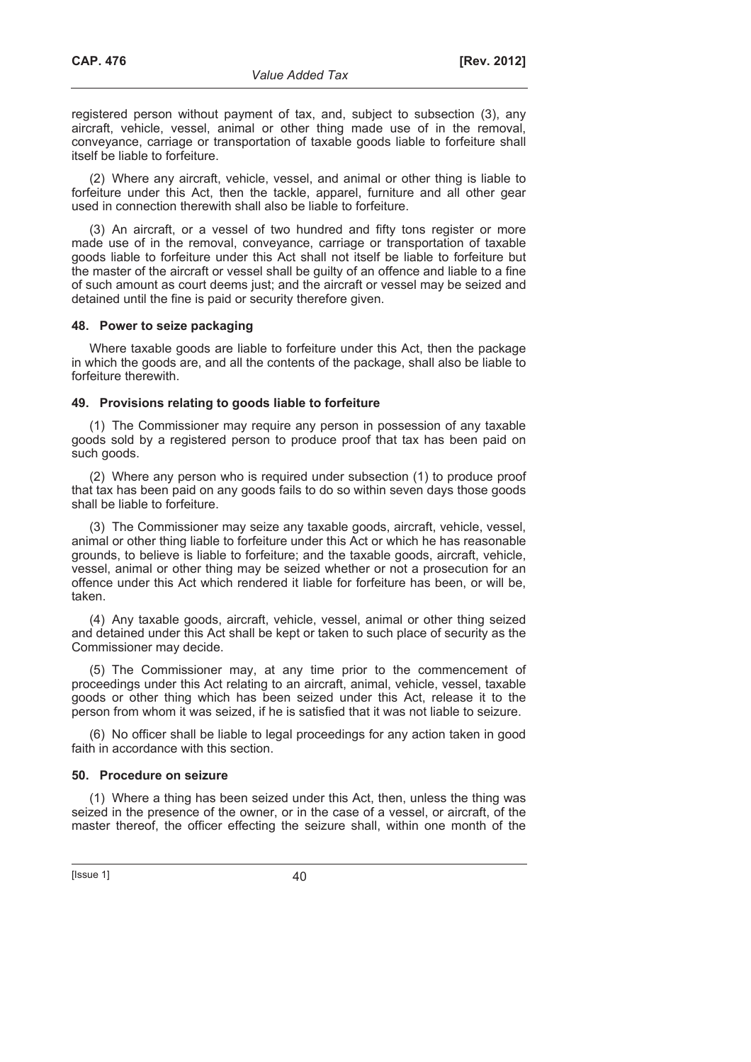registered person without payment of tax, and, subject to subsection (3), any aircraft, vehicle, vessel, animal or other thing made use of in the removal, conveyance, carriage or transportation of taxable goods liable to forfeiture shall itself be liable to forfeiture.

(2) Where any aircraft, vehicle, vessel, and animal or other thing is liable to forfeiture under this Act, then the tackle, apparel, furniture and all other gear used in connection therewith shall also be liable to forfeiture.

(3) An aircraft, or a vessel of two hundred and fifty tons register or more made use of in the removal, conveyance, carriage or transportation of taxable goods liable to forfeiture under this Act shall not itself be liable to forfeiture but the master of the aircraft or vessel shall be guilty of an offence and liable to a fine of such amount as court deems just; and the aircraft or vessel may be seized and detained until the fine is paid or security therefore given.

#### 48. Power to seize packaging

Where taxable goods are liable to forfeiture under this Act, then the package in which the goods are, and all the contents of the package, shall also be liable to forfeiture therewith.

#### 49. Provisions relating to goods liable to forfeiture

(1) The Commissioner may require any person in possession of any taxable goods sold by a registered person to produce proof that tax has been paid on such goods.

(2) Where any person who is required under subsection (1) to produce proof that tax has been paid on any goods fails to do so within seven days those goods shall be liable to forfeiture.

(3) The Commissioner may seize any taxable goods, aircraft, vehicle, vessel, animal or other thing liable to forfeiture under this Act or which he has reasonable grounds, to believe is liable to forfeiture; and the taxable goods, aircraft, vehicle, vessel, animal or other thing may be seized whether or not a prosecution for an offence under this Act which rendered it liable for forfeiture has been, or will be, taken.

(4) Any taxable goods, aircraft, vehicle, vessel, animal or other thing seized and detained under this Act shall be kept or taken to such place of security as the Commissioner may decide.

(5) The Commissioner may, at any time prior to the commencement of proceedings under this Act relating to an aircraft, animal, vehicle, vessel, taxable goods or other thing which has been seized under this Act, release it to the person from whom it was seized, if he is satisfied that it was not liable to seizure.

(6) No officer shall be liable to legal proceedings for any action taken in good faith in accordance with this section.

#### 50. Procedure on seizure

(1) Where a thing has been seized under this Act, then, unless the thing was seized in the presence of the owner, or in the case of a vessel, or aircraft, of the master thereof, the officer effecting the seizure shall, within one month of the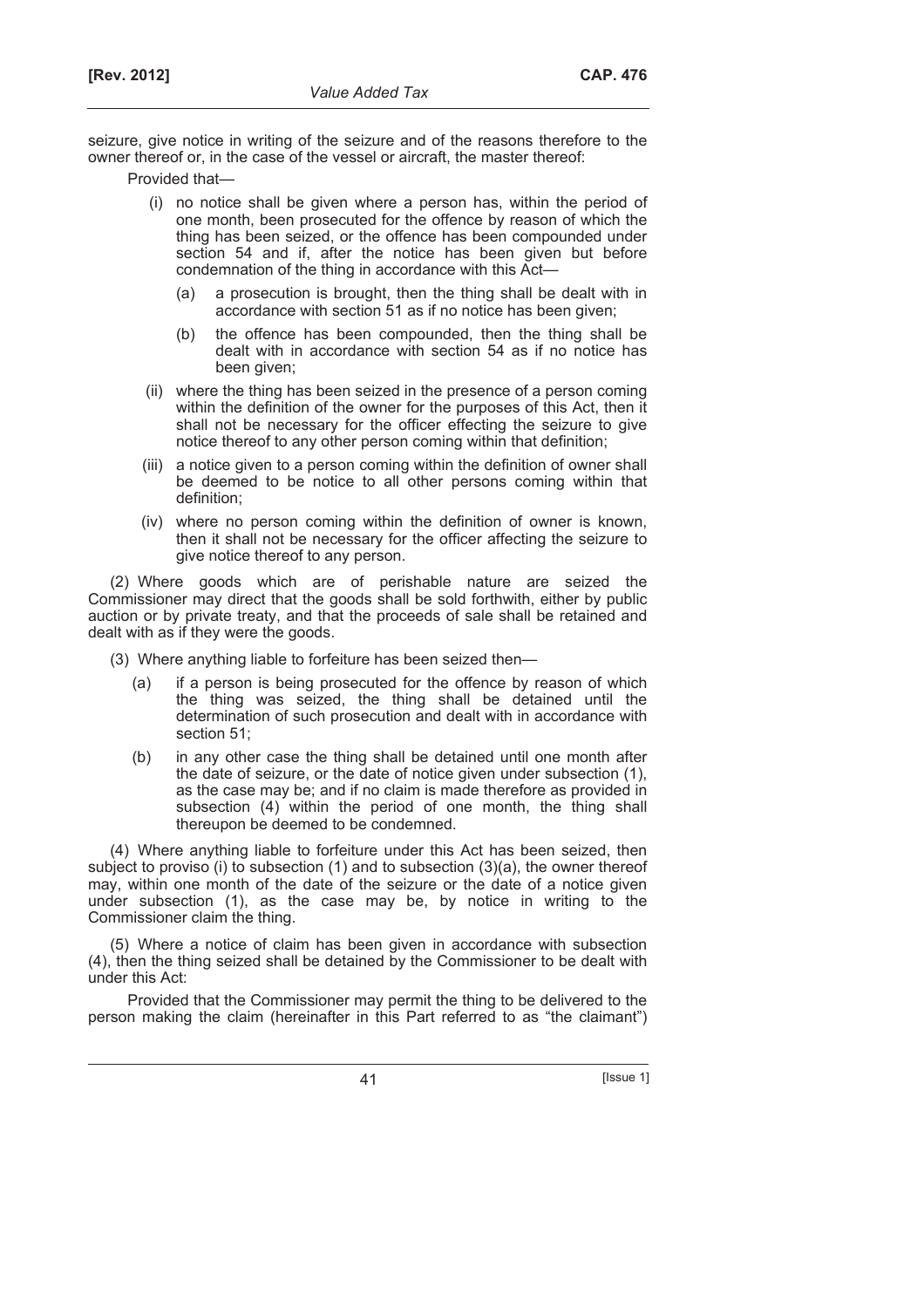seizure, give notice in writing of the seizure and of the reasons therefore to the owner thereof or, in the case of the vessel or aircraft, the master thereof:

Provided that—

- (i) no notice shall be given where a person has, within the period of one month, been prosecuted for the offence by reason of which the thing has been seized, or the offence has been compounded under section 54 and if, after the notice has been given but before condemnation of the thing in accordance with this Act—
  - (a) a prosecution is brought, then the thing shall be dealt with in accordance with section 51 as if no notice has been given;
  - (b) the offence has been compounded, then the thing shall be dealt with in accordance with section 54 as if no notice has been given;
- (ii) where the thing has been seized in the presence of a person coming within the definition of the owner for the purposes of this Act, then it shall not be necessary for the officer effecting the seizure to give notice thereof to any other person coming within that definition;
- (iii) a notice given to a person coming within the definition of owner shall be deemed to be notice to all other persons coming within that definition;
- (iv) where no person coming within the definition of owner is known, then it shall not be necessary for the officer affecting the seizure to give notice thereof to any person.

(2) Where goods which are of perishable nature are seized the Commissioner may direct that the goods shall be sold forthwith, either by public auction or by private treaty, and that the proceeds of sale shall be retained and dealt with as if they were the goods.

(3) Where anything liable to forfeiture has been seized then—

- (a) if a person is being prosecuted for the offence by reason of which the thing was seized, the thing shall be detained until the determination of such prosecution and dealt with in accordance with section 51;
- (b) in any other case the thing shall be detained until one month after the date of seizure, or the date of notice given under subsection (1), as the case may be; and if no claim is made therefore as provided in subsection (4) within the period of one month, the thing shall thereupon be deemed to be condemned.

(4) Where anything liable to forfeiture under this Act has been seized, then subject to proviso (i) to subsection (1) and to subsection (3)(a), the owner thereof may, within one month of the date of the seizure or the date of a notice given under subsection (1), as the case may be, by notice in writing to the Commissioner claim the thing.

(5) Where a notice of claim has been given in accordance with subsection (4), then the thing seized shall be detained by the Commissioner to be dealt with under this Act:

Provided that the Commissioner may permit the thing to be delivered to the person making the claim (hereinafter in this Part referred to as "the claimant")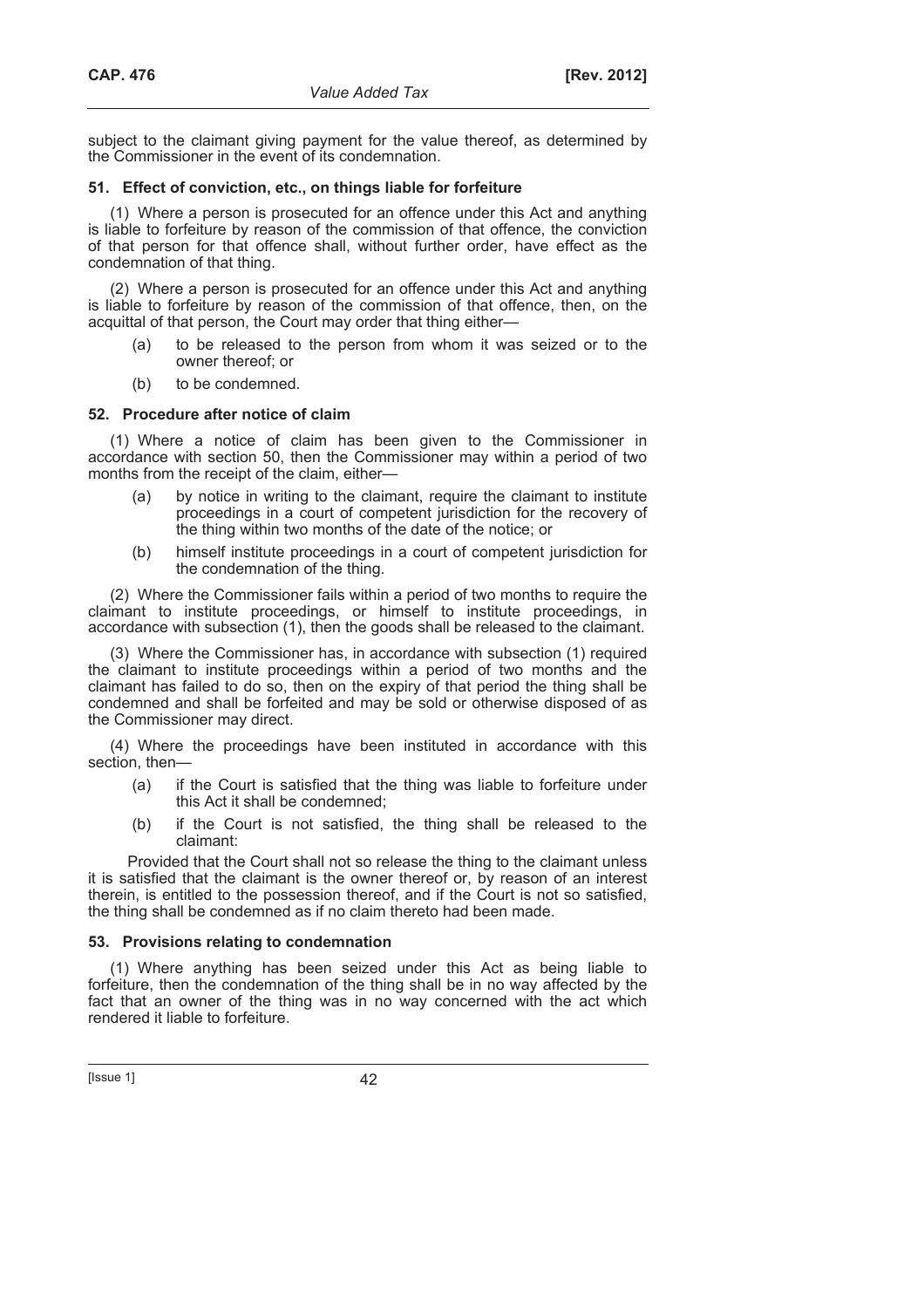subject to the claimant giving payment for the value thereof, as determined by the Commissioner in the event of its condemnation.

### 51. Effect of conviction, etc., on things liable for forfeiture

(1) Where a person is prosecuted for an offence under this Act and anything is liable to forfeiture by reason of the commission of that offence, the conviction of that person for that offence shall, without further order, have effect as the condemnation of that thing.

(2) Where a person is prosecuted for an offence under this Act and anything is liable to forfeiture by reason of the commission of that offence, then, on the acquittal of that person, the Court may order that thing either—

(a) to be released to the person from whom it was seized or to the owner thereof; or

(b) to be condemned.

### 52. Procedure after notice of claim

(1) Where a notice of claim has been given to the Commissioner in accordance with section 50, then the Commissioner may within a period of two months from the receipt of the claim, either—

(a) by notice in writing to the claimant, require the claimant to institute proceedings in a court of competent jurisdiction for the recovery of the thing within two months of the date of the notice; or

(b) himself institute proceedings in a court of competent jurisdiction for the condemnation of the thing.

(2) Where the Commissioner fails within a period of two months to require the claimant to institute proceedings, or himself to institute proceedings, in accordance with subsection (1), then the goods shall be released to the claimant.

(3) Where the Commissioner has, in accordance with subsection (1) required the claimant to institute proceedings within a period of two months and the claimant has failed to do so, then on the expiry of that period the thing shall be condemned and shall be forfeited and may be sold or otherwise disposed of as the Commissioner may direct.

(4) Where the proceedings have been instituted in accordance with this section, then—

(a) if the Court is satisfied that the thing was liable to forfeiture under this Act it shall be condemned;

(b) if the Court is not satisfied, the thing shall be released to the claimant:

Provided that the Court shall not so release the thing to the claimant unless it is satisfied that the claimant is the owner thereof or, by reason of an interest therein, is entitled to the possession thereof, and if the Court is not so satisfied, the thing shall be condemned as if no claim thereto had been made.

### 53. Provisions relating to condemnation

(1) Where anything has been seized under this Act as being liable to forfeiture, then the condemnation of the thing shall be in no way affected by the fact that an owner of the thing was in no way concerned with the act which rendered it liable to forfeiture.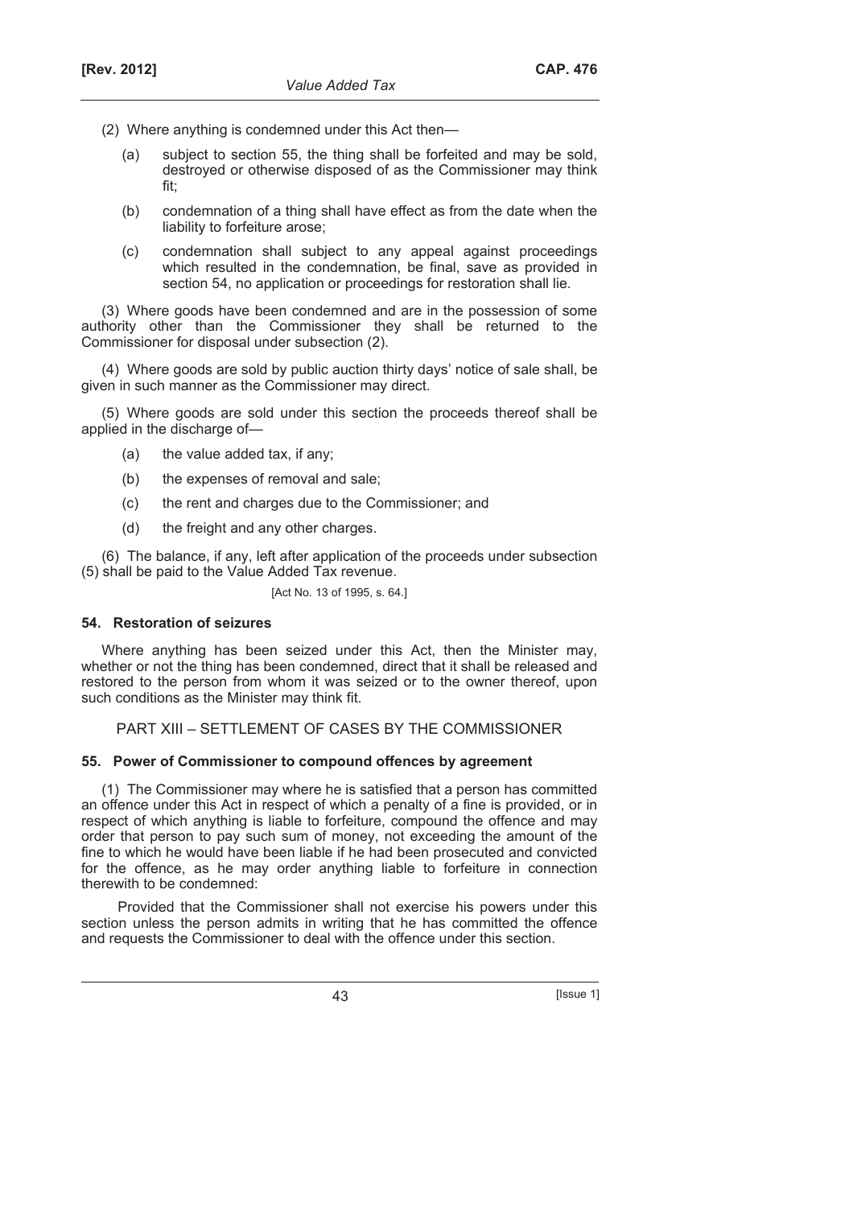(2) Where anything is condemned under this Act then—

(a) subject to section 55, the thing shall be forfeited and may be sold, destroyed or otherwise disposed of as the Commissioner may think fit;

(b) condemnation of a thing shall have effect as from the date when the liability to forfeiture arose;

(c) condemnation shall subject to any appeal against proceedings which resulted in the condemnation, be final, save as provided in section 54, no application or proceedings for restoration shall lie.

(3) Where goods have been condemned and are in the possession of some authority other than the Commissioner they shall be returned to the Commissioner for disposal under subsection (2).

(4) Where goods are sold by public auction thirty days' notice of sale shall, be given in such manner as the Commissioner may direct.

(5) Where goods are sold under this section the proceeds thereof shall be applied in the discharge of—

(a) the value added tax, if any;

(b) the expenses of removal and sale;

(c) the rent and charges due to the Commissioner; and

(d) the freight and any other charges.

(6) The balance, if any, left after application of the proceeds under subsection (5) shall be paid to the Value Added Tax revenue.

[Act No. 13 of 1995, s. 64.]

### 54. Restoration of seizures

Where anything has been seized under this Act, then the Minister may, whether or not the thing has been condemned, direct that it shall be released and restored to the person from whom it was seized or to the owner thereof, upon such conditions as the Minister may think fit.

## PART XIII – SETTLEMENT OF CASES BY THE COMMISSIONER

### 55. Power of Commissioner to compound offences by agreement

(1) The Commissioner may where he is satisfied that a person has committed an offence under this Act in respect of which a penalty of a fine is provided, or in respect of which anything is liable to forfeiture, compound the offence and may order that person to pay such sum of money, not exceeding the amount of the fine to which he would have been liable if he had been prosecuted and convicted for the offence, as he may order anything liable to forfeiture in connection therewith to be condemned:

Provided that the Commissioner shall not exercise his powers under this section unless the person admits in writing that he has committed the offence and requests the Commissioner to deal with the offence under this section.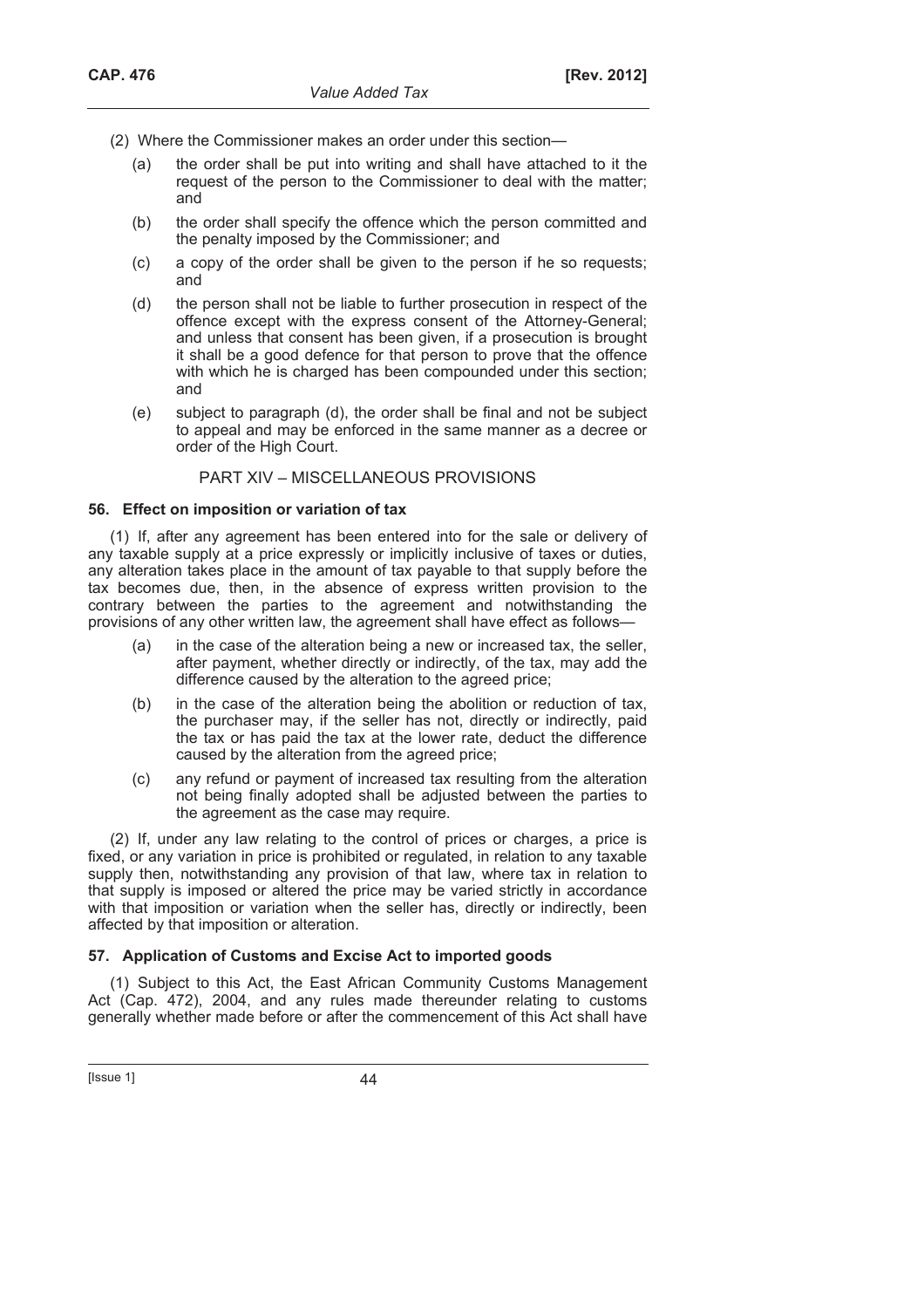(2) Where the Commissioner makes an order under this section—

(a) the order shall be put into writing and shall have attached to it the request of the person to the Commissioner to deal with the matter; and

(b) the order shall specify the offence which the person committed and the penalty imposed by the Commissioner; and

(c) a copy of the order shall be given to the person if he so requests; and

(d) the person shall not be liable to further prosecution in respect of the offence except with the express consent of the Attorney-General; and unless that consent has been given, if a prosecution is brought it shall be a good defence for that person to prove that the offence with which he is charged has been compounded under this section; and

(e) subject to paragraph (d), the order shall be final and not be subject to appeal and may be enforced in the same manner as a decree or order of the High Court.

## PART XIV – MISCELLANEOUS PROVISIONS

### 56. Effect on imposition or variation of tax

(1) If, after any agreement has been entered into for the sale or delivery of any taxable supply at a price expressly or implicitly inclusive of taxes or duties, any alteration takes place in the amount of tax payable to that supply before the tax becomes due, then, in the absence of express written provision to the contrary between the parties to the agreement and notwithstanding the provisions of any other written law, the agreement shall have effect as follows—

(a) in the case of the alteration being a new or increased tax, the seller, after payment, whether directly or indirectly, of the tax, may add the difference caused by the alteration to the agreed price;

(b) in the case of the alteration being the abolition or reduction of tax, the purchaser may, if the seller has not, directly or indirectly, paid the tax or has paid the tax at the lower rate, deduct the difference caused by the alteration from the agreed price;

(c) any refund or payment of increased tax resulting from the alteration not being finally adopted shall be adjusted between the parties to the agreement as the case may require.

(2) If, under any law relating to the control of prices or charges, a price is fixed, or any variation in price is prohibited or regulated, in relation to any taxable supply then, notwithstanding any provision of that law, where tax in relation to that supply is imposed or altered the price may be varied strictly in accordance with that imposition or variation when the seller has, directly or indirectly, been affected by that imposition or alteration.

### 57. Application of Customs and Excise Act to imported goods

(1) Subject to this Act, the East African Community Customs Management Act (Cap. 472), 2004, and any rules made thereunder relating to customs generally whether made before or after the commencement of this Act shall have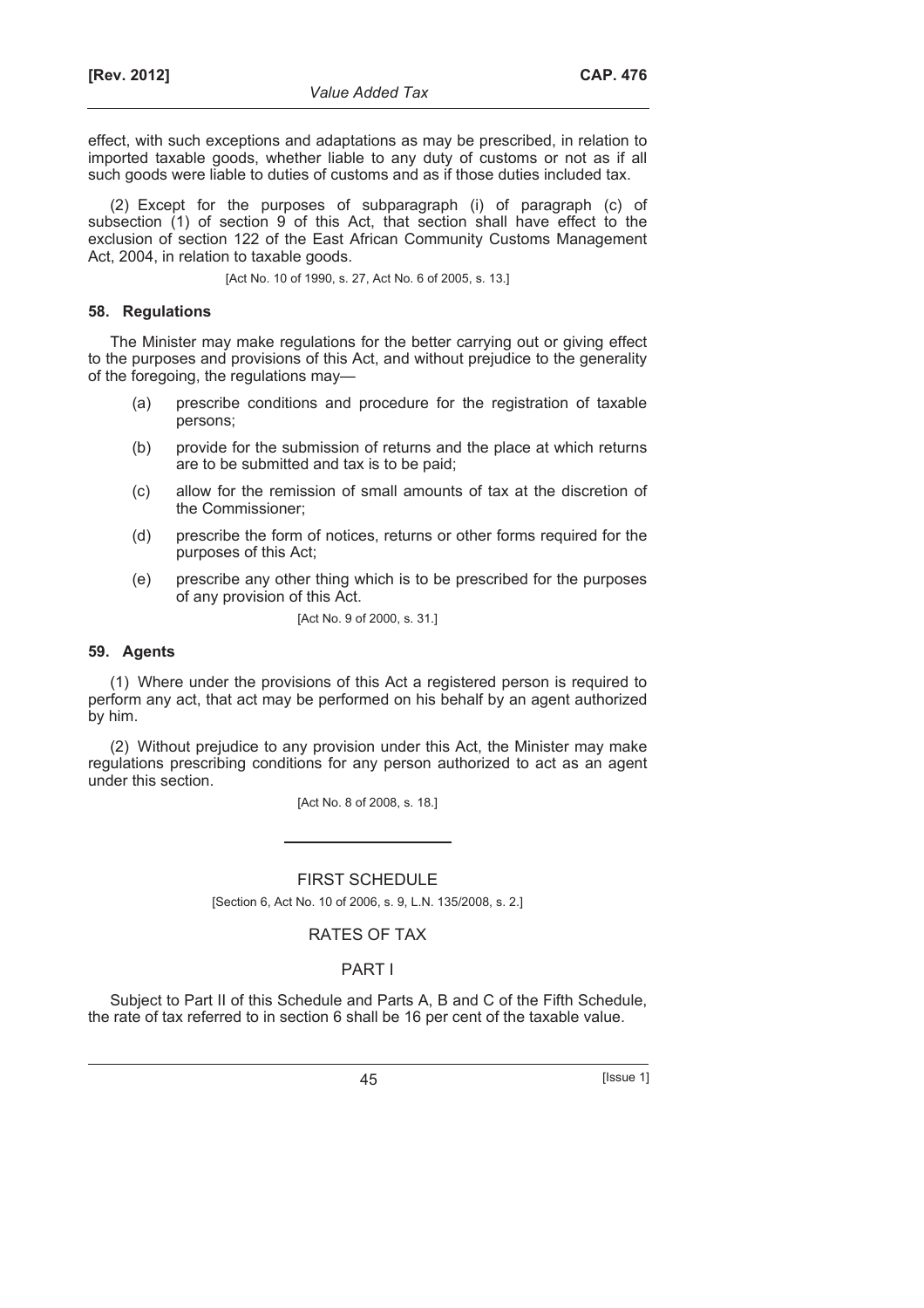effect, with such exceptions and adaptations as may be prescribed, in relation to imported taxable goods, whether liable to any duty of customs or not as if all such goods were liable to duties of customs and as if those duties included tax.

(2) Except for the purposes of subparagraph (i) of paragraph (c) of subsection (1) of section 9 of this Act, that section shall have effect to the exclusion of section 122 of the East African Community Customs Management Act, 2004, in relation to taxable goods.

[Act No. 10 of 1990, s. 27, Act No. 6 of 2005, s. 13.]

### 58. Regulations

The Minister may make regulations for the better carrying out or giving effect to the purposes and provisions of this Act, and without prejudice to the generality of the foregoing, the regulations may—

(a) prescribe conditions and procedure for the registration of taxable persons;

(b) provide for the submission of returns and the place at which returns are to be submitted and tax is to be paid;

(c) allow for the remission of small amounts of tax at the discretion of the Commissioner;

(d) prescribe the form of notices, returns or other forms required for the purposes of this Act;

(e) prescribe any other thing which is to be prescribed for the purposes of any provision of this Act.

[Act No. 9 of 2000, s. 31.]

### 59. Agents

(1) Where under the provisions of this Act a registered person is required to perform any act, that act may be performed on his behalf by an agent authorized by him.

(2) Without prejudice to any provision under this Act, the Minister may make regulations prescribing conditions for any person authorized to act as an agent under this section.

[Act No. 8 of 2008, s. 18.]

---

## FIRST SCHEDULE

[Section 6, Act No. 10 of 2006, s. 9, L.N. 135/2008, s. 2.]

## RATES OF TAX

## PART I

Subject to Part II of this Schedule and Parts A, B and C of the Fifth Schedule, the rate of tax referred to in section 6 shall be 16 per cent of the taxable value.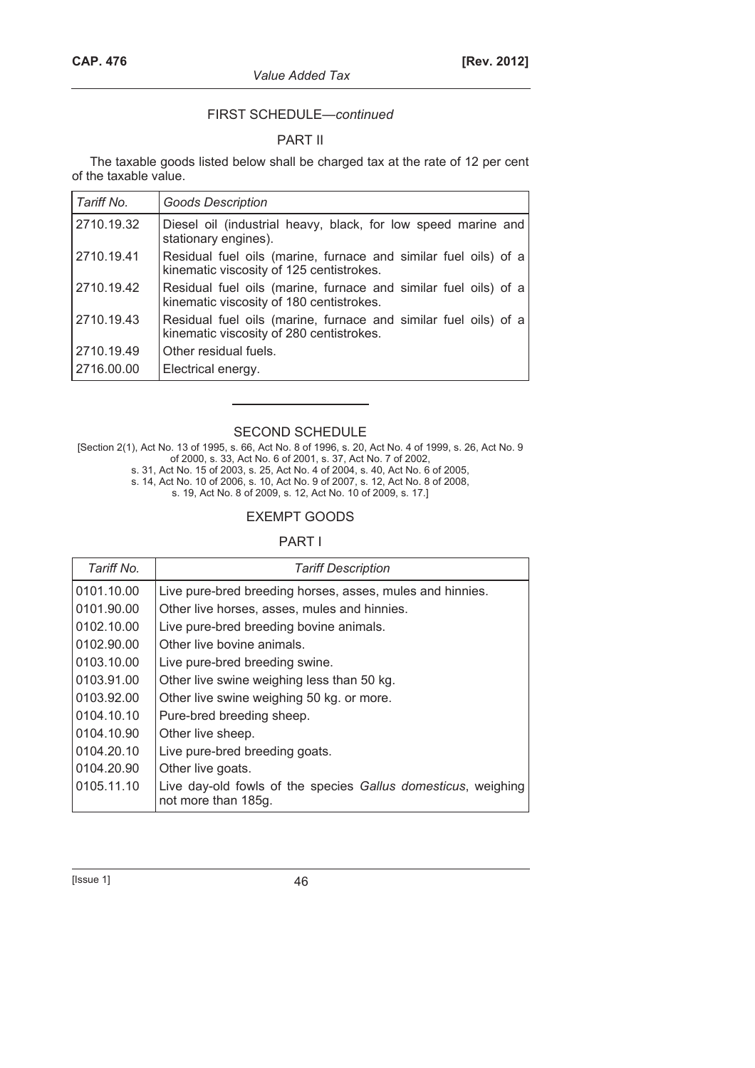FIRST SCHEDULE—*continued*

PART II

The taxable goods listed below shall be charged tax at the rate of 12 per cent of the taxable value.

| *Tariff No.* | *Goods Description* |
|---|---|
| 2710.19.32 | Diesel oil (industrial heavy, black, for low speed marine and stationary engines). |
| 2710.19.41 | Residual fuel oils (marine, furnace and similar fuel oils) of a kinematic viscosity of 125 centistrokes. |
| 2710.19.42 | Residual fuel oils (marine, furnace and similar fuel oils) of a kinematic viscosity of 180 centistrokes. |
| 2710.19.43 | Residual fuel oils (marine, furnace and similar fuel oils) of a kinematic viscosity of 280 centistrokes. |
| 2710.19.49 | Other residual fuels. |
| 2716.00.00 | Electrical energy. |

---

SECOND SCHEDULE

[Section 2(1), Act No. 13 of 1995, s. 66, Act No. 8 of 1996, s. 20, Act No. 4 of 1999, s. 26, Act No. 9 of 2000, s. 33, Act No. 6 of 2001, s. 37, Act No. 7 of 2002, s. 31, Act No. 15 of 2003, s. 25, Act No. 4 of 2004, s. 40, Act No. 6 of 2005, s. 14, Act No. 10 of 2006, s. 10, Act No. 9 of 2007, s. 12, Act No. 8 of 2008, s. 19, Act No. 8 of 2009, s. 12, Act No. 10 of 2009, s. 17.]

EXEMPT GOODS

PART I

| *Tariff No.* | *Tariff Description* |
|---|---|
| 0101.10.00 | Live pure-bred breeding horses, asses, mules and hinnies. |
| 0101.90.00 | Other live horses, asses, mules and hinnies. |
| 0102.10.00 | Live pure-bred breeding bovine animals. |
| 0102.90.00 | Other live bovine animals. |
| 0103.10.00 | Live pure-bred breeding swine. |
| 0103.91.00 | Other live swine weighing less than 50 kg. |
| 0103.92.00 | Other live swine weighing 50 kg. or more. |
| 0104.10.10 | Pure-bred breeding sheep. |
| 0104.10.90 | Other live sheep. |
| 0104.20.10 | Live pure-bred breeding goats. |
| 0104.20.90 | Other live goats. |
| 0105.11.10 | Live day-old fowls of the species *Gallus domesticus*, weighing not more than 185g. |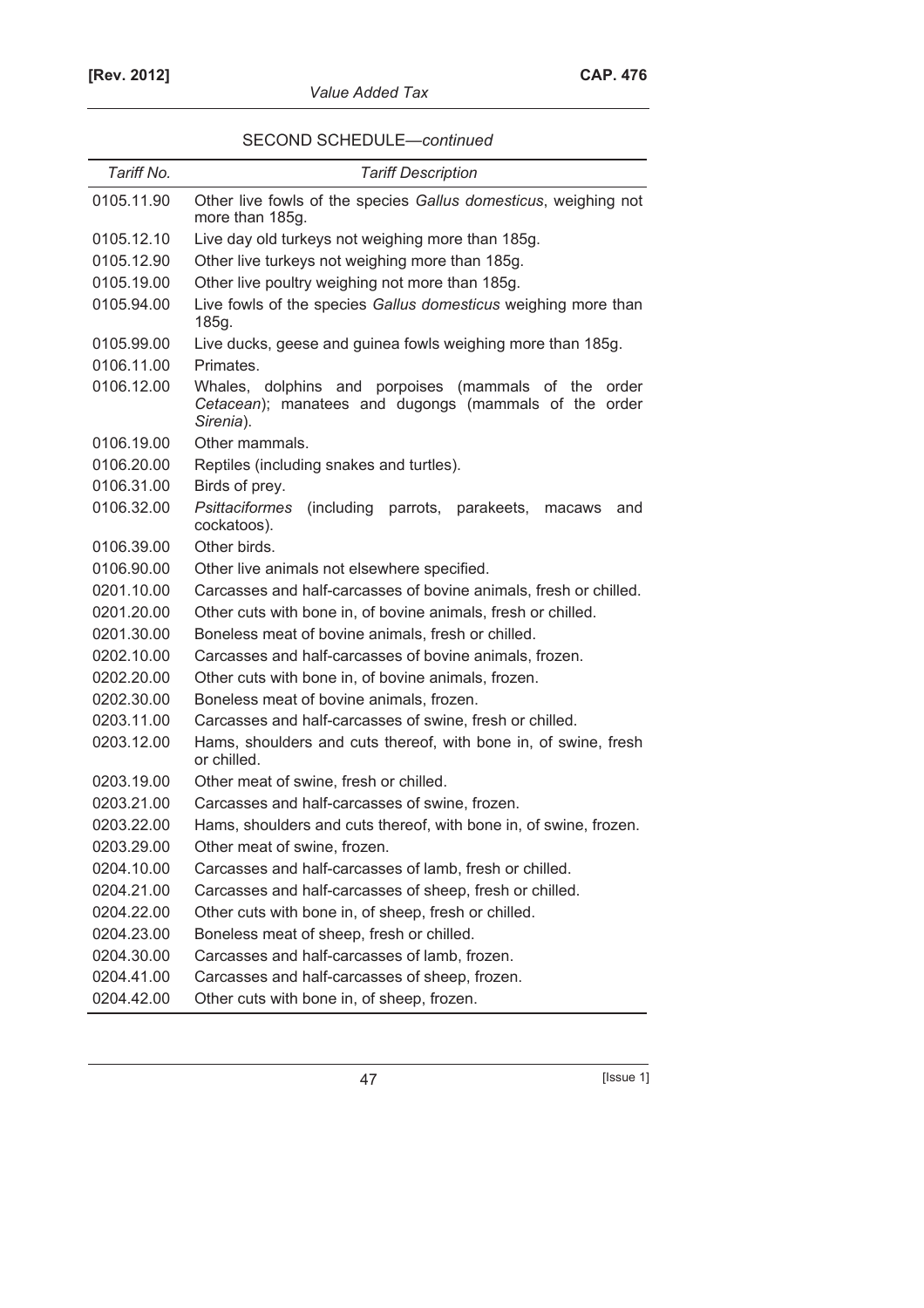SECOND SCHEDULE—*continued*

| *Tariff No.* | *Tariff Description* |
|---|---|
| 0105.11.90 | Other live fowls of the species *Gallus domesticus*, weighing not more than 185g. |
| 0105.12.10 | Live day old turkeys not weighing more than 185g. |
| 0105.12.90 | Other live turkeys not weighing more than 185g. |
| 0105.19.00 | Other live poultry weighing not more than 185g. |
| 0105.94.00 | Live fowls of the species *Gallus domesticus* weighing more than 185g. |
| 0105.99.00 | Live ducks, geese and guinea fowls weighing more than 185g. |
| 0106.11.00 | Primates. |
| 0106.12.00 | Whales, dolphins and porpoises (mammals of the order *Cetacean*); manatees and dugongs (mammals of the order *Sirenia*). |
| 0106.19.00 | Other mammals. |
| 0106.20.00 | Reptiles (including snakes and turtles). |
| 0106.31.00 | Birds of prey. |
| 0106.32.00 | *Psittaciformes* (including parrots, parakeets, macaws and cockatoos). |
| 0106.39.00 | Other birds. |
| 0106.90.00 | Other live animals not elsewhere specified. |
| 0201.10.00 | Carcasses and half-carcasses of bovine animals, fresh or chilled. |
| 0201.20.00 | Other cuts with bone in, of bovine animals, fresh or chilled. |
| 0201.30.00 | Boneless meat of bovine animals, fresh or chilled. |
| 0202.10.00 | Carcasses and half-carcasses of bovine animals, frozen. |
| 0202.20.00 | Other cuts with bone in, of bovine animals, frozen. |
| 0202.30.00 | Boneless meat of bovine animals, frozen. |
| 0203.11.00 | Carcasses and half-carcasses of swine, fresh or chilled. |
| 0203.12.00 | Hams, shoulders and cuts thereof, with bone in, of swine, fresh or chilled. |
| 0203.19.00 | Other meat of swine, fresh or chilled. |
| 0203.21.00 | Carcasses and half-carcasses of swine, frozen. |
| 0203.22.00 | Hams, shoulders and cuts thereof, with bone in, of swine, frozen. |
| 0203.29.00 | Other meat of swine, frozen. |
| 0204.10.00 | Carcasses and half-carcasses of lamb, fresh or chilled. |
| 0204.21.00 | Carcasses and half-carcasses of sheep, fresh or chilled. |
| 0204.22.00 | Other cuts with bone in, of sheep, fresh or chilled. |
| 0204.23.00 | Boneless meat of sheep, fresh or chilled. |
| 0204.30.00 | Carcasses and half-carcasses of lamb, frozen. |
| 0204.41.00 | Carcasses and half-carcasses of sheep, frozen. |
| 0204.42.00 | Other cuts with bone in, of sheep, frozen. |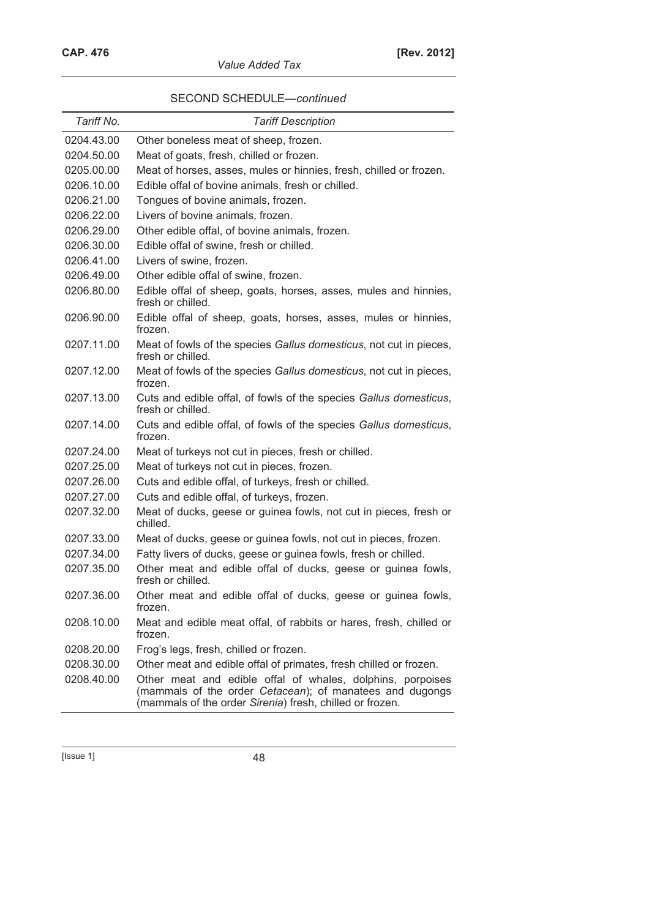SECOND SCHEDULE—*continued*

| *Tariff No.* | *Tariff Description* |
|---|---|
| 0204.43.00 | Other boneless meat of sheep, frozen. |
| 0204.50.00 | Meat of goats, fresh, chilled or frozen. |
| 0205.00.00 | Meat of horses, asses, mules or hinnies, fresh, chilled or frozen. |
| 0206.10.00 | Edible offal of bovine animals, fresh or chilled. |
| 0206.21.00 | Tongues of bovine animals, frozen. |
| 0206.22.00 | Livers of bovine animals, frozen. |
| 0206.29.00 | Other edible offal, of bovine animals, frozen. |
| 0206.30.00 | Edible offal of swine, fresh or chilled. |
| 0206.41.00 | Livers of swine, frozen. |
| 0206.49.00 | Other edible offal of swine, frozen. |
| 0206.80.00 | Edible offal of sheep, goats, horses, asses, mules and hinnies, fresh or chilled. |
| 0206.90.00 | Edible offal of sheep, goats, horses, asses, mules or hinnies, frozen. |
| 0207.11.00 | Meat of fowls of the species *Gallus domesticus*, not cut in pieces, fresh or chilled. |
| 0207.12.00 | Meat of fowls of the species *Gallus domesticus*, not cut in pieces, frozen. |
| 0207.13.00 | Cuts and edible offal, of fowls of the species *Gallus domesticus*, fresh or chilled. |
| 0207.14.00 | Cuts and edible offal, of fowls of the species *Gallus domesticus*, frozen. |
| 0207.24.00 | Meat of turkeys not cut in pieces, fresh or chilled. |
| 0207.25.00 | Meat of turkeys not cut in pieces, frozen. |
| 0207.26.00 | Cuts and edible offal, of turkeys, fresh or chilled. |
| 0207.27.00 | Cuts and edible offal, of turkeys, frozen. |
| 0207.32.00 | Meat of ducks, geese or guinea fowls, not cut in pieces, fresh or chilled. |
| 0207.33.00 | Meat of ducks, geese or guinea fowls, not cut in pieces, frozen. |
| 0207.34.00 | Fatty livers of ducks, geese or guinea fowls, fresh or chilled. |
| 0207.35.00 | Other meat and edible offal of ducks, geese or guinea fowls, fresh or chilled. |
| 0207.36.00 | Other meat and edible offal of ducks, geese or guinea fowls, frozen. |
| 0208.10.00 | Meat and edible meat offal, of rabbits or hares, fresh, chilled or frozen. |
| 0208.20.00 | Frog's legs, fresh, chilled or frozen. |
| 0208.30.00 | Other meat and edible offal of primates, fresh chilled or frozen. |
| 0208.40.00 | Other meat and edible offal of whales, dolphins, porpoises (mammals of the order *Cetacean*); of manatees and dugongs (mammals of the order *Sirenia*) fresh, chilled or frozen. |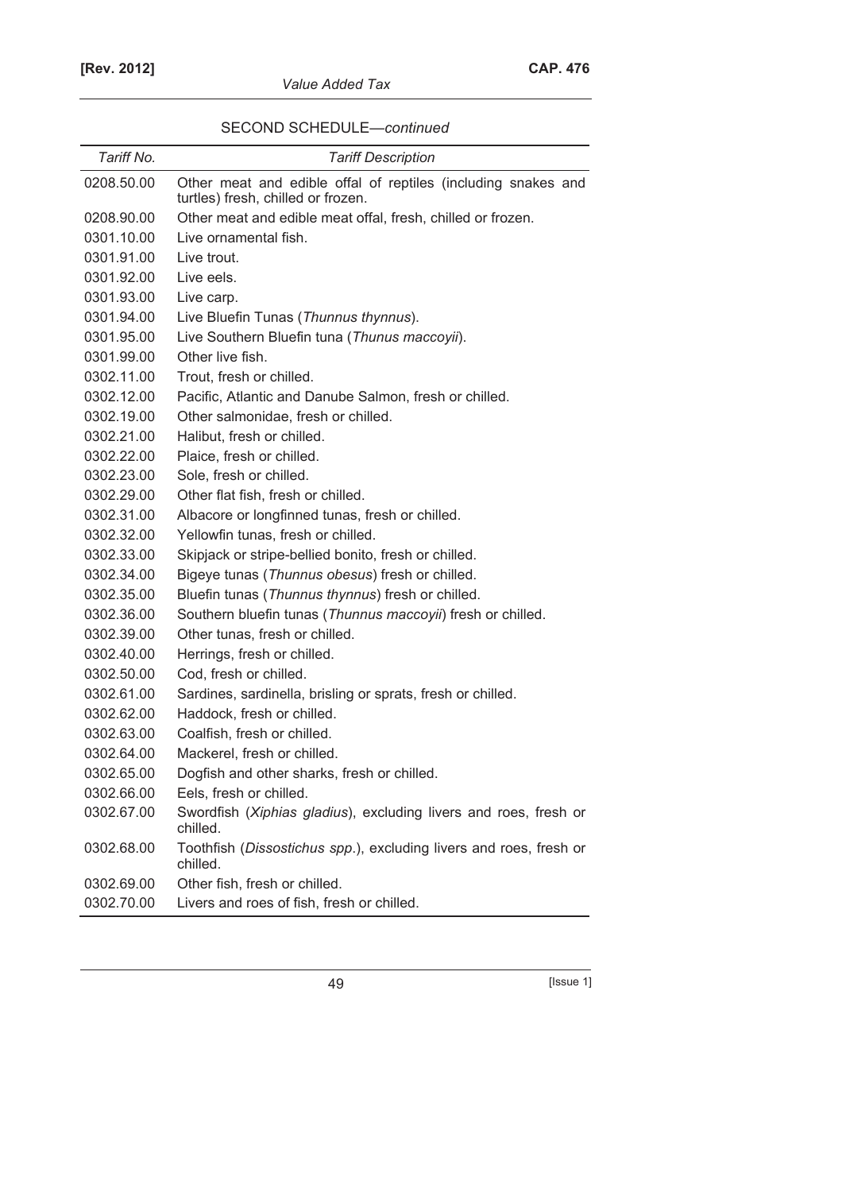SECOND SCHEDULE—*continued*

| *Tariff No.* | *Tariff Description* |
|---|---|
| 0208.50.00 | Other meat and edible offal of reptiles (including snakes and turtles) fresh, chilled or frozen. |
| 0208.90.00 | Other meat and edible meat offal, fresh, chilled or frozen. |
| 0301.10.00 | Live ornamental fish. |
| 0301.91.00 | Live trout. |
| 0301.92.00 | Live eels. |
| 0301.93.00 | Live carp. |
| 0301.94.00 | Live Bluefin Tunas (*Thunnus thynnus*). |
| 0301.95.00 | Live Southern Bluefin tuna (*Thunus maccoyii*). |
| 0301.99.00 | Other live fish. |
| 0302.11.00 | Trout, fresh or chilled. |
| 0302.12.00 | Pacific, Atlantic and Danube Salmon, fresh or chilled. |
| 0302.19.00 | Other salmonidae, fresh or chilled. |
| 0302.21.00 | Halibut, fresh or chilled. |
| 0302.22.00 | Plaice, fresh or chilled. |
| 0302.23.00 | Sole, fresh or chilled. |
| 0302.29.00 | Other flat fish, fresh or chilled. |
| 0302.31.00 | Albacore or longfinned tunas, fresh or chilled. |
| 0302.32.00 | Yellowfin tunas, fresh or chilled. |
| 0302.33.00 | Skipjack or stripe-bellied bonito, fresh or chilled. |
| 0302.34.00 | Bigeye tunas (*Thunnus obesus*) fresh or chilled. |
| 0302.35.00 | Bluefin tunas (*Thunnus thynnus*) fresh or chilled. |
| 0302.36.00 | Southern bluefin tunas (*Thunnus maccoyii*) fresh or chilled. |
| 0302.39.00 | Other tunas, fresh or chilled. |
| 0302.40.00 | Herrings, fresh or chilled. |
| 0302.50.00 | Cod, fresh or chilled. |
| 0302.61.00 | Sardines, sardinella, brisling or sprats, fresh or chilled. |
| 0302.62.00 | Haddock, fresh or chilled. |
| 0302.63.00 | Coalfish, fresh or chilled. |
| 0302.64.00 | Mackerel, fresh or chilled. |
| 0302.65.00 | Dogfish and other sharks, fresh or chilled. |
| 0302.66.00 | Eels, fresh or chilled. |
| 0302.67.00 | Swordfish (*Xiphias gladius*), excluding livers and roes, fresh or chilled. |
| 0302.68.00 | Toothfish (*Dissostichus spp*.), excluding livers and roes, fresh or chilled. |
| 0302.69.00 | Other fish, fresh or chilled. |
| 0302.70.00 | Livers and roes of fish, fresh or chilled. |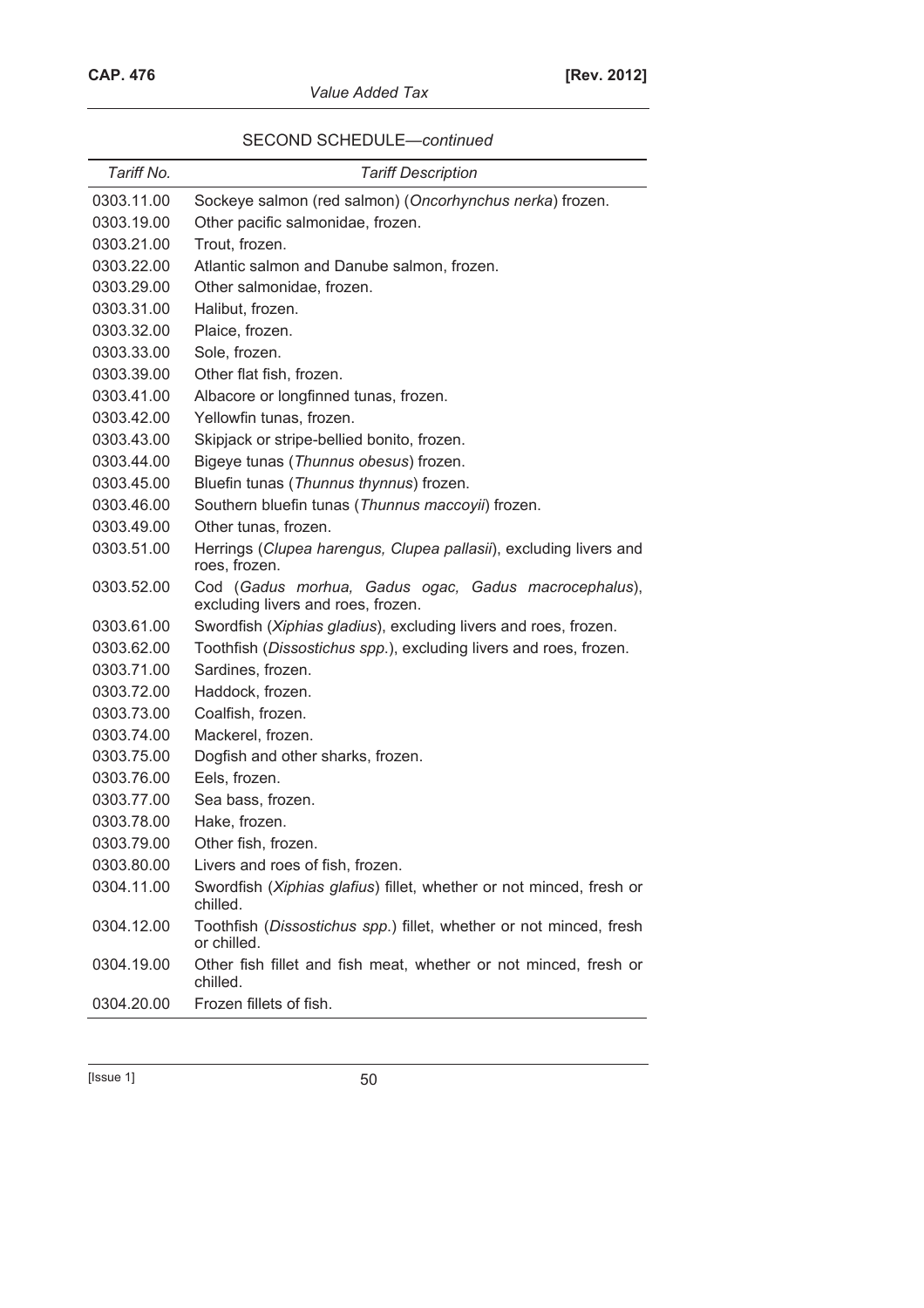SECOND SCHEDULE—*continued*

| *Tariff No.* | *Tariff Description* |
|---|---|
| 0303.11.00 | Sockeye salmon (red salmon) (*Oncorhynchus nerka*) frozen. |
| 0303.19.00 | Other pacific salmonidae, frozen. |
| 0303.21.00 | Trout, frozen. |
| 0303.22.00 | Atlantic salmon and Danube salmon, frozen. |
| 0303.29.00 | Other salmonidae, frozen. |
| 0303.31.00 | Halibut, frozen. |
| 0303.32.00 | Plaice, frozen. |
| 0303.33.00 | Sole, frozen. |
| 0303.39.00 | Other flat fish, frozen. |
| 0303.41.00 | Albacore or longfinned tunas, frozen. |
| 0303.42.00 | Yellowfin tunas, frozen. |
| 0303.43.00 | Skipjack or stripe-bellied bonito, frozen. |
| 0303.44.00 | Bigeye tunas (*Thunnus obesus*) frozen. |
| 0303.45.00 | Bluefin tunas (*Thunnus thynnus*) frozen. |
| 0303.46.00 | Southern bluefin tunas (*Thunnus maccoyii*) frozen. |
| 0303.49.00 | Other tunas, frozen. |
| 0303.51.00 | Herrings (*Clupea harengus, Clupea pallasii*), excluding livers and roes, frozen. |
| 0303.52.00 | Cod (*Gadus morhua, Gadus ogac, Gadus macrocephalus*), excluding livers and roes, frozen. |
| 0303.61.00 | Swordfish (*Xiphias gladius*), excluding livers and roes, frozen. |
| 0303.62.00 | Toothfish (*Dissostichus spp.*), excluding livers and roes, frozen. |
| 0303.71.00 | Sardines, frozen. |
| 0303.72.00 | Haddock, frozen. |
| 0303.73.00 | Coalfish, frozen. |
| 0303.74.00 | Mackerel, frozen. |
| 0303.75.00 | Dogfish and other sharks, frozen. |
| 0303.76.00 | Eels, frozen. |
| 0303.77.00 | Sea bass, frozen. |
| 0303.78.00 | Hake, frozen. |
| 0303.79.00 | Other fish, frozen. |
| 0303.80.00 | Livers and roes of fish, frozen. |
| 0304.11.00 | Swordfish (*Xiphias glafius*) fillet, whether or not minced, fresh or chilled. |
| 0304.12.00 | Toothfish (*Dissostichus spp.*) fillet, whether or not minced, fresh or chilled. |
| 0304.19.00 | Other fish fillet and fish meat, whether or not minced, fresh or chilled. |
| 0304.20.00 | Frozen fillets of fish. |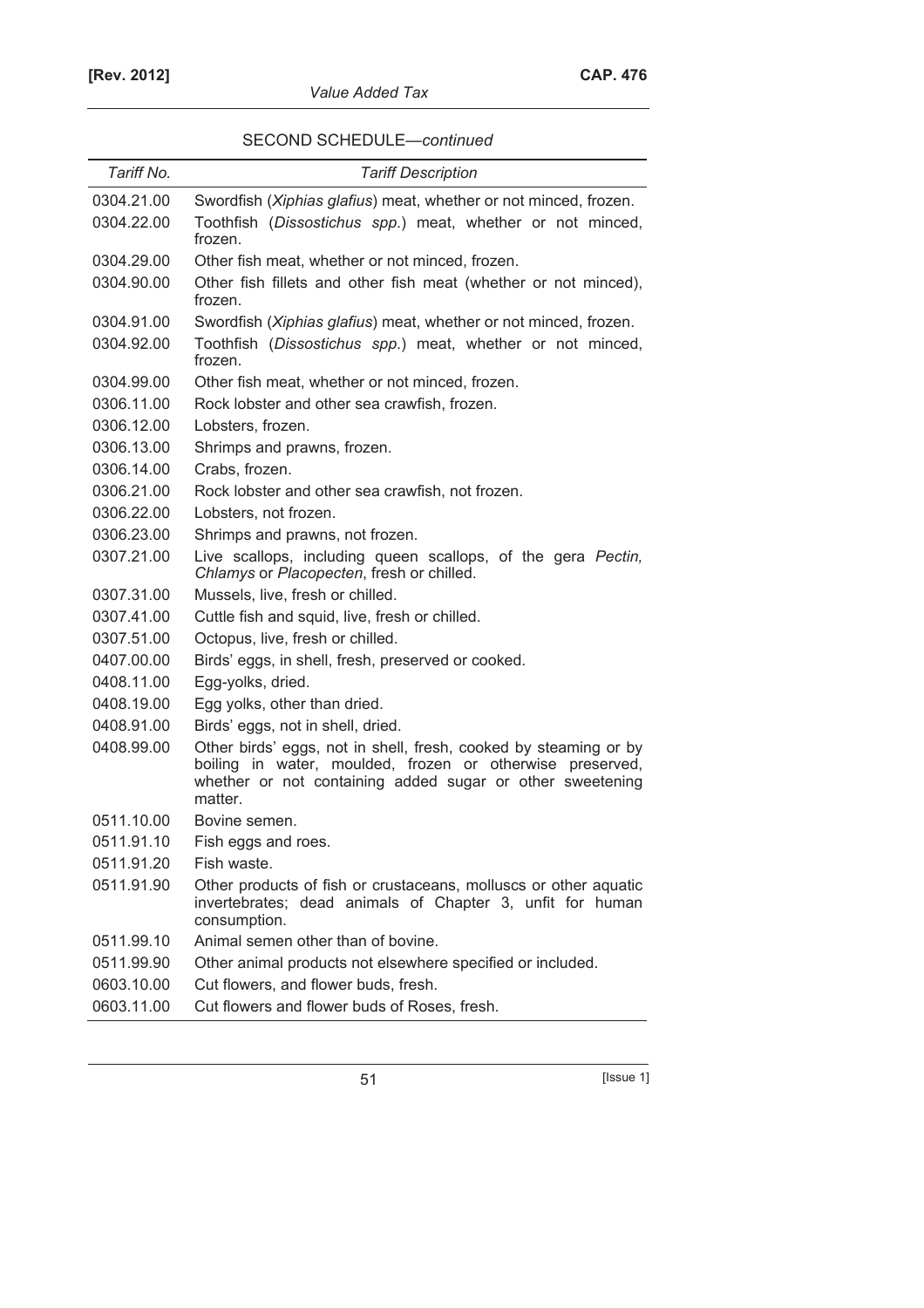SECOND SCHEDULE—*continued*

| *Tariff No.* | *Tariff Description* |
|---|---|
| 0304.21.00 | Swordfish (*Xiphias glafius*) meat, whether or not minced, frozen. |
| 0304.22.00 | Toothfish (*Dissostichus spp.*) meat, whether or not minced, frozen. |
| 0304.29.00 | Other fish meat, whether or not minced, frozen. |
| 0304.90.00 | Other fish fillets and other fish meat (whether or not minced), frozen. |
| 0304.91.00 | Swordfish (*Xiphias glafius*) meat, whether or not minced, frozen. |
| 0304.92.00 | Toothfish (*Dissostichus spp.*) meat, whether or not minced, frozen. |
| 0304.99.00 | Other fish meat, whether or not minced, frozen. |
| 0306.11.00 | Rock lobster and other sea crawfish, frozen. |
| 0306.12.00 | Lobsters, frozen. |
| 0306.13.00 | Shrimps and prawns, frozen. |
| 0306.14.00 | Crabs, frozen. |
| 0306.21.00 | Rock lobster and other sea crawfish, not frozen. |
| 0306.22.00 | Lobsters, not frozen. |
| 0306.23.00 | Shrimps and prawns, not frozen. |
| 0307.21.00 | Live scallops, including queen scallops, of the gera *Pectin, Chlamys* or *Placopecten*, fresh or chilled. |
| 0307.31.00 | Mussels, live, fresh or chilled. |
| 0307.41.00 | Cuttle fish and squid, live, fresh or chilled. |
| 0307.51.00 | Octopus, live, fresh or chilled. |
| 0407.00.00 | Birds' eggs, in shell, fresh, preserved or cooked. |
| 0408.11.00 | Egg-yolks, dried. |
| 0408.19.00 | Egg yolks, other than dried. |
| 0408.91.00 | Birds' eggs, not in shell, dried. |
| 0408.99.00 | Other birds' eggs, not in shell, fresh, cooked by steaming or by boiling in water, moulded, frozen or otherwise preserved, whether or not containing added sugar or other sweetening matter. |
| 0511.10.00 | Bovine semen. |
| 0511.91.10 | Fish eggs and roes. |
| 0511.91.20 | Fish waste. |
| 0511.91.90 | Other products of fish or crustaceans, molluscs or other aquatic invertebrates; dead animals of Chapter 3, unfit for human consumption. |
| 0511.99.10 | Animal semen other than of bovine. |
| 0511.99.90 | Other animal products not elsewhere specified or included. |
| 0603.10.00 | Cut flowers, and flower buds, fresh. |
| 0603.11.00 | Cut flowers and flower buds of Roses, fresh. |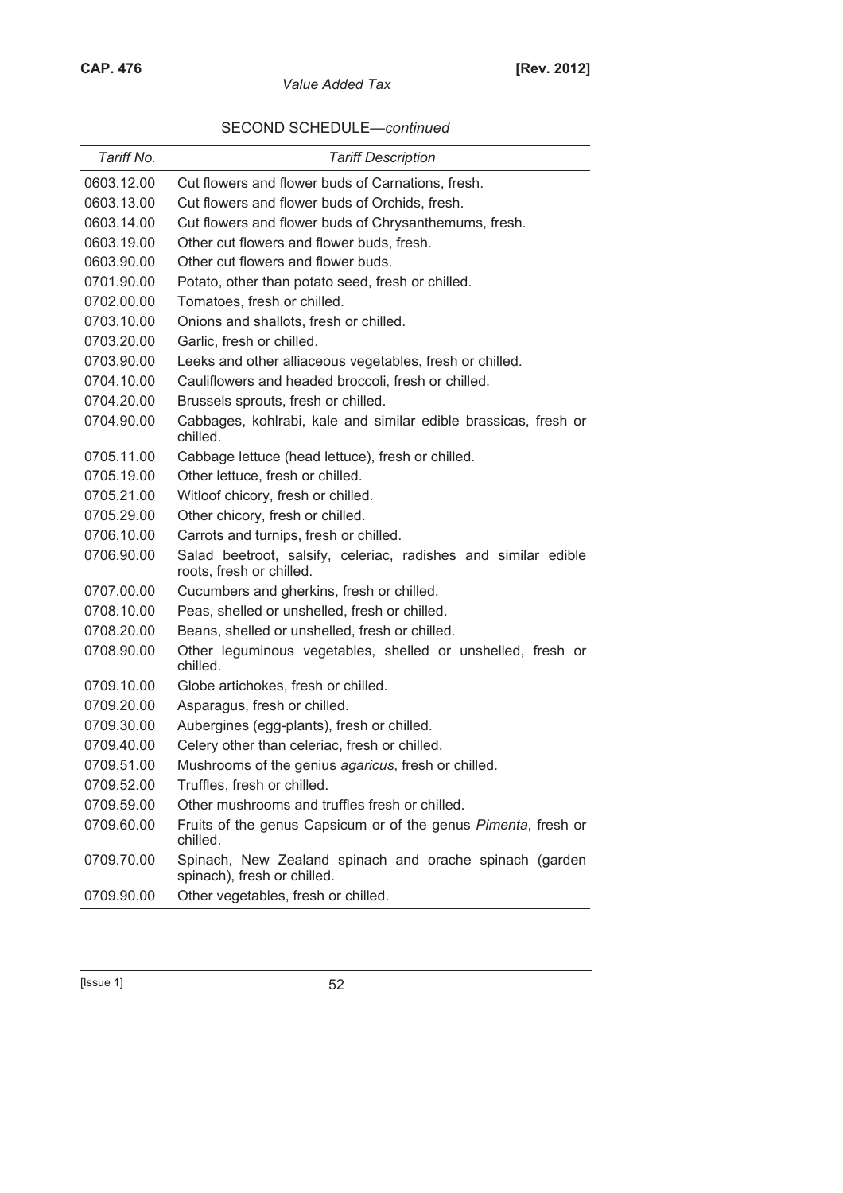SECOND SCHEDULE—*continued*

| *Tariff No.* | *Tariff Description* |
|---|---|
| 0603.12.00 | Cut flowers and flower buds of Carnations, fresh. |
| 0603.13.00 | Cut flowers and flower buds of Orchids, fresh. |
| 0603.14.00 | Cut flowers and flower buds of Chrysanthemums, fresh. |
| 0603.19.00 | Other cut flowers and flower buds, fresh. |
| 0603.90.00 | Other cut flowers and flower buds. |
| 0701.90.00 | Potato, other than potato seed, fresh or chilled. |
| 0702.00.00 | Tomatoes, fresh or chilled. |
| 0703.10.00 | Onions and shallots, fresh or chilled. |
| 0703.20.00 | Garlic, fresh or chilled. |
| 0703.90.00 | Leeks and other alliaceous vegetables, fresh or chilled. |
| 0704.10.00 | Cauliflowers and headed broccoli, fresh or chilled. |
| 0704.20.00 | Brussels sprouts, fresh or chilled. |
| 0704.90.00 | Cabbages, kohlrabi, kale and similar edible brassicas, fresh or chilled. |
| 0705.11.00 | Cabbage lettuce (head lettuce), fresh or chilled. |
| 0705.19.00 | Other lettuce, fresh or chilled. |
| 0705.21.00 | Witloof chicory, fresh or chilled. |
| 0705.29.00 | Other chicory, fresh or chilled. |
| 0706.10.00 | Carrots and turnips, fresh or chilled. |
| 0706.90.00 | Salad beetroot, salsify, celeriac, radishes and similar edible roots, fresh or chilled. |
| 0707.00.00 | Cucumbers and gherkins, fresh or chilled. |
| 0708.10.00 | Peas, shelled or unshelled, fresh or chilled. |
| 0708.20.00 | Beans, shelled or unshelled, fresh or chilled. |
| 0708.90.00 | Other leguminous vegetables, shelled or unshelled, fresh or chilled. |
| 0709.10.00 | Globe artichokes, fresh or chilled. |
| 0709.20.00 | Asparagus, fresh or chilled. |
| 0709.30.00 | Aubergines (egg-plants), fresh or chilled. |
| 0709.40.00 | Celery other than celeriac, fresh or chilled. |
| 0709.51.00 | Mushrooms of the genius *agaricus*, fresh or chilled. |
| 0709.52.00 | Truffles, fresh or chilled. |
| 0709.59.00 | Other mushrooms and truffles fresh or chilled. |
| 0709.60.00 | Fruits of the genus Capsicum or of the genus *Pimenta*, fresh or chilled. |
| 0709.70.00 | Spinach, New Zealand spinach and orache spinach (garden spinach), fresh or chilled. |
| 0709.90.00 | Other vegetables, fresh or chilled. |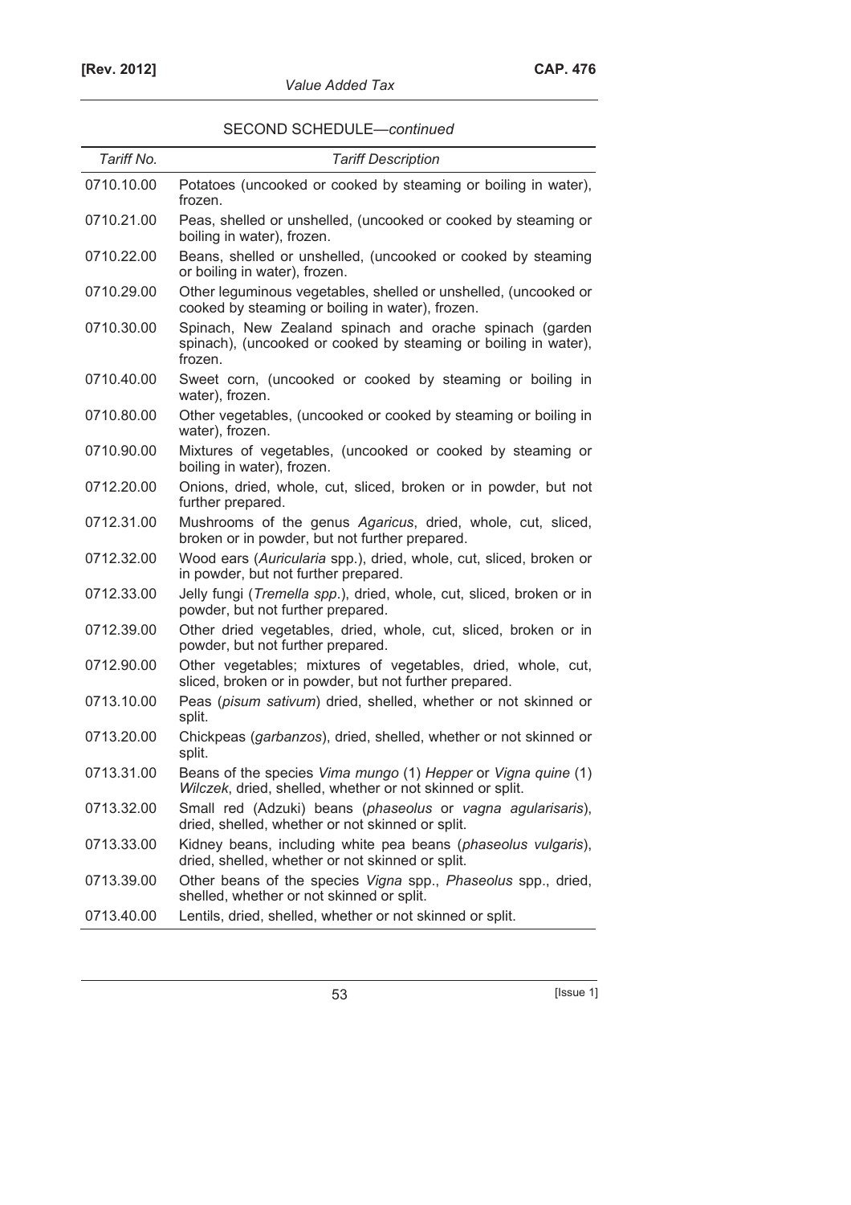SECOND SCHEDULE—*continued*

| *Tariff No.* | *Tariff Description* |
|---|---|
| 0710.10.00 | Potatoes (uncooked or cooked by steaming or boiling in water), frozen. |
| 0710.21.00 | Peas, shelled or unshelled, (uncooked or cooked by steaming or boiling in water), frozen. |
| 0710.22.00 | Beans, shelled or unshelled, (uncooked or cooked by steaming or boiling in water), frozen. |
| 0710.29.00 | Other leguminous vegetables, shelled or unshelled, (uncooked or cooked by steaming or boiling in water), frozen. |
| 0710.30.00 | Spinach, New Zealand spinach and orache spinach (garden spinach), (uncooked or cooked by steaming or boiling in water), frozen. |
| 0710.40.00 | Sweet corn, (uncooked or cooked by steaming or boiling in water), frozen. |
| 0710.80.00 | Other vegetables, (uncooked or cooked by steaming or boiling in water), frozen. |
| 0710.90.00 | Mixtures of vegetables, (uncooked or cooked by steaming or boiling in water), frozen. |
| 0712.20.00 | Onions, dried, whole, cut, sliced, broken or in powder, but not further prepared. |
| 0712.31.00 | Mushrooms of the genus *Agaricus*, dried, whole, cut, sliced, broken or in powder, but not further prepared. |
| 0712.32.00 | Wood ears (*Auricularia* spp.), dried, whole, cut, sliced, broken or in powder, but not further prepared. |
| 0712.33.00 | Jelly fungi (*Tremella spp*.), dried, whole, cut, sliced, broken or in powder, but not further prepared. |
| 0712.39.00 | Other dried vegetables, dried, whole, cut, sliced, broken or in powder, but not further prepared. |
| 0712.90.00 | Other vegetables; mixtures of vegetables, dried, whole, cut, sliced, broken or in powder, but not further prepared. |
| 0713.10.00 | Peas (*pisum sativum*) dried, shelled, whether or not skinned or split. |
| 0713.20.00 | Chickpeas (*garbanzos*), dried, shelled, whether or not skinned or split. |
| 0713.31.00 | Beans of the species *Vima mungo* (1) *Hepper* or *Vigna quine* (1) *Wilczek*, dried, shelled, whether or not skinned or split. |
| 0713.32.00 | Small red (Adzuki) beans (*phaseolus* or *vagna agularisaris*), dried, shelled, whether or not skinned or split. |
| 0713.33.00 | Kidney beans, including white pea beans (*phaseolus vulgaris*), dried, shelled, whether or not skinned or split. |
| 0713.39.00 | Other beans of the species *Vigna* spp., *Phaseolus* spp., dried, shelled, whether or not skinned or split. |
| 0713.40.00 | Lentils, dried, shelled, whether or not skinned or split. |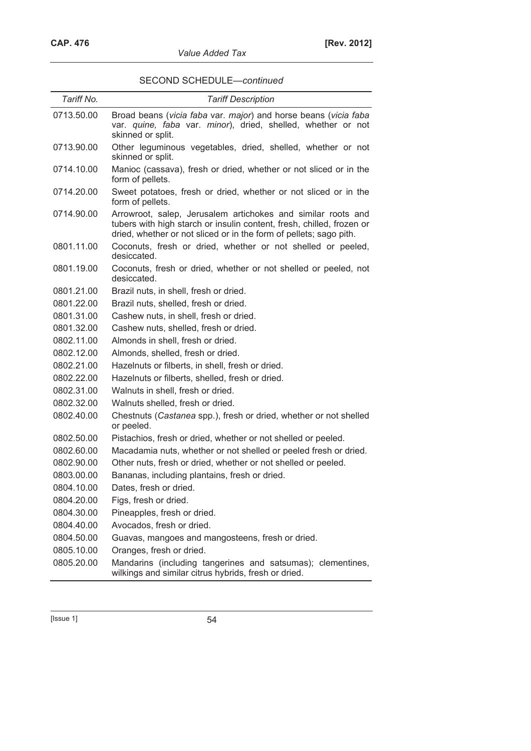SECOND SCHEDULE—*continued*

| *Tariff No.* | *Tariff Description* |
|---|---|
| 0713.50.00 | Broad beans (*vicia faba* var. *major*) and horse beans (*vicia faba* var. *quine, faba* var. *minor*), dried, shelled, whether or not skinned or split. |
| 0713.90.00 | Other leguminous vegetables, dried, shelled, whether or not skinned or split. |
| 0714.10.00 | Manioc (cassava), fresh or dried, whether or not sliced or in the form of pellets. |
| 0714.20.00 | Sweet potatoes, fresh or dried, whether or not sliced or in the form of pellets. |
| 0714.90.00 | Arrowroot, salep, Jerusalem artichokes and similar roots and tubers with high starch or insulin content, fresh, chilled, frozen or dried, whether or not sliced or in the form of pellets; sago pith. |
| 0801.11.00 | Coconuts, fresh or dried, whether or not shelled or peeled, desiccated. |
| 0801.19.00 | Coconuts, fresh or dried, whether or not shelled or peeled, not desiccated. |
| 0801.21.00 | Brazil nuts, in shell, fresh or dried. |
| 0801.22.00 | Brazil nuts, shelled, fresh or dried. |
| 0801.31.00 | Cashew nuts, in shell, fresh or dried. |
| 0801.32.00 | Cashew nuts, shelled, fresh or dried. |
| 0802.11.00 | Almonds in shell, fresh or dried. |
| 0802.12.00 | Almonds, shelled, fresh or dried. |
| 0802.21.00 | Hazelnuts or filberts, in shell, fresh or dried. |
| 0802.22.00 | Hazelnuts or filberts, shelled, fresh or dried. |
| 0802.31.00 | Walnuts in shell, fresh or dried. |
| 0802.32.00 | Walnuts shelled, fresh or dried. |
| 0802.40.00 | Chestnuts (*Castanea* spp.), fresh or dried, whether or not shelled or peeled. |
| 0802.50.00 | Pistachios, fresh or dried, whether or not shelled or peeled. |
| 0802.60.00 | Macadamia nuts, whether or not shelled or peeled fresh or dried. |
| 0802.90.00 | Other nuts, fresh or dried, whether or not shelled or peeled. |
| 0803.00.00 | Bananas, including plantains, fresh or dried. |
| 0804.10.00 | Dates, fresh or dried. |
| 0804.20.00 | Figs, fresh or dried. |
| 0804.30.00 | Pineapples, fresh or dried. |
| 0804.40.00 | Avocados, fresh or dried. |
| 0804.50.00 | Guavas, mangoes and mangosteens, fresh or dried. |
| 0805.10.00 | Oranges, fresh or dried. |
| 0805.20.00 | Mandarins (including tangerines and satsumas); clementines, wilkings and similar citrus hybrids, fresh or dried. |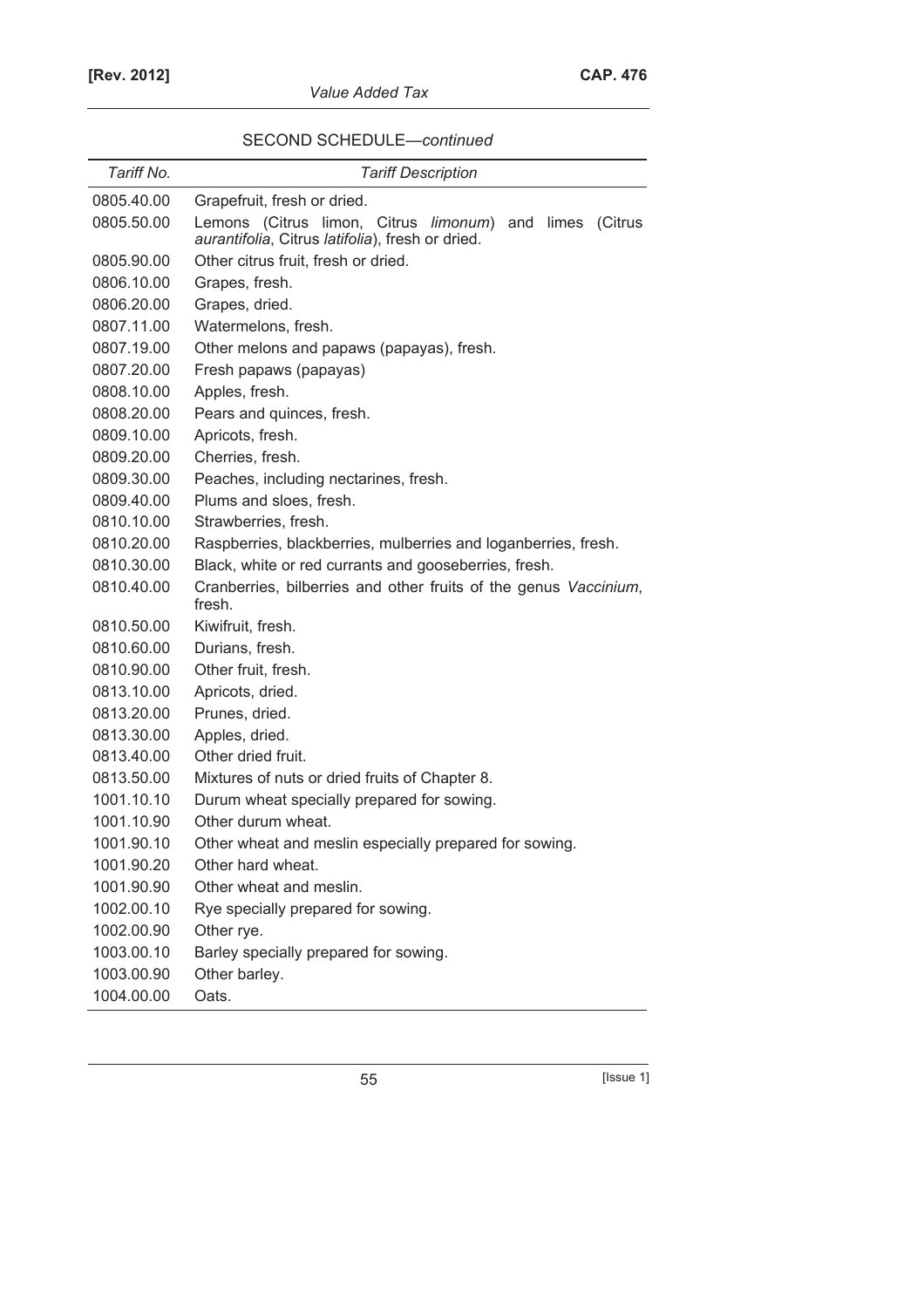SECOND SCHEDULE—*continued*

| *Tariff No.* | *Tariff Description* |
|---|---|
| 0805.40.00 | Grapefruit, fresh or dried. |
| 0805.50.00 | Lemons (Citrus limon, Citrus *limonum*) and limes (Citrus *aurantifolia*, Citrus *latifolia*), fresh or dried. |
| 0805.90.00 | Other citrus fruit, fresh or dried. |
| 0806.10.00 | Grapes, fresh. |
| 0806.20.00 | Grapes, dried. |
| 0807.11.00 | Watermelons, fresh. |
| 0807.19.00 | Other melons and papaws (papayas), fresh. |
| 0807.20.00 | Fresh papaws (papayas) |
| 0808.10.00 | Apples, fresh. |
| 0808.20.00 | Pears and quinces, fresh. |
| 0809.10.00 | Apricots, fresh. |
| 0809.20.00 | Cherries, fresh. |
| 0809.30.00 | Peaches, including nectarines, fresh. |
| 0809.40.00 | Plums and sloes, fresh. |
| 0810.10.00 | Strawberries, fresh. |
| 0810.20.00 | Raspberries, blackberries, mulberries and loganberries, fresh. |
| 0810.30.00 | Black, white or red currants and gooseberries, fresh. |
| 0810.40.00 | Cranberries, bilberries and other fruits of the genus *Vaccinium*, fresh. |
| 0810.50.00 | Kiwifruit, fresh. |
| 0810.60.00 | Durians, fresh. |
| 0810.90.00 | Other fruit, fresh. |
| 0813.10.00 | Apricots, dried. |
| 0813.20.00 | Prunes, dried. |
| 0813.30.00 | Apples, dried. |
| 0813.40.00 | Other dried fruit. |
| 0813.50.00 | Mixtures of nuts or dried fruits of Chapter 8. |
| 1001.10.10 | Durum wheat specially prepared for sowing. |
| 1001.10.90 | Other durum wheat. |
| 1001.90.10 | Other wheat and meslin especially prepared for sowing. |
| 1001.90.20 | Other hard wheat. |
| 1001.90.90 | Other wheat and meslin. |
| 1002.00.10 | Rye specially prepared for sowing. |
| 1002.00.90 | Other rye. |
| 1003.00.10 | Barley specially prepared for sowing. |
| 1003.00.90 | Other barley. |
| 1004.00.00 | Oats. |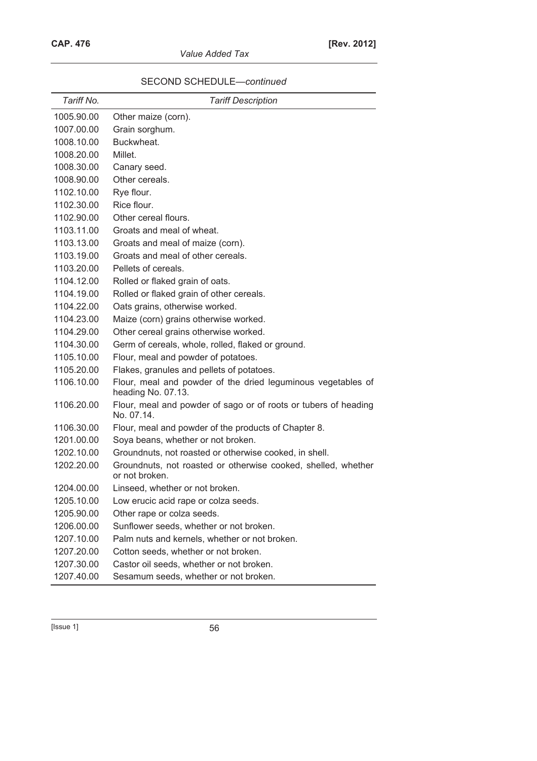SECOND SCHEDULE—*continued*

| *Tariff No.* | *Tariff Description* |
|---|---|
| 1005.90.00 | Other maize (corn). |
| 1007.00.00 | Grain sorghum. |
| 1008.10.00 | Buckwheat. |
| 1008.20.00 | Millet. |
| 1008.30.00 | Canary seed. |
| 1008.90.00 | Other cereals. |
| 1102.10.00 | Rye flour. |
| 1102.30.00 | Rice flour. |
| 1102.90.00 | Other cereal flours. |
| 1103.11.00 | Groats and meal of wheat. |
| 1103.13.00 | Groats and meal of maize (corn). |
| 1103.19.00 | Groats and meal of other cereals. |
| 1103.20.00 | Pellets of cereals. |
| 1104.12.00 | Rolled or flaked grain of oats. |
| 1104.19.00 | Rolled or flaked grain of other cereals. |
| 1104.22.00 | Oats grains, otherwise worked. |
| 1104.23.00 | Maize (corn) grains otherwise worked. |
| 1104.29.00 | Other cereal grains otherwise worked. |
| 1104.30.00 | Germ of cereals, whole, rolled, flaked or ground. |
| 1105.10.00 | Flour, meal and powder of potatoes. |
| 1105.20.00 | Flakes, granules and pellets of potatoes. |
| 1106.10.00 | Flour, meal and powder of the dried leguminous vegetables of heading No. 07.13. |
| 1106.20.00 | Flour, meal and powder of sago or of roots or tubers of heading No. 07.14. |
| 1106.30.00 | Flour, meal and powder of the products of Chapter 8. |
| 1201.00.00 | Soya beans, whether or not broken. |
| 1202.10.00 | Groundnuts, not roasted or otherwise cooked, in shell. |
| 1202.20.00 | Groundnuts, not roasted or otherwise cooked, shelled, whether or not broken. |
| 1204.00.00 | Linseed, whether or not broken. |
| 1205.10.00 | Low erucic acid rape or colza seeds. |
| 1205.90.00 | Other rape or colza seeds. |
| 1206.00.00 | Sunflower seeds, whether or not broken. |
| 1207.10.00 | Palm nuts and kernels, whether or not broken. |
| 1207.20.00 | Cotton seeds, whether or not broken. |
| 1207.30.00 | Castor oil seeds, whether or not broken. |
| 1207.40.00 | Sesamum seeds, whether or not broken. |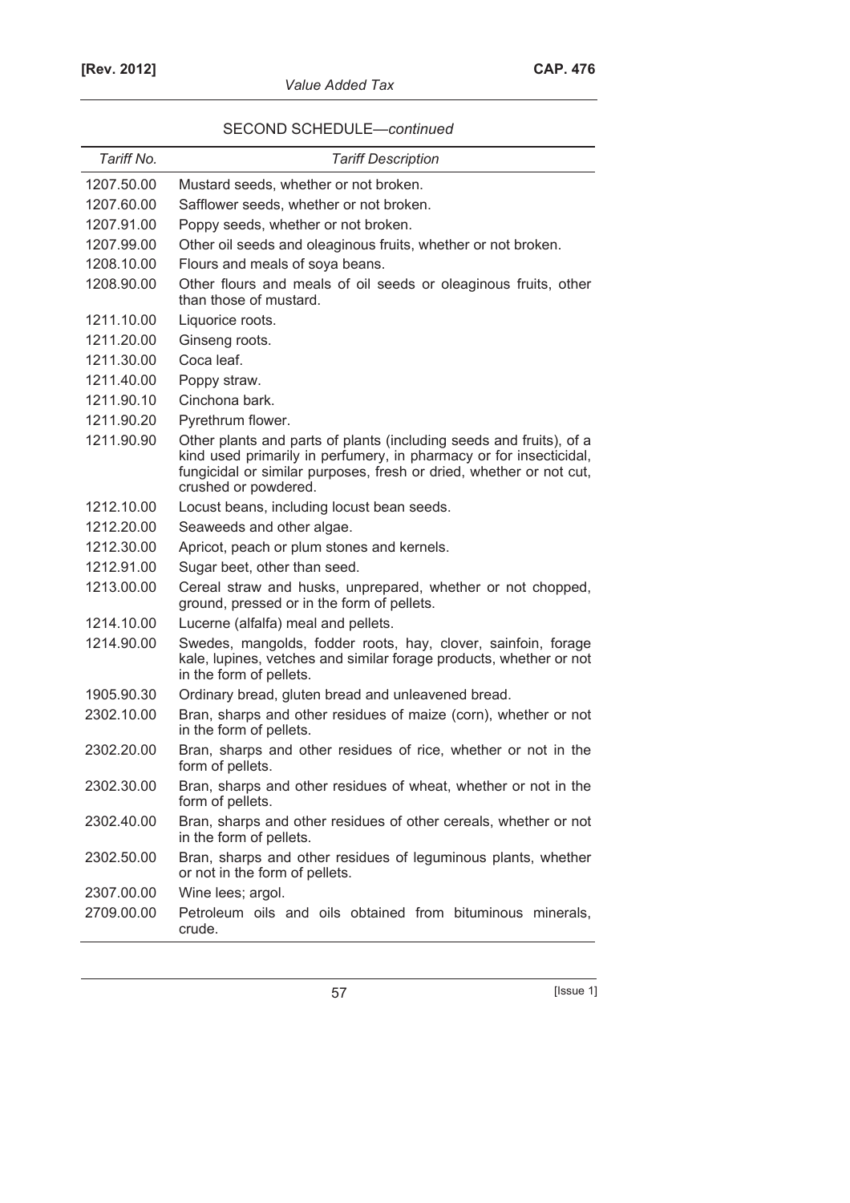SECOND SCHEDULE—*continued*

| *Tariff No.* | *Tariff Description* |
|---|---|
| 1207.50.00 | Mustard seeds, whether or not broken. |
| 1207.60.00 | Safflower seeds, whether or not broken. |
| 1207.91.00 | Poppy seeds, whether or not broken. |
| 1207.99.00 | Other oil seeds and oleaginous fruits, whether or not broken. |
| 1208.10.00 | Flours and meals of soya beans. |
| 1208.90.00 | Other flours and meals of oil seeds or oleaginous fruits, other than those of mustard. |
| 1211.10.00 | Liquorice roots. |
| 1211.20.00 | Ginseng roots. |
| 1211.30.00 | Coca leaf. |
| 1211.40.00 | Poppy straw. |
| 1211.90.10 | Cinchona bark. |
| 1211.90.20 | Pyrethrum flower. |
| 1211.90.90 | Other plants and parts of plants (including seeds and fruits), of a kind used primarily in perfumery, in pharmacy or for insecticidal, fungicidal or similar purposes, fresh or dried, whether or not cut, crushed or powdered. |
| 1212.10.00 | Locust beans, including locust bean seeds. |
| 1212.20.00 | Seaweeds and other algae. |
| 1212.30.00 | Apricot, peach or plum stones and kernels. |
| 1212.91.00 | Sugar beet, other than seed. |
| 1213.00.00 | Cereal straw and husks, unprepared, whether or not chopped, ground, pressed or in the form of pellets. |
| 1214.10.00 | Lucerne (alfalfa) meal and pellets. |
| 1214.90.00 | Swedes, mangolds, fodder roots, hay, clover, sainfoin, forage kale, lupines, vetches and similar forage products, whether or not in the form of pellets. |
| 1905.90.30 | Ordinary bread, gluten bread and unleavened bread. |
| 2302.10.00 | Bran, sharps and other residues of maize (corn), whether or not in the form of pellets. |
| 2302.20.00 | Bran, sharps and other residues of rice, whether or not in the form of pellets. |
| 2302.30.00 | Bran, sharps and other residues of wheat, whether or not in the form of pellets. |
| 2302.40.00 | Bran, sharps and other residues of other cereals, whether or not in the form of pellets. |
| 2302.50.00 | Bran, sharps and other residues of leguminous plants, whether or not in the form of pellets. |
| 2307.00.00 | Wine lees; argol. |
| 2709.00.00 | Petroleum oils and oils obtained from bituminous minerals, crude. |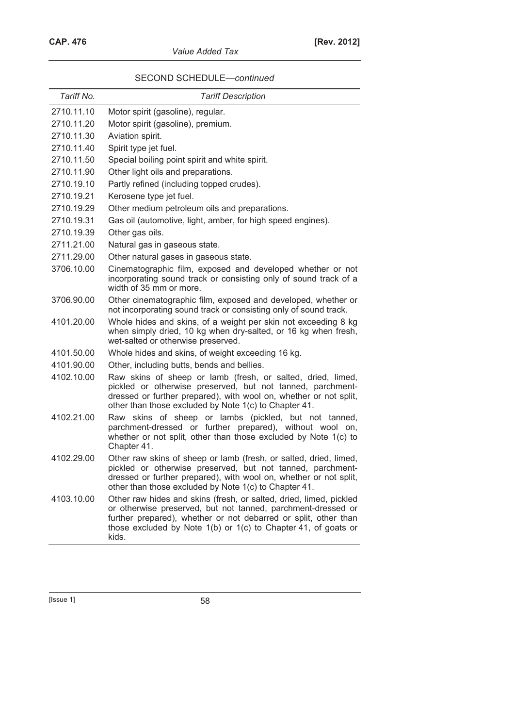SECOND SCHEDULE—*continued*

| *Tariff No.* | *Tariff Description* |
|---|---|
| 2710.11.10 | Motor spirit (gasoline), regular. |
| 2710.11.20 | Motor spirit (gasoline), premium. |
| 2710.11.30 | Aviation spirit. |
| 2710.11.40 | Spirit type jet fuel. |
| 2710.11.50 | Special boiling point spirit and white spirit. |
| 2710.11.90 | Other light oils and preparations. |
| 2710.19.10 | Partly refined (including topped crudes). |
| 2710.19.21 | Kerosene type jet fuel. |
| 2710.19.29 | Other medium petroleum oils and preparations. |
| 2710.19.31 | Gas oil (automotive, light, amber, for high speed engines). |
| 2710.19.39 | Other gas oils. |
| 2711.21.00 | Natural gas in gaseous state. |
| 2711.29.00 | Other natural gases in gaseous state. |
| 3706.10.00 | Cinematographic film, exposed and developed whether or not incorporating sound track or consisting only of sound track of a width of 35 mm or more. |
| 3706.90.00 | Other cinematographic film, exposed and developed, whether or not incorporating sound track or consisting only of sound track. |
| 4101.20.00 | Whole hides and skins, of a weight per skin not exceeding 8 kg when simply dried, 10 kg when dry-salted, or 16 kg when fresh, wet-salted or otherwise preserved. |
| 4101.50.00 | Whole hides and skins, of weight exceeding 16 kg. |
| 4101.90.00 | Other, including butts, bends and bellies. |
| 4102.10.00 | Raw skins of sheep or lamb (fresh, or salted, dried, limed, pickled or otherwise preserved, but not tanned, parchment-dressed or further prepared), with wool on, whether or not split, other than those excluded by Note 1(c) to Chapter 41. |
| 4102.21.00 | Raw skins of sheep or lambs (pickled, but not tanned, parchment-dressed or further prepared), without wool on, whether or not split, other than those excluded by Note 1(c) to Chapter 41. |
| 4102.29.00 | Other raw skins of sheep or lamb (fresh, or salted, dried, limed, pickled or otherwise preserved, but not tanned, parchment-dressed or further prepared), with wool on, whether or not split, other than those excluded by Note 1(c) to Chapter 41. |
| 4103.10.00 | Other raw hides and skins (fresh, or salted, dried, limed, pickled or otherwise preserved, but not tanned, parchment-dressed or further prepared), whether or not debarred or split, other than those excluded by Note 1(b) or 1(c) to Chapter 41, of goats or kids. |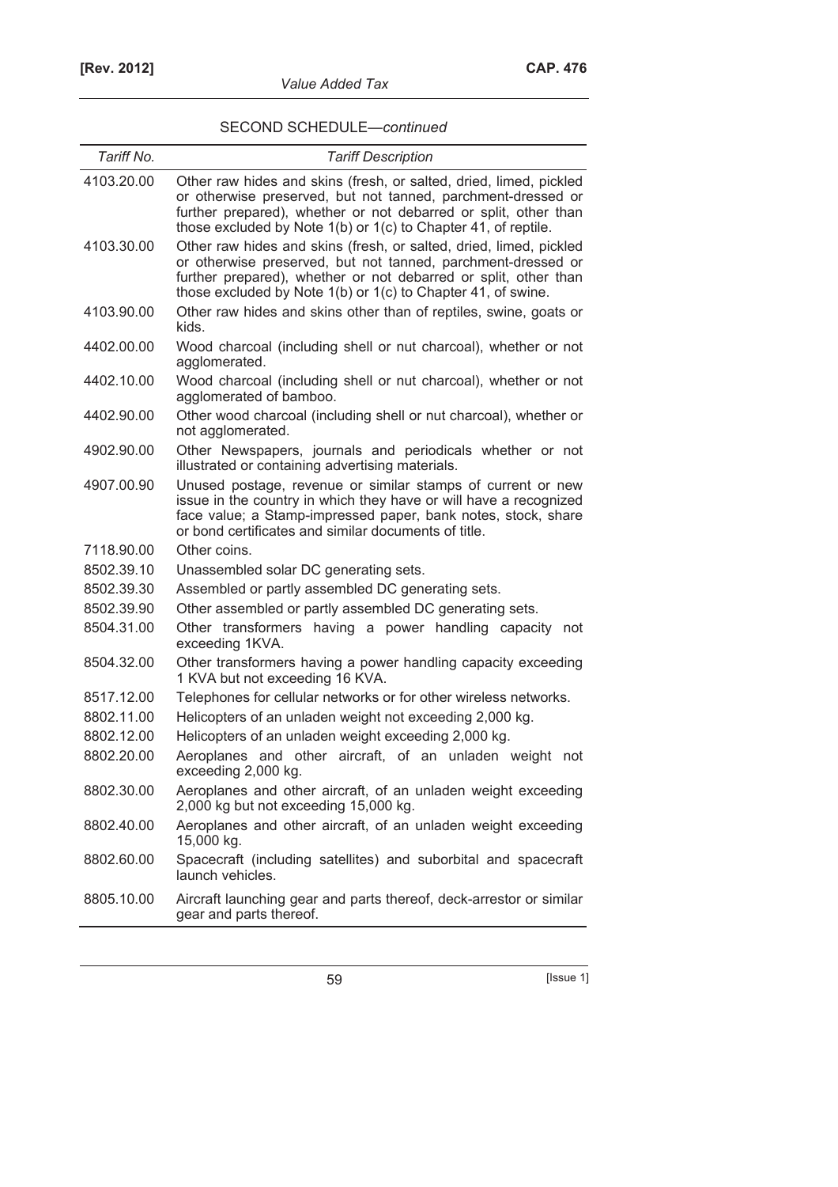SECOND SCHEDULE—*continued*

| *Tariff No.* | *Tariff Description* |
|---|---|
| 4103.20.00 | Other raw hides and skins (fresh, or salted, dried, limed, pickled or otherwise preserved, but not tanned, parchment-dressed or further prepared), whether or not debarred or split, other than those excluded by Note 1(b) or 1(c) to Chapter 41, of reptile. |
| 4103.30.00 | Other raw hides and skins (fresh, or salted, dried, limed, pickled or otherwise preserved, but not tanned, parchment-dressed or further prepared), whether or not debarred or split, other than those excluded by Note 1(b) or 1(c) to Chapter 41, of swine. |
| 4103.90.00 | Other raw hides and skins other than of reptiles, swine, goats or kids. |
| 4402.00.00 | Wood charcoal (including shell or nut charcoal), whether or not agglomerated. |
| 4402.10.00 | Wood charcoal (including shell or nut charcoal), whether or not agglomerated of bamboo. |
| 4402.90.00 | Other wood charcoal (including shell or nut charcoal), whether or not agglomerated. |
| 4902.90.00 | Other Newspapers, journals and periodicals whether or not illustrated or containing advertising materials. |
| 4907.00.90 | Unused postage, revenue or similar stamps of current or new issue in the country in which they have or will have a recognized face value; a Stamp-impressed paper, bank notes, stock, share or bond certificates and similar documents of title. |
| 7118.90.00 | Other coins. |
| 8502.39.10 | Unassembled solar DC generating sets. |
| 8502.39.30 | Assembled or partly assembled DC generating sets. |
| 8502.39.90 | Other assembled or partly assembled DC generating sets. |
| 8504.31.00 | Other transformers having a power handling capacity not exceeding 1KVA. |
| 8504.32.00 | Other transformers having a power handling capacity exceeding 1 KVA but not exceeding 16 KVA. |
| 8517.12.00 | Telephones for cellular networks or for other wireless networks. |
| 8802.11.00 | Helicopters of an unladen weight not exceeding 2,000 kg. |
| 8802.12.00 | Helicopters of an unladen weight exceeding 2,000 kg. |
| 8802.20.00 | Aeroplanes and other aircraft, of an unladen weight not exceeding 2,000 kg. |
| 8802.30.00 | Aeroplanes and other aircraft, of an unladen weight exceeding 2,000 kg but not exceeding 15,000 kg. |
| 8802.40.00 | Aeroplanes and other aircraft, of an unladen weight exceeding 15,000 kg. |
| 8802.60.00 | Spacecraft (including satellites) and suborbital and spacecraft launch vehicles. |
| 8805.10.00 | Aircraft launching gear and parts thereof, deck-arrestor or similar gear and parts thereof. |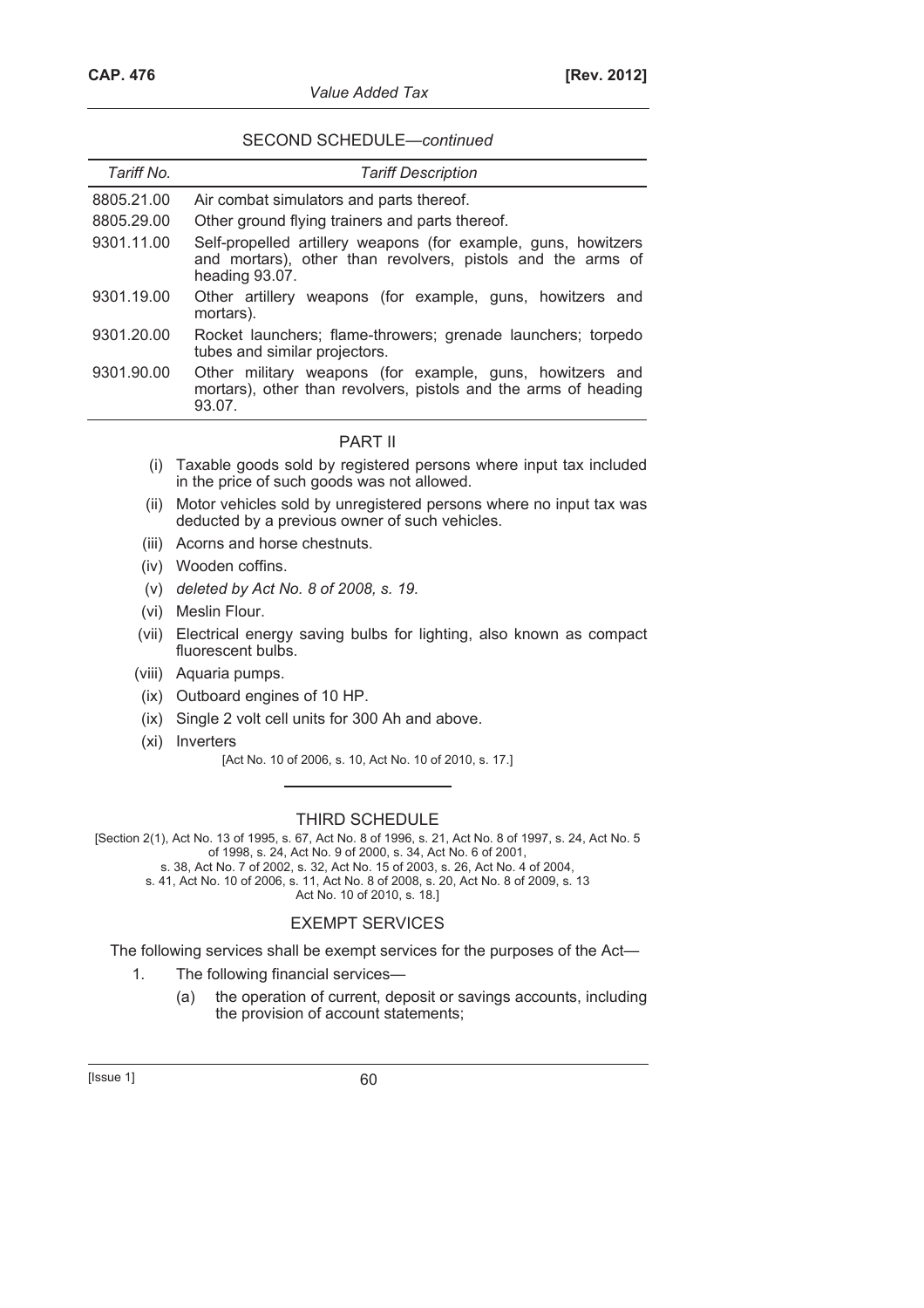SECOND SCHEDULE—*continued*

| *Tariff No.* | *Tariff Description* |
|---|---|
| 8805.21.00 | Air combat simulators and parts thereof. |
| 8805.29.00 | Other ground flying trainers and parts thereof. |
| 9301.11.00 | Self-propelled artillery weapons (for example, guns, howitzers and mortars), other than revolvers, pistols and the arms of heading 93.07. |
| 9301.19.00 | Other artillery weapons (for example, guns, howitzers and mortars). |
| 9301.20.00 | Rocket launchers; flame-throwers; grenade launchers; torpedo tubes and similar projectors. |
| 9301.90.00 | Other military weapons (for example, guns, howitzers and mortars), other than revolvers, pistols and the arms of heading 93.07. |

## PART II

(i) Taxable goods sold by registered persons where input tax included in the price of such goods was not allowed.

(ii) Motor vehicles sold by unregistered persons where no input tax was deducted by a previous owner of such vehicles.

(iii) Acorns and horse chestnuts.

(iv) Wooden coffins.

(v) *deleted by Act No. 8 of 2008, s. 19.*

(vi) Meslin Flour.

(vii) Electrical energy saving bulbs for lighting, also known as compact fluorescent bulbs.

(viii) Aquaria pumps.

(ix) Outboard engines of 10 HP.

(ix) Single 2 volt cell units for 300 Ah and above.

(xi) Inverters

[Act No. 10 of 2006, s. 10, Act No. 10 of 2010, s. 17.]

## THIRD SCHEDULE

[Section 2(1), Act No. 13 of 1995, s. 67, Act No. 8 of 1996, s. 21, Act No. 8 of 1997, s. 24, Act No. 5 of 1998, s. 24, Act No. 9 of 2000, s. 34, Act No. 6 of 2001, s. 38, Act No. 7 of 2002, s. 32, Act No. 15 of 2003, s. 26, Act No. 4 of 2004, s. 41, Act No. 10 of 2006, s. 11, Act No. 8 of 2008, s. 20, Act No. 8 of 2009, s. 13 Act No. 10 of 2010, s. 18.]

## EXEMPT SERVICES

The following services shall be exempt services for the purposes of the Act—

1. The following financial services—

   (a) the operation of current, deposit or savings accounts, including the provision of account statements;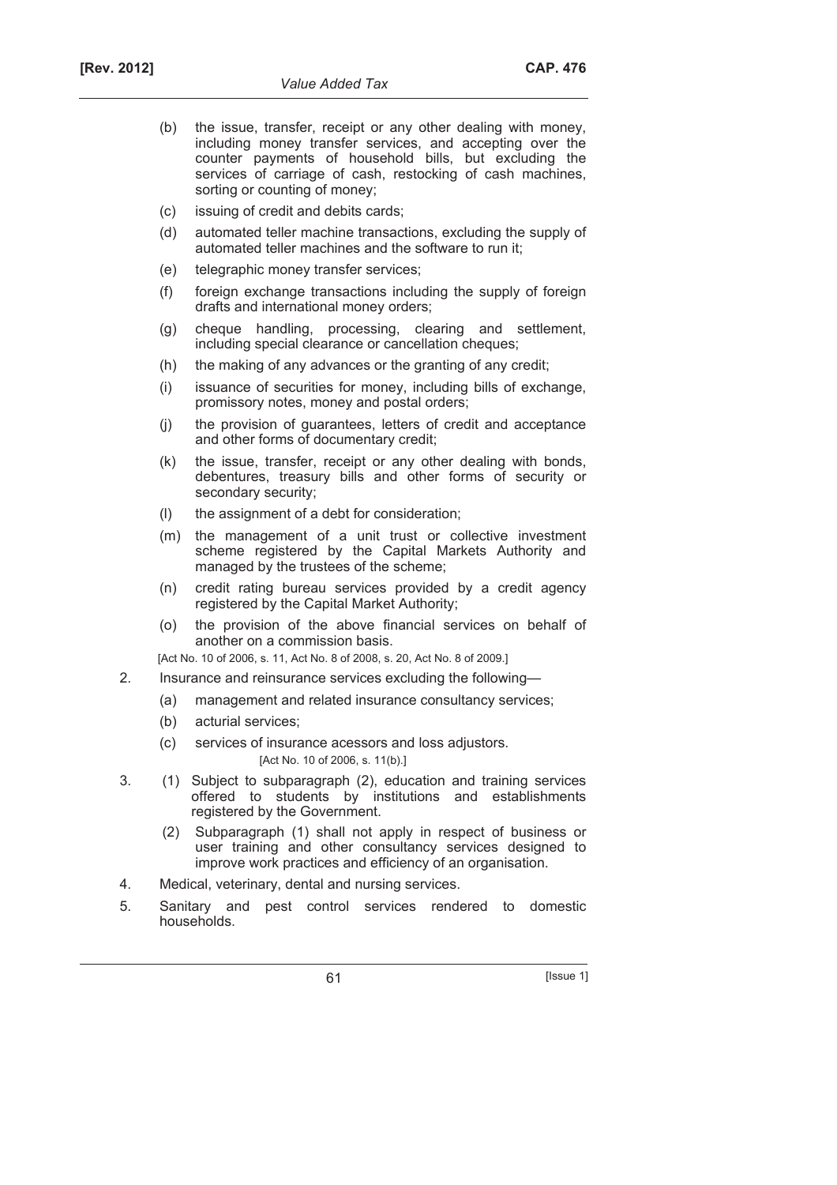(b) the issue, transfer, receipt or any other dealing with money, including money transfer services, and accepting over the counter payments of household bills, but excluding the services of carriage of cash, restocking of cash machines, sorting or counting of money;

(c) issuing of credit and debits cards;

(d) automated teller machine transactions, excluding the supply of automated teller machines and the software to run it;

(e) telegraphic money transfer services;

(f) foreign exchange transactions including the supply of foreign drafts and international money orders;

(g) cheque handling, processing, clearing and settlement, including special clearance or cancellation cheques;

(h) the making of any advances or the granting of any credit;

(i) issuance of securities for money, including bills of exchange, promissory notes, money and postal orders;

(j) the provision of guarantees, letters of credit and acceptance and other forms of documentary credit;

(k) the issue, transfer, receipt or any other dealing with bonds, debentures, treasury bills and other forms of security or secondary security;

(l) the assignment of a debt for consideration;

(m) the management of a unit trust or collective investment scheme registered by the Capital Markets Authority and managed by the trustees of the scheme;

(n) credit rating bureau services provided by a credit agency registered by the Capital Market Authority;

(o) the provision of the above financial services on behalf of another on a commission basis.

[Act No. 10 of 2006, s. 11, Act No. 8 of 2008, s. 20, Act No. 8 of 2009.]

2. Insurance and reinsurance services excluding the following—

(a) management and related insurance consultancy services;

(b) acturial services;

(c) services of insurance acessors and loss adjustors.

[Act No. 10 of 2006, s. 11(b).]

3. (1) Subject to subparagraph (2), education and training services offered to students by institutions and establishments registered by the Government.

(2) Subparagraph (1) shall not apply in respect of business or user training and other consultancy services designed to improve work practices and efficiency of an organisation.

4. Medical, veterinary, dental and nursing services.

5. Sanitary and pest control services rendered to domestic households.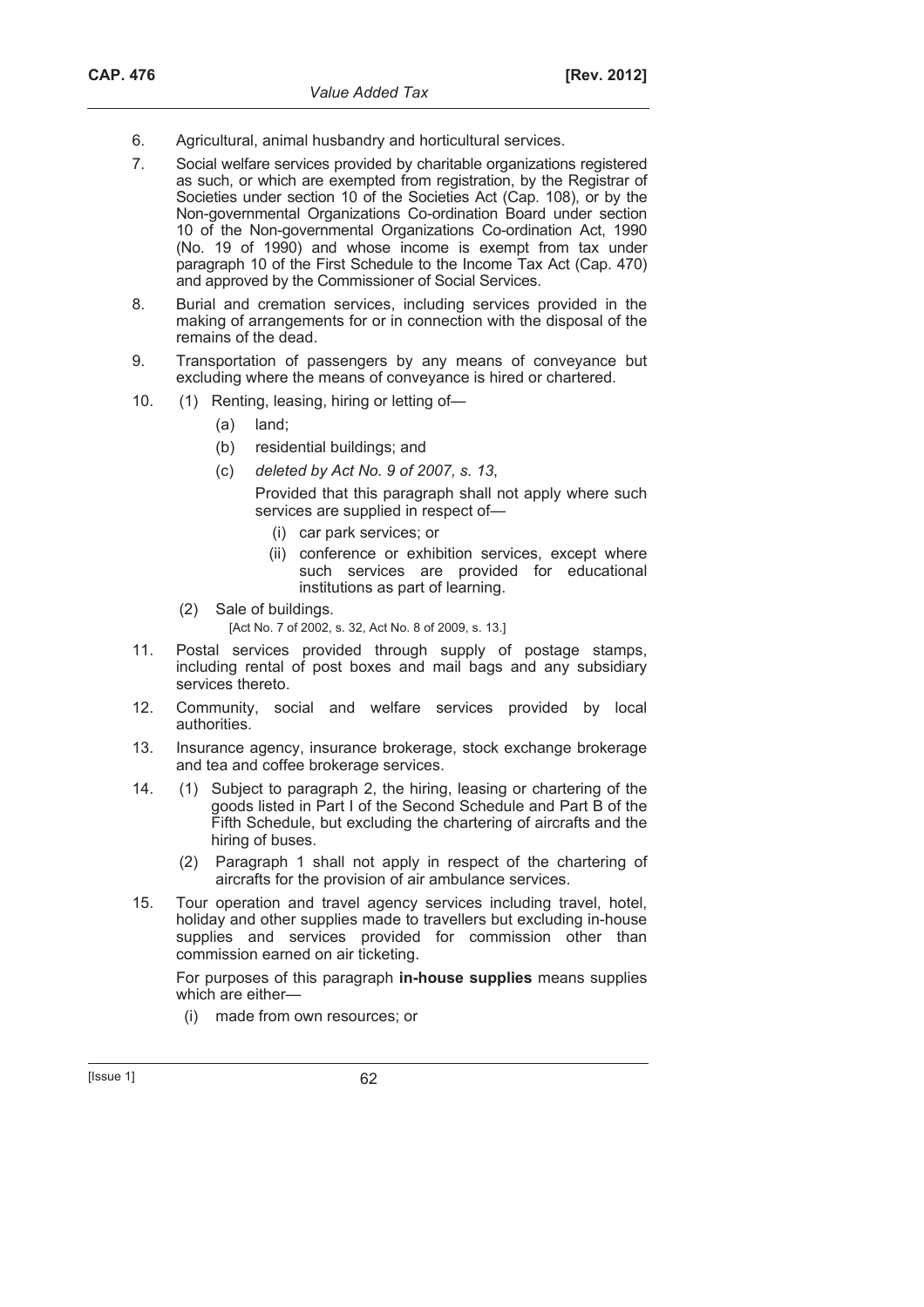6. Agricultural, animal husbandry and horticultural services.

7. Social welfare services provided by charitable organizations registered as such, or which are exempted from registration, by the Registrar of Societies under section 10 of the Societies Act (Cap. 108), or by the Non-governmental Organizations Co-ordination Board under section 10 of the Non-governmental Organizations Co-ordination Act, 1990 (No. 19 of 1990) and whose income is exempt from tax under paragraph 10 of the First Schedule to the Income Tax Act (Cap. 470) and approved by the Commissioner of Social Services.

8. Burial and cremation services, including services provided in the making of arrangements for or in connection with the disposal of the remains of the dead.

9. Transportation of passengers by any means of conveyance but excluding where the means of conveyance is hired or chartered.

10. (1) Renting, leasing, hiring or letting of—

    (a) land;

    (b) residential buildings; and

    (c) *deleted by Act No. 9 of 2007, s. 13*,

    Provided that this paragraph shall not apply where such services are supplied in respect of—

    (i) car park services; or

    (ii) conference or exhibition services, except where such services are provided for educational institutions as part of learning.

    (2) Sale of buildings.

    [Act No. 7 of 2002, s. 32, Act No. 8 of 2009, s. 13.]

11. Postal services provided through supply of postage stamps, including rental of post boxes and mail bags and any subsidiary services thereto.

12. Community, social and welfare services provided by local authorities.

13. Insurance agency, insurance brokerage, stock exchange brokerage and tea and coffee brokerage services.

14. (1) Subject to paragraph 2, the hiring, leasing or chartering of the goods listed in Part I of the Second Schedule and Part B of the Fifth Schedule, but excluding the chartering of aircrafts and the hiring of buses.

    (2) Paragraph 1 shall not apply in respect of the chartering of aircrafts for the provision of air ambulance services.

15. Tour operation and travel agency services including travel, hotel, holiday and other supplies made to travellers but excluding in-house supplies and services provided for commission other than commission earned on air ticketing.

    For purposes of this paragraph **in-house supplies** means supplies which are either—

    (i) made from own resources; or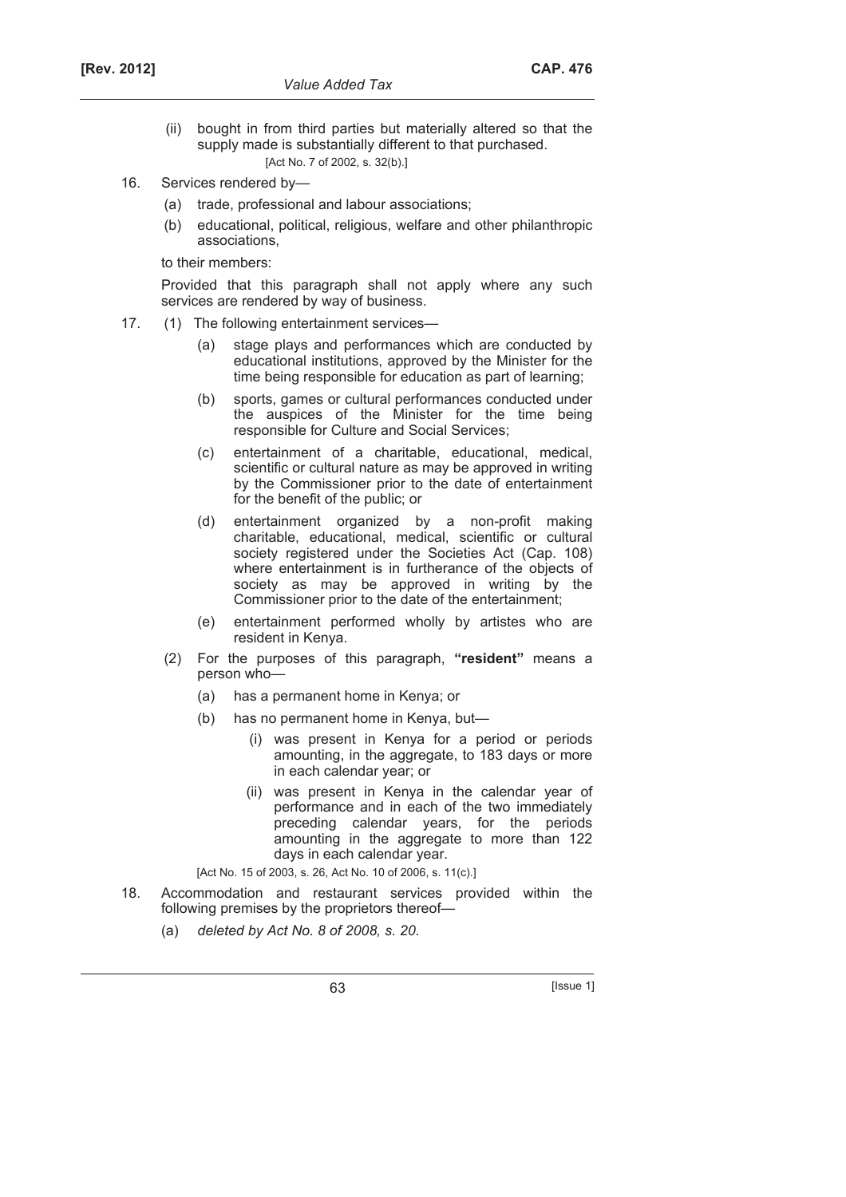(ii) bought in from third parties but materially altered so that the supply made is substantially different to that purchased.
[Act No. 7 of 2002, s. 32(b).]

16. Services rendered by—

(a) trade, professional and labour associations;

(b) educational, political, religious, welfare and other philanthropic associations,

to their members:

Provided that this paragraph shall not apply where any such services are rendered by way of business.

17. (1) The following entertainment services—

(a) stage plays and performances which are conducted by educational institutions, approved by the Minister for the time being responsible for education as part of learning;

(b) sports, games or cultural performances conducted under the auspices of the Minister for the time being responsible for Culture and Social Services;

(c) entertainment of a charitable, educational, medical, scientific or cultural nature as may be approved in writing by the Commissioner prior to the date of entertainment for the benefit of the public; or

(d) entertainment organized by a non-profit making charitable, educational, medical, scientific or cultural society registered under the Societies Act (Cap. 108) where entertainment is in furtherance of the objects of society as may be approved in writing by the Commissioner prior to the date of the entertainment;

(e) entertainment performed wholly by artistes who are resident in Kenya.

(2) For the purposes of this paragraph, **"resident"** means a person who—

(a) has a permanent home in Kenya; or

(b) has no permanent home in Kenya, but—

(i) was present in Kenya for a period or periods amounting, in the aggregate, to 183 days or more in each calendar year; or

(ii) was present in Kenya in the calendar year of performance and in each of the two immediately preceding calendar years, for the periods amounting in the aggregate to more than 122 days in each calendar year.

[Act No. 15 of 2003, s. 26, Act No. 10 of 2006, s. 11(c).]

18. Accommodation and restaurant services provided within the following premises by the proprietors thereof—

(a) *deleted by Act No. 8 of 2008, s. 20.*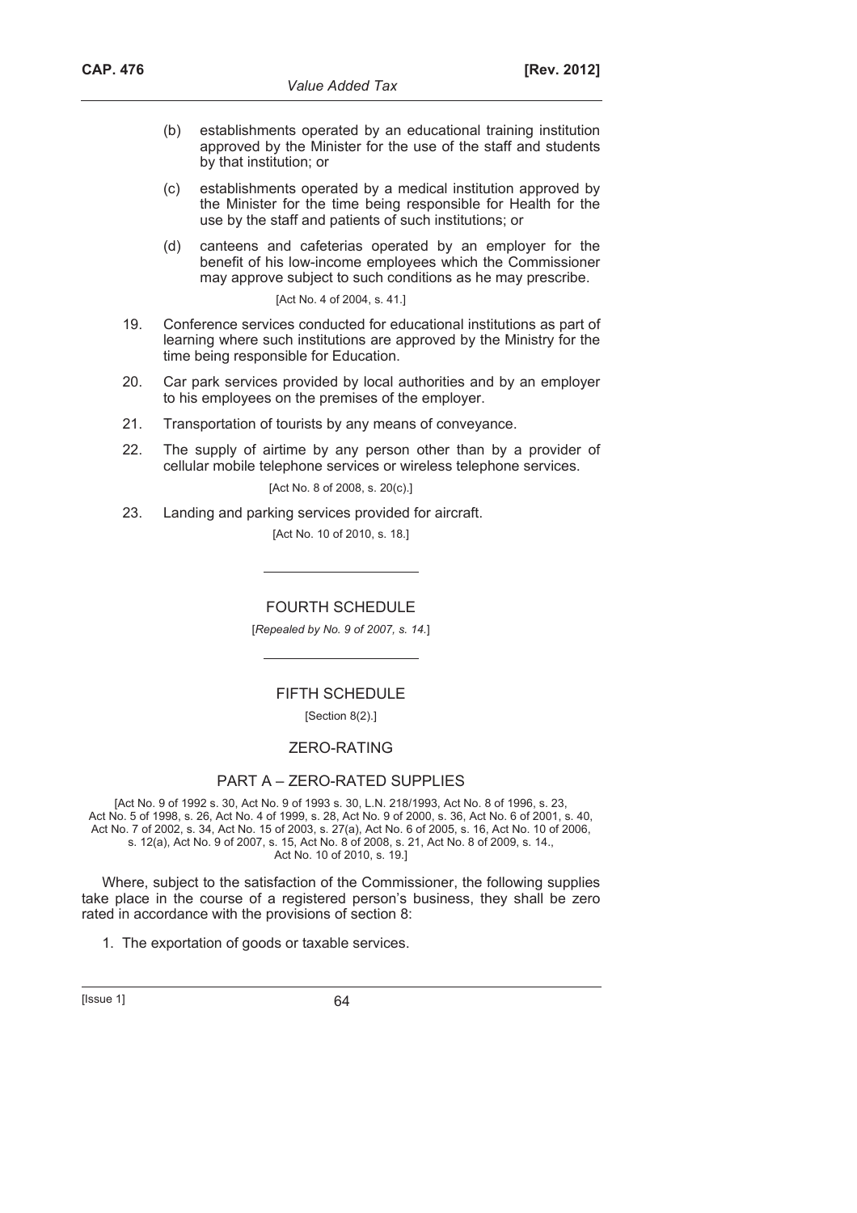(b) establishments operated by an educational training institution approved by the Minister for the use of the staff and students by that institution; or

(c) establishments operated by a medical institution approved by the Minister for the time being responsible for Health for the use by the staff and patients of such institutions; or

(d) canteens and cafeterias operated by an employer for the benefit of his low-income employees which the Commissioner may approve subject to such conditions as he may prescribe.

[Act No. 4 of 2004, s. 41.]

19. Conference services conducted for educational institutions as part of learning where such institutions are approved by the Ministry for the time being responsible for Education.

20. Car park services provided by local authorities and by an employer to his employees on the premises of the employer.

21. Transportation of tourists by any means of conveyance.

22. The supply of airtime by any person other than by a provider of cellular mobile telephone services or wireless telephone services.

[Act No. 8 of 2008, s. 20(c).]

23. Landing and parking services provided for aircraft.

[Act No. 10 of 2010, s. 18.]

## FOURTH SCHEDULE

[*Repealed by No. 9 of 2007, s. 14.*]

## FIFTH SCHEDULE

[Section 8(2).]

## ZERO-RATING

### PART A – ZERO-RATED SUPPLIES

[Act No. 9 of 1992 s. 30, Act No. 9 of 1993 s. 30, L.N. 218/1993, Act No. 8 of 1996, s. 23, Act No. 5 of 1998, s. 26, Act No. 4 of 1999, s. 28, Act No. 9 of 2000, s. 36, Act No. 6 of 2001, s. 40, Act No. 7 of 2002, s. 34, Act No. 15 of 2003, s. 27(a), Act No. 6 of 2005, s. 16, Act No. 10 of 2006, s. 12(a), Act No. 9 of 2007, s. 15, Act No. 8 of 2008, s. 21, Act No. 8 of 2009, s. 14., Act No. 10 of 2010, s. 19.]

Where, subject to the satisfaction of the Commissioner, the following supplies take place in the course of a registered person's business, they shall be zero rated in accordance with the provisions of section 8:

1. The exportation of goods or taxable services.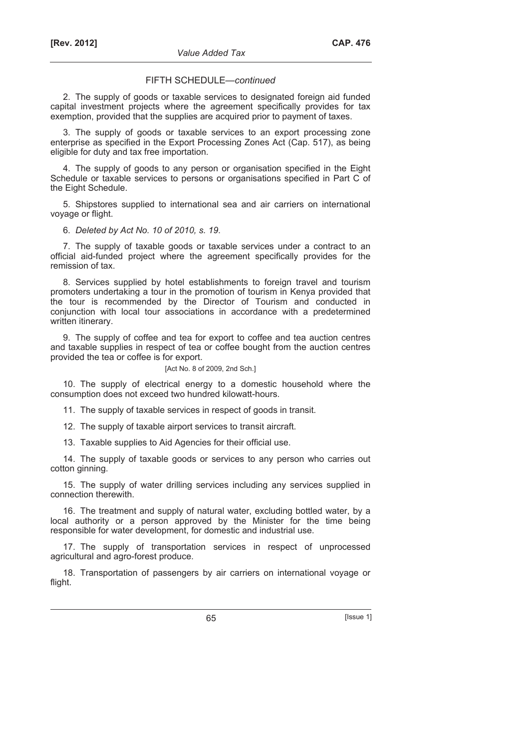FIFTH SCHEDULE—*continued*

2. The supply of goods or taxable services to designated foreign aid funded capital investment projects where the agreement specifically provides for tax exemption, provided that the supplies are acquired prior to payment of taxes.

3. The supply of goods or taxable services to an export processing zone enterprise as specified in the Export Processing Zones Act (Cap. 517), as being eligible for duty and tax free importation.

4. The supply of goods to any person or organisation specified in the Eight Schedule or taxable services to persons or organisations specified in Part C of the Eight Schedule.

5. Shipstores supplied to international sea and air carriers on international voyage or flight.

6. *Deleted by Act No. 10 of 2010, s. 19.*

7. The supply of taxable goods or taxable services under a contract to an official aid-funded project where the agreement specifically provides for the remission of tax.

8. Services supplied by hotel establishments to foreign travel and tourism promoters undertaking a tour in the promotion of tourism in Kenya provided that the tour is recommended by the Director of Tourism and conducted in conjunction with local tour associations in accordance with a predetermined written itinerary.

9. The supply of coffee and tea for export to coffee and tea auction centres and taxable supplies in respect of tea or coffee bought from the auction centres provided the tea or coffee is for export.

[Act No. 8 of 2009, 2nd Sch.]

10. The supply of electrical energy to a domestic household where the consumption does not exceed two hundred kilowatt-hours.

11. The supply of taxable services in respect of goods in transit.

12. The supply of taxable airport services to transit aircraft.

13. Taxable supplies to Aid Agencies for their official use.

14. The supply of taxable goods or services to any person who carries out cotton ginning.

15. The supply of water drilling services including any services supplied in connection therewith.

16. The treatment and supply of natural water, excluding bottled water, by a local authority or a person approved by the Minister for the time being responsible for water development, for domestic and industrial use.

17. The supply of transportation services in respect of unprocessed agricultural and agro-forest produce.

18. Transportation of passengers by air carriers on international voyage or flight.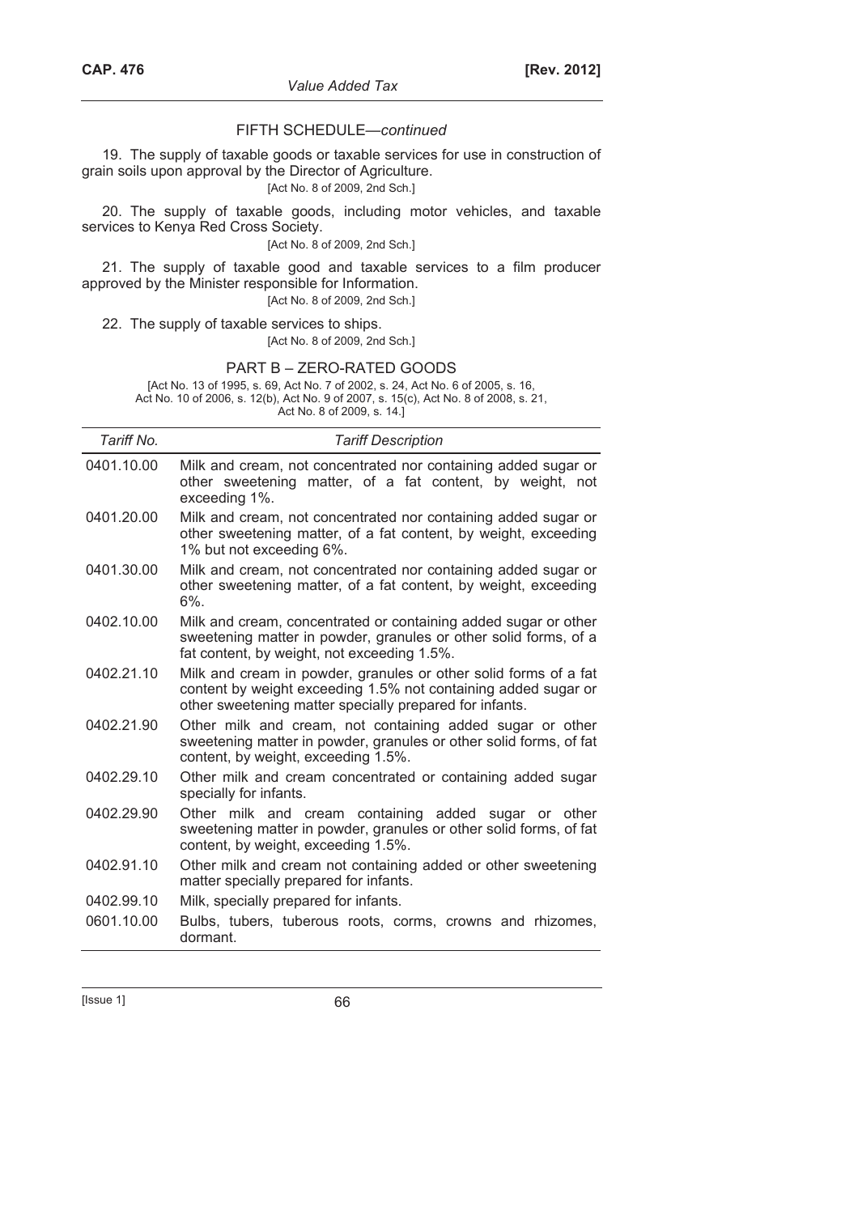## FIFTH SCHEDULE—*continued*

19. The supply of taxable goods or taxable services for use in construction of grain soils upon approval by the Director of Agriculture.

[Act No. 8 of 2009, 2nd Sch.]

20. The supply of taxable goods, including motor vehicles, and taxable services to Kenya Red Cross Society.

[Act No. 8 of 2009, 2nd Sch.]

21. The supply of taxable good and taxable services to a film producer approved by the Minister responsible for Information.

[Act No. 8 of 2009, 2nd Sch.]

22. The supply of taxable services to ships.

[Act No. 8 of 2009, 2nd Sch.]

## PART B – ZERO-RATED GOODS

[Act No. 13 of 1995, s. 69, Act No. 7 of 2002, s. 24, Act No. 6 of 2005, s. 16, Act No. 10 of 2006, s. 12(b), Act No. 9 of 2007, s. 15(c), Act No. 8 of 2008, s. 21, Act No. 8 of 2009, s. 14.]

| *Tariff No.* | *Tariff Description* |
|---|---|
| 0401.10.00 | Milk and cream, not concentrated nor containing added sugar or other sweetening matter, of a fat content, by weight, not exceeding 1%. |
| 0401.20.00 | Milk and cream, not concentrated nor containing added sugar or other sweetening matter, of a fat content, by weight, exceeding 1% but not exceeding 6%. |
| 0401.30.00 | Milk and cream, not concentrated nor containing added sugar or other sweetening matter, of a fat content, by weight, exceeding 6%. |
| 0402.10.00 | Milk and cream, concentrated or containing added sugar or other sweetening matter in powder, granules or other solid forms, of a fat content, by weight, not exceeding 1.5%. |
| 0402.21.10 | Milk and cream in powder, granules or other solid forms of a fat content by weight exceeding 1.5% not containing added sugar or other sweetening matter specially prepared for infants. |
| 0402.21.90 | Other milk and cream, not containing added sugar or other sweetening matter in powder, granules or other solid forms, of fat content, by weight, exceeding 1.5%. |
| 0402.29.10 | Other milk and cream concentrated or containing added sugar specially for infants. |
| 0402.29.90 | Other milk and cream containing added sugar or other sweetening matter in powder, granules or other solid forms, of fat content, by weight, exceeding 1.5%. |
| 0402.91.10 | Other milk and cream not containing added or other sweetening matter specially prepared for infants. |
| 0402.99.10 | Milk, specially prepared for infants. |
| 0601.10.00 | Bulbs, tubers, tuberous roots, corms, crowns and rhizomes, dormant. |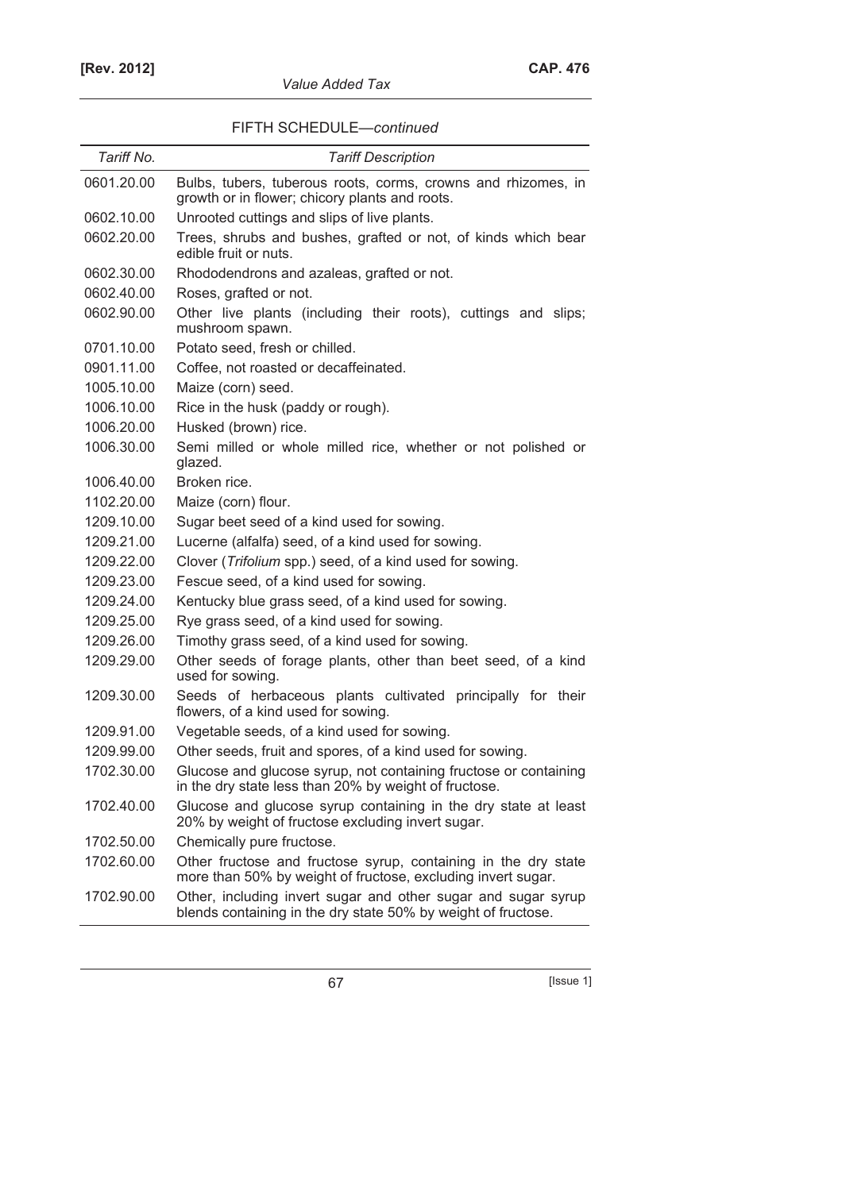FIFTH SCHEDULE—*continued*

| *Tariff No.* | *Tariff Description* |
|---|---|
| 0601.20.00 | Bulbs, tubers, tuberous roots, corms, crowns and rhizomes, in growth or in flower; chicory plants and roots. |
| 0602.10.00 | Unrooted cuttings and slips of live plants. |
| 0602.20.00 | Trees, shrubs and bushes, grafted or not, of kinds which bear edible fruit or nuts. |
| 0602.30.00 | Rhododendrons and azaleas, grafted or not. |
| 0602.40.00 | Roses, grafted or not. |
| 0602.90.00 | Other live plants (including their roots), cuttings and slips; mushroom spawn. |
| 0701.10.00 | Potato seed, fresh or chilled. |
| 0901.11.00 | Coffee, not roasted or decaffeinated. |
| 1005.10.00 | Maize (corn) seed. |
| 1006.10.00 | Rice in the husk (paddy or rough). |
| 1006.20.00 | Husked (brown) rice. |
| 1006.30.00 | Semi milled or whole milled rice, whether or not polished or glazed. |
| 1006.40.00 | Broken rice. |
| 1102.20.00 | Maize (corn) flour. |
| 1209.10.00 | Sugar beet seed of a kind used for sowing. |
| 1209.21.00 | Lucerne (alfalfa) seed, of a kind used for sowing. |
| 1209.22.00 | Clover (*Trifolium* spp.) seed, of a kind used for sowing. |
| 1209.23.00 | Fescue seed, of a kind used for sowing. |
| 1209.24.00 | Kentucky blue grass seed, of a kind used for sowing. |
| 1209.25.00 | Rye grass seed, of a kind used for sowing. |
| 1209.26.00 | Timothy grass seed, of a kind used for sowing. |
| 1209.29.00 | Other seeds of forage plants, other than beet seed, of a kind used for sowing. |
| 1209.30.00 | Seeds of herbaceous plants cultivated principally for their flowers, of a kind used for sowing. |
| 1209.91.00 | Vegetable seeds, of a kind used for sowing. |
| 1209.99.00 | Other seeds, fruit and spores, of a kind used for sowing. |
| 1702.30.00 | Glucose and glucose syrup, not containing fructose or containing in the dry state less than 20% by weight of fructose. |
| 1702.40.00 | Glucose and glucose syrup containing in the dry state at least 20% by weight of fructose excluding invert sugar. |
| 1702.50.00 | Chemically pure fructose. |
| 1702.60.00 | Other fructose and fructose syrup, containing in the dry state more than 50% by weight of fructose, excluding invert sugar. |
| 1702.90.00 | Other, including invert sugar and other sugar and sugar syrup blends containing in the dry state 50% by weight of fructose. |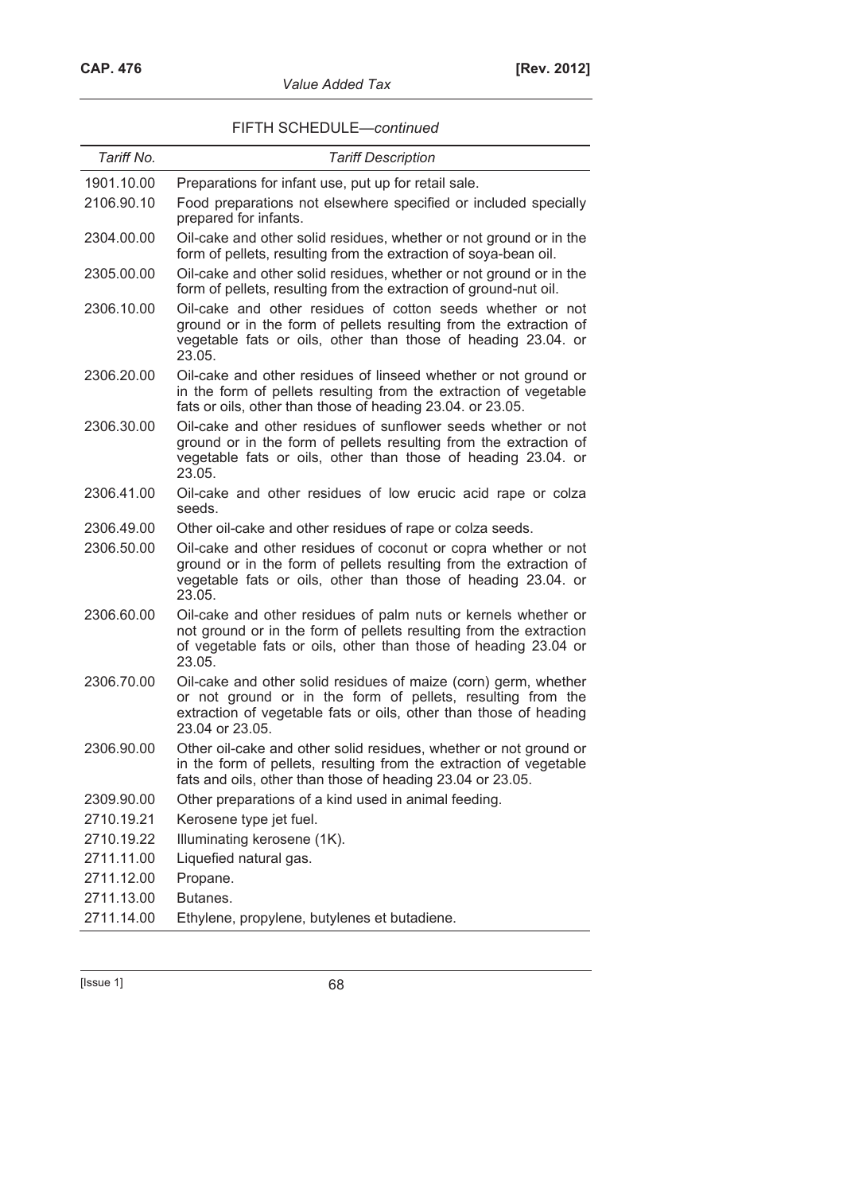FIFTH SCHEDULE—*continued*

| *Tariff No.* | *Tariff Description* |
|---|---|
| 1901.10.00 | Preparations for infant use, put up for retail sale. |
| 2106.90.10 | Food preparations not elsewhere specified or included specially prepared for infants. |
| 2304.00.00 | Oil-cake and other solid residues, whether or not ground or in the form of pellets, resulting from the extraction of soya-bean oil. |
| 2305.00.00 | Oil-cake and other solid residues, whether or not ground or in the form of pellets, resulting from the extraction of ground-nut oil. |
| 2306.10.00 | Oil-cake and other residues of cotton seeds whether or not ground or in the form of pellets resulting from the extraction of vegetable fats or oils, other than those of heading 23.04. or 23.05. |
| 2306.20.00 | Oil-cake and other residues of linseed whether or not ground or in the form of pellets resulting from the extraction of vegetable fats or oils, other than those of heading 23.04. or 23.05. |
| 2306.30.00 | Oil-cake and other residues of sunflower seeds whether or not ground or in the form of pellets resulting from the extraction of vegetable fats or oils, other than those of heading 23.04. or 23.05. |
| 2306.41.00 | Oil-cake and other residues of low erucic acid rape or colza seeds. |
| 2306.49.00 | Other oil-cake and other residues of rape or colza seeds. |
| 2306.50.00 | Oil-cake and other residues of coconut or copra whether or not ground or in the form of pellets resulting from the extraction of vegetable fats or oils, other than those of heading 23.04. or 23.05. |
| 2306.60.00 | Oil-cake and other residues of palm nuts or kernels whether or not ground or in the form of pellets resulting from the extraction of vegetable fats or oils, other than those of heading 23.04 or 23.05. |
| 2306.70.00 | Oil-cake and other solid residues of maize (corn) germ, whether or not ground or in the form of pellets, resulting from the extraction of vegetable fats or oils, other than those of heading 23.04 or 23.05. |
| 2306.90.00 | Other oil-cake and other solid residues, whether or not ground or in the form of pellets, resulting from the extraction of vegetable fats and oils, other than those of heading 23.04 or 23.05. |
| 2309.90.00 | Other preparations of a kind used in animal feeding. |
| 2710.19.21 | Kerosene type jet fuel. |
| 2710.19.22 | Illuminating kerosene (1K). |
| 2711.11.00 | Liquefied natural gas. |
| 2711.12.00 | Propane. |
| 2711.13.00 | Butanes. |
| 2711.14.00 | Ethylene, propylene, butylenes et butadiene. |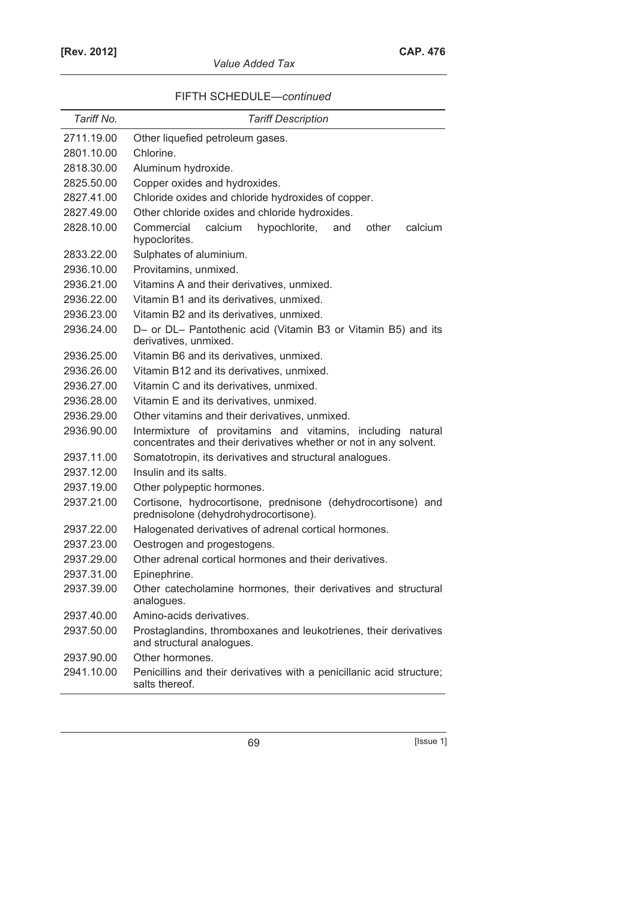FIFTH SCHEDULE—*continued*

| *Tariff No.* | *Tariff Description* |
|---|---|
| 2711.19.00 | Other liquefied petroleum gases. |
| 2801.10.00 | Chlorine. |
| 2818.30.00 | Aluminum hydroxide. |
| 2825.50.00 | Copper oxides and hydroxides. |
| 2827.41.00 | Chloride oxides and chloride hydroxides of copper. |
| 2827.49.00 | Other chloride oxides and chloride hydroxides. |
| 2828.10.00 | Commercial calcium hypochlorite, and other calcium hypoclorites. |
| 2833.22.00 | Sulphates of aluminium. |
| 2936.10.00 | Provitamins, unmixed. |
| 2936.21.00 | Vitamins A and their derivatives, unmixed. |
| 2936.22.00 | Vitamin B1 and its derivatives, unmixed. |
| 2936.23.00 | Vitamin B2 and its derivatives, unmixed. |
| 2936.24.00 | D– or DL– Pantothenic acid (Vitamin B3 or Vitamin B5) and its derivatives, unmixed. |
| 2936.25.00 | Vitamin B6 and its derivatives, unmixed. |
| 2936.26.00 | Vitamin B12 and its derivatives, unmixed. |
| 2936.27.00 | Vitamin C and its derivatives, unmixed. |
| 2936.28.00 | Vitamin E and its derivatives, unmixed. |
| 2936.29.00 | Other vitamins and their derivatives, unmixed. |
| 2936.90.00 | Intermixture of provitamins and vitamins, including natural concentrates and their derivatives whether or not in any solvent. |
| 2937.11.00 | Somatotropin, its derivatives and structural analogues. |
| 2937.12.00 | Insulin and its salts. |
| 2937.19.00 | Other polypeptic hormones. |
| 2937.21.00 | Cortisone, hydrocortisone, prednisone (dehydrocortisone) and prednisolone (dehydrohydrocortisone). |
| 2937.22.00 | Halogenated derivatives of adrenal cortical hormones. |
| 2937.23.00 | Oestrogen and progestogens. |
| 2937.29.00 | Other adrenal cortical hormones and their derivatives. |
| 2937.31.00 | Epinephrine. |
| 2937.39.00 | Other catecholamine hormones, their derivatives and structural analogues. |
| 2937.40.00 | Amino-acids derivatives. |
| 2937.50.00 | Prostaglandins, thromboxanes and leukotrienes, their derivatives and structural analogues. |
| 2937.90.00 | Other hormones. |
| 2941.10.00 | Penicillins and their derivatives with a penicillanic acid structure; salts thereof. |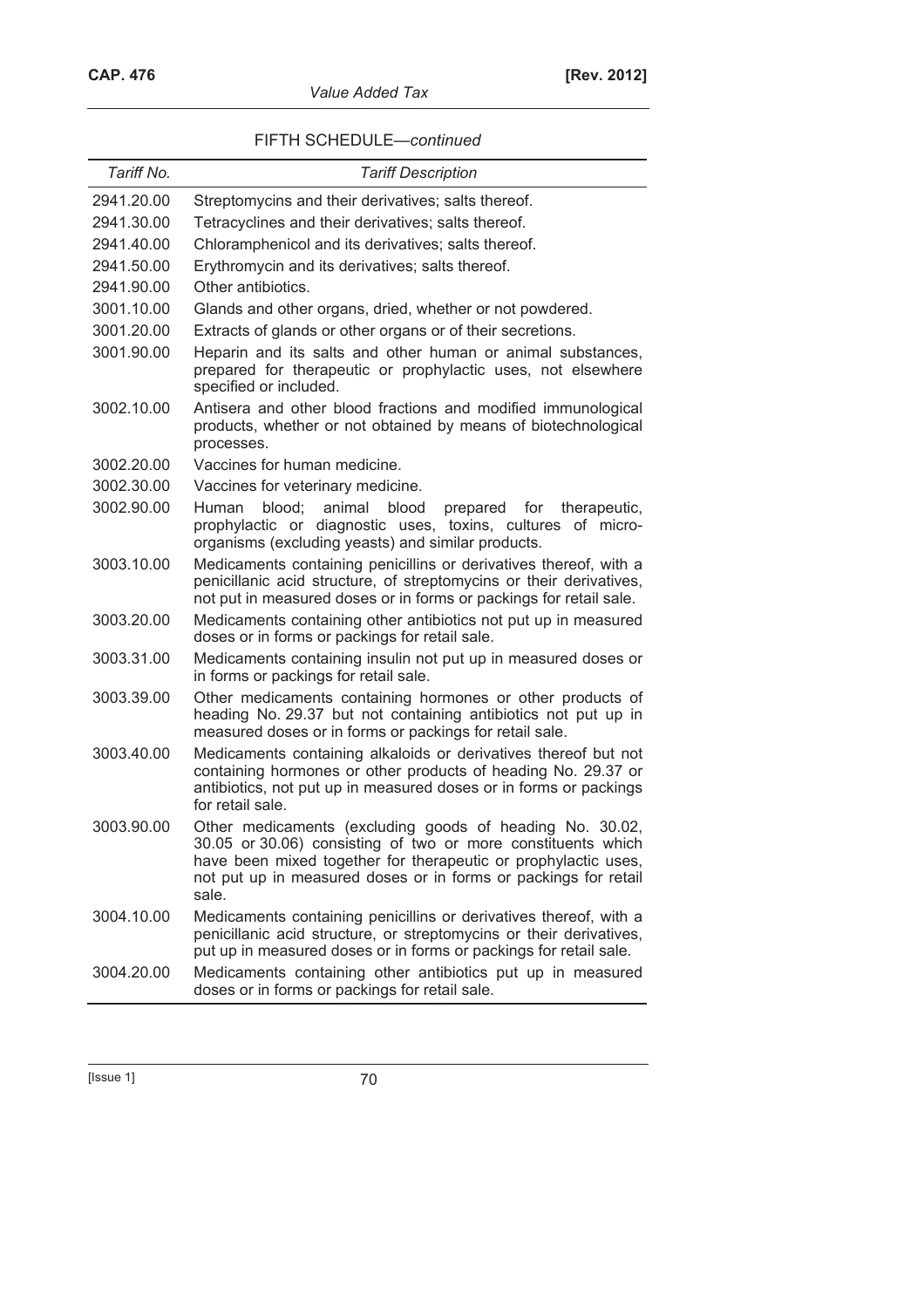FIFTH SCHEDULE—*continued*

| *Tariff No.* | *Tariff Description* |
|---|---|
| 2941.20.00 | Streptomycins and their derivatives; salts thereof. |
| 2941.30.00 | Tetracyclines and their derivatives; salts thereof. |
| 2941.40.00 | Chloramphenicol and its derivatives; salts thereof. |
| 2941.50.00 | Erythromycin and its derivatives; salts thereof. |
| 2941.90.00 | Other antibiotics. |
| 3001.10.00 | Glands and other organs, dried, whether or not powdered. |
| 3001.20.00 | Extracts of glands or other organs or of their secretions. |
| 3001.90.00 | Heparin and its salts and other human or animal substances, prepared for therapeutic or prophylactic uses, not elsewhere specified or included. |
| 3002.10.00 | Antisera and other blood fractions and modified immunological products, whether or not obtained by means of biotechnological processes. |
| 3002.20.00 | Vaccines for human medicine. |
| 3002.30.00 | Vaccines for veterinary medicine. |
| 3002.90.00 | Human blood; animal blood prepared for therapeutic, prophylactic or diagnostic uses, toxins, cultures of micro-organisms (excluding yeasts) and similar products. |
| 3003.10.00 | Medicaments containing penicillins or derivatives thereof, with a penicillanic acid structure, of streptomycins or their derivatives, not put in measured doses or in forms or packings for retail sale. |
| 3003.20.00 | Medicaments containing other antibiotics not put up in measured doses or in forms or packings for retail sale. |
| 3003.31.00 | Medicaments containing insulin not put up in measured doses or in forms or packings for retail sale. |
| 3003.39.00 | Other medicaments containing hormones or other products of heading No. 29.37 but not containing antibiotics not put up in measured doses or in forms or packings for retail sale. |
| 3003.40.00 | Medicaments containing alkaloids or derivatives thereof but not containing hormones or other products of heading No. 29.37 or antibiotics, not put up in measured doses or in forms or packings for retail sale. |
| 3003.90.00 | Other medicaments (excluding goods of heading No. 30.02, 30.05 or 30.06) consisting of two or more constituents which have been mixed together for therapeutic or prophylactic uses, not put up in measured doses or in forms or packings for retail sale. |
| 3004.10.00 | Medicaments containing penicillins or derivatives thereof, with a penicillanic acid structure, or streptomycins or their derivatives, put up in measured doses or in forms or packings for retail sale. |
| 3004.20.00 | Medicaments containing other antibiotics put up in measured doses or in forms or packings for retail sale. |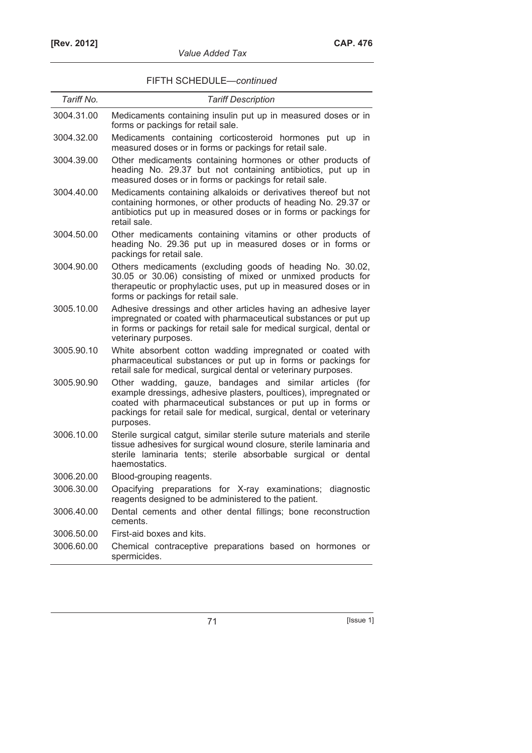FIFTH SCHEDULE—*continued*

| *Tariff No.* | *Tariff Description* |
|---|---|
| 3004.31.00 | Medicaments containing insulin put up in measured doses or in forms or packings for retail sale. |
| 3004.32.00 | Medicaments containing corticosteroid hormones put up in measured doses or in forms or packings for retail sale. |
| 3004.39.00 | Other medicaments containing hormones or other products of heading No. 29.37 but not containing antibiotics, put up in measured doses or in forms or packings for retail sale. |
| 3004.40.00 | Medicaments containing alkaloids or derivatives thereof but not containing hormones, or other products of heading No. 29.37 or antibiotics put up in measured doses or in forms or packings for retail sale. |
| 3004.50.00 | Other medicaments containing vitamins or other products of heading No. 29.36 put up in measured doses or in forms or packings for retail sale. |
| 3004.90.00 | Others medicaments (excluding goods of heading No. 30.02, 30.05 or 30.06) consisting of mixed or unmixed products for therapeutic or prophylactic uses, put up in measured doses or in forms or packings for retail sale. |
| 3005.10.00 | Adhesive dressings and other articles having an adhesive layer impregnated or coated with pharmaceutical substances or put up in forms or packings for retail sale for medical surgical, dental or veterinary purposes. |
| 3005.90.10 | White absorbent cotton wadding impregnated or coated with pharmaceutical substances or put up in forms or packings for retail sale for medical, surgical dental or veterinary purposes. |
| 3005.90.90 | Other wadding, gauze, bandages and similar articles (for example dressings, adhesive plasters, poultices), impregnated or coated with pharmaceutical substances or put up in forms or packings for retail sale for medical, surgical, dental or veterinary purposes. |
| 3006.10.00 | Sterile surgical catgut, similar sterile suture materials and sterile tissue adhesives for surgical wound closure, sterile laminaria and sterile laminaria tents; sterile absorbable surgical or dental haemostatics. |
| 3006.20.00 | Blood-grouping reagents. |
| 3006.30.00 | Opacifying preparations for X-ray examinations; diagnostic reagents designed to be administered to the patient. |
| 3006.40.00 | Dental cements and other dental fillings; bone reconstruction cements. |
| 3006.50.00 | First-aid boxes and kits. |
| 3006.60.00 | Chemical contraceptive preparations based on hormones or spermicides. |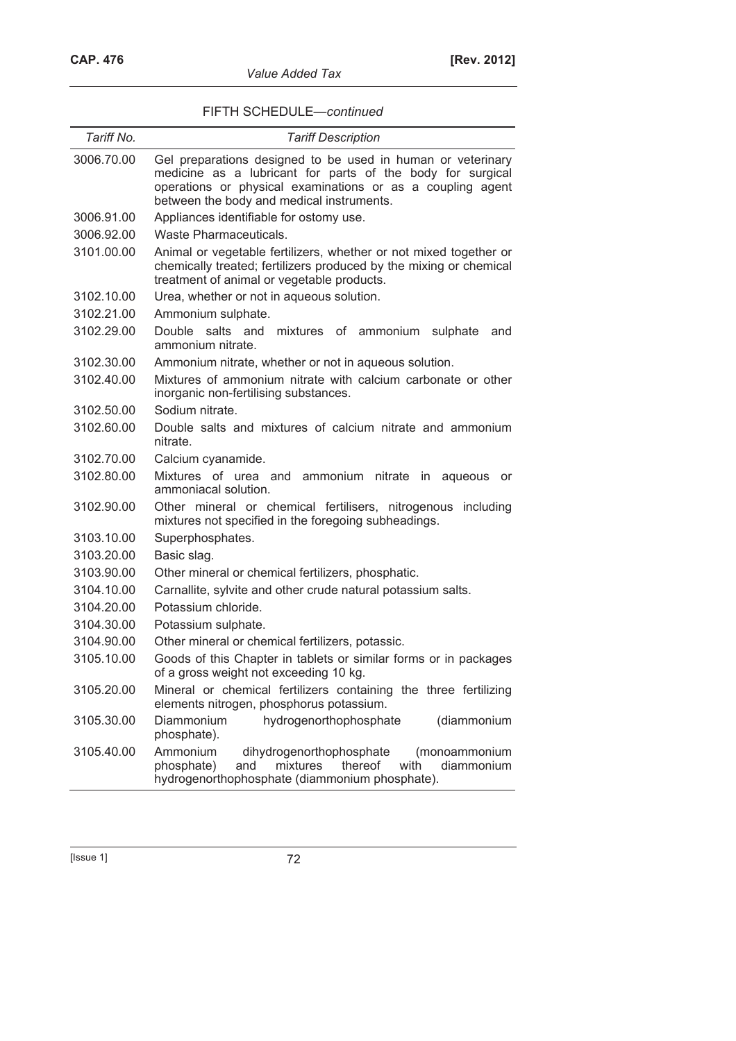FIFTH SCHEDULE—*continued*

| *Tariff No.* | *Tariff Description* |
|---|---|
| 3006.70.00 | Gel preparations designed to be used in human or veterinary medicine as a lubricant for parts of the body for surgical operations or physical examinations or as a coupling agent between the body and medical instruments. |
| 3006.91.00 | Appliances identifiable for ostomy use. |
| 3006.92.00 | Waste Pharmaceuticals. |
| 3101.00.00 | Animal or vegetable fertilizers, whether or not mixed together or chemically treated; fertilizers produced by the mixing or chemical treatment of animal or vegetable products. |
| 3102.10.00 | Urea, whether or not in aqueous solution. |
| 3102.21.00 | Ammonium sulphate. |
| 3102.29.00 | Double salts and mixtures of ammonium sulphate and ammonium nitrate. |
| 3102.30.00 | Ammonium nitrate, whether or not in aqueous solution. |
| 3102.40.00 | Mixtures of ammonium nitrate with calcium carbonate or other inorganic non-fertilising substances. |
| 3102.50.00 | Sodium nitrate. |
| 3102.60.00 | Double salts and mixtures of calcium nitrate and ammonium nitrate. |
| 3102.70.00 | Calcium cyanamide. |
| 3102.80.00 | Mixtures of urea and ammonium nitrate in aqueous or ammoniacal solution. |
| 3102.90.00 | Other mineral or chemical fertilisers, nitrogenous including mixtures not specified in the foregoing subheadings. |
| 3103.10.00 | Superphosphates. |
| 3103.20.00 | Basic slag. |
| 3103.90.00 | Other mineral or chemical fertilizers, phosphatic. |
| 3104.10.00 | Carnallite, sylvite and other crude natural potassium salts. |
| 3104.20.00 | Potassium chloride. |
| 3104.30.00 | Potassium sulphate. |
| 3104.90.00 | Other mineral or chemical fertilizers, potassic. |
| 3105.10.00 | Goods of this Chapter in tablets or similar forms or in packages of a gross weight not exceeding 10 kg. |
| 3105.20.00 | Mineral or chemical fertilizers containing the three fertilizing elements nitrogen, phosphorus potassium. |
| 3105.30.00 | Diammonium hydrogenorthophosphate (diammonium phosphate). |
| 3105.40.00 | Ammonium dihydrogenorthophosphate (monoammonium phosphate) and mixtures thereof with diammonium hydrogenorthophosphate (diammonium phosphate). |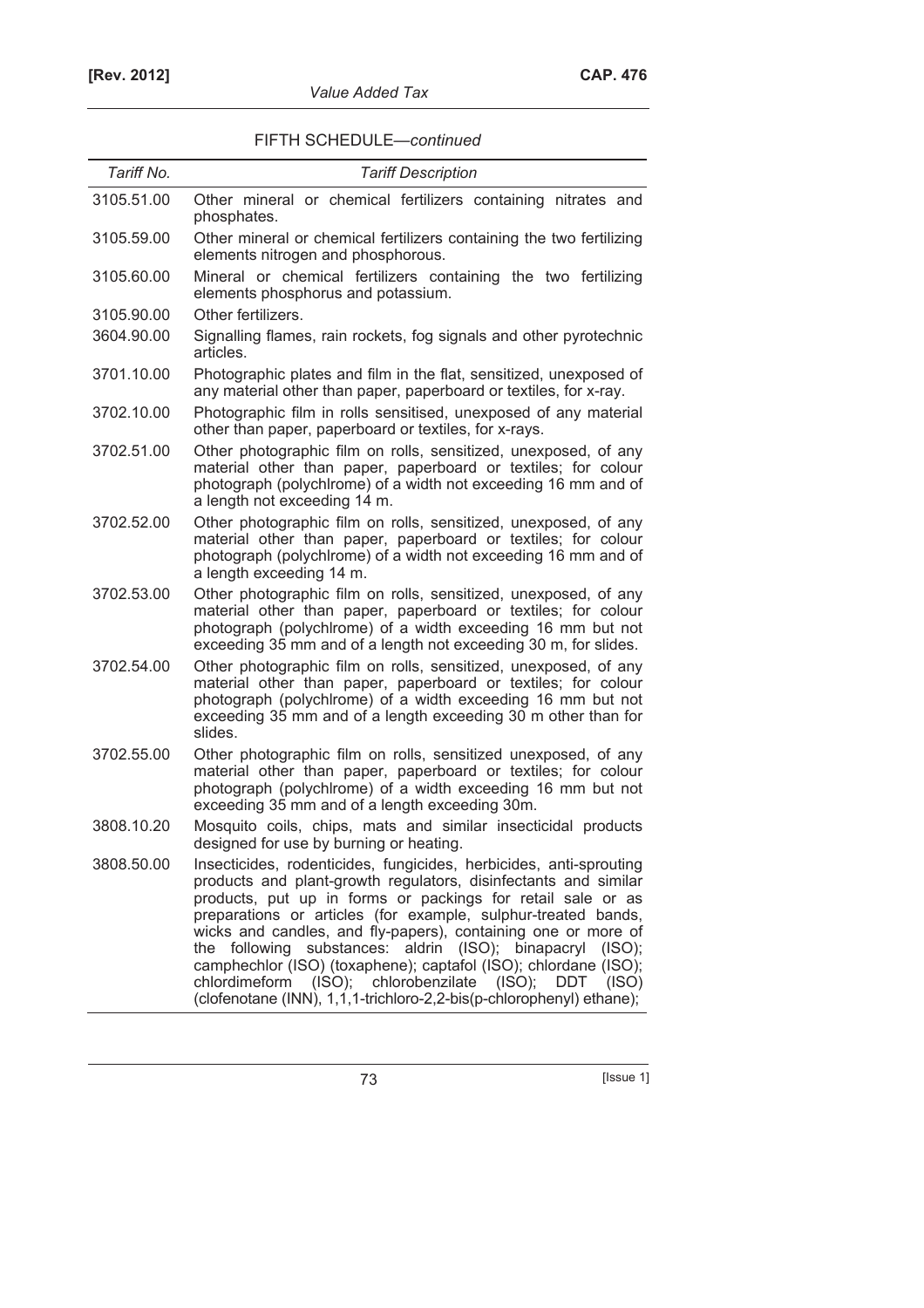FIFTH SCHEDULE—*continued*

| *Tariff No.* | *Tariff Description* |
|---|---|
| 3105.51.00 | Other mineral or chemical fertilizers containing nitrates and phosphates. |
| 3105.59.00 | Other mineral or chemical fertilizers containing the two fertilizing elements nitrogen and phosphorous. |
| 3105.60.00 | Mineral or chemical fertilizers containing the two fertilizing elements phosphorus and potassium. |
| 3105.90.00 | Other fertilizers. |
| 3604.90.00 | Signalling flames, rain rockets, fog signals and other pyrotechnic articles. |
| 3701.10.00 | Photographic plates and film in the flat, sensitized, unexposed of any material other than paper, paperboard or textiles, for x-ray. |
| 3702.10.00 | Photographic film in rolls sensitised, unexposed of any material other than paper, paperboard or textiles, for x-rays. |
| 3702.51.00 | Other photographic film on rolls, sensitized, unexposed, of any material other than paper, paperboard or textiles; for colour photograph (polychlrome) of a width not exceeding 16 mm and of a length not exceeding 14 m. |
| 3702.52.00 | Other photographic film on rolls, sensitized, unexposed, of any material other than paper, paperboard or textiles; for colour photograph (polychlrome) of a width not exceeding 16 mm and of a length exceeding 14 m. |
| 3702.53.00 | Other photographic film on rolls, sensitized, unexposed, of any material other than paper, paperboard or textiles; for colour photograph (polychlrome) of a width exceeding 16 mm but not exceeding 35 mm and of a length not exceeding 30 m, for slides. |
| 3702.54.00 | Other photographic film on rolls, sensitized, unexposed, of any material other than paper, paperboard or textiles; for colour photograph (polychlrome) of a width exceeding 16 mm but not exceeding 35 mm and of a length exceeding 30 m other than for slides. |
| 3702.55.00 | Other photographic film on rolls, sensitized unexposed, of any material other than paper, paperboard or textiles; for colour photograph (polychlrome) of a width exceeding 16 mm but not exceeding 35 mm and of a length exceeding 30m. |
| 3808.10.20 | Mosquito coils, chips, mats and similar insecticidal products designed for use by burning or heating. |
| 3808.50.00 | Insecticides, rodenticides, fungicides, herbicides, anti-sprouting products and plant-growth regulators, disinfectants and similar products, put up in forms or packings for retail sale or as preparations or articles (for example, sulphur-treated bands, wicks and candles, and fly-papers), containing one or more of the following substances: aldrin (ISO); binapacryl (ISO); camphechlor (ISO) (toxaphene); captafol (ISO); chlordane (ISO); chlordimeform (ISO); chlorobenzilate (ISO); DDT (ISO) (clofenotane (INN), 1,1,1-trichloro-2,2-bis(p-chlorophenyl) ethane); |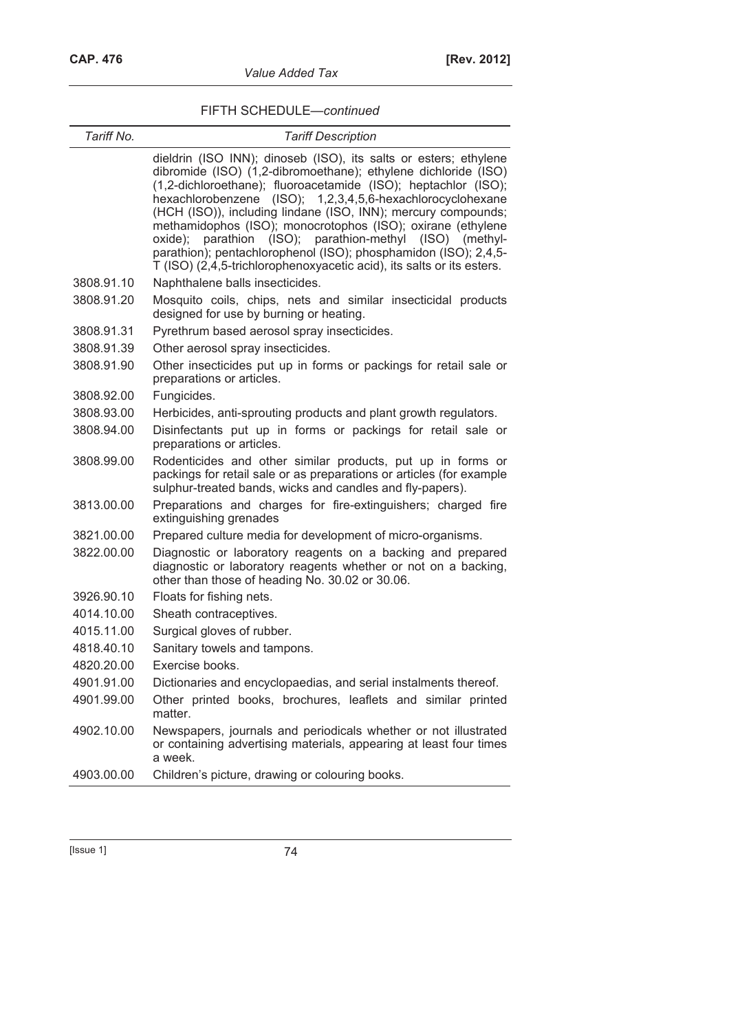FIFTH SCHEDULE—*continued*

| *Tariff No.* | *Tariff Description* |
|---|---|
| | dieldrin (ISO INN); dinoseb (ISO), its salts or esters; ethylene dibromide (ISO) (1,2-dibromoethane); ethylene dichloride (ISO) (1,2-dichloroethane); fluoroacetamide (ISO); heptachlor (ISO); hexachlorobenzene (ISO); 1,2,3,4,5,6-hexachlorocyclohexane (HCH (ISO)), including lindane (ISO, INN); mercury compounds; methamidophos (ISO); monocrotophos (ISO); oxirane (ethylene oxide); parathion (ISO); parathion-methyl (ISO) (methyl-parathion); pentachlorophenol (ISO); phosphamidon (ISO); 2,4,5-T (ISO) (2,4,5-trichlorophenoxyacetic acid), its salts or its esters. |
| 3808.91.10 | Naphthalene balls insecticides. |
| 3808.91.20 | Mosquito coils, chips, nets and similar insecticidal products designed for use by burning or heating. |
| 3808.91.31 | Pyrethrum based aerosol spray insecticides. |
| 3808.91.39 | Other aerosol spray insecticides. |
| 3808.91.90 | Other insecticides put up in forms or packings for retail sale or preparations or articles. |
| 3808.92.00 | Fungicides. |
| 3808.93.00 | Herbicides, anti-sprouting products and plant growth regulators. |
| 3808.94.00 | Disinfectants put up in forms or packings for retail sale or preparations or articles. |
| 3808.99.00 | Rodenticides and other similar products, put up in forms or packings for retail sale or as preparations or articles (for example sulphur-treated bands, wicks and candles and fly-papers). |
| 3813.00.00 | Preparations and charges for fire-extinguishers; charged fire extinguishing grenades |
| 3821.00.00 | Prepared culture media for development of micro-organisms. |
| 3822.00.00 | Diagnostic or laboratory reagents on a backing and prepared diagnostic or laboratory reagents whether or not on a backing, other than those of heading No. 30.02 or 30.06. |
| 3926.90.10 | Floats for fishing nets. |
| 4014.10.00 | Sheath contraceptives. |
| 4015.11.00 | Surgical gloves of rubber. |
| 4818.40.10 | Sanitary towels and tampons. |
| 4820.20.00 | Exercise books. |
| 4901.91.00 | Dictionaries and encyclopaedias, and serial instalments thereof. |
| 4901.99.00 | Other printed books, brochures, leaflets and similar printed matter. |
| 4902.10.00 | Newspapers, journals and periodicals whether or not illustrated or containing advertising materials, appearing at least four times a week. |
| 4903.00.00 | Children's picture, drawing or colouring books. |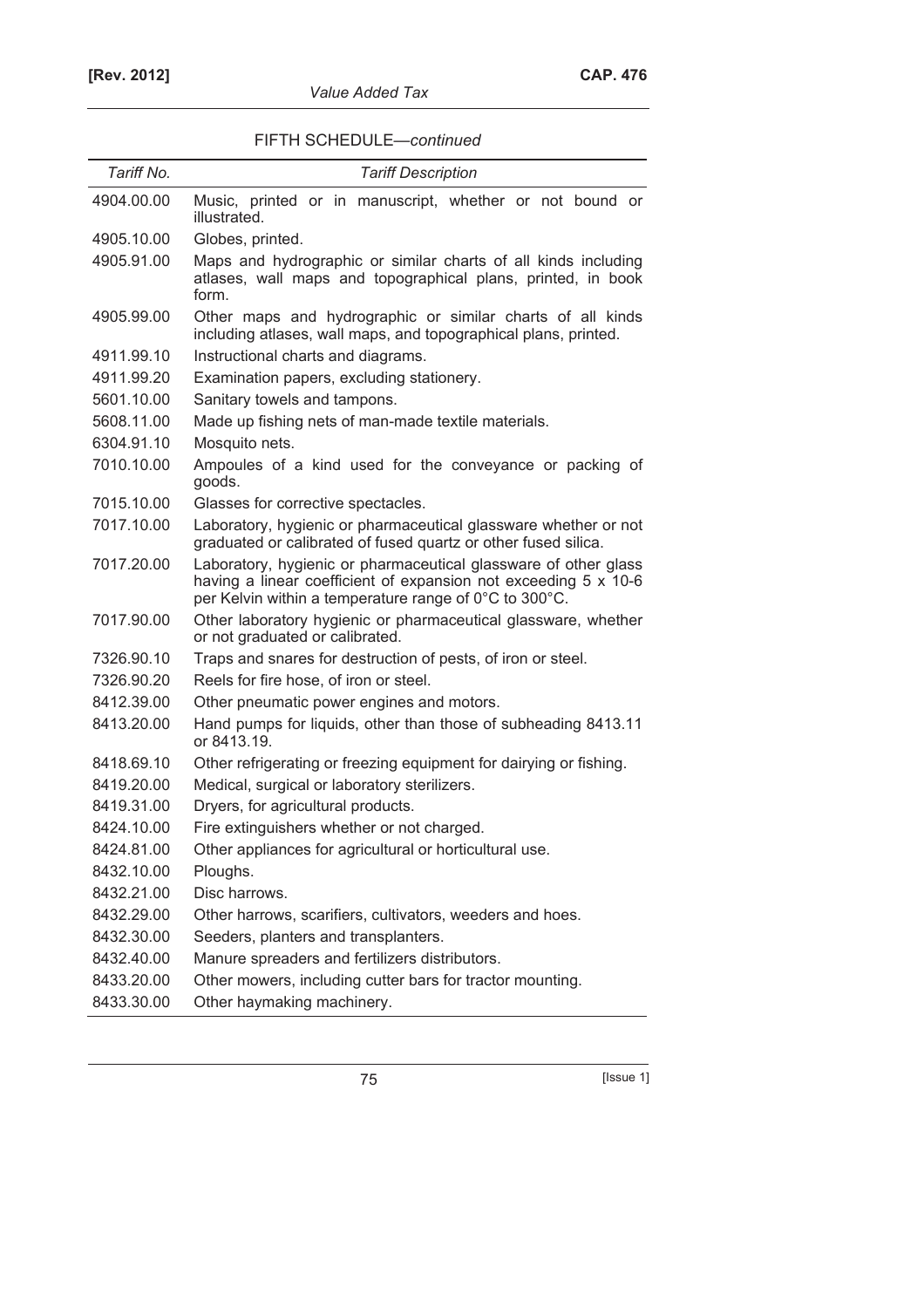FIFTH SCHEDULE—*continued*

| *Tariff No.* | *Tariff Description* |
|---|---|
| 4904.00.00 | Music, printed or in manuscript, whether or not bound or illustrated. |
| 4905.10.00 | Globes, printed. |
| 4905.91.00 | Maps and hydrographic or similar charts of all kinds including atlases, wall maps and topographical plans, printed, in book form. |
| 4905.99.00 | Other maps and hydrographic or similar charts of all kinds including atlases, wall maps, and topographical plans, printed. |
| 4911.99.10 | Instructional charts and diagrams. |
| 4911.99.20 | Examination papers, excluding stationery. |
| 5601.10.00 | Sanitary towels and tampons. |
| 5608.11.00 | Made up fishing nets of man-made textile materials. |
| 6304.91.10 | Mosquito nets. |
| 7010.10.00 | Ampoules of a kind used for the conveyance or packing of goods. |
| 7015.10.00 | Glasses for corrective spectacles. |
| 7017.10.00 | Laboratory, hygienic or pharmaceutical glassware whether or not graduated or calibrated of fused quartz or other fused silica. |
| 7017.20.00 | Laboratory, hygienic or pharmaceutical glassware of other glass having a linear coefficient of expansion not exceeding 5 x 10-6 per Kelvin within a temperature range of 0°C to 300°C. |
| 7017.90.00 | Other laboratory hygienic or pharmaceutical glassware, whether or not graduated or calibrated. |
| 7326.90.10 | Traps and snares for destruction of pests, of iron or steel. |
| 7326.90.20 | Reels for fire hose, of iron or steel. |
| 8412.39.00 | Other pneumatic power engines and motors. |
| 8413.20.00 | Hand pumps for liquids, other than those of subheading 8413.11 or 8413.19. |
| 8418.69.10 | Other refrigerating or freezing equipment for dairying or fishing. |
| 8419.20.00 | Medical, surgical or laboratory sterilizers. |
| 8419.31.00 | Dryers, for agricultural products. |
| 8424.10.00 | Fire extinguishers whether or not charged. |
| 8424.81.00 | Other appliances for agricultural or horticultural use. |
| 8432.10.00 | Ploughs. |
| 8432.21.00 | Disc harrows. |
| 8432.29.00 | Other harrows, scarifiers, cultivators, weeders and hoes. |
| 8432.30.00 | Seeders, planters and transplanters. |
| 8432.40.00 | Manure spreaders and fertilizers distributors. |
| 8433.20.00 | Other mowers, including cutter bars for tractor mounting. |
| 8433.30.00 | Other haymaking machinery. |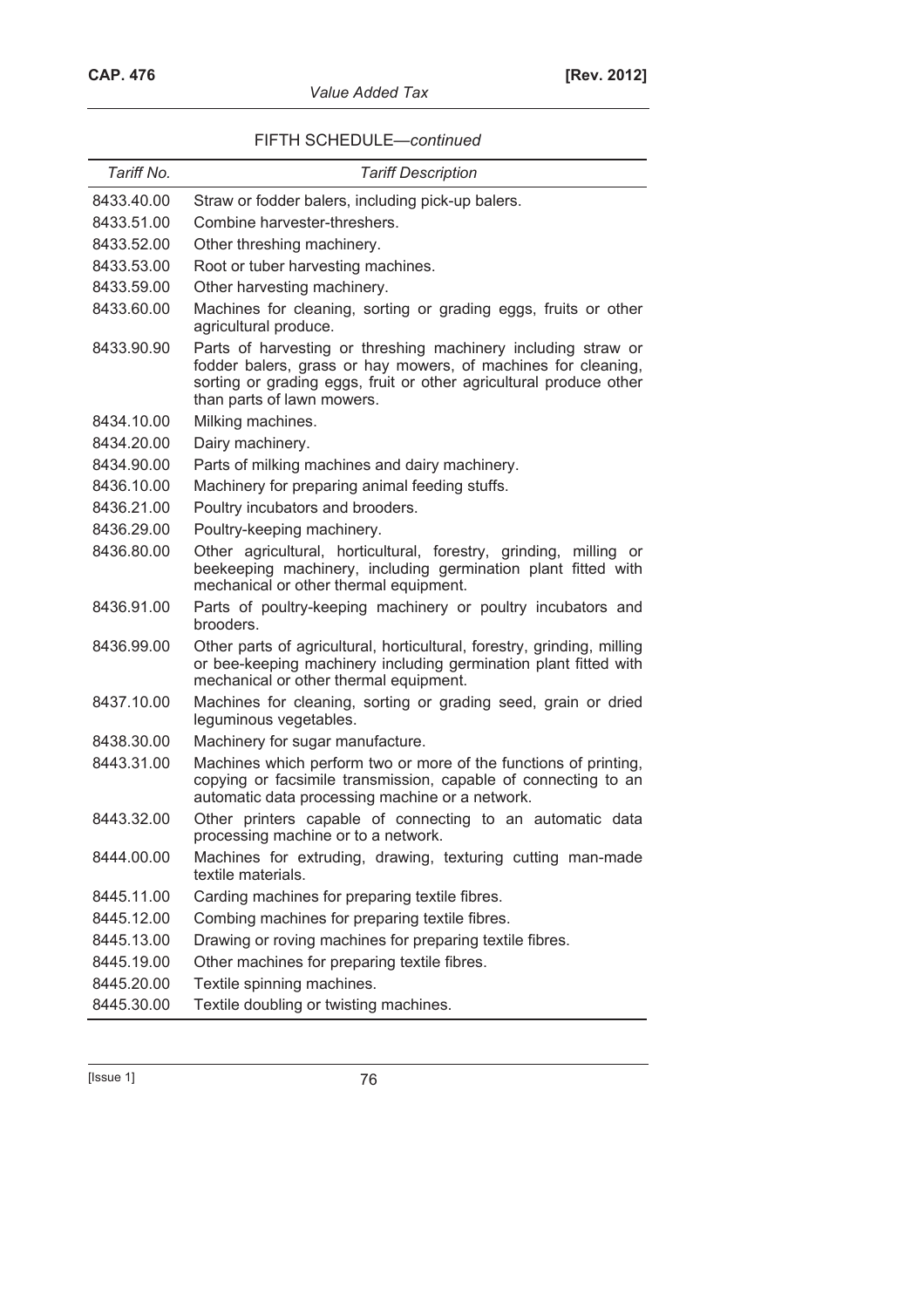FIFTH SCHEDULE—*continued*

| *Tariff No.* | *Tariff Description* |
|---|---|
| 8433.40.00 | Straw or fodder balers, including pick-up balers. |
| 8433.51.00 | Combine harvester-threshers. |
| 8433.52.00 | Other threshing machinery. |
| 8433.53.00 | Root or tuber harvesting machines. |
| 8433.59.00 | Other harvesting machinery. |
| 8433.60.00 | Machines for cleaning, sorting or grading eggs, fruits or other agricultural produce. |
| 8433.90.90 | Parts of harvesting or threshing machinery including straw or fodder balers, grass or hay mowers, of machines for cleaning, sorting or grading eggs, fruit or other agricultural produce other than parts of lawn mowers. |
| 8434.10.00 | Milking machines. |
| 8434.20.00 | Dairy machinery. |
| 8434.90.00 | Parts of milking machines and dairy machinery. |
| 8436.10.00 | Machinery for preparing animal feeding stuffs. |
| 8436.21.00 | Poultry incubators and brooders. |
| 8436.29.00 | Poultry-keeping machinery. |
| 8436.80.00 | Other agricultural, horticultural, forestry, grinding, milling or beekeeping machinery, including germination plant fitted with mechanical or other thermal equipment. |
| 8436.91.00 | Parts of poultry-keeping machinery or poultry incubators and brooders. |
| 8436.99.00 | Other parts of agricultural, horticultural, forestry, grinding, milling or bee-keeping machinery including germination plant fitted with mechanical or other thermal equipment. |
| 8437.10.00 | Machines for cleaning, sorting or grading seed, grain or dried leguminous vegetables. |
| 8438.30.00 | Machinery for sugar manufacture. |
| 8443.31.00 | Machines which perform two or more of the functions of printing, copying or facsimile transmission, capable of connecting to an automatic data processing machine or a network. |
| 8443.32.00 | Other printers capable of connecting to an automatic data processing machine or to a network. |
| 8444.00.00 | Machines for extruding, drawing, texturing cutting man-made textile materials. |
| 8445.11.00 | Carding machines for preparing textile fibres. |
| 8445.12.00 | Combing machines for preparing textile fibres. |
| 8445.13.00 | Drawing or roving machines for preparing textile fibres. |
| 8445.19.00 | Other machines for preparing textile fibres. |
| 8445.20.00 | Textile spinning machines. |
| 8445.30.00 | Textile doubling or twisting machines. |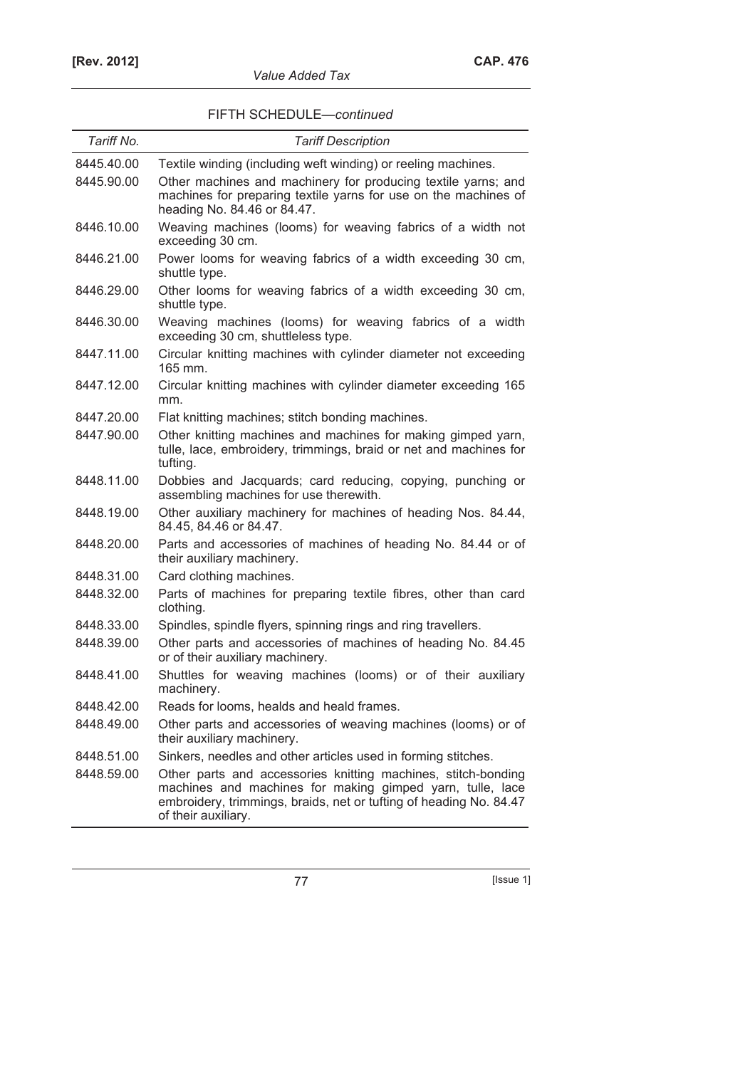FIFTH SCHEDULE—*continued*

| *Tariff No.* | *Tariff Description* |
|---|---|
| 8445.40.00 | Textile winding (including weft winding) or reeling machines. |
| 8445.90.00 | Other machines and machinery for producing textile yarns; and machines for preparing textile yarns for use on the machines of heading No. 84.46 or 84.47. |
| 8446.10.00 | Weaving machines (looms) for weaving fabrics of a width not exceeding 30 cm. |
| 8446.21.00 | Power looms for weaving fabrics of a width exceeding 30 cm, shuttle type. |
| 8446.29.00 | Other looms for weaving fabrics of a width exceeding 30 cm, shuttle type. |
| 8446.30.00 | Weaving machines (looms) for weaving fabrics of a width exceeding 30 cm, shuttleless type. |
| 8447.11.00 | Circular knitting machines with cylinder diameter not exceeding 165 mm. |
| 8447.12.00 | Circular knitting machines with cylinder diameter exceeding 165 mm. |
| 8447.20.00 | Flat knitting machines; stitch bonding machines. |
| 8447.90.00 | Other knitting machines and machines for making gimped yarn, tulle, lace, embroidery, trimmings, braid or net and machines for tufting. |
| 8448.11.00 | Dobbies and Jacquards; card reducing, copying, punching or assembling machines for use therewith. |
| 8448.19.00 | Other auxiliary machinery for machines of heading Nos. 84.44, 84.45, 84.46 or 84.47. |
| 8448.20.00 | Parts and accessories of machines of heading No. 84.44 or of their auxiliary machinery. |
| 8448.31.00 | Card clothing machines. |
| 8448.32.00 | Parts of machines for preparing textile fibres, other than card clothing. |
| 8448.33.00 | Spindles, spindle flyers, spinning rings and ring travellers. |
| 8448.39.00 | Other parts and accessories of machines of heading No. 84.45 or of their auxiliary machinery. |
| 8448.41.00 | Shuttles for weaving machines (looms) or of their auxiliary machinery. |
| 8448.42.00 | Reads for looms, healds and heald frames. |
| 8448.49.00 | Other parts and accessories of weaving machines (looms) or of their auxiliary machinery. |
| 8448.51.00 | Sinkers, needles and other articles used in forming stitches. |
| 8448.59.00 | Other parts and accessories knitting machines, stitch-bonding machines and machines for making gimped yarn, tulle, lace embroidery, trimmings, braids, net or tufting of heading No. 84.47 of their auxiliary. |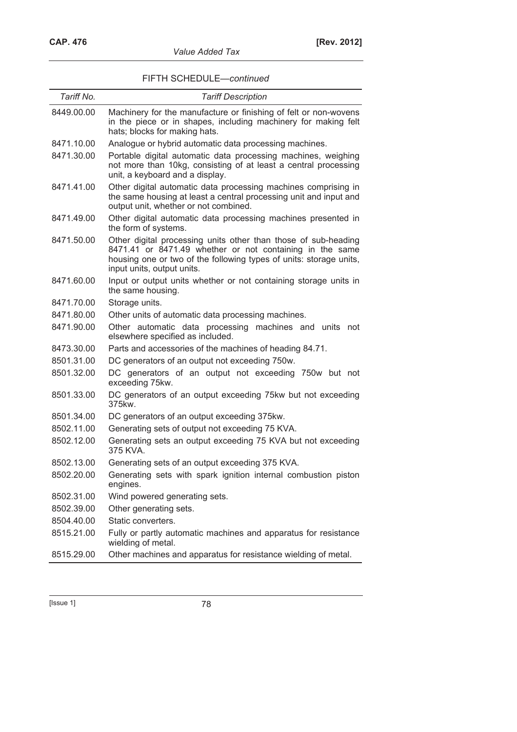FIFTH SCHEDULE—*continued*

| *Tariff No.* | *Tariff Description* |
|---|---|
| 8449.00.00 | Machinery for the manufacture or finishing of felt or non-wovens in the piece or in shapes, including machinery for making felt hats; blocks for making hats. |
| 8471.10.00 | Analogue or hybrid automatic data processing machines. |
| 8471.30.00 | Portable digital automatic data processing machines, weighing not more than 10kg, consisting of at least a central processing unit, a keyboard and a display. |
| 8471.41.00 | Other digital automatic data processing machines comprising in the same housing at least a central processing unit and input and output unit, whether or not combined. |
| 8471.49.00 | Other digital automatic data processing machines presented in the form of systems. |
| 8471.50.00 | Other digital processing units other than those of sub-heading 8471.41 or 8471.49 whether or not containing in the same housing one or two of the following types of units: storage units, input units, output units. |
| 8471.60.00 | Input or output units whether or not containing storage units in the same housing. |
| 8471.70.00 | Storage units. |
| 8471.80.00 | Other units of automatic data processing machines. |
| 8471.90.00 | Other automatic data processing machines and units not elsewhere specified as included. |
| 8473.30.00 | Parts and accessories of the machines of heading 84.71. |
| 8501.31.00 | DC generators of an output not exceeding 750w. |
| 8501.32.00 | DC generators of an output not exceeding 750w but not exceeding 75kw. |
| 8501.33.00 | DC generators of an output exceeding 75kw but not exceeding 375kw. |
| 8501.34.00 | DC generators of an output exceeding 375kw. |
| 8502.11.00 | Generating sets of output not exceeding 75 KVA. |
| 8502.12.00 | Generating sets an output exceeding 75 KVA but not exceeding 375 KVA. |
| 8502.13.00 | Generating sets of an output exceeding 375 KVA. |
| 8502.20.00 | Generating sets with spark ignition internal combustion piston engines. |
| 8502.31.00 | Wind powered generating sets. |
| 8502.39.00 | Other generating sets. |
| 8504.40.00 | Static converters. |
| 8515.21.00 | Fully or partly automatic machines and apparatus for resistance wielding of metal. |
| 8515.29.00 | Other machines and apparatus for resistance wielding of metal. |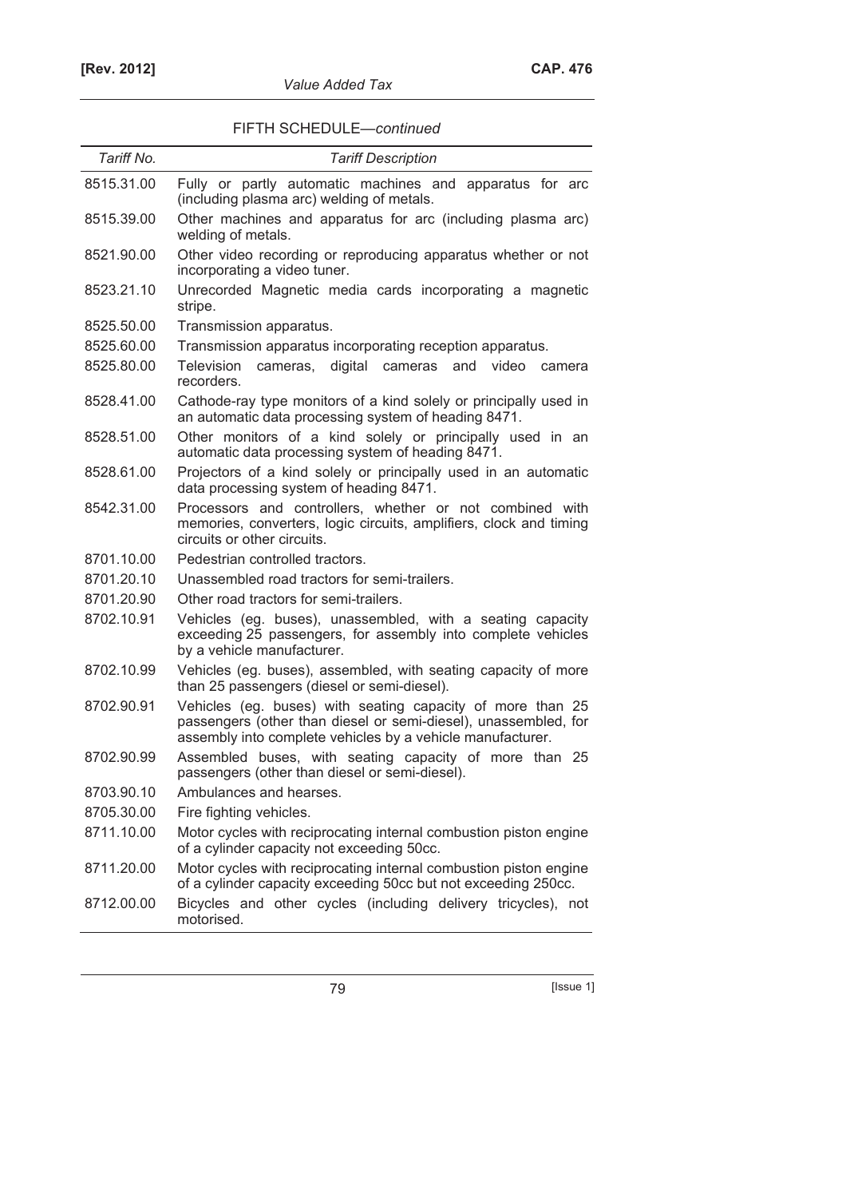FIFTH SCHEDULE—*continued*

| *Tariff No.* | *Tariff Description* |
|---|---|
| 8515.31.00 | Fully or partly automatic machines and apparatus for arc (including plasma arc) welding of metals. |
| 8515.39.00 | Other machines and apparatus for arc (including plasma arc) welding of metals. |
| 8521.90.00 | Other video recording or reproducing apparatus whether or not incorporating a video tuner. |
| 8523.21.10 | Unrecorded Magnetic media cards incorporating a magnetic stripe. |
| 8525.50.00 | Transmission apparatus. |
| 8525.60.00 | Transmission apparatus incorporating reception apparatus. |
| 8525.80.00 | Television cameras, digital cameras and video camera recorders. |
| 8528.41.00 | Cathode-ray type monitors of a kind solely or principally used in an automatic data processing system of heading 8471. |
| 8528.51.00 | Other monitors of a kind solely or principally used in an automatic data processing system of heading 8471. |
| 8528.61.00 | Projectors of a kind solely or principally used in an automatic data processing system of heading 8471. |
| 8542.31.00 | Processors and controllers, whether or not combined with memories, converters, logic circuits, amplifiers, clock and timing circuits or other circuits. |
| 8701.10.00 | Pedestrian controlled tractors. |
| 8701.20.10 | Unassembled road tractors for semi-trailers. |
| 8701.20.90 | Other road tractors for semi-trailers. |
| 8702.10.91 | Vehicles (eg. buses), unassembled, with a seating capacity exceeding 25 passengers, for assembly into complete vehicles by a vehicle manufacturer. |
| 8702.10.99 | Vehicles (eg. buses), assembled, with seating capacity of more than 25 passengers (diesel or semi-diesel). |
| 8702.90.91 | Vehicles (eg. buses) with seating capacity of more than 25 passengers (other than diesel or semi-diesel), unassembled, for assembly into complete vehicles by a vehicle manufacturer. |
| 8702.90.99 | Assembled buses, with seating capacity of more than 25 passengers (other than diesel or semi-diesel). |
| 8703.90.10 | Ambulances and hearses. |
| 8705.30.00 | Fire fighting vehicles. |
| 8711.10.00 | Motor cycles with reciprocating internal combustion piston engine of a cylinder capacity not exceeding 50cc. |
| 8711.20.00 | Motor cycles with reciprocating internal combustion piston engine of a cylinder capacity exceeding 50cc but not exceeding 250cc. |
| 8712.00.00 | Bicycles and other cycles (including delivery tricycles), not motorised. |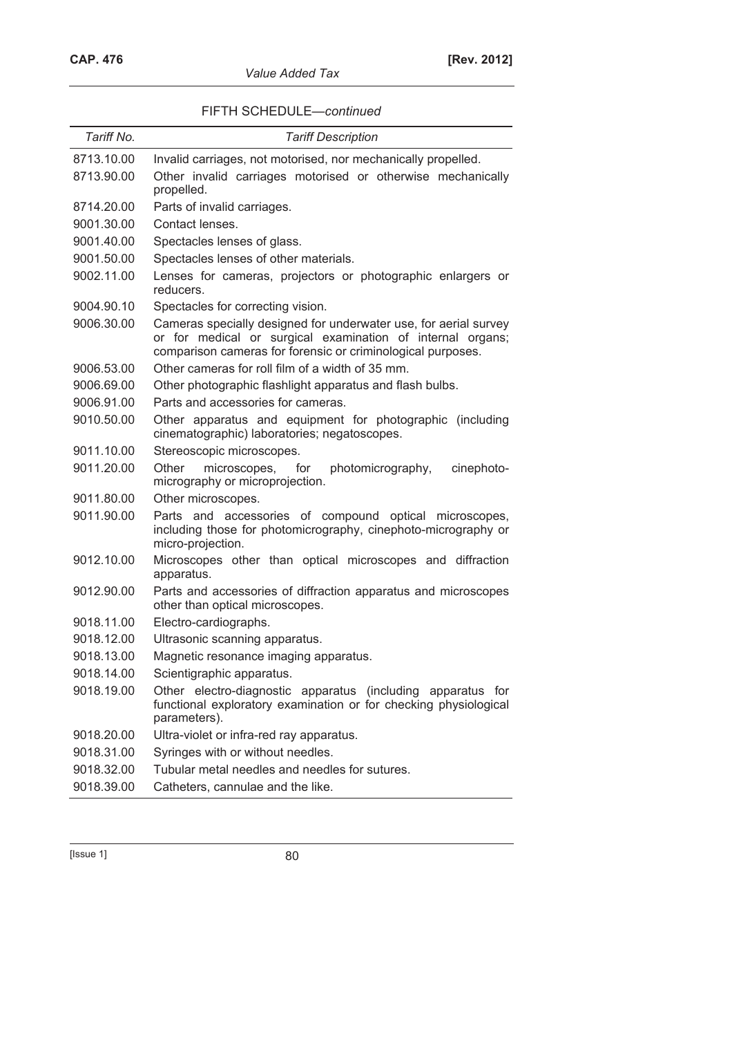FIFTH SCHEDULE—*continued*

| *Tariff No.* | *Tariff Description* |
|---|---|
| 8713.10.00 | Invalid carriages, not motorised, nor mechanically propelled. |
| 8713.90.00 | Other invalid carriages motorised or otherwise mechanically propelled. |
| 8714.20.00 | Parts of invalid carriages. |
| 9001.30.00 | Contact lenses. |
| 9001.40.00 | Spectacles lenses of glass. |
| 9001.50.00 | Spectacles lenses of other materials. |
| 9002.11.00 | Lenses for cameras, projectors or photographic enlargers or reducers. |
| 9004.90.10 | Spectacles for correcting vision. |
| 9006.30.00 | Cameras specially designed for underwater use, for aerial survey or for medical or surgical examination of internal organs; comparison cameras for forensic or criminological purposes. |
| 9006.53.00 | Other cameras for roll film of a width of 35 mm. |
| 9006.69.00 | Other photographic flashlight apparatus and flash bulbs. |
| 9006.91.00 | Parts and accessories for cameras. |
| 9010.50.00 | Other apparatus and equipment for photographic (including cinematographic) laboratories; negatoscopes. |
| 9011.10.00 | Stereoscopic microscopes. |
| 9011.20.00 | Other microscopes, for photomicrography, cinephoto-micrography or microprojection. |
| 9011.80.00 | Other microscopes. |
| 9011.90.00 | Parts and accessories of compound optical microscopes, including those for photomicrography, cinephoto-micrography or micro-projection. |
| 9012.10.00 | Microscopes other than optical microscopes and diffraction apparatus. |
| 9012.90.00 | Parts and accessories of diffraction apparatus and microscopes other than optical microscopes. |
| 9018.11.00 | Electro-cardiographs. |
| 9018.12.00 | Ultrasonic scanning apparatus. |
| 9018.13.00 | Magnetic resonance imaging apparatus. |
| 9018.14.00 | Scientigraphic apparatus. |
| 9018.19.00 | Other electro-diagnostic apparatus (including apparatus for functional exploratory examination or for checking physiological parameters). |
| 9018.20.00 | Ultra-violet or infra-red ray apparatus. |
| 9018.31.00 | Syringes with or without needles. |
| 9018.32.00 | Tubular metal needles and needles for sutures. |
| 9018.39.00 | Catheters, cannulae and the like. |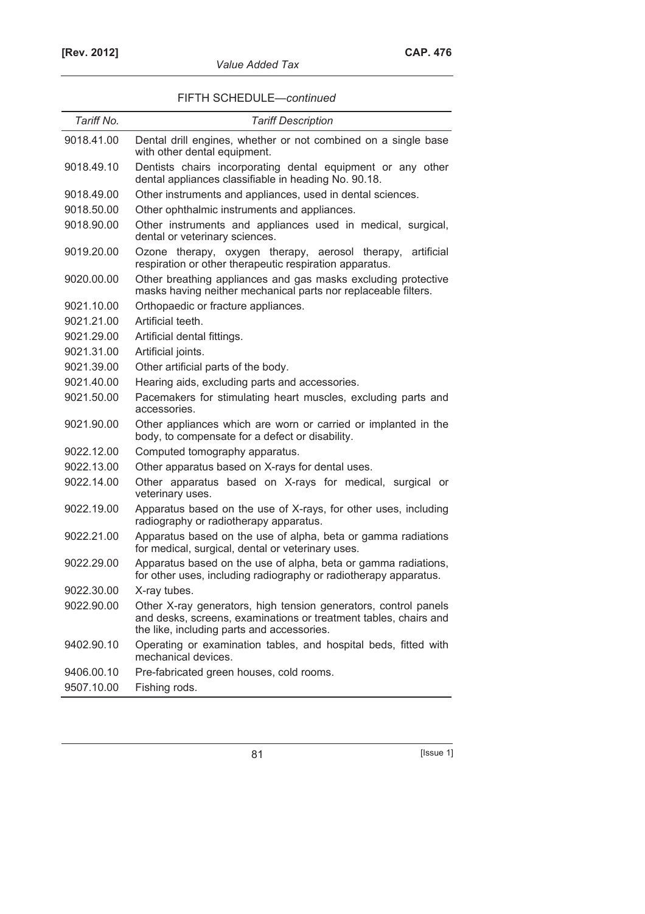FIFTH SCHEDULE—*continued*

| *Tariff No.* | *Tariff Description* |
|---|---|
| 9018.41.00 | Dental drill engines, whether or not combined on a single base with other dental equipment. |
| 9018.49.10 | Dentists chairs incorporating dental equipment or any other dental appliances classifiable in heading No. 90.18. |
| 9018.49.00 | Other instruments and appliances, used in dental sciences. |
| 9018.50.00 | Other ophthalmic instruments and appliances. |
| 9018.90.00 | Other instruments and appliances used in medical, surgical, dental or veterinary sciences. |
| 9019.20.00 | Ozone therapy, oxygen therapy, aerosol therapy, artificial respiration or other therapeutic respiration apparatus. |
| 9020.00.00 | Other breathing appliances and gas masks excluding protective masks having neither mechanical parts nor replaceable filters. |
| 9021.10.00 | Orthopaedic or fracture appliances. |
| 9021.21.00 | Artificial teeth. |
| 9021.29.00 | Artificial dental fittings. |
| 9021.31.00 | Artificial joints. |
| 9021.39.00 | Other artificial parts of the body. |
| 9021.40.00 | Hearing aids, excluding parts and accessories. |
| 9021.50.00 | Pacemakers for stimulating heart muscles, excluding parts and accessories. |
| 9021.90.00 | Other appliances which are worn or carried or implanted in the body, to compensate for a defect or disability. |
| 9022.12.00 | Computed tomography apparatus. |
| 9022.13.00 | Other apparatus based on X-rays for dental uses. |
| 9022.14.00 | Other apparatus based on X-rays for medical, surgical or veterinary uses. |
| 9022.19.00 | Apparatus based on the use of X-rays, for other uses, including radiography or radiotherapy apparatus. |
| 9022.21.00 | Apparatus based on the use of alpha, beta or gamma radiations for medical, surgical, dental or veterinary uses. |
| 9022.29.00 | Apparatus based on the use of alpha, beta or gamma radiations, for other uses, including radiography or radiotherapy apparatus. |
| 9022.30.00 | X-ray tubes. |
| 9022.90.00 | Other X-ray generators, high tension generators, control panels and desks, screens, examinations or treatment tables, chairs and the like, including parts and accessories. |
| 9402.90.10 | Operating or examination tables, and hospital beds, fitted with mechanical devices. |
| 9406.00.10 | Pre-fabricated green houses, cold rooms. |
| 9507.10.00 | Fishing rods. |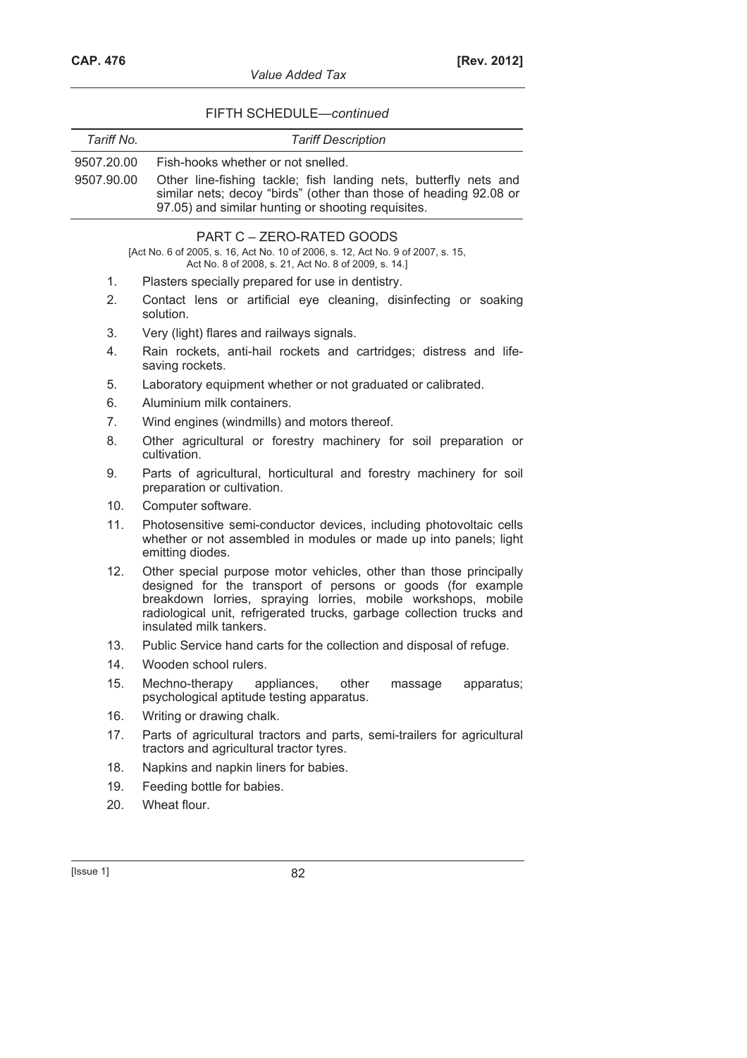FIFTH SCHEDULE—*continued*

| *Tariff No.* | *Tariff Description* |
|---|---|
| 9507.20.00 | Fish-hooks whether or not snelled. |
| 9507.90.00 | Other line-fishing tackle; fish landing nets, butterfly nets and similar nets; decoy "birds" (other than those of heading 92.08 or 97.05) and similar hunting or shooting requisites. |

## PART C – ZERO-RATED GOODS

[Act No. 6 of 2005, s. 16, Act No. 10 of 2006, s. 12, Act No. 9 of 2007, s. 15, Act No. 8 of 2008, s. 21, Act No. 8 of 2009, s. 14.]

1. Plasters specially prepared for use in dentistry.
2. Contact lens or artificial eye cleaning, disinfecting or soaking solution.
3. Very (light) flares and railways signals.
4. Rain rockets, anti-hail rockets and cartridges; distress and life-saving rockets.
5. Laboratory equipment whether or not graduated or calibrated.
6. Aluminium milk containers.
7. Wind engines (windmills) and motors thereof.
8. Other agricultural or forestry machinery for soil preparation or cultivation.
9. Parts of agricultural, horticultural and forestry machinery for soil preparation or cultivation.
10. Computer software.
11. Photosensitive semi-conductor devices, including photovoltaic cells whether or not assembled in modules or made up into panels; light emitting diodes.
12. Other special purpose motor vehicles, other than those principally designed for the transport of persons or goods (for example breakdown lorries, spraying lorries, mobile workshops, mobile radiological unit, refrigerated trucks, garbage collection trucks and insulated milk tankers.
13. Public Service hand carts for the collection and disposal of refuge.
14. Wooden school rulers.
15. Mechno-therapy appliances, other massage apparatus; psychological aptitude testing apparatus.
16. Writing or drawing chalk.
17. Parts of agricultural tractors and parts, semi-trailers for agricultural tractors and agricultural tractor tyres.
18. Napkins and napkin liners for babies.
19. Feeding bottle for babies.
20. Wheat flour.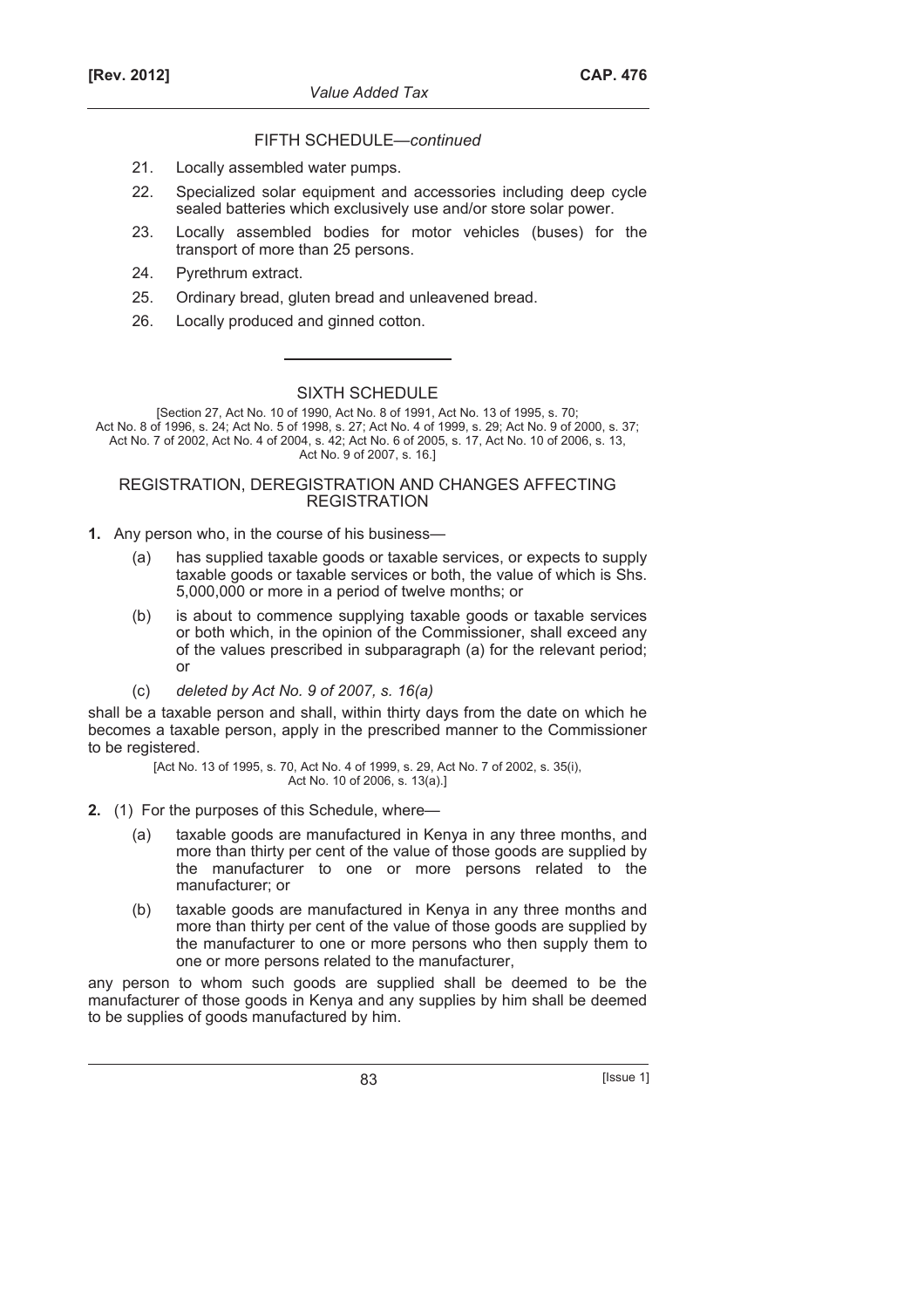FIFTH SCHEDULE—*continued*

21. Locally assembled water pumps.
22. Specialized solar equipment and accessories including deep cycle sealed batteries which exclusively use and/or store solar power.
23. Locally assembled bodies for motor vehicles (buses) for the transport of more than 25 persons.
24. Pyrethrum extract.
25. Ordinary bread, gluten bread and unleavened bread.
26. Locally produced and ginned cotton.

---

## SIXTH SCHEDULE

[Section 27, Act No. 10 of 1990, Act No. 8 of 1991, Act No. 13 of 1995, s. 70; Act No. 8 of 1996, s. 24; Act No. 5 of 1998, s. 27; Act No. 4 of 1999, s. 29; Act No. 9 of 2000, s. 37; Act No. 7 of 2002, Act No. 4 of 2004, s. 42; Act No. 6 of 2005, s. 17, Act No. 10 of 2006, s. 13, Act No. 9 of 2007, s. 16.]

### REGISTRATION, DEREGISTRATION AND CHANGES AFFECTING REGISTRATION

**1.** Any person who, in the course of his business—

(a) has supplied taxable goods or taxable services, or expects to supply taxable goods or taxable services or both, the value of which is Shs. 5,000,000 or more in a period of twelve months; or

(b) is about to commence supplying taxable goods or taxable services or both which, in the opinion of the Commissioner, shall exceed any of the values prescribed in subparagraph (a) for the relevant period; or

(c) *deleted by Act No. 9 of 2007, s. 16(a)*

shall be a taxable person and shall, within thirty days from the date on which he becomes a taxable person, apply in the prescribed manner to the Commissioner to be registered.

[Act No. 13 of 1995, s. 70, Act No. 4 of 1999, s. 29, Act No. 7 of 2002, s. 35(i), Act No. 10 of 2006, s. 13(a).]

**2.** (1) For the purposes of this Schedule, where—

(a) taxable goods are manufactured in Kenya in any three months, and more than thirty per cent of the value of those goods are supplied by the manufacturer to one or more persons related to the manufacturer; or

(b) taxable goods are manufactured in Kenya in any three months and more than thirty per cent of the value of those goods are supplied by the manufacturer to one or more persons who then supply them to one or more persons related to the manufacturer,

any person to whom such goods are supplied shall be deemed to be the manufacturer of those goods in Kenya and any supplies by him shall be deemed to be supplies of goods manufactured by him.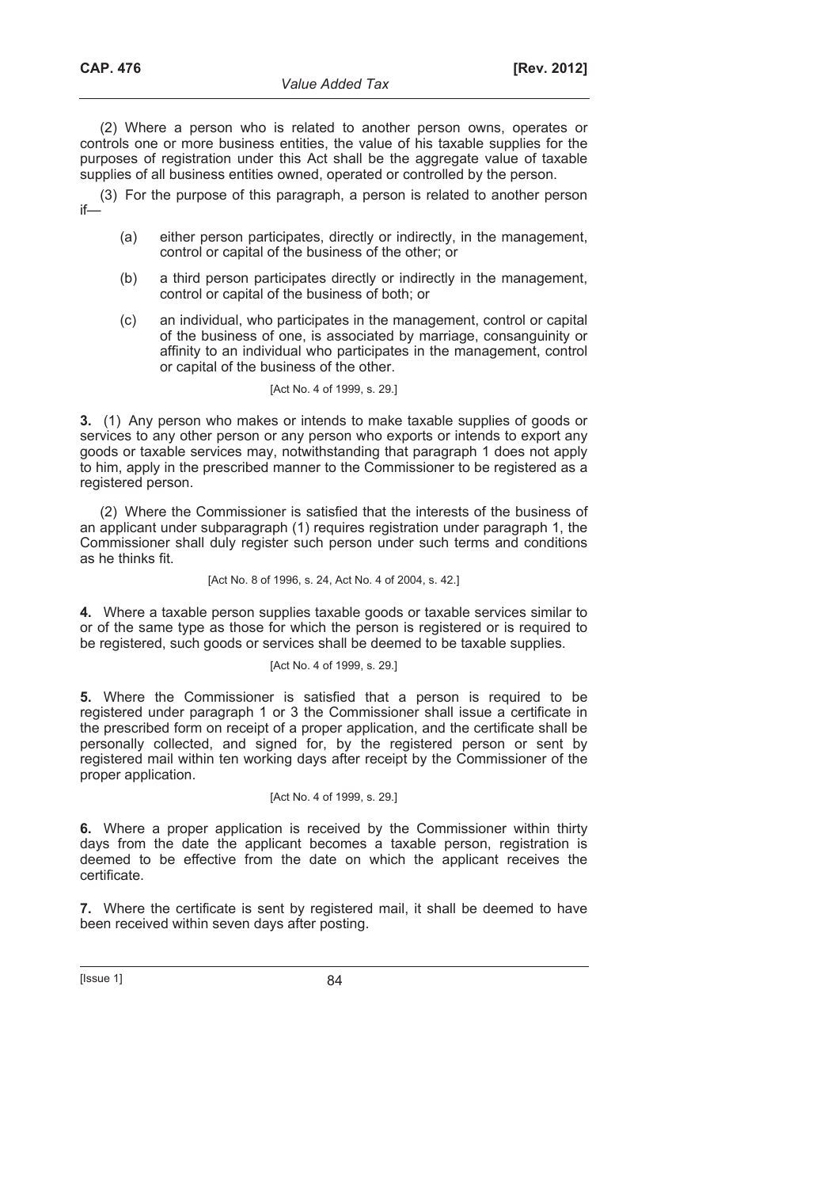(2) Where a person who is related to another person owns, operates or controls one or more business entities, the value of his taxable supplies for the purposes of registration under this Act shall be the aggregate value of taxable supplies of all business entities owned, operated or controlled by the person.

(3) For the purpose of this paragraph, a person is related to another person if—

(a) either person participates, directly or indirectly, in the management, control or capital of the business of the other; or

(b) a third person participates directly or indirectly in the management, control or capital of the business of both; or

(c) an individual, who participates in the management, control or capital of the business of one, is associated by marriage, consanguinity or affinity to an individual who participates in the management, control or capital of the business of the other.

[Act No. 4 of 1999, s. 29.]

**3.** (1) Any person who makes or intends to make taxable supplies of goods or services to any other person or any person who exports or intends to export any goods or taxable services may, notwithstanding that paragraph 1 does not apply to him, apply in the prescribed manner to the Commissioner to be registered as a registered person.

(2) Where the Commissioner is satisfied that the interests of the business of an applicant under subparagraph (1) requires registration under paragraph 1, the Commissioner shall duly register such person under such terms and conditions as he thinks fit.

[Act No. 8 of 1996, s. 24, Act No. 4 of 2004, s. 42.]

**4.** Where a taxable person supplies taxable goods or taxable services similar to or of the same type as those for which the person is registered or is required to be registered, such goods or services shall be deemed to be taxable supplies.

[Act No. 4 of 1999, s. 29.]

**5.** Where the Commissioner is satisfied that a person is required to be registered under paragraph 1 or 3 the Commissioner shall issue a certificate in the prescribed form on receipt of a proper application, and the certificate shall be personally collected, and signed for, by the registered person or sent by registered mail within ten working days after receipt by the Commissioner of the proper application.

[Act No. 4 of 1999, s. 29.]

**6.** Where a proper application is received by the Commissioner within thirty days from the date the applicant becomes a taxable person, registration is deemed to be effective from the date on which the applicant receives the certificate.

**7.** Where the certificate is sent by registered mail, it shall be deemed to have been received within seven days after posting.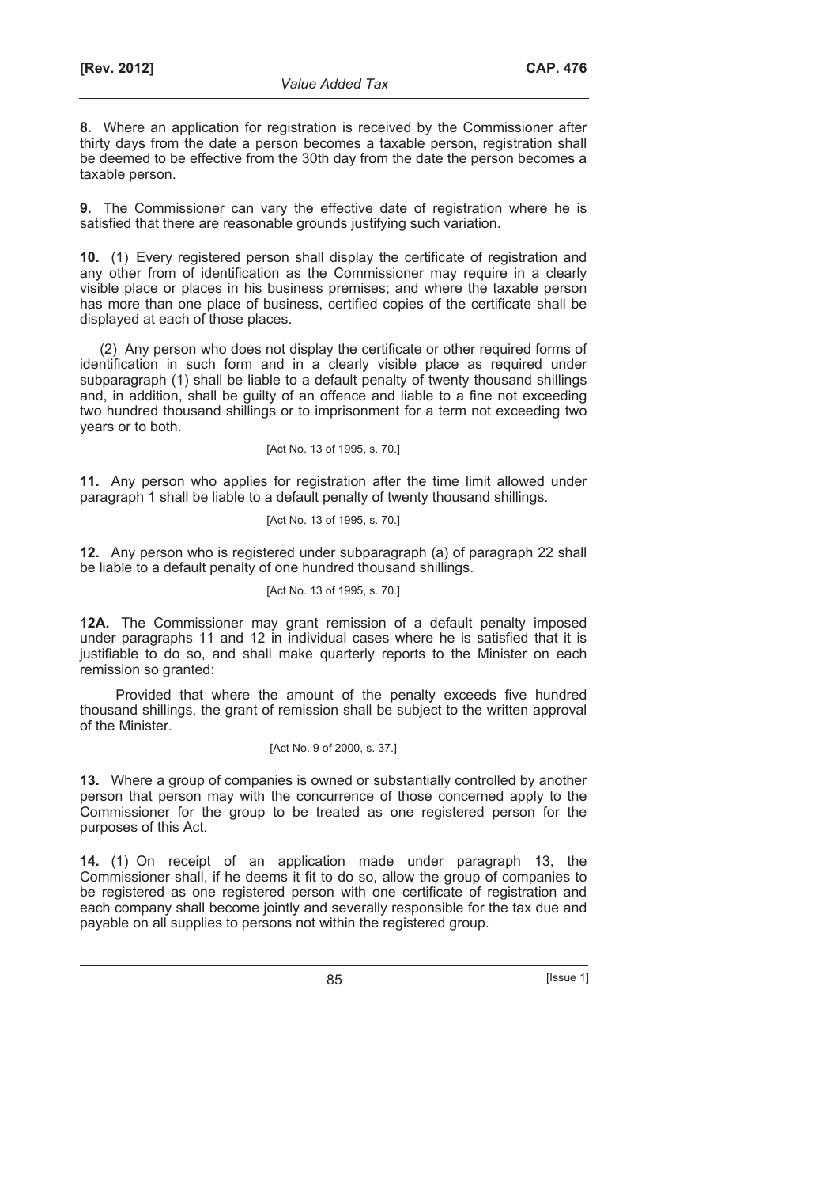**8.** Where an application for registration is received by the Commissioner after thirty days from the date a person becomes a taxable person, registration shall be deemed to be effective from the 30th day from the date the person becomes a taxable person.

**9.** The Commissioner can vary the effective date of registration where he is satisfied that there are reasonable grounds justifying such variation.

**10.** (1) Every registered person shall display the certificate of registration and any other from of identification as the Commissioner may require in a clearly visible place or places in his business premises; and where the taxable person has more than one place of business, certified copies of the certificate shall be displayed at each of those places.

(2) Any person who does not display the certificate or other required forms of identification in such form and in a clearly visible place as required under subparagraph (1) shall be liable to a default penalty of twenty thousand shillings and, in addition, shall be guilty of an offence and liable to a fine not exceeding two hundred thousand shillings or to imprisonment for a term not exceeding two years or to both.

[Act No. 13 of 1995, s. 70.]

**11.** Any person who applies for registration after the time limit allowed under paragraph 1 shall be liable to a default penalty of twenty thousand shillings.

[Act No. 13 of 1995, s. 70.]

**12.** Any person who is registered under subparagraph (a) of paragraph 22 shall be liable to a default penalty of one hundred thousand shillings.

[Act No. 13 of 1995, s. 70.]

**12A.** The Commissioner may grant remission of a default penalty imposed under paragraphs 11 and 12 in individual cases where he is satisfied that it is justifiable to do so, and shall make quarterly reports to the Minister on each remission so granted:

Provided that where the amount of the penalty exceeds five hundred thousand shillings, the grant of remission shall be subject to the written approval of the Minister.

[Act No. 9 of 2000, s. 37.]

**13.** Where a group of companies is owned or substantially controlled by another person that person may with the concurrence of those concerned apply to the Commissioner for the group to be treated as one registered person for the purposes of this Act.

**14.** (1) On receipt of an application made under paragraph 13, the Commissioner shall, if he deems it fit to do so, allow the group of companies to be registered as one registered person with one certificate of registration and each company shall become jointly and severally responsible for the tax due and payable on all supplies to persons not within the registered group.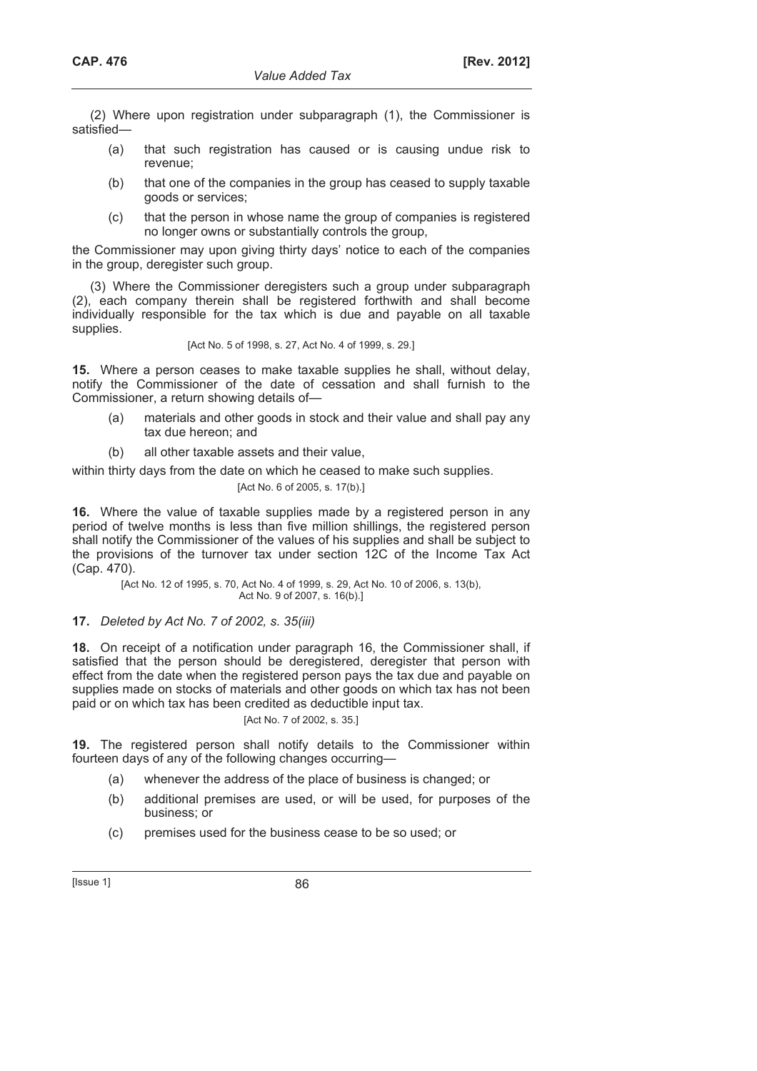(2) Where upon registration under subparagraph (1), the Commissioner is satisfied—

(a) that such registration has caused or is causing undue risk to revenue;

(b) that one of the companies in the group has ceased to supply taxable goods or services;

(c) that the person in whose name the group of companies is registered no longer owns or substantially controls the group,

the Commissioner may upon giving thirty days' notice to each of the companies in the group, deregister such group.

(3) Where the Commissioner deregisters such a group under subparagraph (2), each company therein shall be registered forthwith and shall become individually responsible for the tax which is due and payable on all taxable supplies.

[Act No. 5 of 1998, s. 27, Act No. 4 of 1999, s. 29.]

**15.** Where a person ceases to make taxable supplies he shall, without delay, notify the Commissioner of the date of cessation and shall furnish to the Commissioner, a return showing details of—

(a) materials and other goods in stock and their value and shall pay any tax due hereon; and

(b) all other taxable assets and their value,

within thirty days from the date on which he ceased to make such supplies.

[Act No. 6 of 2005, s. 17(b).]

**16.** Where the value of taxable supplies made by a registered person in any period of twelve months is less than five million shillings, the registered person shall notify the Commissioner of the values of his supplies and shall be subject to the provisions of the turnover tax under section 12C of the Income Tax Act (Cap. 470).

[Act No. 12 of 1995, s. 70, Act No. 4 of 1999, s. 29, Act No. 10 of 2006, s. 13(b), Act No. 9 of 2007, s. 16(b).]

**17.** *Deleted by Act No. 7 of 2002, s. 35(iii)*

**18.** On receipt of a notification under paragraph 16, the Commissioner shall, if satisfied that the person should be deregistered, deregister that person with effect from the date when the registered person pays the tax due and payable on supplies made on stocks of materials and other goods on which tax has not been paid or on which tax has been credited as deductible input tax.

[Act No. 7 of 2002, s. 35.]

**19.** The registered person shall notify details to the Commissioner within fourteen days of any of the following changes occurring—

(a) whenever the address of the place of business is changed; or

(b) additional premises are used, or will be used, for purposes of the business; or

(c) premises used for the business cease to be so used; or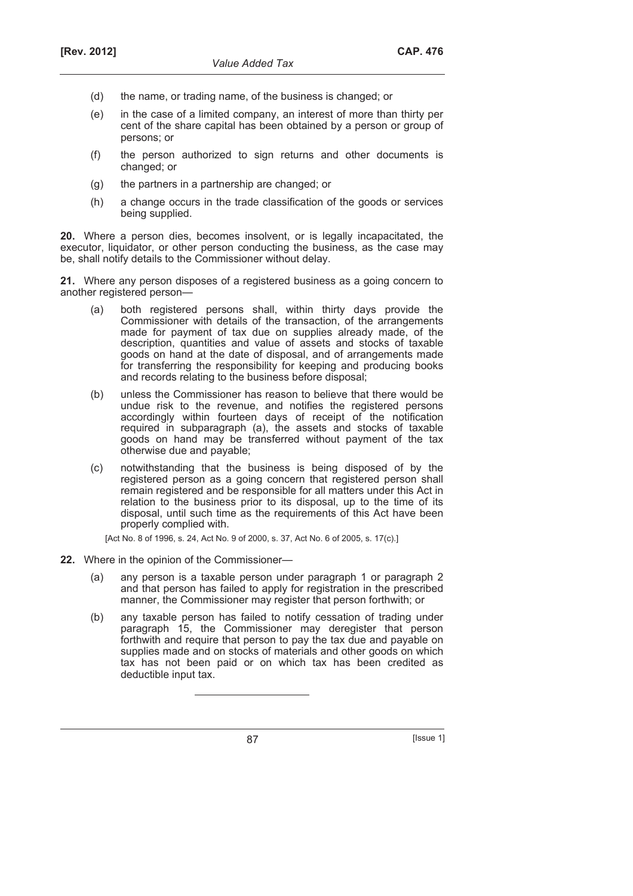(d) the name, or trading name, of the business is changed; or

(e) in the case of a limited company, an interest of more than thirty per cent of the share capital has been obtained by a person or group of persons; or

(f) the person authorized to sign returns and other documents is changed; or

(g) the partners in a partnership are changed; or

(h) a change occurs in the trade classification of the goods or services being supplied.

**20.** Where a person dies, becomes insolvent, or is legally incapacitated, the executor, liquidator, or other person conducting the business, as the case may be, shall notify details to the Commissioner without delay.

**21.** Where any person disposes of a registered business as a going concern to another registered person—

(a) both registered persons shall, within thirty days provide the Commissioner with details of the transaction, of the arrangements made for payment of tax due on supplies already made, of the description, quantities and value of assets and stocks of taxable goods on hand at the date of disposal, and of arrangements made for transferring the responsibility for keeping and producing books and records relating to the business before disposal;

(b) unless the Commissioner has reason to believe that there would be undue risk to the revenue, and notifies the registered persons accordingly within fourteen days of receipt of the notification required in subparagraph (a), the assets and stocks of taxable goods on hand may be transferred without payment of the tax otherwise due and payable;

(c) notwithstanding that the business is being disposed of by the registered person as a going concern that registered person shall remain registered and be responsible for all matters under this Act in relation to the business prior to its disposal, up to the time of its disposal, until such time as the requirements of this Act have been properly complied with.

[Act No. 8 of 1996, s. 24, Act No. 9 of 2000, s. 37, Act No. 6 of 2005, s. 17(c).]

**22.** Where in the opinion of the Commissioner—

(a) any person is a taxable person under paragraph 1 or paragraph 2 and that person has failed to apply for registration in the prescribed manner, the Commissioner may register that person forthwith; or

(b) any taxable person has failed to notify cessation of trading under paragraph 15, the Commissioner may deregister that person forthwith and require that person to pay the tax due and payable on supplies made and on stocks of materials and other goods on which tax has not been paid or on which tax has been credited as deductible input tax.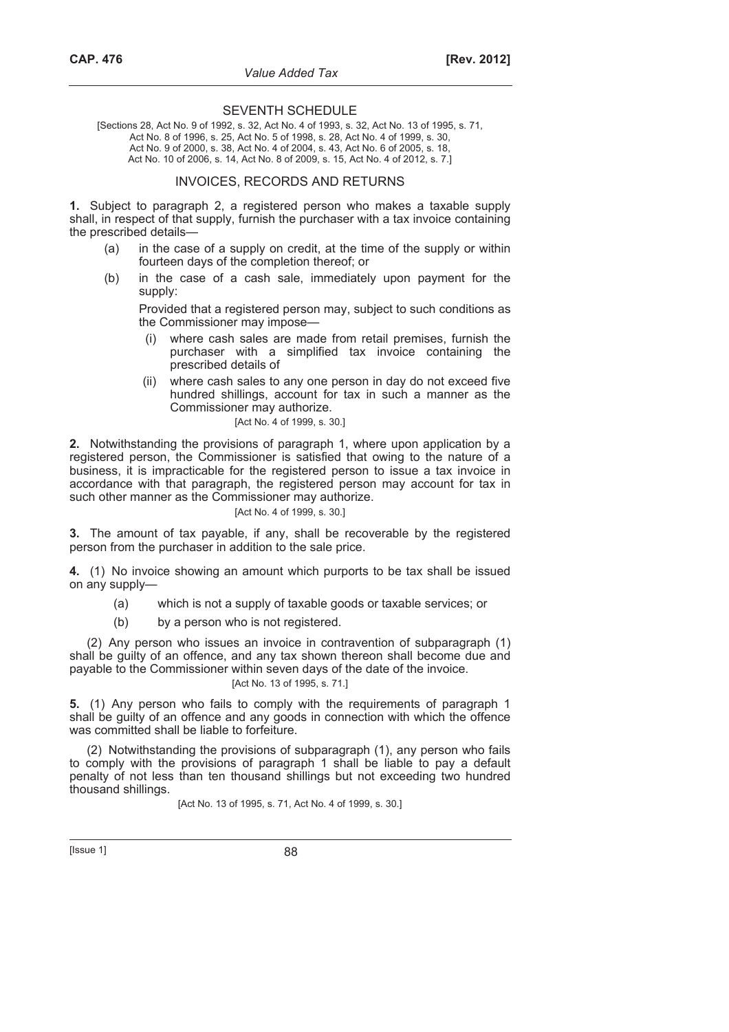## SEVENTH SCHEDULE

[Sections 28, Act No. 9 of 1992, s. 32, Act No. 4 of 1993, s. 32, Act No. 13 of 1995, s. 71, Act No. 8 of 1996, s. 25, Act No. 5 of 1998, s. 28, Act No. 4 of 1999, s. 30, Act No. 9 of 2000, s. 38, Act No. 4 of 2004, s. 43, Act No. 6 of 2005, s. 18, Act No. 10 of 2006, s. 14, Act No. 8 of 2009, s. 15, Act No. 4 of 2012, s. 7.]

### INVOICES, RECORDS AND RETURNS

**1.** Subject to paragraph 2, a registered person who makes a taxable supply shall, in respect of that supply, furnish the purchaser with a tax invoice containing the prescribed details—

(a) in the case of a supply on credit, at the time of the supply or within fourteen days of the completion thereof; or

(b) in the case of a cash sale, immediately upon payment for the supply:

Provided that a registered person may, subject to such conditions as the Commissioner may impose—

(i) where cash sales are made from retail premises, furnish the purchaser with a simplified tax invoice containing the prescribed details of

(ii) where cash sales to any one person in day do not exceed five hundred shillings, account for tax in such a manner as the Commissioner may authorize.

[Act No. 4 of 1999, s. 30.]

**2.** Notwithstanding the provisions of paragraph 1, where upon application by a registered person, the Commissioner is satisfied that owing to the nature of a business, it is impracticable for the registered person to issue a tax invoice in accordance with that paragraph, the registered person may account for tax in such other manner as the Commissioner may authorize.

[Act No. 4 of 1999, s. 30.]

**3.** The amount of tax payable, if any, shall be recoverable by the registered person from the purchaser in addition to the sale price.

**4.** (1) No invoice showing an amount which purports to be tax shall be issued on any supply—

(a) which is not a supply of taxable goods or taxable services; or

(b) by a person who is not registered.

(2) Any person who issues an invoice in contravention of subparagraph (1) shall be guilty of an offence, and any tax shown thereon shall become due and payable to the Commissioner within seven days of the date of the invoice.

[Act No. 13 of 1995, s. 71.]

**5.** (1) Any person who fails to comply with the requirements of paragraph 1 shall be guilty of an offence and any goods in connection with which the offence was committed shall be liable to forfeiture.

(2) Notwithstanding the provisions of subparagraph (1), any person who fails to comply with the provisions of paragraph 1 shall be liable to pay a default penalty of not less than ten thousand shillings but not exceeding two hundred thousand shillings.

[Act No. 13 of 1995, s. 71, Act No. 4 of 1999, s. 30.]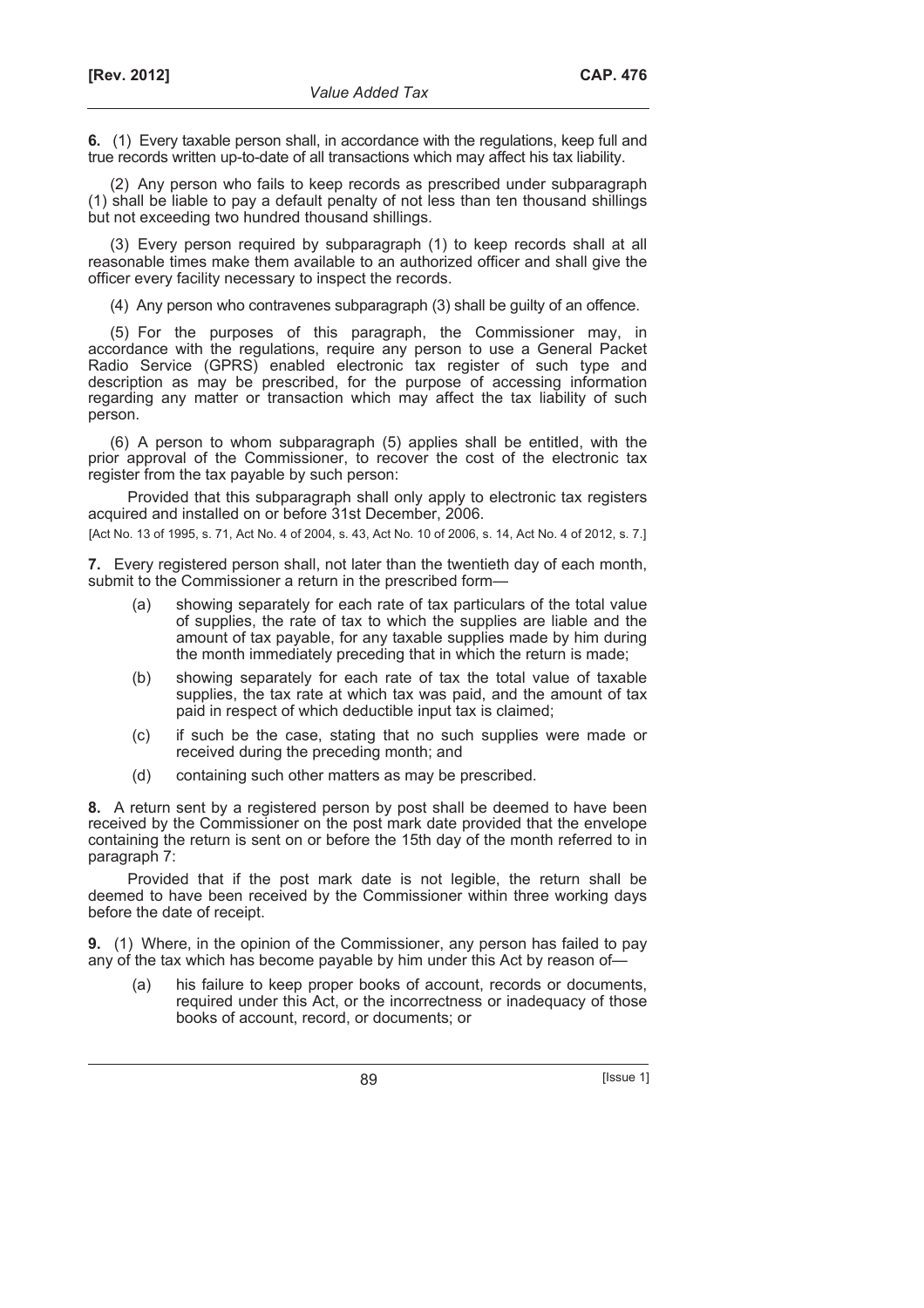**6.** (1) Every taxable person shall, in accordance with the regulations, keep full and true records written up-to-date of all transactions which may affect his tax liability.

(2) Any person who fails to keep records as prescribed under subparagraph (1) shall be liable to pay a default penalty of not less than ten thousand shillings but not exceeding two hundred thousand shillings.

(3) Every person required by subparagraph (1) to keep records shall at all reasonable times make them available to an authorized officer and shall give the officer every facility necessary to inspect the records.

(4) Any person who contravenes subparagraph (3) shall be guilty of an offence.

(5) For the purposes of this paragraph, the Commissioner may, in accordance with the regulations, require any person to use a General Packet Radio Service (GPRS) enabled electronic tax register of such type and description as may be prescribed, for the purpose of accessing information regarding any matter or transaction which may affect the tax liability of such person.

(6) A person to whom subparagraph (5) applies shall be entitled, with the prior approval of the Commissioner, to recover the cost of the electronic tax register from the tax payable by such person:

Provided that this subparagraph shall only apply to electronic tax registers acquired and installed on or before 31st December, 2006.

[Act No. 13 of 1995, s. 71, Act No. 4 of 2004, s. 43, Act No. 10 of 2006, s. 14, Act No. 4 of 2012, s. 7.]

**7.** Every registered person shall, not later than the twentieth day of each month, submit to the Commissioner a return in the prescribed form—

(a) showing separately for each rate of tax particulars of the total value of supplies, the rate of tax to which the supplies are liable and the amount of tax payable, for any taxable supplies made by him during the month immediately preceding that in which the return is made;

(b) showing separately for each rate of tax the total value of taxable supplies, the tax rate at which tax was paid, and the amount of tax paid in respect of which deductible input tax is claimed;

(c) if such be the case, stating that no such supplies were made or received during the preceding month; and

(d) containing such other matters as may be prescribed.

**8.** A return sent by a registered person by post shall be deemed to have been received by the Commissioner on the post mark date provided that the envelope containing the return is sent on or before the 15th day of the month referred to in paragraph 7:

Provided that if the post mark date is not legible, the return shall be deemed to have been received by the Commissioner within three working days before the date of receipt.

**9.** (1) Where, in the opinion of the Commissioner, any person has failed to pay any of the tax which has become payable by him under this Act by reason of—

(a) his failure to keep proper books of account, records or documents, required under this Act, or the incorrectness or inadequacy of those books of account, record, or documents; or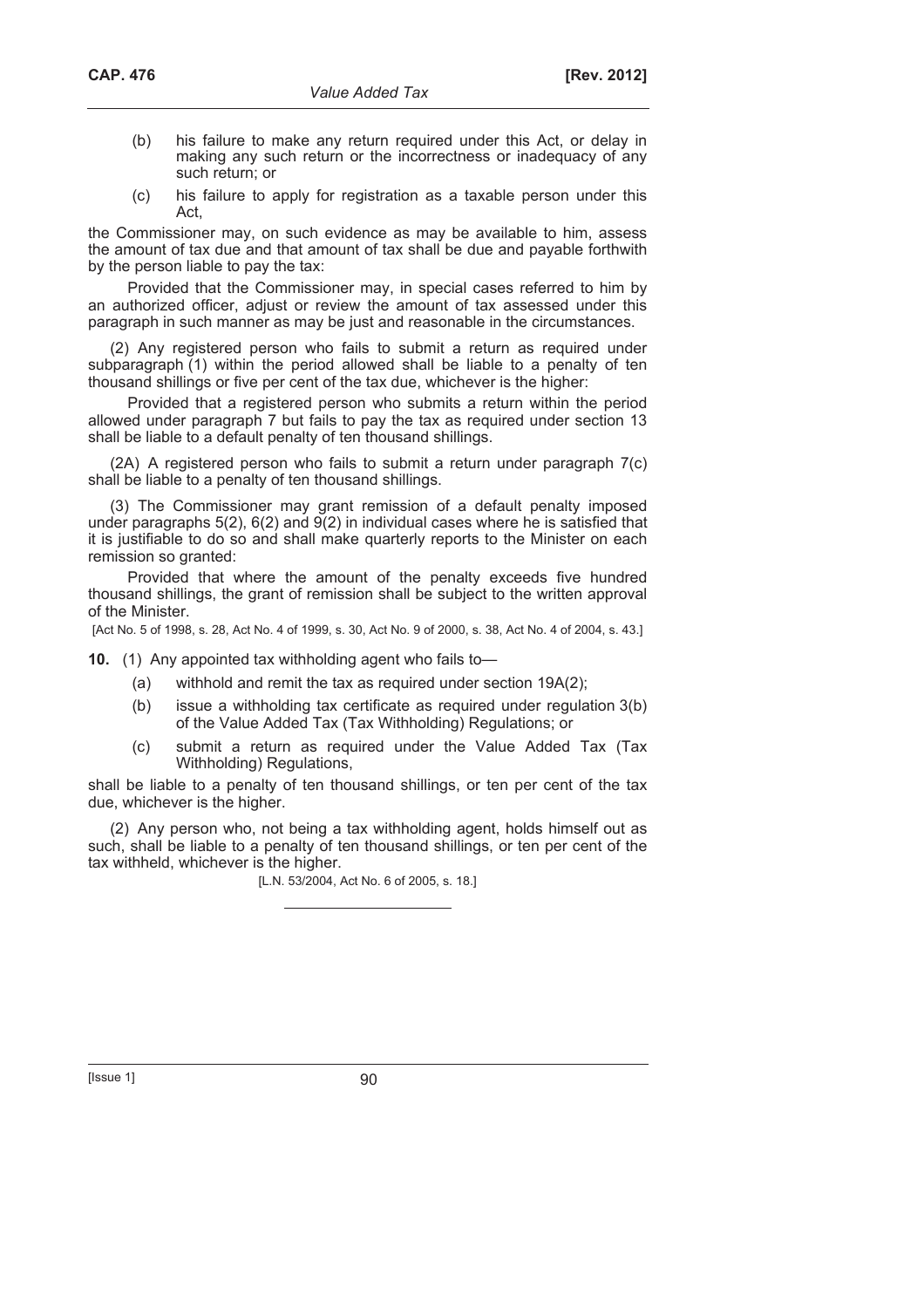(b) his failure to make any return required under this Act, or delay in making any such return or the incorrectness or inadequacy of any such return; or

(c) his failure to apply for registration as a taxable person under this Act,

the Commissioner may, on such evidence as may be available to him, assess the amount of tax due and that amount of tax shall be due and payable forthwith by the person liable to pay the tax:

Provided that the Commissioner may, in special cases referred to him by an authorized officer, adjust or review the amount of tax assessed under this paragraph in such manner as may be just and reasonable in the circumstances.

(2) Any registered person who fails to submit a return as required under subparagraph (1) within the period allowed shall be liable to a penalty of ten thousand shillings or five per cent of the tax due, whichever is the higher:

Provided that a registered person who submits a return within the period allowed under paragraph 7 but fails to pay the tax as required under section 13 shall be liable to a default penalty of ten thousand shillings.

(2A) A registered person who fails to submit a return under paragraph 7(c) shall be liable to a penalty of ten thousand shillings.

(3) The Commissioner may grant remission of a default penalty imposed under paragraphs 5(2), 6(2) and 9(2) in individual cases where he is satisfied that it is justifiable to do so and shall make quarterly reports to the Minister on each remission so granted:

Provided that where the amount of the penalty exceeds five hundred thousand shillings, the grant of remission shall be subject to the written approval of the Minister.

[Act No. 5 of 1998, s. 28, Act No. 4 of 1999, s. 30, Act No. 9 of 2000, s. 38, Act No. 4 of 2004, s. 43.]

**10.** (1) Any appointed tax withholding agent who fails to—

(a) withhold and remit the tax as required under section 19A(2);

(b) issue a withholding tax certificate as required under regulation 3(b) of the Value Added Tax (Tax Withholding) Regulations; or

(c) submit a return as required under the Value Added Tax (Tax Withholding) Regulations,

shall be liable to a penalty of ten thousand shillings, or ten per cent of the tax due, whichever is the higher.

(2) Any person who, not being a tax withholding agent, holds himself out as such, shall be liable to a penalty of ten thousand shillings, or ten per cent of the tax withheld, whichever is the higher.

[L.N. 53/2004, Act No. 6 of 2005, s. 18.]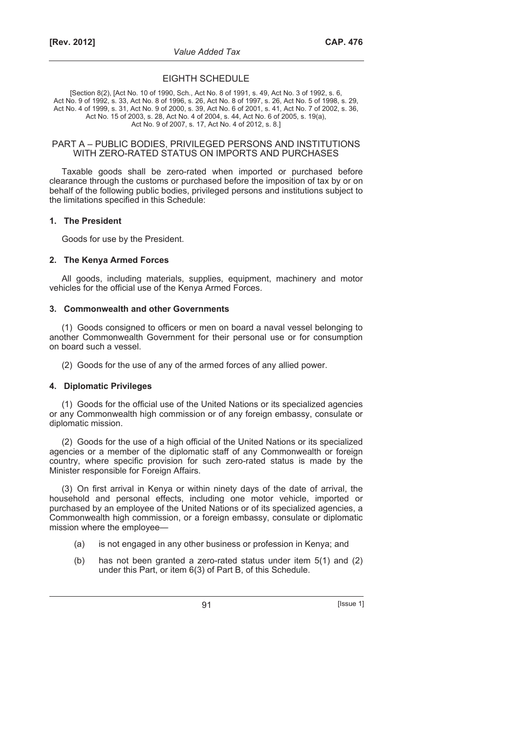# EIGHTH SCHEDULE

[Section 8(2), [Act No. 10 of 1990, Sch., Act No. 8 of 1991, s. 49, Act No. 3 of 1992, s. 6, Act No. 9 of 1992, s. 33, Act No. 8 of 1996, s. 26, Act No. 8 of 1997, s. 26, Act No. 5 of 1998, s. 29, Act No. 4 of 1999, s. 31, Act No. 9 of 2000, s. 39, Act No. 6 of 2001, s. 41, Act No. 7 of 2002, s. 36, Act No. 15 of 2003, s. 28, Act No. 4 of 2004, s. 44, Act No. 6 of 2005, s. 19(a), Act No. 9 of 2007, s. 17, Act No. 4 of 2012, s. 8.]

## PART A – PUBLIC BODIES, PRIVILEGED PERSONS AND INSTITUTIONS WITH ZERO-RATED STATUS ON IMPORTS AND PURCHASES

Taxable goods shall be zero-rated when imported or purchased before clearance through the customs or purchased before the imposition of tax by or on behalf of the following public bodies, privileged persons and institutions subject to the limitations specified in this Schedule:

### 1. The President

Goods for use by the President.

### 2. The Kenya Armed Forces

All goods, including materials, supplies, equipment, machinery and motor vehicles for the official use of the Kenya Armed Forces.

### 3. Commonwealth and other Governments

(1) Goods consigned to officers or men on board a naval vessel belonging to another Commonwealth Government for their personal use or for consumption on board such a vessel.

(2) Goods for the use of any of the armed forces of any allied power.

### 4. Diplomatic Privileges

(1) Goods for the official use of the United Nations or its specialized agencies or any Commonwealth high commission or of any foreign embassy, consulate or diplomatic mission.

(2) Goods for the use of a high official of the United Nations or its specialized agencies or a member of the diplomatic staff of any Commonwealth or foreign country, where specific provision for such zero-rated status is made by the Minister responsible for Foreign Affairs.

(3) On first arrival in Kenya or within ninety days of the date of arrival, the household and personal effects, including one motor vehicle, imported or purchased by an employee of the United Nations or of its specialized agencies, a Commonwealth high commission, or a foreign embassy, consulate or diplomatic mission where the employee—

- (a) is not engaged in any other business or profession in Kenya; and
- (b) has not been granted a zero-rated status under item 5(1) and (2) under this Part, or item 6(3) of Part B, of this Schedule.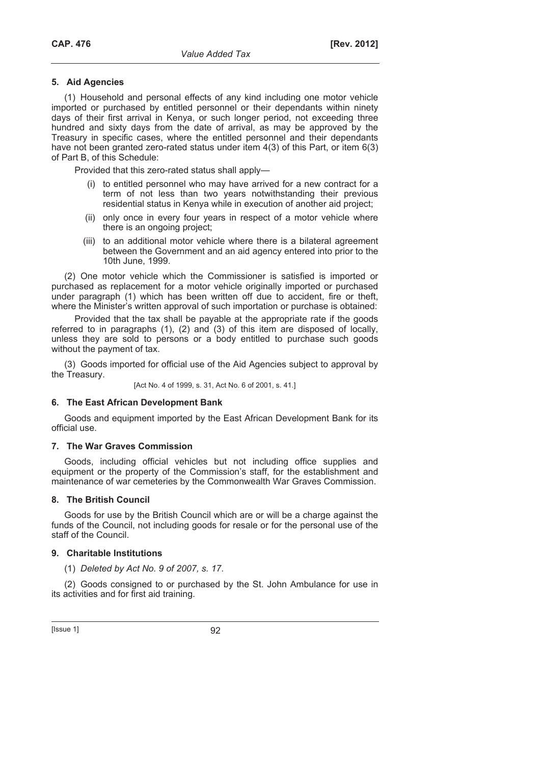### 5. Aid Agencies

(1) Household and personal effects of any kind including one motor vehicle imported or purchased by entitled personnel or their dependants within ninety days of their first arrival in Kenya, or such longer period, not exceeding three hundred and sixty days from the date of arrival, as may be approved by the Treasury in specific cases, where the entitled personnel and their dependants have not been granted zero-rated status under item 4(3) of this Part, or item 6(3) of Part B, of this Schedule:

Provided that this zero-rated status shall apply—

- (i) to entitled personnel who may have arrived for a new contract for a term of not less than two years notwithstanding their previous residential status in Kenya while in execution of another aid project;
- (ii) only once in every four years in respect of a motor vehicle where there is an ongoing project;
- (iii) to an additional motor vehicle where there is a bilateral agreement between the Government and an aid agency entered into prior to the 10th June, 1999.

(2) One motor vehicle which the Commissioner is satisfied is imported or purchased as replacement for a motor vehicle originally imported or purchased under paragraph (1) which has been written off due to accident, fire or theft, where the Minister's written approval of such importation or purchase is obtained:

Provided that the tax shall be payable at the appropriate rate if the goods referred to in paragraphs (1), (2) and (3) of this item are disposed of locally, unless they are sold to persons or a body entitled to purchase such goods without the payment of tax.

(3) Goods imported for official use of the Aid Agencies subject to approval by the Treasury.

[Act No. 4 of 1999, s. 31, Act No. 6 of 2001, s. 41.]

### 6. The East African Development Bank

Goods and equipment imported by the East African Development Bank for its official use.

### 7. The War Graves Commission

Goods, including official vehicles but not including office supplies and equipment or the property of the Commission's staff, for the establishment and maintenance of war cemeteries by the Commonwealth War Graves Commission.

### 8. The British Council

Goods for use by the British Council which are or will be a charge against the funds of the Council, not including goods for resale or for the personal use of the staff of the Council.

### 9. Charitable Institutions

(1) *Deleted by Act No. 9 of 2007, s. 17*.

(2) Goods consigned to or purchased by the St. John Ambulance for use in its activities and for first aid training.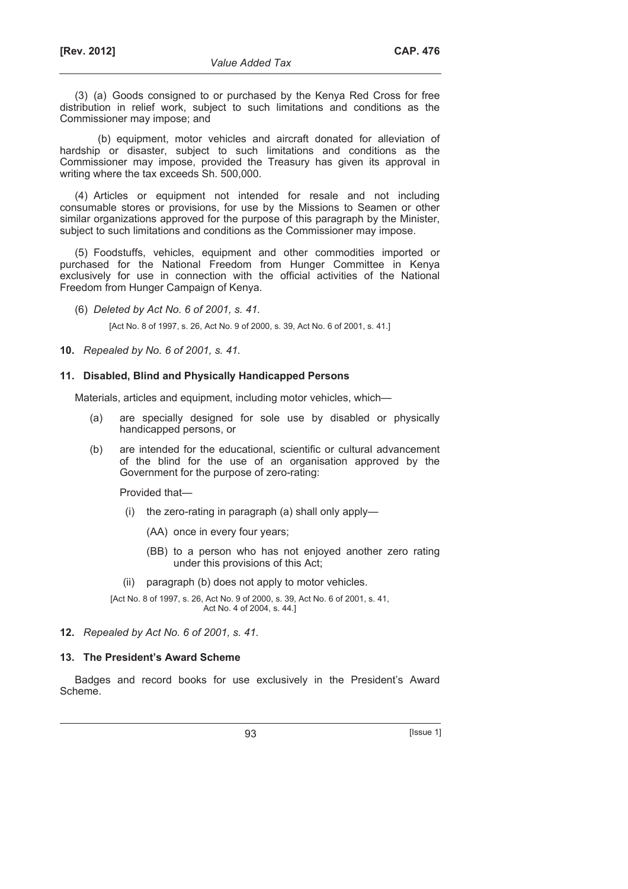(3) (a) Goods consigned to or purchased by the Kenya Red Cross for free distribution in relief work, subject to such limitations and conditions as the Commissioner may impose; and

(b) equipment, motor vehicles and aircraft donated for alleviation of hardship or disaster, subject to such limitations and conditions as the Commissioner may impose, provided the Treasury has given its approval in writing where the tax exceeds Sh. 500,000.

(4) Articles or equipment not intended for resale and not including consumable stores or provisions, for use by the Missions to Seamen or other similar organizations approved for the purpose of this paragraph by the Minister, subject to such limitations and conditions as the Commissioner may impose.

(5) Foodstuffs, vehicles, equipment and other commodities imported or purchased for the National Freedom from Hunger Committee in Kenya exclusively for use in connection with the official activities of the National Freedom from Hunger Campaign of Kenya.

(6) *Deleted by Act No. 6 of 2001, s. 41.*

[Act No. 8 of 1997, s. 26, Act No. 9 of 2000, s. 39, Act No. 6 of 2001, s. 41.]

**10.** *Repealed by No. 6 of 2001, s. 41.*

### 11. Disabled, Blind and Physically Handicapped Persons

Materials, articles and equipment, including motor vehicles, which—

(a) are specially designed for sole use by disabled or physically handicapped persons, or

(b) are intended for the educational, scientific or cultural advancement of the blind for the use of an organisation approved by the Government for the purpose of zero-rating:

Provided that—

(i) the zero-rating in paragraph (a) shall only apply—

(AA) once in every four years;

(BB) to a person who has not enjoyed another zero rating under this provisions of this Act;

(ii) paragraph (b) does not apply to motor vehicles.

[Act No. 8 of 1997, s. 26, Act No. 9 of 2000, s. 39, Act No. 6 of 2001, s. 41, Act No. 4 of 2004, s. 44.]

**12.** *Repealed by Act No. 6 of 2001, s. 41.*

### 13. The President's Award Scheme

Badges and record books for use exclusively in the President's Award Scheme.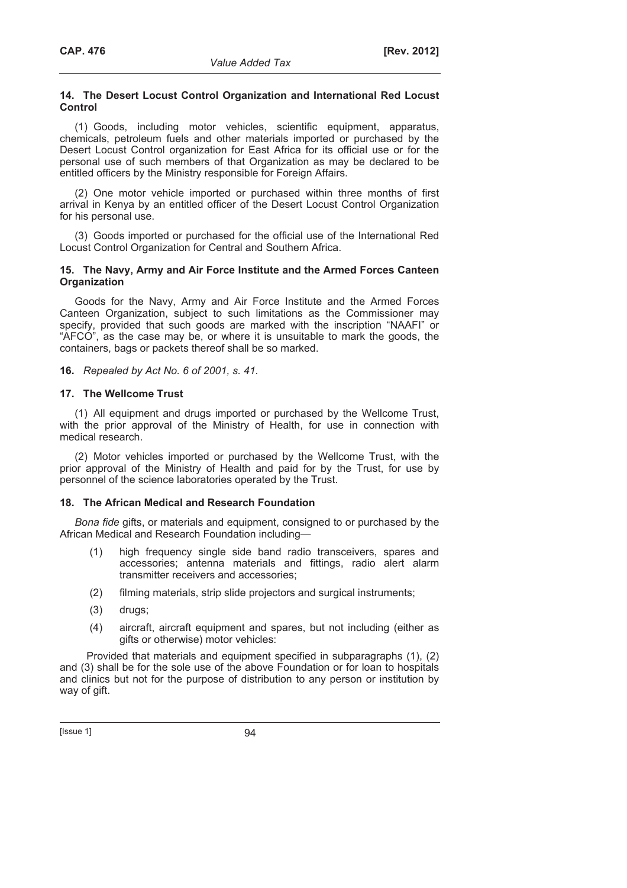### 14. The Desert Locust Control Organization and International Red Locust Control

(1) Goods, including motor vehicles, scientific equipment, apparatus, chemicals, petroleum fuels and other materials imported or purchased by the Desert Locust Control organization for East Africa for its official use or for the personal use of such members of that Organization as may be declared to be entitled officers by the Ministry responsible for Foreign Affairs.

(2) One motor vehicle imported or purchased within three months of first arrival in Kenya by an entitled officer of the Desert Locust Control Organization for his personal use.

(3) Goods imported or purchased for the official use of the International Red Locust Control Organization for Central and Southern Africa.

### 15. The Navy, Army and Air Force Institute and the Armed Forces Canteen Organization

Goods for the Navy, Army and Air Force Institute and the Armed Forces Canteen Organization, subject to such limitations as the Commissioner may specify, provided that such goods are marked with the inscription "NAAFI" or "AFCO", as the case may be, or where it is unsuitable to mark the goods, the containers, bags or packets thereof shall be so marked.

**16.** *Repealed by Act No. 6 of 2001, s. 41.*

### 17. The Wellcome Trust

(1) All equipment and drugs imported or purchased by the Wellcome Trust, with the prior approval of the Ministry of Health, for use in connection with medical research.

(2) Motor vehicles imported or purchased by the Wellcome Trust, with the prior approval of the Ministry of Health and paid for by the Trust, for use by personnel of the science laboratories operated by the Trust.

### 18. The African Medical and Research Foundation

*Bona fide* gifts, or materials and equipment, consigned to or purchased by the African Medical and Research Foundation including—

(1) high frequency single side band radio transceivers, spares and accessories; antenna materials and fittings, radio alert alarm transmitter receivers and accessories;

(2) filming materials, strip slide projectors and surgical instruments;

(3) drugs;

(4) aircraft, aircraft equipment and spares, but not including (either as gifts or otherwise) motor vehicles:

Provided that materials and equipment specified in subparagraphs (1), (2) and (3) shall be for the sole use of the above Foundation or for loan to hospitals and clinics but not for the purpose of distribution to any person or institution by way of gift.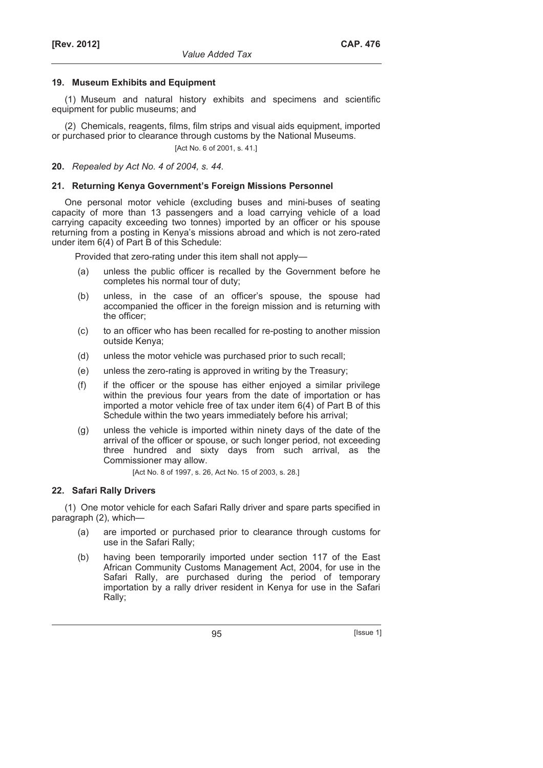### 19. Museum Exhibits and Equipment

(1) Museum and natural history exhibits and specimens and scientific equipment for public museums; and

(2) Chemicals, reagents, films, film strips and visual aids equipment, imported or purchased prior to clearance through customs by the National Museums.

[Act No. 6 of 2001, s. 41.]

**20.** *Repealed by Act No. 4 of 2004, s. 44.*

### 21. Returning Kenya Government's Foreign Missions Personnel

One personal motor vehicle (excluding buses and mini-buses of seating capacity of more than 13 passengers and a load carrying vehicle of a load carrying capacity exceeding two tonnes) imported by an officer or his spouse returning from a posting in Kenya's missions abroad and which is not zero-rated under item 6(4) of Part B of this Schedule:

Provided that zero-rating under this item shall not apply—

- (a) unless the public officer is recalled by the Government before he completes his normal tour of duty;
- (b) unless, in the case of an officer's spouse, the spouse had accompanied the officer in the foreign mission and is returning with the officer;
- (c) to an officer who has been recalled for re-posting to another mission outside Kenya;
- (d) unless the motor vehicle was purchased prior to such recall;
- (e) unless the zero-rating is approved in writing by the Treasury;
- (f) if the officer or the spouse has either enjoyed a similar privilege within the previous four years from the date of importation or has imported a motor vehicle free of tax under item 6(4) of Part B of this Schedule within the two years immediately before his arrival;
- (g) unless the vehicle is imported within ninety days of the date of the arrival of the officer or spouse, or such longer period, not exceeding three hundred and sixty days from such arrival, as the Commissioner may allow.

[Act No. 8 of 1997, s. 26, Act No. 15 of 2003, s. 28.]

### 22. Safari Rally Drivers

(1) One motor vehicle for each Safari Rally driver and spare parts specified in paragraph (2), which—

- (a) are imported or purchased prior to clearance through customs for use in the Safari Rally;
- (b) having been temporarily imported under section 117 of the East African Community Customs Management Act, 2004, for use in the Safari Rally, are purchased during the period of temporary importation by a rally driver resident in Kenya for use in the Safari Rally;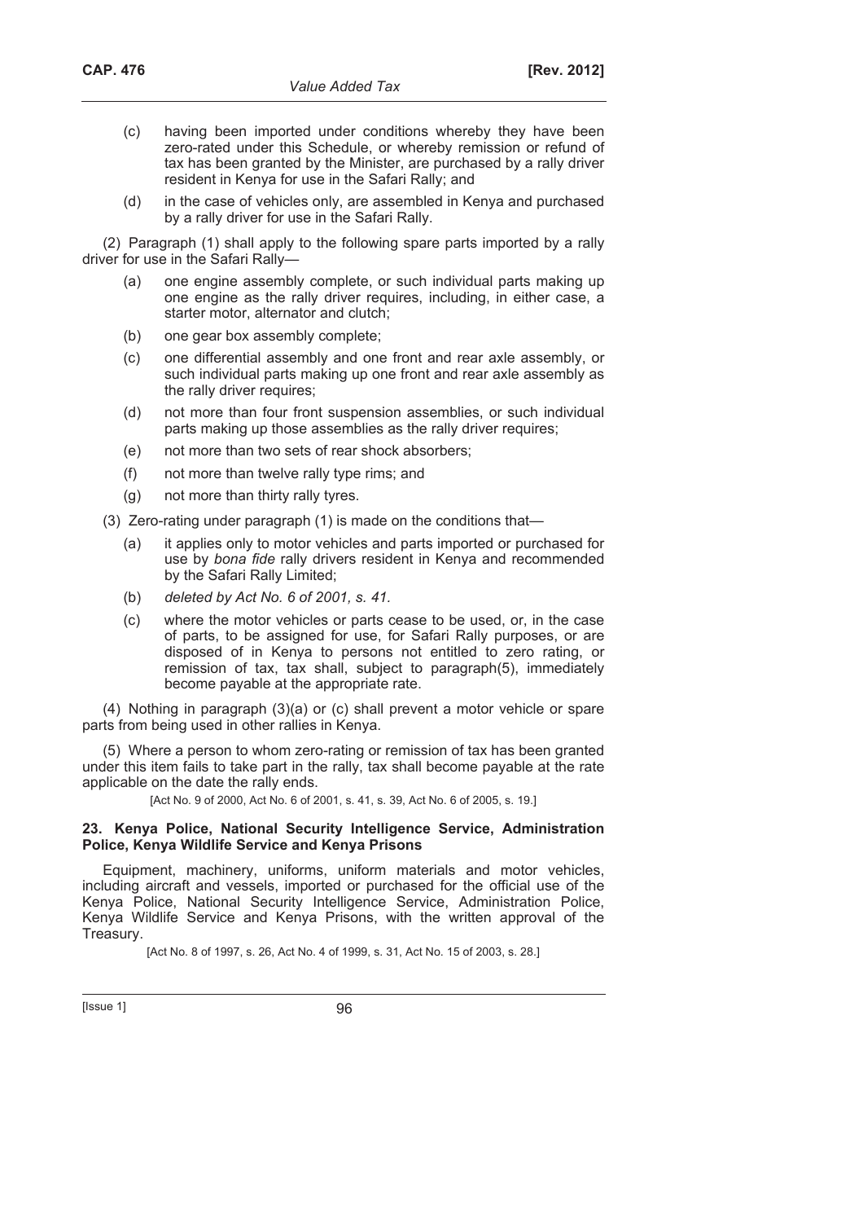(c) having been imported under conditions whereby they have been zero-rated under this Schedule, or whereby remission or refund of tax has been granted by the Minister, are purchased by a rally driver resident in Kenya for use in the Safari Rally; and

(d) in the case of vehicles only, are assembled in Kenya and purchased by a rally driver for use in the Safari Rally.

(2) Paragraph (1) shall apply to the following spare parts imported by a rally driver for use in the Safari Rally—

(a) one engine assembly complete, or such individual parts making up one engine as the rally driver requires, including, in either case, a starter motor, alternator and clutch;

(b) one gear box assembly complete;

(c) one differential assembly and one front and rear axle assembly, or such individual parts making up one front and rear axle assembly as the rally driver requires;

(d) not more than four front suspension assemblies, or such individual parts making up those assemblies as the rally driver requires;

(e) not more than two sets of rear shock absorbers;

(f) not more than twelve rally type rims; and

(g) not more than thirty rally tyres.

(3) Zero-rating under paragraph (1) is made on the conditions that—

(a) it applies only to motor vehicles and parts imported or purchased for use by *bona fide* rally drivers resident in Kenya and recommended by the Safari Rally Limited;

(b) *deleted by Act No. 6 of 2001, s. 41.*

(c) where the motor vehicles or parts cease to be used, or, in the case of parts, to be assigned for use, for Safari Rally purposes, or are disposed of in Kenya to persons not entitled to zero rating, or remission of tax, tax shall, subject to paragraph(5), immediately become payable at the appropriate rate.

(4) Nothing in paragraph (3)(a) or (c) shall prevent a motor vehicle or spare parts from being used in other rallies in Kenya.

(5) Where a person to whom zero-rating or remission of tax has been granted under this item fails to take part in the rally, tax shall become payable at the rate applicable on the date the rally ends.

[Act No. 9 of 2000, Act No. 6 of 2001, s. 41, s. 39, Act No. 6 of 2005, s. 19.]

**23. Kenya Police, National Security Intelligence Service, Administration Police, Kenya Wildlife Service and Kenya Prisons**

Equipment, machinery, uniforms, uniform materials and motor vehicles, including aircraft and vessels, imported or purchased for the official use of the Kenya Police, National Security Intelligence Service, Administration Police, Kenya Wildlife Service and Kenya Prisons, with the written approval of the Treasury.

[Act No. 8 of 1997, s. 26, Act No. 4 of 1999, s. 31, Act No. 15 of 2003, s. 28.]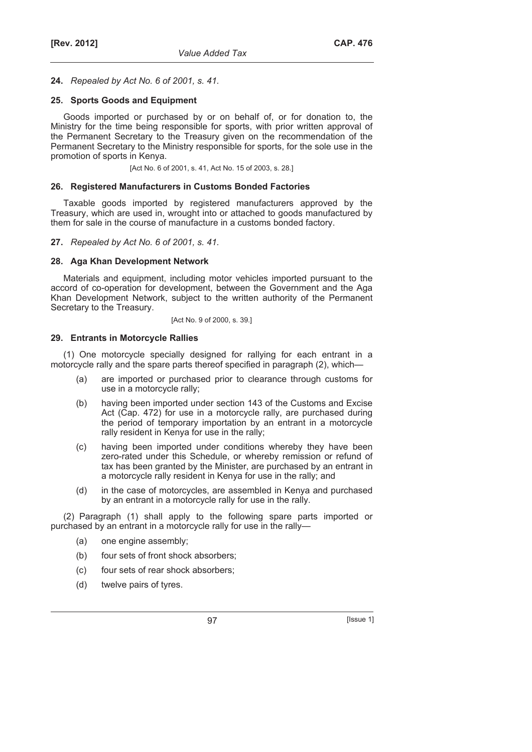**24.** *Repealed by Act No. 6 of 2001, s. 41.*

**25. Sports Goods and Equipment**

Goods imported or purchased by or on behalf of, or for donation to, the Ministry for the time being responsible for sports, with prior written approval of the Permanent Secretary to the Treasury given on the recommendation of the Permanent Secretary to the Ministry responsible for sports, for the sole use in the promotion of sports in Kenya.

[Act No. 6 of 2001, s. 41, Act No. 15 of 2003, s. 28.]

**26. Registered Manufacturers in Customs Bonded Factories**

Taxable goods imported by registered manufacturers approved by the Treasury, which are used in, wrought into or attached to goods manufactured by them for sale in the course of manufacture in a customs bonded factory.

**27.** *Repealed by Act No. 6 of 2001, s. 41.*

**28. Aga Khan Development Network**

Materials and equipment, including motor vehicles imported pursuant to the accord of co-operation for development, between the Government and the Aga Khan Development Network, subject to the written authority of the Permanent Secretary to the Treasury.

[Act No. 9 of 2000, s. 39.]

**29. Entrants in Motorcycle Rallies**

(1) One motorcycle specially designed for rallying for each entrant in a motorcycle rally and the spare parts thereof specified in paragraph (2), which—

- (a) are imported or purchased prior to clearance through customs for use in a motorcycle rally;
- (b) having been imported under section 143 of the Customs and Excise Act (Cap. 472) for use in a motorcycle rally, are purchased during the period of temporary importation by an entrant in a motorcycle rally resident in Kenya for use in the rally;
- (c) having been imported under conditions whereby they have been zero-rated under this Schedule, or whereby remission or refund of tax has been granted by the Minister, are purchased by an entrant in a motorcycle rally resident in Kenya for use in the rally; and
- (d) in the case of motorcycles, are assembled in Kenya and purchased by an entrant in a motorcycle rally for use in the rally.

(2) Paragraph (1) shall apply to the following spare parts imported or purchased by an entrant in a motorcycle rally for use in the rally—

- (a) one engine assembly;
- (b) four sets of front shock absorbers;
- (c) four sets of rear shock absorbers;
- (d) twelve pairs of tyres.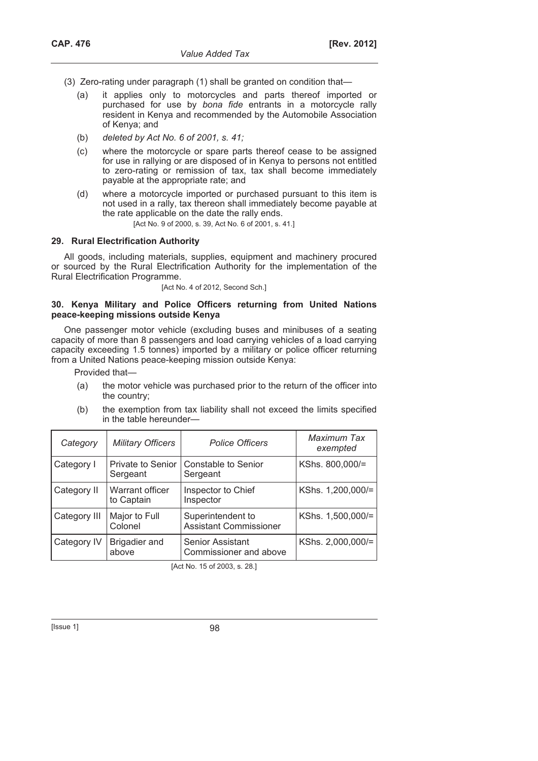(3) Zero-rating under paragraph (1) shall be granted on condition that—

(a) it applies only to motorcycles and parts thereof imported or purchased for use by *bona fide* entrants in a motorcycle rally resident in Kenya and recommended by the Automobile Association of Kenya; and

(b) *deleted by Act No. 6 of 2001, s. 41;*

(c) where the motorcycle or spare parts thereof cease to be assigned for use in rallying or are disposed of in Kenya to persons not entitled to zero-rating or remission of tax, tax shall become immediately payable at the appropriate rate; and

(d) where a motorcycle imported or purchased pursuant to this item is not used in a rally, tax thereon shall immediately become payable at the rate applicable on the date the rally ends.

[Act No. 9 of 2000, s. 39, Act No. 6 of 2001, s. 41.]

### 29. Rural Electrification Authority

All goods, including materials, supplies, equipment and machinery procured or sourced by the Rural Electrification Authority for the implementation of the Rural Electrification Programme.

[Act No. 4 of 2012, Second Sch.]

### 30. Kenya Military and Police Officers returning from United Nations peace-keeping missions outside Kenya

One passenger motor vehicle (excluding buses and minibuses of a seating capacity of more than 8 passengers and load carrying vehicles of a load carrying capacity exceeding 1.5 tonnes) imported by a military or police officer returning from a United Nations peace-keeping mission outside Kenya:

Provided that—

(a) the motor vehicle was purchased prior to the return of the officer into the country;

(b) the exemption from tax liability shall not exceed the limits specified in the table hereunder—

| *Category* | *Military Officers* | *Police Officers* | *Maximum Tax exempted* |
|---|---|---|---|
| Category I | Private to Senior Sergeant | Constable to Senior Sergeant | KShs. 800,000/= |
| Category II | Warrant officer to Captain | Inspector to Chief Inspector | KShs. 1,200,000/= |
| Category III | Major to Full Colonel | Superintendent to Assistant Commissioner | KShs. 1,500,000/= |
| Category IV | Brigadier and above | Senior Assistant Commissioner and above | KShs. 2,000,000/= |

[Act No. 15 of 2003, s. 28.]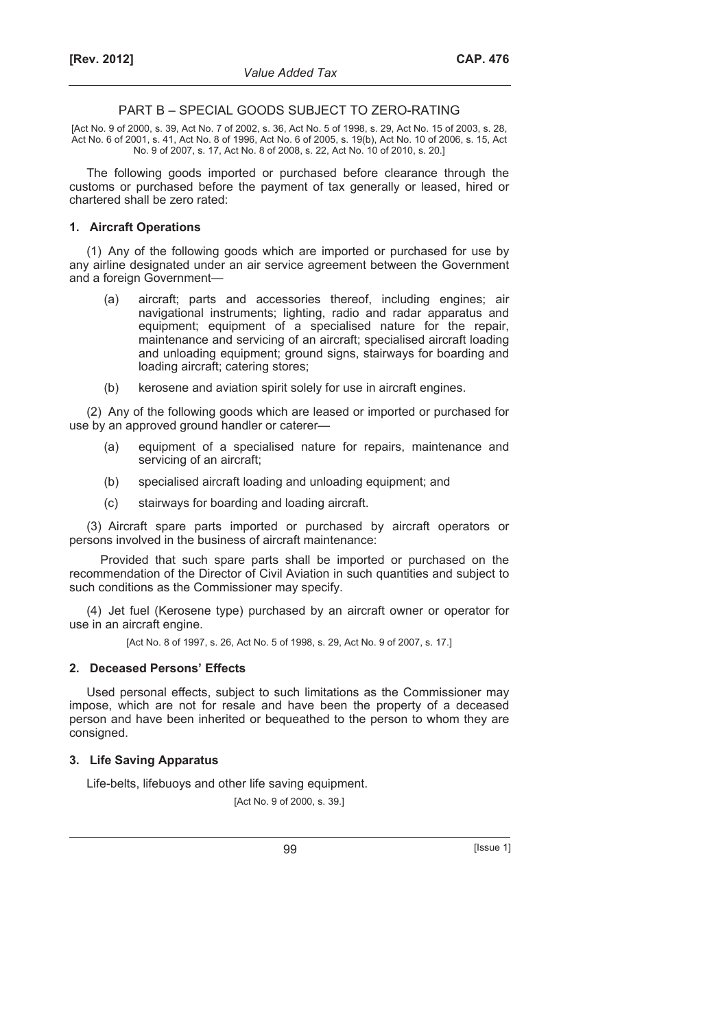## PART B – SPECIAL GOODS SUBJECT TO ZERO-RATING

[Act No. 9 of 2000, s. 39, Act No. 7 of 2002, s. 36, Act No. 5 of 1998, s. 29, Act No. 15 of 2003, s. 28, Act No. 6 of 2001, s. 41, Act No. 8 of 1996, Act No. 6 of 2005, s. 19(b), Act No. 10 of 2006, s. 15, Act No. 9 of 2007, s. 17, Act No. 8 of 2008, s. 22, Act No. 10 of 2010, s. 20.]

The following goods imported or purchased before clearance through the customs or purchased before the payment of tax generally or leased, hired or chartered shall be zero rated:

### 1. Aircraft Operations

(1) Any of the following goods which are imported or purchased for use by any airline designated under an air service agreement between the Government and a foreign Government—

(a) aircraft; parts and accessories thereof, including engines; air navigational instruments; lighting, radio and radar apparatus and equipment; equipment of a specialised nature for the repair, maintenance and servicing of an aircraft; specialised aircraft loading and unloading equipment; ground signs, stairways for boarding and loading aircraft; catering stores;

(b) kerosene and aviation spirit solely for use in aircraft engines.

(2) Any of the following goods which are leased or imported or purchased for use by an approved ground handler or caterer—

(a) equipment of a specialised nature for repairs, maintenance and servicing of an aircraft;

(b) specialised aircraft loading and unloading equipment; and

(c) stairways for boarding and loading aircraft.

(3) Aircraft spare parts imported or purchased by aircraft operators or persons involved in the business of aircraft maintenance:

Provided that such spare parts shall be imported or purchased on the recommendation of the Director of Civil Aviation in such quantities and subject to such conditions as the Commissioner may specify.

(4) Jet fuel (Kerosene type) purchased by an aircraft owner or operator for use in an aircraft engine.

[Act No. 8 of 1997, s. 26, Act No. 5 of 1998, s. 29, Act No. 9 of 2007, s. 17.]

### 2. Deceased Persons' Effects

Used personal effects, subject to such limitations as the Commissioner may impose, which are not for resale and have been the property of a deceased person and have been inherited or bequeathed to the person to whom they are consigned.

### 3. Life Saving Apparatus

Life-belts, lifebuoys and other life saving equipment.

[Act No. 9 of 2000, s. 39.]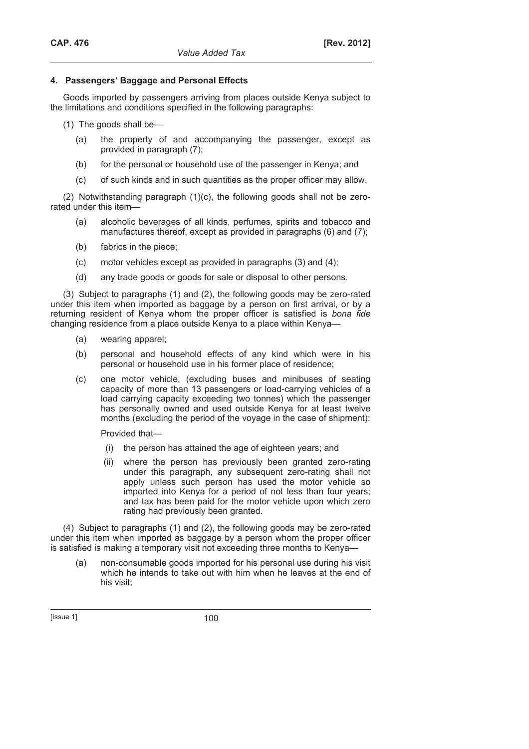#### 4. Passengers' Baggage and Personal Effects

Goods imported by passengers arriving from places outside Kenya subject to the limitations and conditions specified in the following paragraphs:

(1) The goods shall be—

- (a) the property of and accompanying the passenger, except as provided in paragraph (7);
- (b) for the personal or household use of the passenger in Kenya; and
- (c) of such kinds and in such quantities as the proper officer may allow.

(2) Notwithstanding paragraph (1)(c), the following goods shall not be zero-rated under this item—

- (a) alcoholic beverages of all kinds, perfumes, spirits and tobacco and manufactures thereof, except as provided in paragraphs (6) and (7);
- (b) fabrics in the piece;
- (c) motor vehicles except as provided in paragraphs (3) and (4);
- (d) any trade goods or goods for sale or disposal to other persons.

(3) Subject to paragraphs (1) and (2), the following goods may be zero-rated under this item when imported as baggage by a person on first arrival, or by a returning resident of Kenya whom the proper officer is satisfied is *bona fide* changing residence from a place outside Kenya to a place within Kenya—

- (a) wearing apparel;
- (b) personal and household effects of any kind which were in his personal or household use in his former place of residence;
- (c) one motor vehicle, (excluding buses and minibuses of seating capacity of more than 13 passengers or load-carrying vehicles of a load carrying capacity exceeding two tonnes) which the passenger has personally owned and used outside Kenya for at least twelve months (excluding the period of the voyage in the case of shipment):

  Provided that—

  - (i) the person has attained the age of eighteen years; and
  - (ii) where the person has previously been granted zero-rating under this paragraph, any subsequent zero-rating shall not apply unless such person has used the motor vehicle so imported into Kenya for a period of not less than four years; and tax has been paid for the motor vehicle upon which zero rating had previously been granted.

(4) Subject to paragraphs (1) and (2), the following goods may be zero-rated under this item when imported as baggage by a person whom the proper officer is satisfied is making a temporary visit not exceeding three months to Kenya—

- (a) non-consumable goods imported for his personal use during his visit which he intends to take out with him when he leaves at the end of his visit;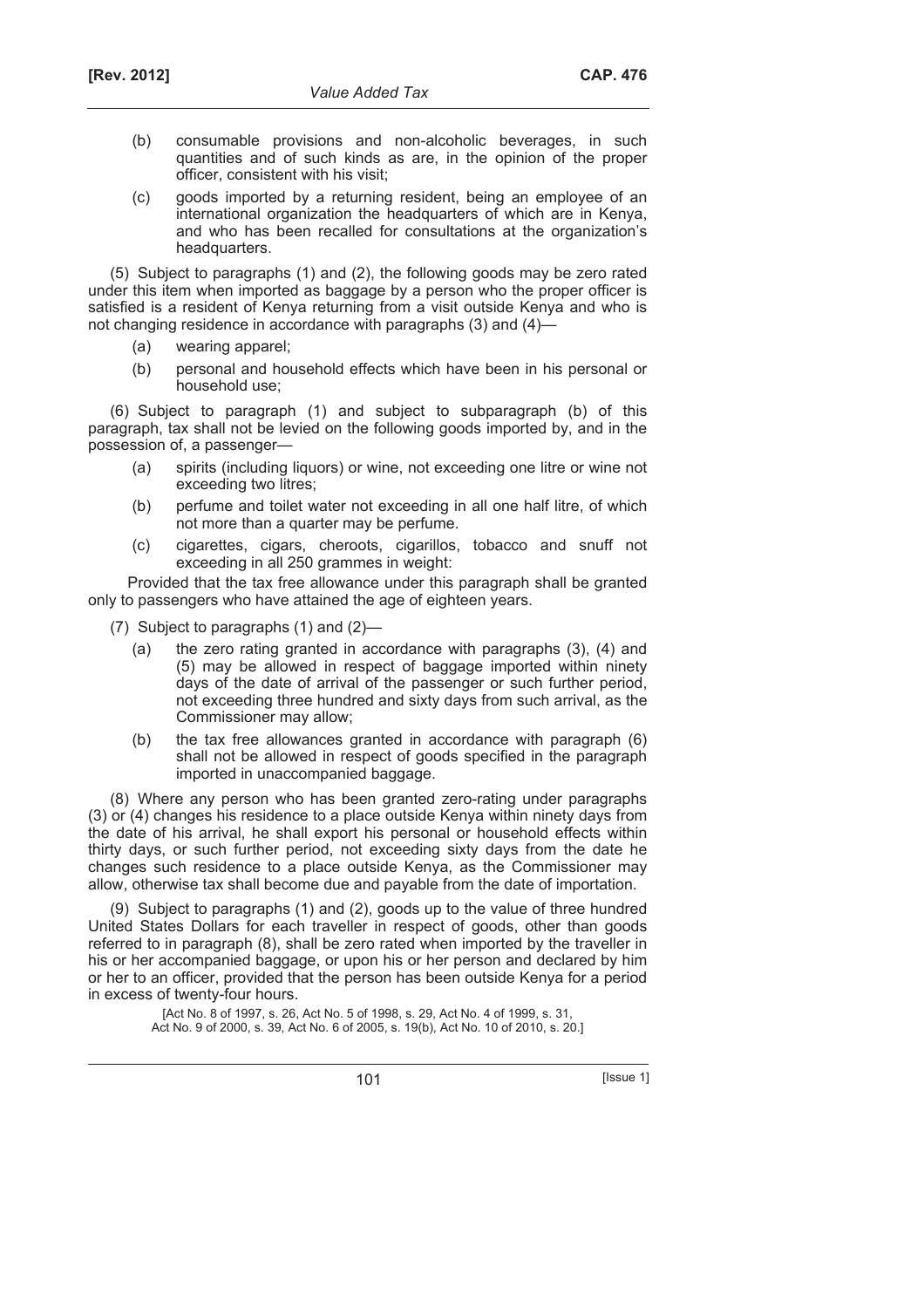(b) consumable provisions and non-alcoholic beverages, in such quantities and of such kinds as are, in the opinion of the proper officer, consistent with his visit;

(c) goods imported by a returning resident, being an employee of an international organization the headquarters of which are in Kenya, and who has been recalled for consultations at the organization's headquarters.

(5) Subject to paragraphs (1) and (2), the following goods may be zero rated under this item when imported as baggage by a person who the proper officer is satisfied is a resident of Kenya returning from a visit outside Kenya and who is not changing residence in accordance with paragraphs (3) and (4)—

(a) wearing apparel;

(b) personal and household effects which have been in his personal or household use;

(6) Subject to paragraph (1) and subject to subparagraph (b) of this paragraph, tax shall not be levied on the following goods imported by, and in the possession of, a passenger—

(a) spirits (including liquors) or wine, not exceeding one litre or wine not exceeding two litres;

(b) perfume and toilet water not exceeding in all one half litre, of which not more than a quarter may be perfume.

(c) cigarettes, cigars, cheroots, cigarillos, tobacco and snuff not exceeding in all 250 grammes in weight:

Provided that the tax free allowance under this paragraph shall be granted only to passengers who have attained the age of eighteen years.

(7) Subject to paragraphs (1) and (2)—

(a) the zero rating granted in accordance with paragraphs (3), (4) and (5) may be allowed in respect of baggage imported within ninety days of the date of arrival of the passenger or such further period, not exceeding three hundred and sixty days from such arrival, as the Commissioner may allow;

(b) the tax free allowances granted in accordance with paragraph (6) shall not be allowed in respect of goods specified in the paragraph imported in unaccompanied baggage.

(8) Where any person who has been granted zero-rating under paragraphs (3) or (4) changes his residence to a place outside Kenya within ninety days from the date of his arrival, he shall export his personal or household effects within thirty days, or such further period, not exceeding sixty days from the date he changes such residence to a place outside Kenya, as the Commissioner may allow, otherwise tax shall become due and payable from the date of importation.

(9) Subject to paragraphs (1) and (2), goods up to the value of three hundred United States Dollars for each traveller in respect of goods, other than goods referred to in paragraph (8), shall be zero rated when imported by the traveller in his or her accompanied baggage, or upon his or her person and declared by him or her to an officer, provided that the person has been outside Kenya for a period in excess of twenty-four hours.

[Act No. 8 of 1997, s. 26, Act No. 5 of 1998, s. 29, Act No. 4 of 1999, s. 31, Act No. 9 of 2000, s. 39, Act No. 6 of 2005, s. 19(b), Act No. 10 of 2010, s. 20.]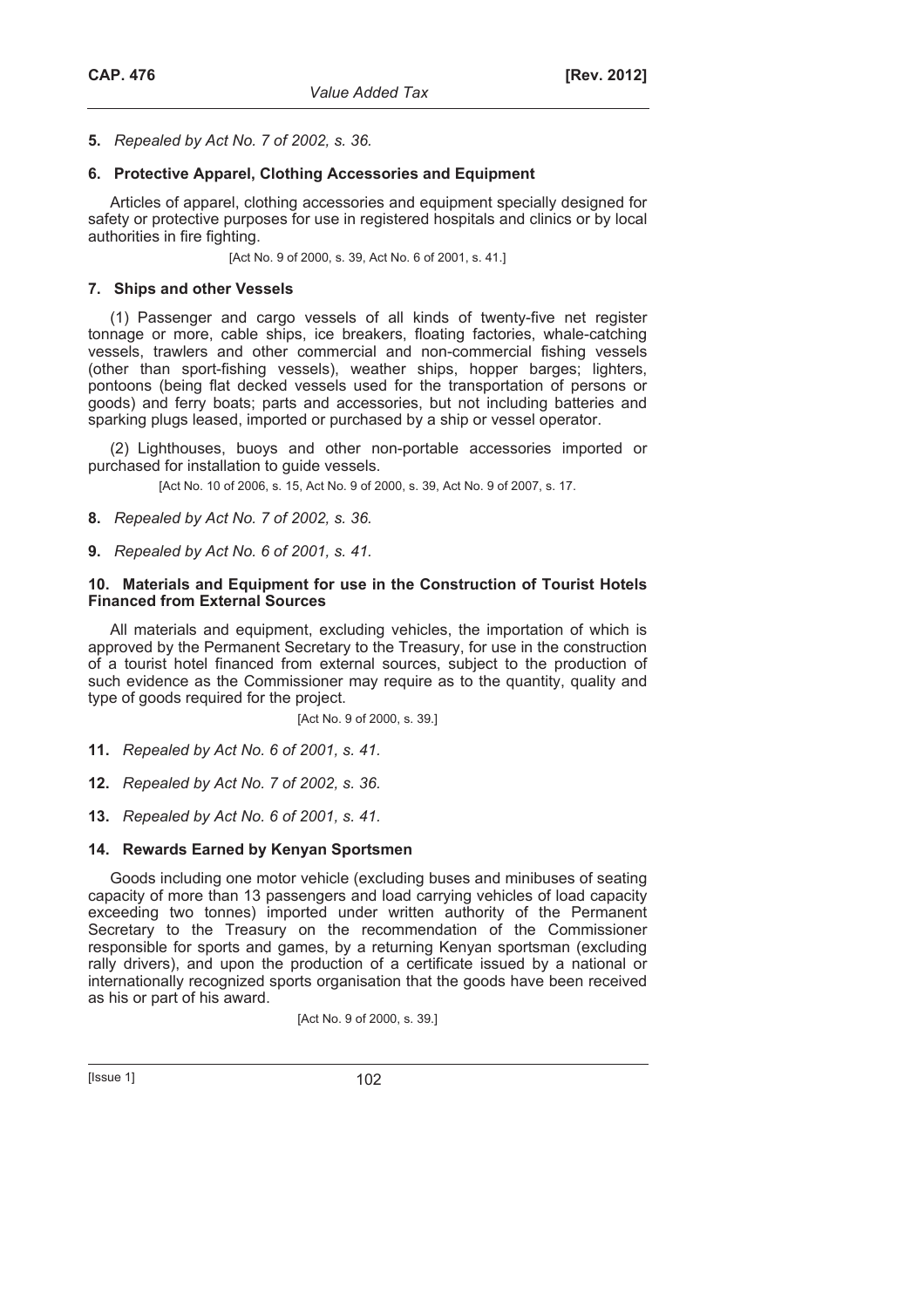**5.** *Repealed by Act No. 7 of 2002, s. 36.*

**6. Protective Apparel, Clothing Accessories and Equipment**

Articles of apparel, clothing accessories and equipment specially designed for safety or protective purposes for use in registered hospitals and clinics or by local authorities in fire fighting.

[Act No. 9 of 2000, s. 39, Act No. 6 of 2001, s. 41.]

**7. Ships and other Vessels**

(1) Passenger and cargo vessels of all kinds of twenty-five net register tonnage or more, cable ships, ice breakers, floating factories, whale-catching vessels, trawlers and other commercial and non-commercial fishing vessels (other than sport-fishing vessels), weather ships, hopper barges; lighters, pontoons (being flat decked vessels used for the transportation of persons or goods) and ferry boats; parts and accessories, but not including batteries and sparking plugs leased, imported or purchased by a ship or vessel operator.

(2) Lighthouses, buoys and other non-portable accessories imported or purchased for installation to guide vessels.

[Act No. 10 of 2006, s. 15, Act No. 9 of 2000, s. 39, Act No. 9 of 2007, s. 17.

**8.** *Repealed by Act No. 7 of 2002, s. 36.*

**9.** *Repealed by Act No. 6 of 2001, s. 41.*

**10. Materials and Equipment for use in the Construction of Tourist Hotels Financed from External Sources**

All materials and equipment, excluding vehicles, the importation of which is approved by the Permanent Secretary to the Treasury, for use in the construction of a tourist hotel financed from external sources, subject to the production of such evidence as the Commissioner may require as to the quantity, quality and type of goods required for the project.

[Act No. 9 of 2000, s. 39.]

**11.** *Repealed by Act No. 6 of 2001, s. 41.*

**12.** *Repealed by Act No. 7 of 2002, s. 36.*

**13.** *Repealed by Act No. 6 of 2001, s. 41.*

**14. Rewards Earned by Kenyan Sportsmen**

Goods including one motor vehicle (excluding buses and minibuses of seating capacity of more than 13 passengers and load carrying vehicles of load capacity exceeding two tonnes) imported under written authority of the Permanent Secretary to the Treasury on the recommendation of the Commissioner responsible for sports and games, by a returning Kenyan sportsman (excluding rally drivers), and upon the production of a certificate issued by a national or internationally recognized sports organisation that the goods have been received as his or part of his award.

[Act No. 9 of 2000, s. 39.]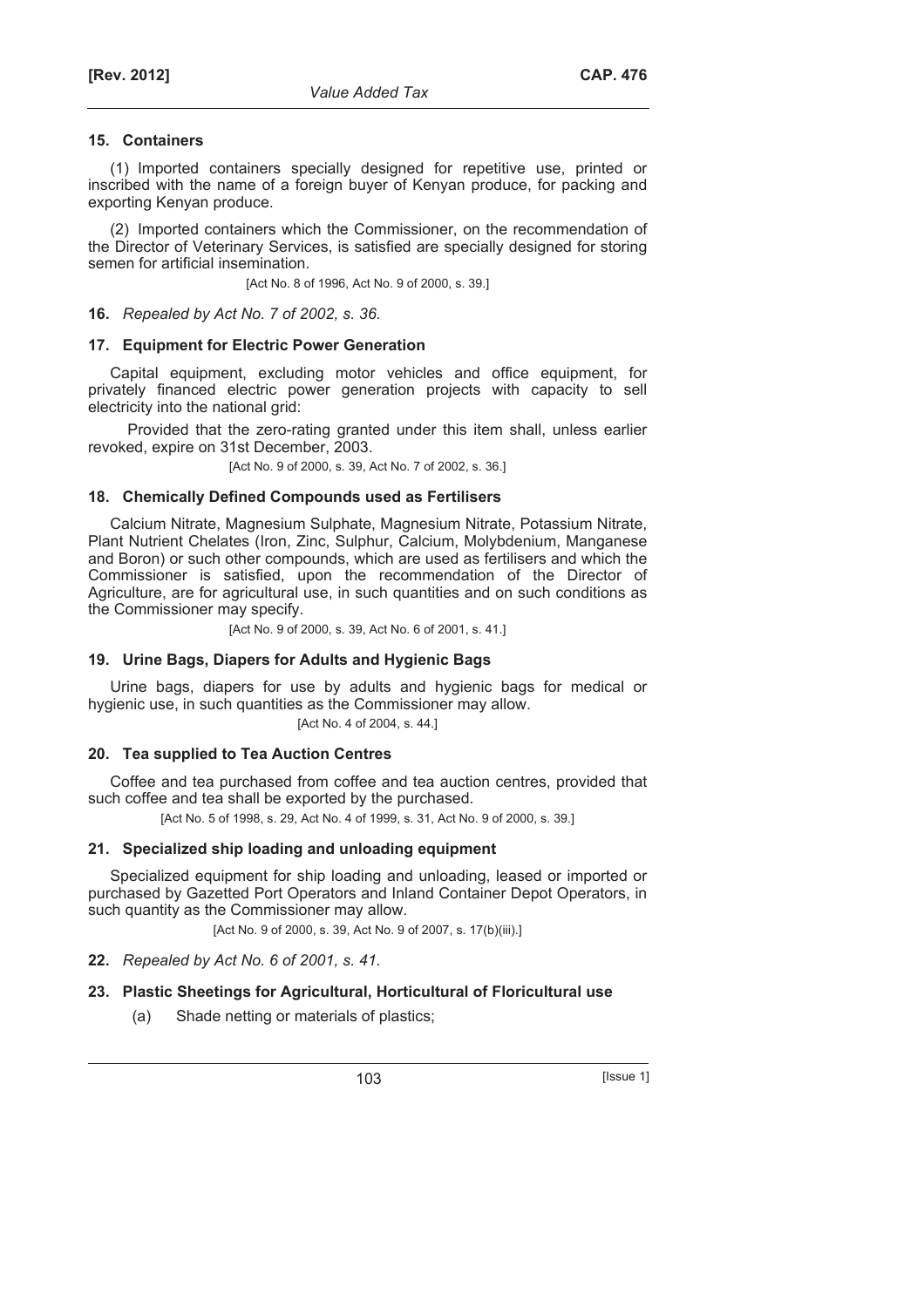### 15. Containers

(1) Imported containers specially designed for repetitive use, printed or inscribed with the name of a foreign buyer of Kenyan produce, for packing and exporting Kenyan produce.

(2) Imported containers which the Commissioner, on the recommendation of the Director of Veterinary Services, is satisfied are specially designed for storing semen for artificial insemination.

[Act No. 8 of 1996, Act No. 9 of 2000, s. 39.]

**16.** *Repealed by Act No. 7 of 2002, s. 36.*

### 17. Equipment for Electric Power Generation

Capital equipment, excluding motor vehicles and office equipment, for privately financed electric power generation projects with capacity to sell electricity into the national grid:

Provided that the zero-rating granted under this item shall, unless earlier revoked, expire on 31st December, 2003.

[Act No. 9 of 2000, s. 39, Act No. 7 of 2002, s. 36.]

### 18. Chemically Defined Compounds used as Fertilisers

Calcium Nitrate, Magnesium Sulphate, Magnesium Nitrate, Potassium Nitrate, Plant Nutrient Chelates (Iron, Zinc, Sulphur, Calcium, Molybdenium, Manganese and Boron) or such other compounds, which are used as fertilisers and which the Commissioner is satisfied, upon the recommendation of the Director of Agriculture, are for agricultural use, in such quantities and on such conditions as the Commissioner may specify.

[Act No. 9 of 2000, s. 39, Act No. 6 of 2001, s. 41.]

### 19. Urine Bags, Diapers for Adults and Hygienic Bags

Urine bags, diapers for use by adults and hygienic bags for medical or hygienic use, in such quantities as the Commissioner may allow.

[Act No. 4 of 2004, s. 44.]

### 20. Tea supplied to Tea Auction Centres

Coffee and tea purchased from coffee and tea auction centres, provided that such coffee and tea shall be exported by the purchased.

[Act No. 5 of 1998, s. 29, Act No. 4 of 1999, s. 31, Act No. 9 of 2000, s. 39.]

### 21. Specialized ship loading and unloading equipment

Specialized equipment for ship loading and unloading, leased or imported or purchased by Gazetted Port Operators and Inland Container Depot Operators, in such quantity as the Commissioner may allow.

[Act No. 9 of 2000, s. 39, Act No. 9 of 2007, s. 17(b)(iii).]

**22.** *Repealed by Act No. 6 of 2001, s. 41.*

### 23. Plastic Sheetings for Agricultural, Horticultural of Floricultural use

(a) Shade netting or materials of plastics;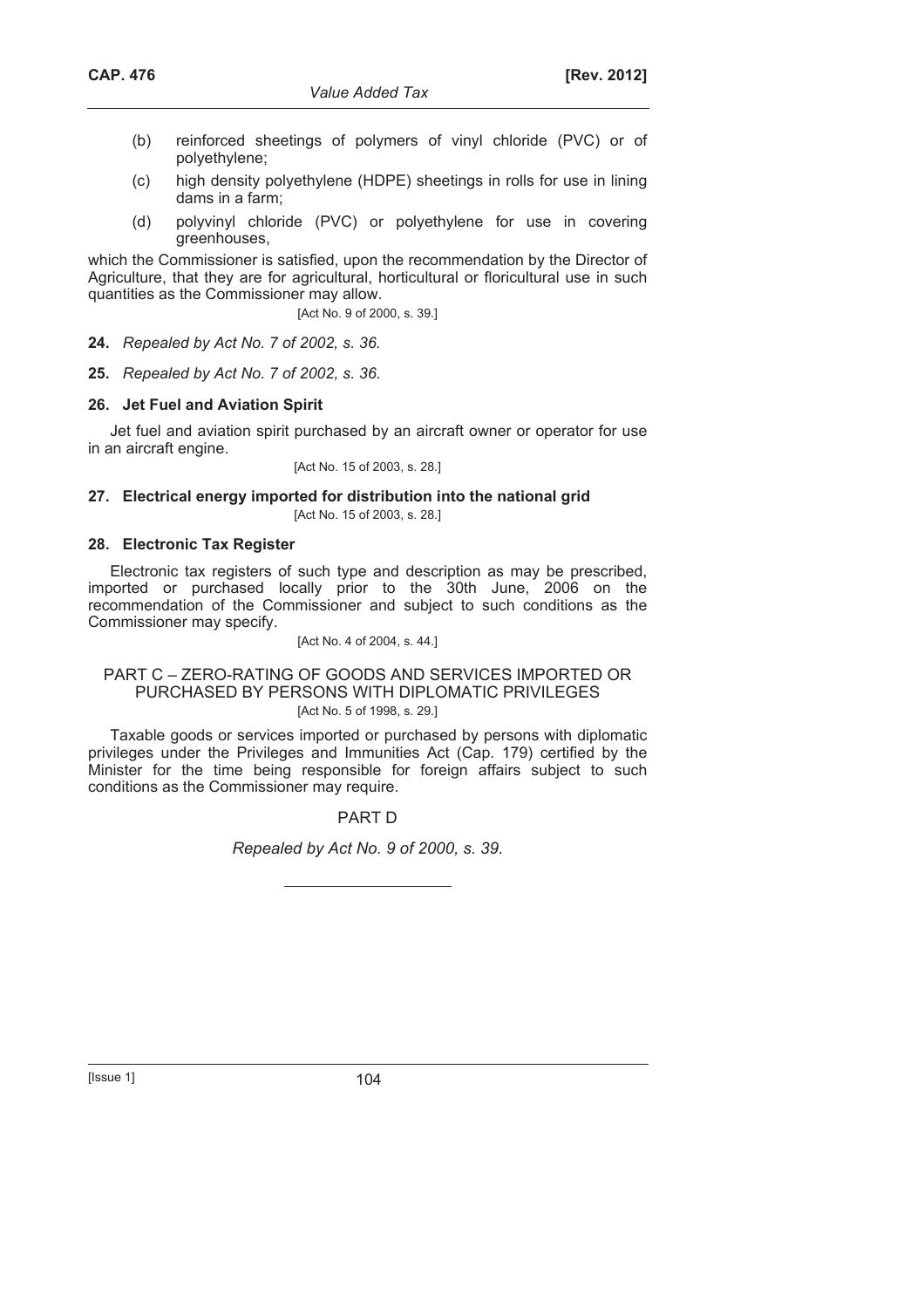(b) reinforced sheetings of polymers of vinyl chloride (PVC) or of polyethylene;

(c) high density polyethylene (HDPE) sheetings in rolls for use in lining dams in a farm;

(d) polyvinyl chloride (PVC) or polyethylene for use in covering greenhouses,

which the Commissioner is satisfied, upon the recommendation by the Director of Agriculture, that they are for agricultural, horticultural or floricultural use in such quantities as the Commissioner may allow.

[Act No. 9 of 2000, s. 39.]

**24.** *Repealed by Act No. 7 of 2002, s. 36.*

**25.** *Repealed by Act No. 7 of 2002, s. 36.*

### 26. Jet Fuel and Aviation Spirit

Jet fuel and aviation spirit purchased by an aircraft owner or operator for use in an aircraft engine.

[Act No. 15 of 2003, s. 28.]

### 27. Electrical energy imported for distribution into the national grid

[Act No. 15 of 2003, s. 28.]

### 28. Electronic Tax Register

Electronic tax registers of such type and description as may be prescribed, imported or purchased locally prior to the 30th June, 2006 on the recommendation of the Commissioner and subject to such conditions as the Commissioner may specify.

[Act No. 4 of 2004, s. 44.]

## PART C – ZERO-RATING OF GOODS AND SERVICES IMPORTED OR PURCHASED BY PERSONS WITH DIPLOMATIC PRIVILEGES

[Act No. 5 of 1998, s. 29.]

Taxable goods or services imported or purchased by persons with diplomatic privileges under the Privileges and Immunities Act (Cap. 179) certified by the Minister for the time being responsible for foreign affairs subject to such conditions as the Commissioner may require.

## PART D

*Repealed by Act No. 9 of 2000, s. 39.*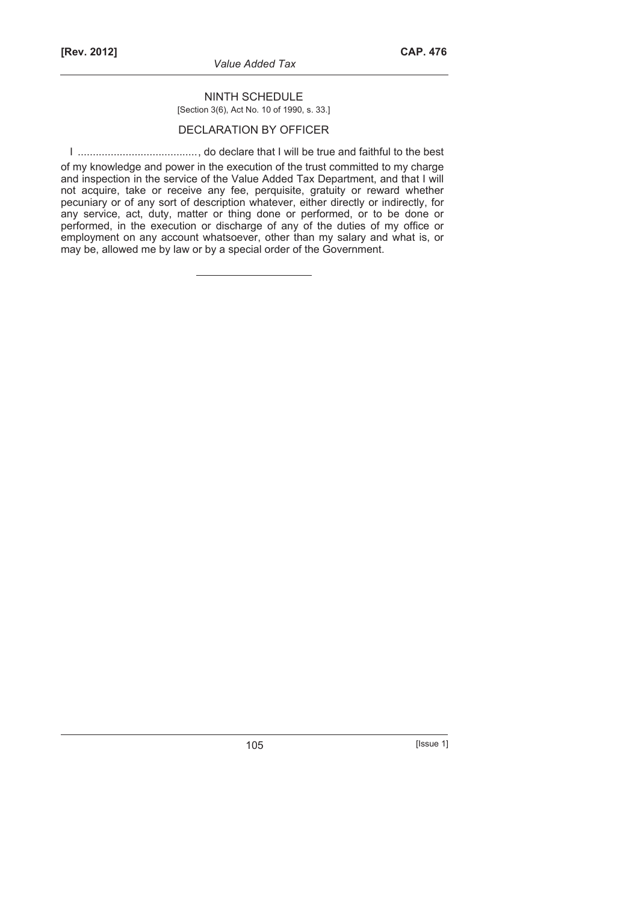## NINTH SCHEDULE

[Section 3(6), Act No. 10 of 1990, s. 33.]

### DECLARATION BY OFFICER

I ........................................, do declare that I will be true and faithful to the best of my knowledge and power in the execution of the trust committed to my charge and inspection in the service of the Value Added Tax Department, and that I will not acquire, take or receive any fee, perquisite, gratuity or reward whether pecuniary or of any sort of description whatever, either directly or indirectly, for any service, act, duty, matter or thing done or performed, or to be done or performed, in the execution or discharge of any of the duties of my office or employment on any account whatsoever, other than my salary and what is, or may be, allowed me by law or by a special order of the Government.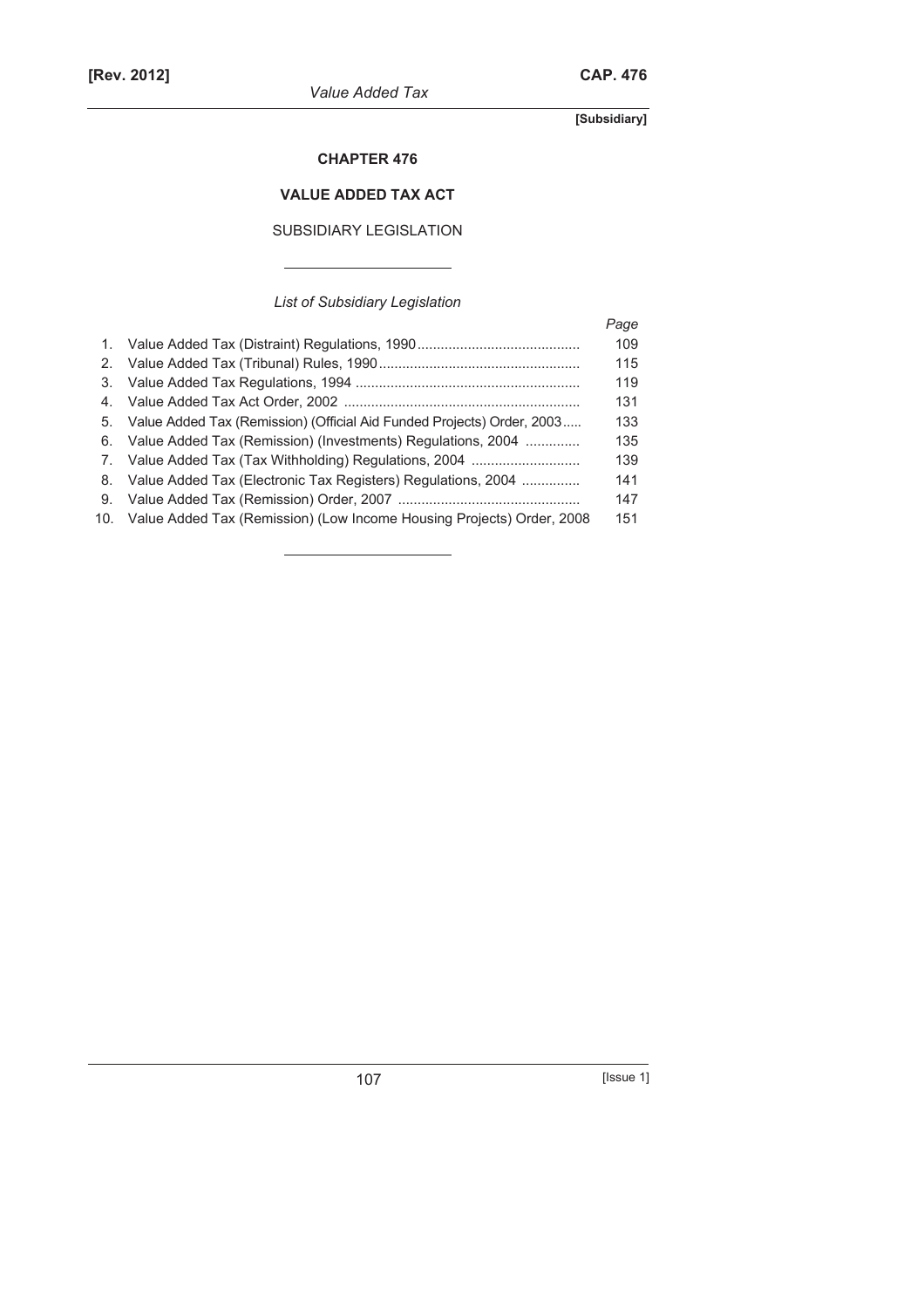## CHAPTER 476

## VALUE ADDED TAX ACT

SUBSIDIARY LEGISLATION

*List of Subsidiary Legislation*

| | | *Page* |
|---|---|---|
| 1. | Value Added Tax (Distraint) Regulations, 1990 | 109 |
| 2. | Value Added Tax (Tribunal) Rules, 1990 | 115 |
| 3. | Value Added Tax Regulations, 1994 | 119 |
| 4. | Value Added Tax Act Order, 2002 | 131 |
| 5. | Value Added Tax (Remission) (Official Aid Funded Projects) Order, 2003 | 133 |
| 6. | Value Added Tax (Remission) (Investments) Regulations, 2004 | 135 |
| 7. | Value Added Tax (Tax Withholding) Regulations, 2004 | 139 |
| 8. | Value Added Tax (Electronic Tax Registers) Regulations, 2004 | 141 |
| 9. | Value Added Tax (Remission) Order, 2007 | 147 |
| 10. | Value Added Tax (Remission) (Low Income Housing Projects) Order, 2008 | 151 |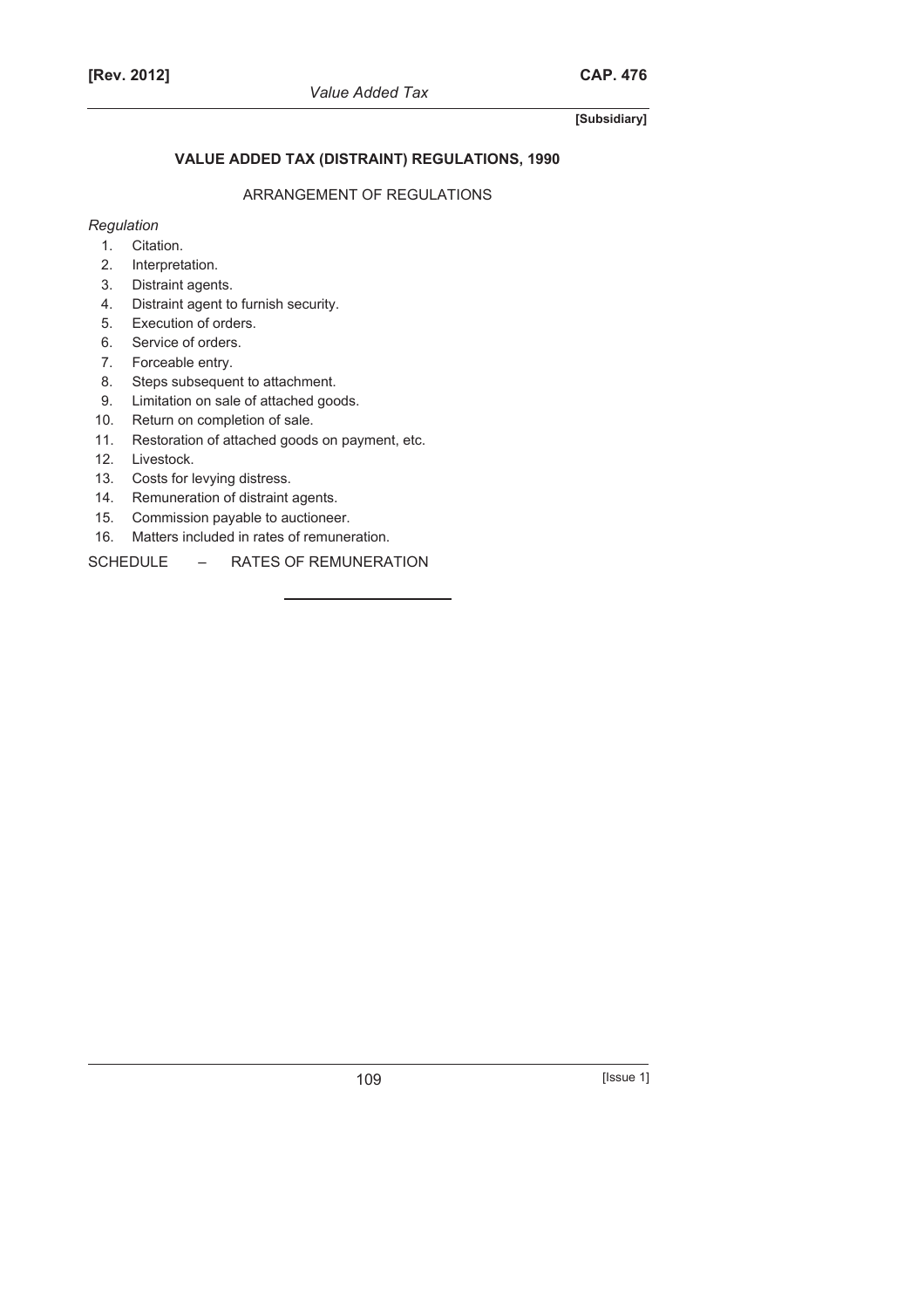## VALUE ADDED TAX (DISTRAINT) REGULATIONS, 1990

ARRANGEMENT OF REGULATIONS

*Regulation*

1. Citation.
2. Interpretation.
3. Distraint agents.
4. Distraint agent to furnish security.
5. Execution of orders.
6. Service of orders.
7. Forceable entry.
8. Steps subsequent to attachment.
9. Limitation on sale of attached goods.
10. Return on completion of sale.
11. Restoration of attached goods on payment, etc.
12. Livestock.
13. Costs for levying distress.
14. Remuneration of distraint agents.
15. Commission payable to auctioneer.
16. Matters included in rates of remuneration.

SCHEDULE – RATES OF REMUNERATION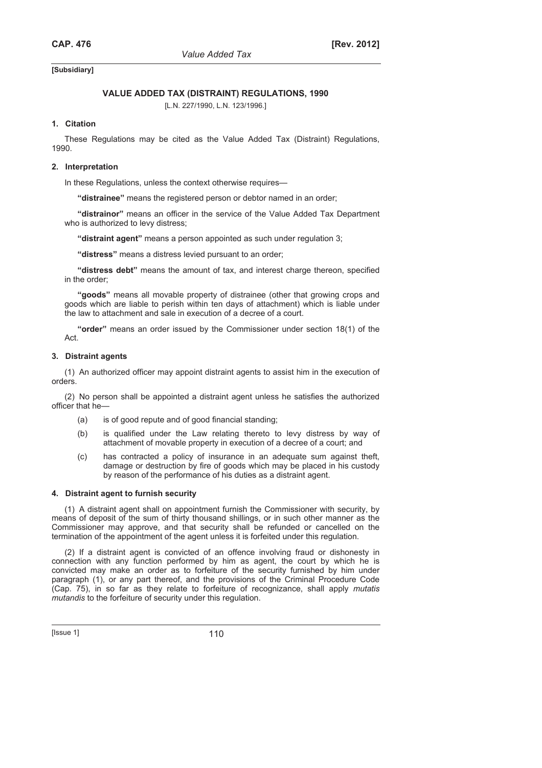**[Subsidiary]**

## VALUE ADDED TAX (DISTRAINT) REGULATIONS, 1990

[L.N. 227/1990, L.N. 123/1996.]

### 1. Citation

These Regulations may be cited as the Value Added Tax (Distraint) Regulations, 1990.

### 2. Interpretation

In these Regulations, unless the context otherwise requires—

**"distrainee"** means the registered person or debtor named in an order;

**"distrainor"** means an officer in the service of the Value Added Tax Department who is authorized to levy distress;

**"distraint agent"** means a person appointed as such under regulation 3;

**"distress"** means a distress levied pursuant to an order;

**"distress debt"** means the amount of tax, and interest charge thereon, specified in the order;

**"goods"** means all movable property of distrainee (other that growing crops and goods which are liable to perish within ten days of attachment) which is liable under the law to attachment and sale in execution of a decree of a court.

**"order"** means an order issued by the Commissioner under section 18(1) of the Act.

### 3. Distraint agents

(1) An authorized officer may appoint distraint agents to assist him in the execution of orders.

(2) No person shall be appointed a distraint agent unless he satisfies the authorized officer that he—

- (a) is of good repute and of good financial standing;
- (b) is qualified under the Law relating thereto to levy distress by way of attachment of movable property in execution of a decree of a court; and
- (c) has contracted a policy of insurance in an adequate sum against theft, damage or destruction by fire of goods which may be placed in his custody by reason of the performance of his duties as a distraint agent.

### 4. Distraint agent to furnish security

(1) A distraint agent shall on appointment furnish the Commissioner with security, by means of deposit of the sum of thirty thousand shillings, or in such other manner as the Commissioner may approve, and that security shall be refunded or cancelled on the termination of the appointment of the agent unless it is forfeited under this regulation.

(2) If a distraint agent is convicted of an offence involving fraud or dishonesty in connection with any function performed by him as agent, the court by which he is convicted may make an order as to forfeiture of the security furnished by him under paragraph (1), or any part thereof, and the provisions of the Criminal Procedure Code (Cap. 75), in so far as they relate to forfeiture of recognizance, shall apply *mutatis mutandis* to the forfeiture of security under this regulation.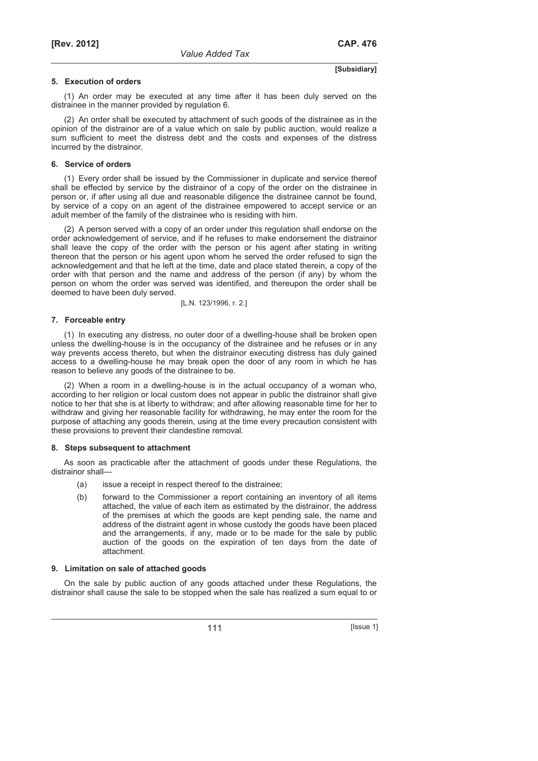**[Subsidiary]**

### 5. Execution of orders

(1) An order may be executed at any time after it has been duly served on the distrainee in the manner provided by regulation 6.

(2) An order shall be executed by attachment of such goods of the distrainee as in the opinion of the distrainor are of a value which on sale by public auction, would realize a sum sufficient to meet the distress debt and the costs and expenses of the distress incurred by the distrainor.

### 6. Service of orders

(1) Every order shall be issued by the Commissioner in duplicate and service thereof shall be effected by service by the distrainor of a copy of the order on the distrainee in person or, if after using all due and reasonable diligence the distrainee cannot be found, by service of a copy on an agent of the distrainee empowered to accept service or an adult member of the family of the distrainee who is residing with him.

(2) A person served with a copy of an order under this regulation shall endorse on the order acknowledgement of service, and if he refuses to make endorsement the distrainor shall leave the copy of the order with the person or his agent after stating in writing thereon that the person or his agent upon whom he served the order refused to sign the acknowledgement and that he left at the time, date and place stated therein, a copy of the order with that person and the name and address of the person (if any) by whom the person on whom the order was served was identified, and thereupon the order shall be deemed to have been duly served.

[L.N. 123/1996, r. 2.]

### 7. Forceable entry

(1) In executing any distress, no outer door of a dwelling-house shall be broken open unless the dwelling-house is in the occupancy of the distrainee and he refuses or in any way prevents access thereto, but when the distrainor executing distress has duly gained access to a dwelling-house he may break open the door of any room in which he has reason to believe any goods of the distrainee to be.

(2) When a room in a dwelling-house is in the actual occupancy of a woman who, according to her religion or local custom does not appear in public the distrainor shall give notice to her that she is at liberty to withdraw; and after allowing reasonable time for her to withdraw and giving her reasonable facility for withdrawing, he may enter the room for the purpose of attaching any goods therein, using at the time every precaution consistent with these provisions to prevent their clandestine removal.

### 8. Steps subsequent to attachment

As soon as practicable after the attachment of goods under these Regulations, the distrainor shall—

- (a) issue a receipt in respect thereof to the distrainee;
- (b) forward to the Commissioner a report containing an inventory of all items attached, the value of each item as estimated by the distrainor, the address of the premises at which the goods are kept pending sale, the name and address of the distraint agent in whose custody the goods have been placed and the arrangements, if any, made or to be made for the sale by public auction of the goods on the expiration of ten days from the date of attachment.

### 9. Limitation on sale of attached goods

On the sale by public auction of any goods attached under these Regulations, the distrainor shall cause the sale to be stopped when the sale has realized a sum equal to or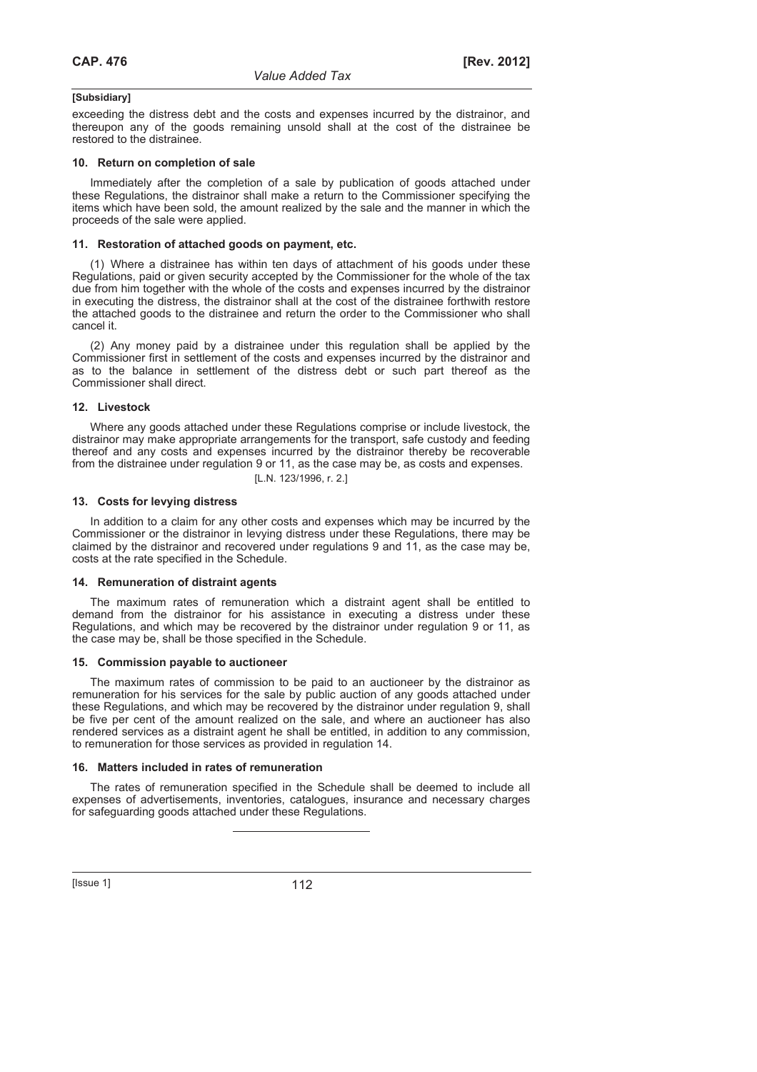exceeding the distress debt and the costs and expenses incurred by the distrainor, and thereupon any of the goods remaining unsold shall at the cost of the distrainee be restored to the distrainee.

**10. Return on completion of sale**

Immediately after the completion of a sale by publication of goods attached under these Regulations, the distrainor shall make a return to the Commissioner specifying the items which have been sold, the amount realized by the sale and the manner in which the proceeds of the sale were applied.

**11. Restoration of attached goods on payment, etc.**

(1) Where a distrainee has within ten days of attachment of his goods under these Regulations, paid or given security accepted by the Commissioner for the whole of the tax due from him together with the whole of the costs and expenses incurred by the distrainor in executing the distress, the distrainor shall at the cost of the distrainee forthwith restore the attached goods to the distrainee and return the order to the Commissioner who shall cancel it.

(2) Any money paid by a distrainee under this regulation shall be applied by the Commissioner first in settlement of the costs and expenses incurred by the distrainor and as to the balance in settlement of the distress debt or such part thereof as the Commissioner shall direct.

**12. Livestock**

Where any goods attached under these Regulations comprise or include livestock, the distrainor may make appropriate arrangements for the transport, safe custody and feeding thereof and any costs and expenses incurred by the distrainor thereby be recoverable from the distrainee under regulation 9 or 11, as the case may be, as costs and expenses.

[L.N. 123/1996, r. 2.]

**13. Costs for levying distress**

In addition to a claim for any other costs and expenses which may be incurred by the Commissioner or the distrainor in levying distress under these Regulations, there may be claimed by the distrainor and recovered under regulations 9 and 11, as the case may be, costs at the rate specified in the Schedule.

**14. Remuneration of distraint agents**

The maximum rates of remuneration which a distraint agent shall be entitled to demand from the distrainor for his assistance in executing a distress under these Regulations, and which may be recovered by the distrainor under regulation 9 or 11, as the case may be, shall be those specified in the Schedule.

**15. Commission payable to auctioneer**

The maximum rates of commission to be paid to an auctioneer by the distrainor as remuneration for his services for the sale by public auction of any goods attached under these Regulations, and which may be recovered by the distrainor under regulation 9, shall be five per cent of the amount realized on the sale, and where an auctioneer has also rendered services as a distraint agent he shall be entitled, in addition to any commission, to remuneration for those services as provided in regulation 14.

**16. Matters included in rates of remuneration**

The rates of remuneration specified in the Schedule shall be deemed to include all expenses of advertisements, inventories, catalogues, insurance and necessary charges for safeguarding goods attached under these Regulations.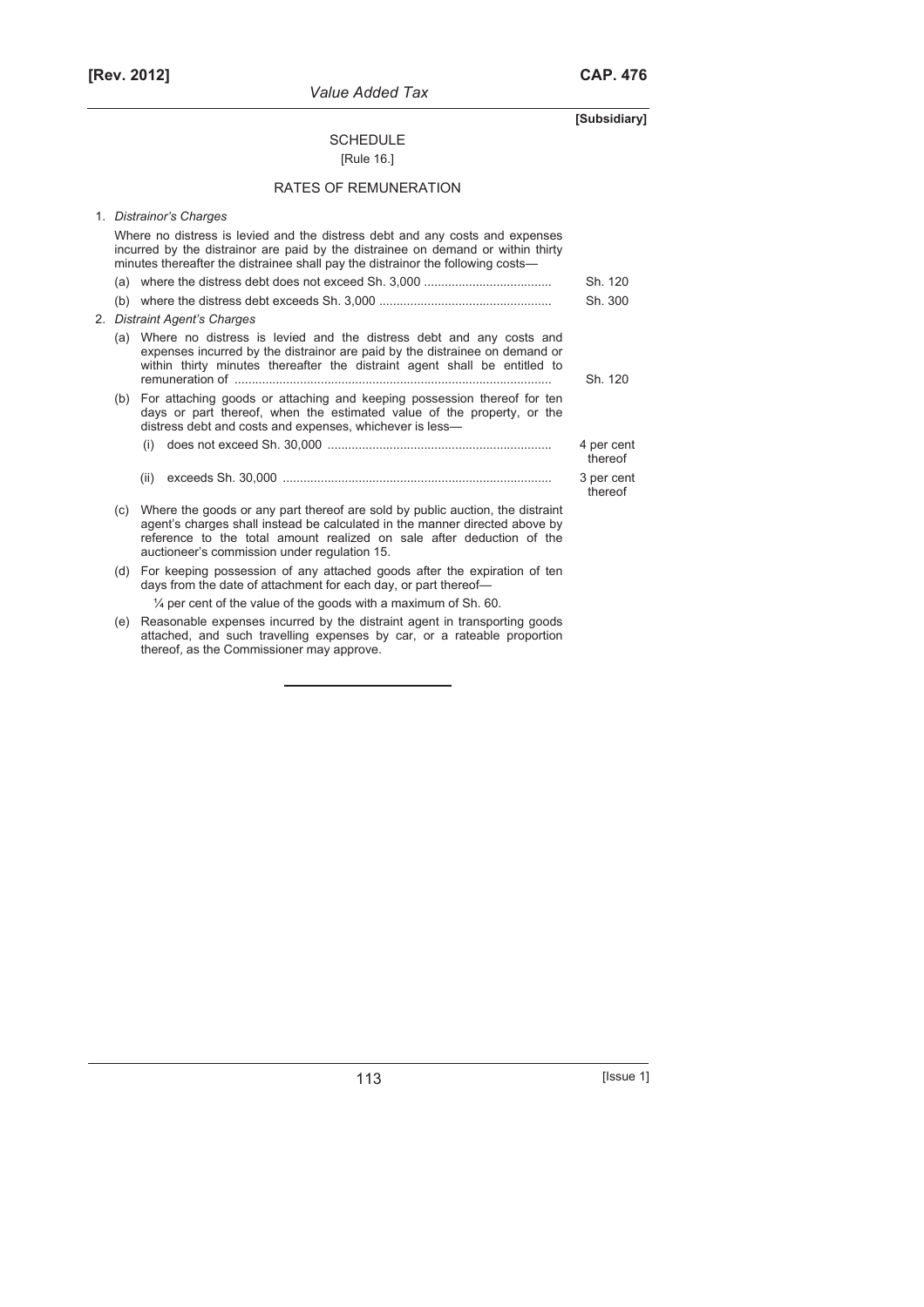[Subsidiary]

## SCHEDULE

[Rule 16.]

## RATES OF REMUNERATION

1. *Distrainor's Charges*

   Where no distress is levied and the distress debt and any costs and expenses incurred by the distrainor are paid by the distrainee on demand or within thirty minutes thereafter the distrainee shall pay the distrainor the following costs—

   (a) where the distress debt does not exceed Sh. 3,000 .................................... Sh. 120

   (b) where the distress debt exceeds Sh. 3,000 ................................................. Sh. 300

2. *Distraint Agent's Charges*

   (a) Where no distress is levied and the distress debt and any costs and expenses incurred by the distrainor are paid by the distrainee on demand or within thirty minutes thereafter the distraint agent shall be entitled to remuneration of .......................................................................................... Sh. 120

   (b) For attaching goods or attaching and keeping possession thereof for ten days or part thereof, when the estimated value of the property, or the distress debt and costs and expenses, whichever is less—

      (i) does not exceed Sh. 30,000 ................................................................ 4 per cent thereof

      (ii) exceeds Sh. 30,000 ............................................................................ 3 per cent thereof

   (c) Where the goods or any part thereof are sold by public auction, the distraint agent's charges shall instead be calculated in the manner directed above by reference to the total amount realized on sale after deduction of the auctioneer's commission under regulation 15.

   (d) For keeping possession of any attached goods after the expiration of ten days from the date of attachment for each day, or part thereof—

      ¼ per cent of the value of the goods with a maximum of Sh. 60.

   (e) Reasonable expenses incurred by the distraint agent in transporting goods attached, and such travelling expenses by car, or a rateable proportion thereof, as the Commissioner may approve.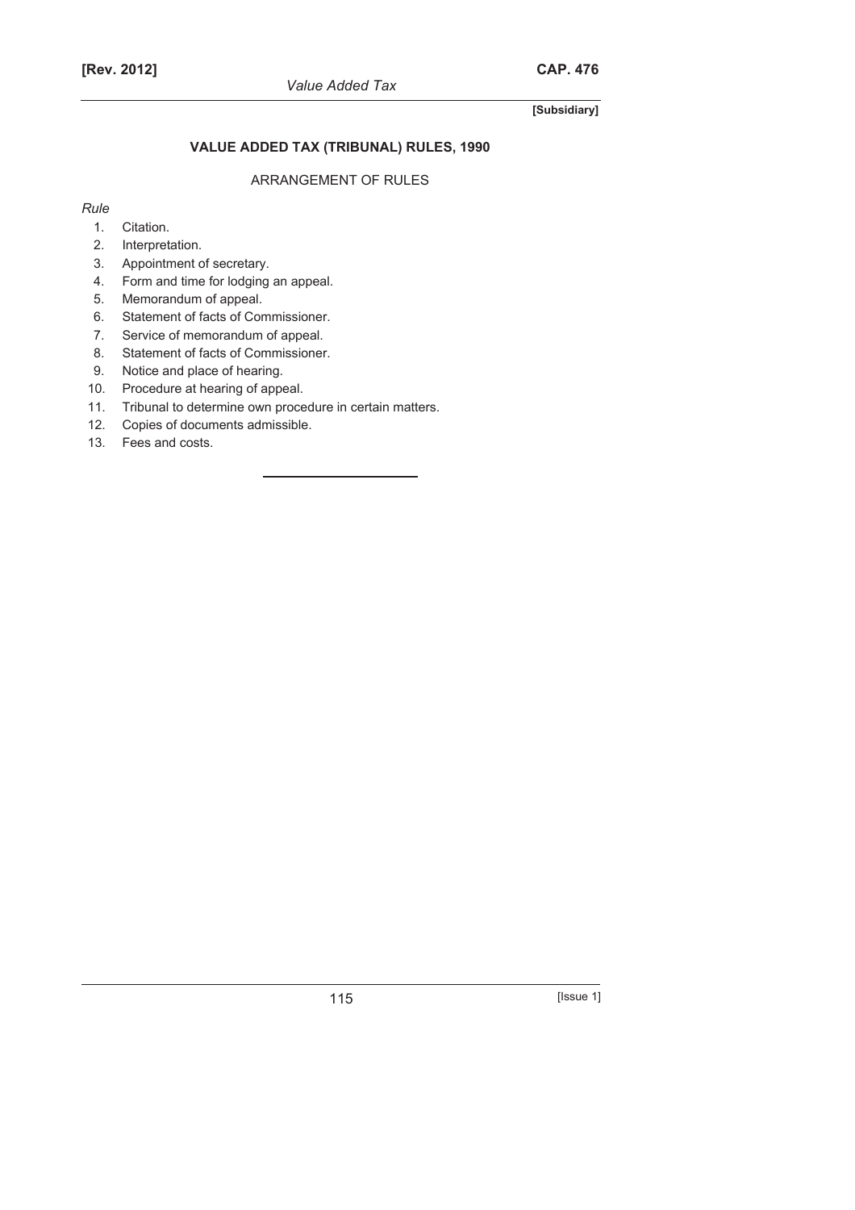[Subsidiary]

## VALUE ADDED TAX (TRIBUNAL) RULES, 1990

ARRANGEMENT OF RULES

*Rule*

1. Citation.
2. Interpretation.
3. Appointment of secretary.
4. Form and time for lodging an appeal.
5. Memorandum of appeal.
6. Statement of facts of Commissioner.
7. Service of memorandum of appeal.
8. Statement of facts of Commissioner.
9. Notice and place of hearing.
10. Procedure at hearing of appeal.
11. Tribunal to determine own procedure in certain matters.
12. Copies of documents admissible.
13. Fees and costs.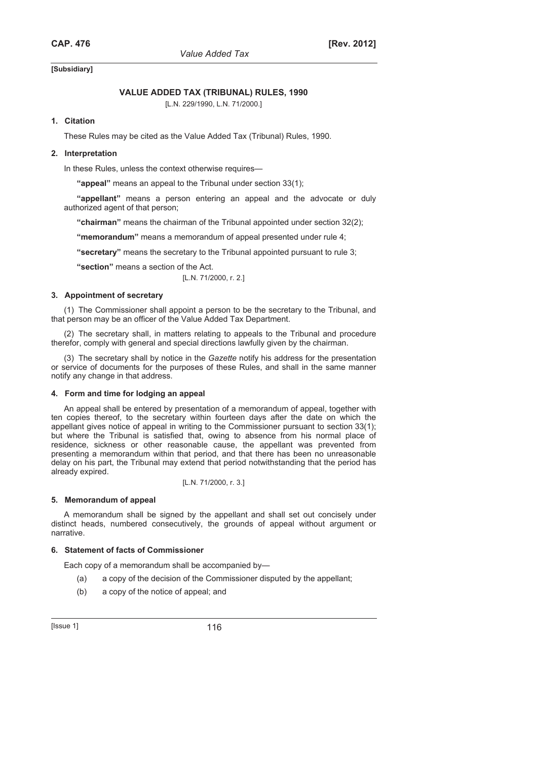[Subsidiary]

## VALUE ADDED TAX (TRIBUNAL) RULES, 1990

[L.N. 229/1990, L.N. 71/2000.]

### 1. Citation

These Rules may be cited as the Value Added Tax (Tribunal) Rules, 1990.

### 2. Interpretation

In these Rules, unless the context otherwise requires—

**"appeal"** means an appeal to the Tribunal under section 33(1);

**"appellant"** means a person entering an appeal and the advocate or duly authorized agent of that person;

**"chairman"** means the chairman of the Tribunal appointed under section 32(2);

**"memorandum"** means a memorandum of appeal presented under rule 4;

**"secretary"** means the secretary to the Tribunal appointed pursuant to rule 3;

**"section"** means a section of the Act.

[L.N. 71/2000, r. 2.]

### 3. Appointment of secretary

(1) The Commissioner shall appoint a person to be the secretary to the Tribunal, and that person may be an officer of the Value Added Tax Department.

(2) The secretary shall, in matters relating to appeals to the Tribunal and procedure therefor, comply with general and special directions lawfully given by the chairman.

(3) The secretary shall by notice in the *Gazette* notify his address for the presentation or service of documents for the purposes of these Rules, and shall in the same manner notify any change in that address.

### 4. Form and time for lodging an appeal

An appeal shall be entered by presentation of a memorandum of appeal, together with ten copies thereof, to the secretary within fourteen days after the date on which the appellant gives notice of appeal in writing to the Commissioner pursuant to section 33(1); but where the Tribunal is satisfied that, owing to absence from his normal place of residence, sickness or other reasonable cause, the appellant was prevented from presenting a memorandum within that period, and that there has been no unreasonable delay on his part, the Tribunal may extend that period notwithstanding that the period has already expired.

[L.N. 71/2000, r. 3.]

### 5. Memorandum of appeal

A memorandum shall be signed by the appellant and shall set out concisely under distinct heads, numbered consecutively, the grounds of appeal without argument or narrative.

### 6. Statement of facts of Commissioner

Each copy of a memorandum shall be accompanied by—

(a) a copy of the decision of the Commissioner disputed by the appellant;

(b) a copy of the notice of appeal; and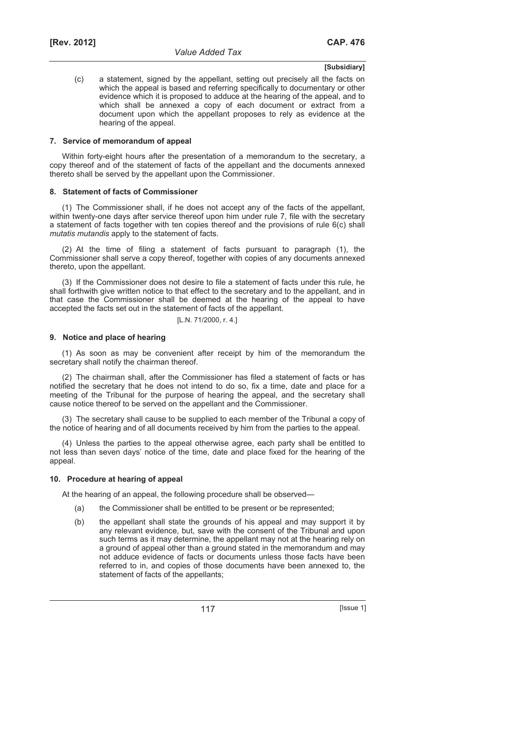(c) a statement, signed by the appellant, setting out precisely all the facts on which the appeal is based and referring specifically to documentary or other evidence which it is proposed to adduce at the hearing of the appeal, and to which shall be annexed a copy of each document or extract from a document upon which the appellant proposes to rely as evidence at the hearing of the appeal.

### 7. Service of memorandum of appeal

Within forty-eight hours after the presentation of a memorandum to the secretary, a copy thereof and of the statement of facts of the appellant and the documents annexed thereto shall be served by the appellant upon the Commissioner.

### 8. Statement of facts of Commissioner

(1) The Commissioner shall, if he does not accept any of the facts of the appellant, within twenty-one days after service thereof upon him under rule 7, file with the secretary a statement of facts together with ten copies thereof and the provisions of rule 6(c) shall *mutatis mutandis* apply to the statement of facts.

(2) At the time of filing a statement of facts pursuant to paragraph (1), the Commissioner shall serve a copy thereof, together with copies of any documents annexed thereto, upon the appellant.

(3) If the Commissioner does not desire to file a statement of facts under this rule, he shall forthwith give written notice to that effect to the secretary and to the appellant, and in that case the Commissioner shall be deemed at the hearing of the appeal to have accepted the facts set out in the statement of facts of the appellant.

[L.N. 71/2000, r. 4.]

### 9. Notice and place of hearing

(1) As soon as may be convenient after receipt by him of the memorandum the secretary shall notify the chairman thereof.

(2) The chairman shall, after the Commissioner has filed a statement of facts or has notified the secretary that he does not intend to do so, fix a time, date and place for a meeting of the Tribunal for the purpose of hearing the appeal, and the secretary shall cause notice thereof to be served on the appellant and the Commissioner.

(3) The secretary shall cause to be supplied to each member of the Tribunal a copy of the notice of hearing and of all documents received by him from the parties to the appeal.

(4) Unless the parties to the appeal otherwise agree, each party shall be entitled to not less than seven days' notice of the time, date and place fixed for the hearing of the appeal.

### 10. Procedure at hearing of appeal

At the hearing of an appeal, the following procedure shall be observed—

(a) the Commissioner shall be entitled to be present or be represented;

(b) the appellant shall state the grounds of his appeal and may support it by any relevant evidence, but, save with the consent of the Tribunal and upon such terms as it may determine, the appellant may not at the hearing rely on a ground of appeal other than a ground stated in the memorandum and may not adduce evidence of facts or documents unless those facts have been referred to in, and copies of those documents have been annexed to, the statement of facts of the appellants;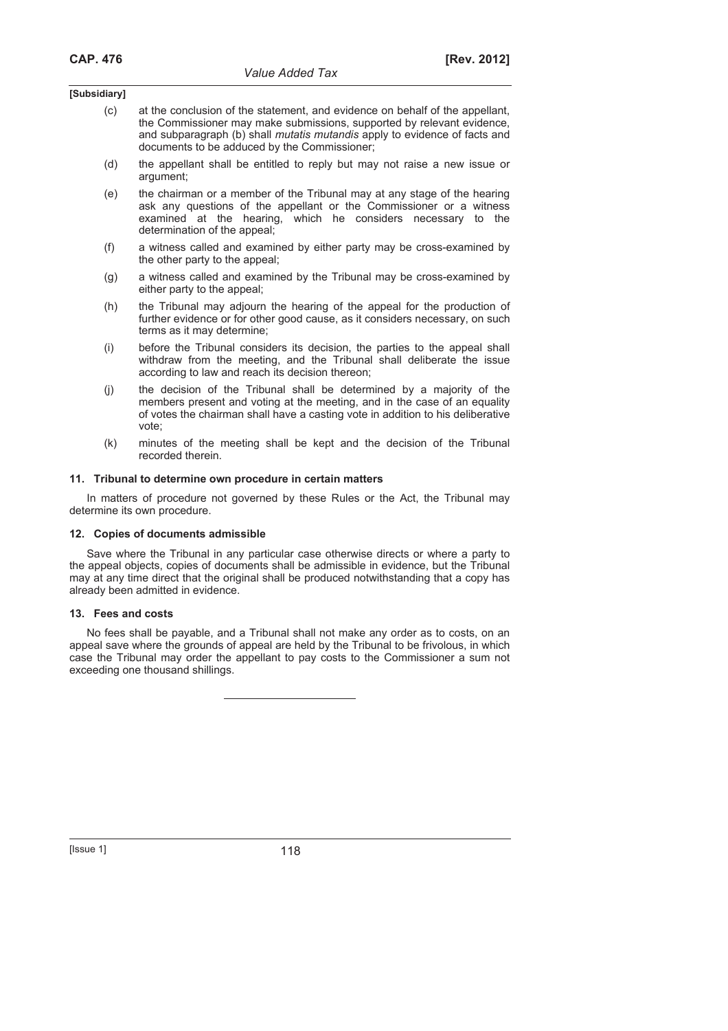(c) at the conclusion of the statement, and evidence on behalf of the appellant, the Commissioner may make submissions, supported by relevant evidence, and subparagraph (b) shall *mutatis mutandis* apply to evidence of facts and documents to be adduced by the Commissioner;

(d) the appellant shall be entitled to reply but may not raise a new issue or argument;

(e) the chairman or a member of the Tribunal may at any stage of the hearing ask any questions of the appellant or the Commissioner or a witness examined at the hearing, which he considers necessary to the determination of the appeal;

(f) a witness called and examined by either party may be cross-examined by the other party to the appeal;

(g) a witness called and examined by the Tribunal may be cross-examined by either party to the appeal;

(h) the Tribunal may adjourn the hearing of the appeal for the production of further evidence or for other good cause, as it considers necessary, on such terms as it may determine;

(i) before the Tribunal considers its decision, the parties to the appeal shall withdraw from the meeting, and the Tribunal shall deliberate the issue according to law and reach its decision thereon;

(j) the decision of the Tribunal shall be determined by a majority of the members present and voting at the meeting, and in the case of an equality of votes the chairman shall have a casting vote in addition to his deliberative vote;

(k) minutes of the meeting shall be kept and the decision of the Tribunal recorded therein.

### 11. Tribunal to determine own procedure in certain matters

In matters of procedure not governed by these Rules or the Act, the Tribunal may determine its own procedure.

### 12. Copies of documents admissible

Save where the Tribunal in any particular case otherwise directs or where a party to the appeal objects, copies of documents shall be admissible in evidence, but the Tribunal may at any time direct that the original shall be produced notwithstanding that a copy has already been admitted in evidence.

### 13. Fees and costs

No fees shall be payable, and a Tribunal shall not make any order as to costs, on an appeal save where the grounds of appeal are held by the Tribunal to be frivolous, in which case the Tribunal may order the appellant to pay costs to the Commissioner a sum not exceeding one thousand shillings.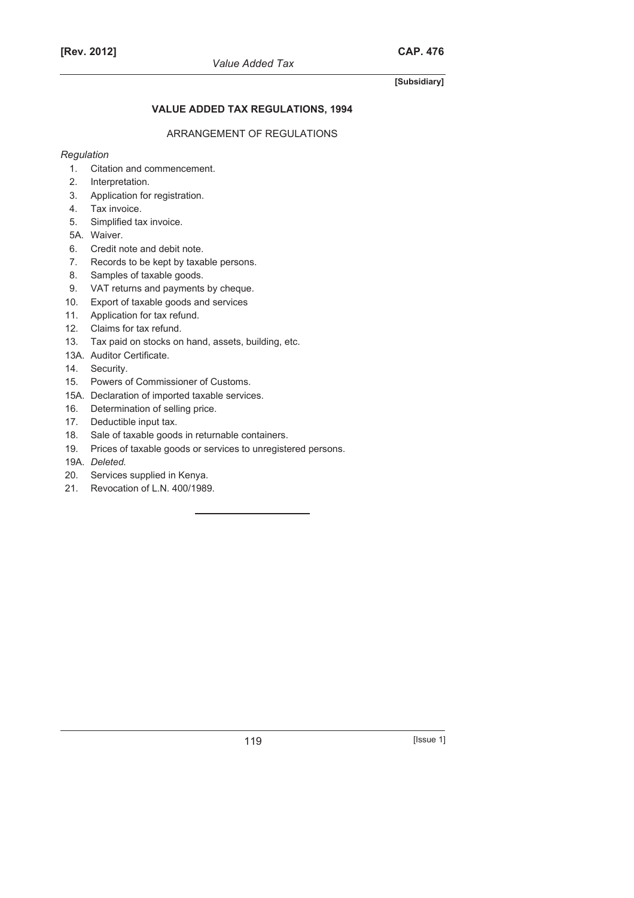**[Subsidiary]**

## VALUE ADDED TAX REGULATIONS, 1994

ARRANGEMENT OF REGULATIONS

*Regulation*

1. Citation and commencement.
2. Interpretation.
3. Application for registration.
4. Tax invoice.
5. Simplified tax invoice.

5A. Waiver.

6. Credit note and debit note.
7. Records to be kept by taxable persons.
8. Samples of taxable goods.
9. VAT returns and payments by cheque.
10. Export of taxable goods and services
11. Application for tax refund.
12. Claims for tax refund.
13. Tax paid on stocks on hand, assets, building, etc.

13A. Auditor Certificate.

14. Security.
15. Powers of Commissioner of Customs.

15A. Declaration of imported taxable services.

16. Determination of selling price.
17. Deductible input tax.
18. Sale of taxable goods in returnable containers.
19. Prices of taxable goods or services to unregistered persons.

19A. *Deleted.*

20. Services supplied in Kenya.
21. Revocation of L.N. 400/1989.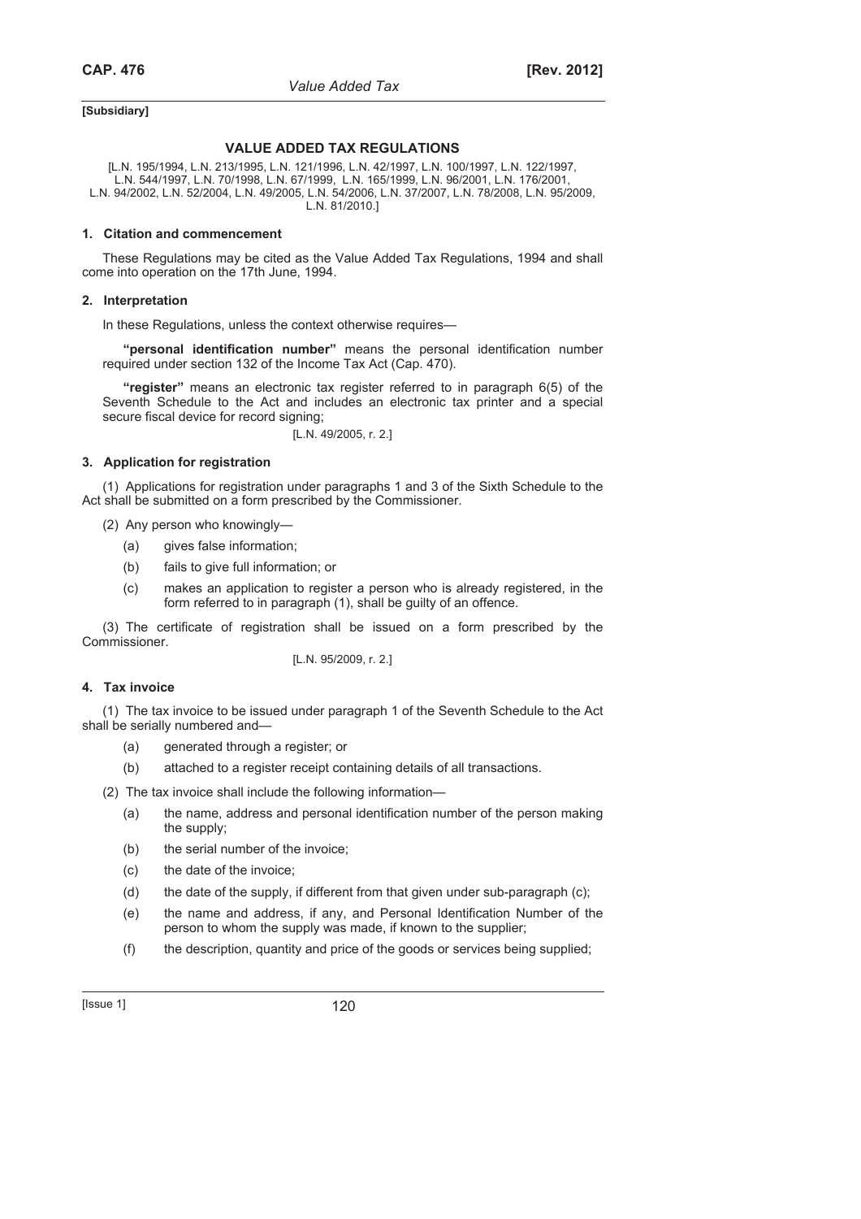[Subsidiary]

## VALUE ADDED TAX REGULATIONS

[L.N. 195/1994, L.N. 213/1995, L.N. 121/1996, L.N. 42/1997, L.N. 100/1997, L.N. 122/1997, L.N. 544/1997, L.N. 70/1998, L.N. 67/1999, L.N. 165/1999, L.N. 96/2001, L.N. 176/2001, L.N. 94/2002, L.N. 52/2004, L.N. 49/2005, L.N. 54/2006, L.N. 37/2007, L.N. 78/2008, L.N. 95/2009, L.N. 81/2010.]

### 1. Citation and commencement

These Regulations may be cited as the Value Added Tax Regulations, 1994 and shall come into operation on the 17th June, 1994.

### 2. Interpretation

In these Regulations, unless the context otherwise requires—

**"personal identification number"** means the personal identification number required under section 132 of the Income Tax Act (Cap. 470).

**"register"** means an electronic tax register referred to in paragraph 6(5) of the Seventh Schedule to the Act and includes an electronic tax printer and a special secure fiscal device for record signing;

[L.N. 49/2005, r. 2.]

### 3. Application for registration

(1) Applications for registration under paragraphs 1 and 3 of the Sixth Schedule to the Act shall be submitted on a form prescribed by the Commissioner.

(2) Any person who knowingly—

- (a) gives false information;
- (b) fails to give full information; or
- (c) makes an application to register a person who is already registered, in the form referred to in paragraph (1), shall be guilty of an offence.

(3) The certificate of registration shall be issued on a form prescribed by the Commissioner.

[L.N. 95/2009, r. 2.]

### 4. Tax invoice

(1) The tax invoice to be issued under paragraph 1 of the Seventh Schedule to the Act shall be serially numbered and—

- (a) generated through a register; or
- (b) attached to a register receipt containing details of all transactions.

(2) The tax invoice shall include the following information—

- (a) the name, address and personal identification number of the person making the supply;
- (b) the serial number of the invoice;
- (c) the date of the invoice;
- (d) the date of the supply, if different from that given under sub-paragraph (c);
- (e) the name and address, if any, and Personal Identification Number of the person to whom the supply was made, if known to the supplier;
- (f) the description, quantity and price of the goods or services being supplied;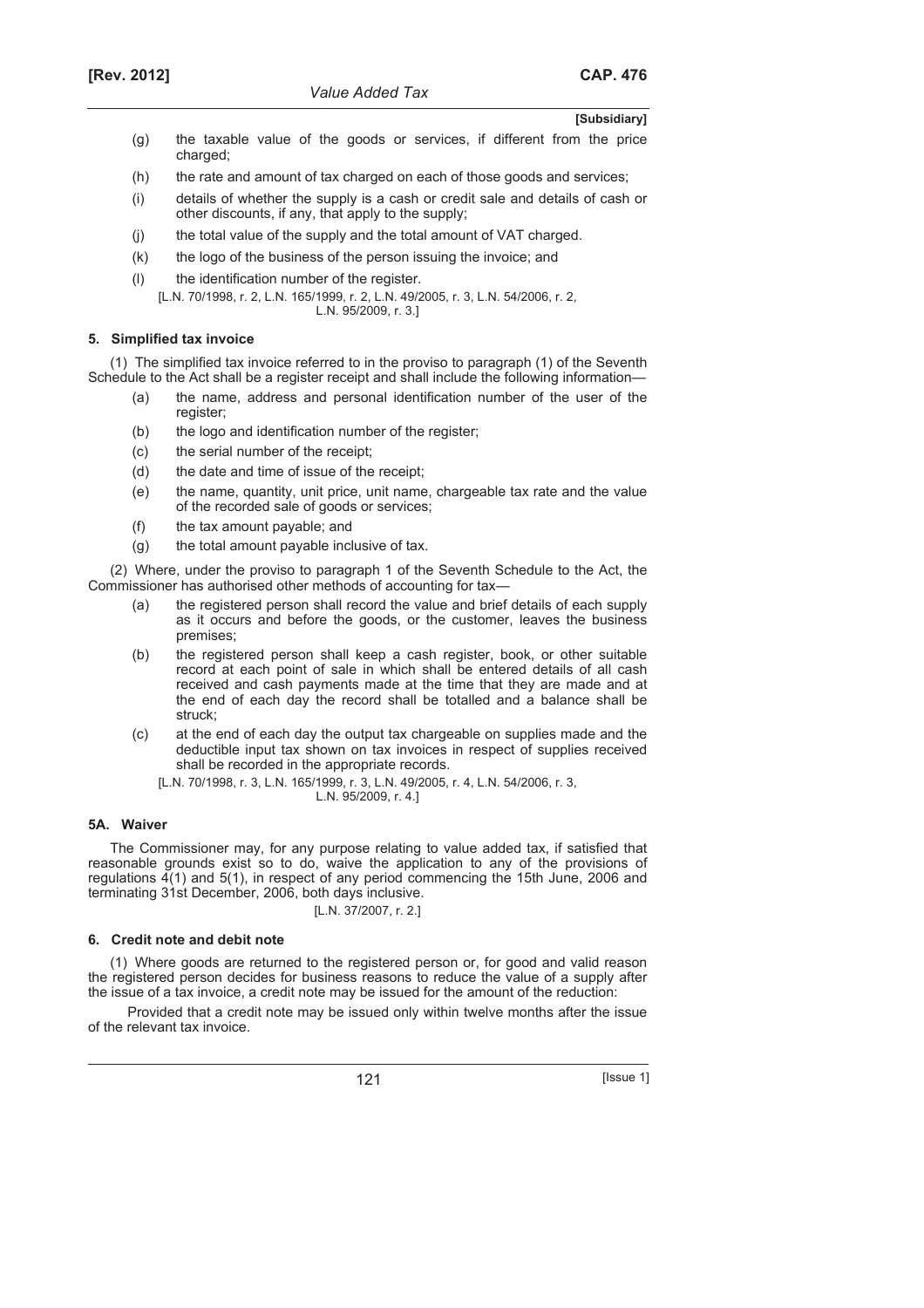(g) the taxable value of the goods or services, if different from the price charged;

(h) the rate and amount of tax charged on each of those goods and services;

(i) details of whether the supply is a cash or credit sale and details of cash or other discounts, if any, that apply to the supply;

(j) the total value of the supply and the total amount of VAT charged.

(k) the logo of the business of the person issuing the invoice; and

(l) the identification number of the register.

[L.N. 70/1998, r. 2, L.N. 165/1999, r. 2, L.N. 49/2005, r. 3, L.N. 54/2006, r. 2, L.N. 95/2009, r. 3.]

### 5. Simplified tax invoice

(1) The simplified tax invoice referred to in the proviso to paragraph (1) of the Seventh Schedule to the Act shall be a register receipt and shall include the following information—

(a) the name, address and personal identification number of the user of the register;

(b) the logo and identification number of the register;

(c) the serial number of the receipt;

(d) the date and time of issue of the receipt;

(e) the name, quantity, unit price, unit name, chargeable tax rate and the value of the recorded sale of goods or services;

(f) the tax amount payable; and

(g) the total amount payable inclusive of tax.

(2) Where, under the proviso to paragraph 1 of the Seventh Schedule to the Act, the Commissioner has authorised other methods of accounting for tax—

(a) the registered person shall record the value and brief details of each supply as it occurs and before the goods, or the customer, leaves the business premises;

(b) the registered person shall keep a cash register, book, or other suitable record at each point of sale in which shall be entered details of all cash received and cash payments made at the time that they are made and at the end of each day the record shall be totalled and a balance shall be struck;

(c) at the end of each day the output tax chargeable on supplies made and the deductible input tax shown on tax invoices in respect of supplies received shall be recorded in the appropriate records.

[L.N. 70/1998, r. 3, L.N. 165/1999, r. 3, L.N. 49/2005, r. 4, L.N. 54/2006, r. 3, L.N. 95/2009, r. 4.]

### 5A. Waiver

The Commissioner may, for any purpose relating to value added tax, if satisfied that reasonable grounds exist so to do, waive the application to any of the provisions of regulations 4(1) and 5(1), in respect of any period commencing the 15th June, 2006 and terminating 31st December, 2006, both days inclusive.

[L.N. 37/2007, r. 2.]

### 6. Credit note and debit note

(1) Where goods are returned to the registered person or, for good and valid reason the registered person decides for business reasons to reduce the value of a supply after the issue of a tax invoice, a credit note may be issued for the amount of the reduction:

Provided that a credit note may be issued only within twelve months after the issue of the relevant tax invoice.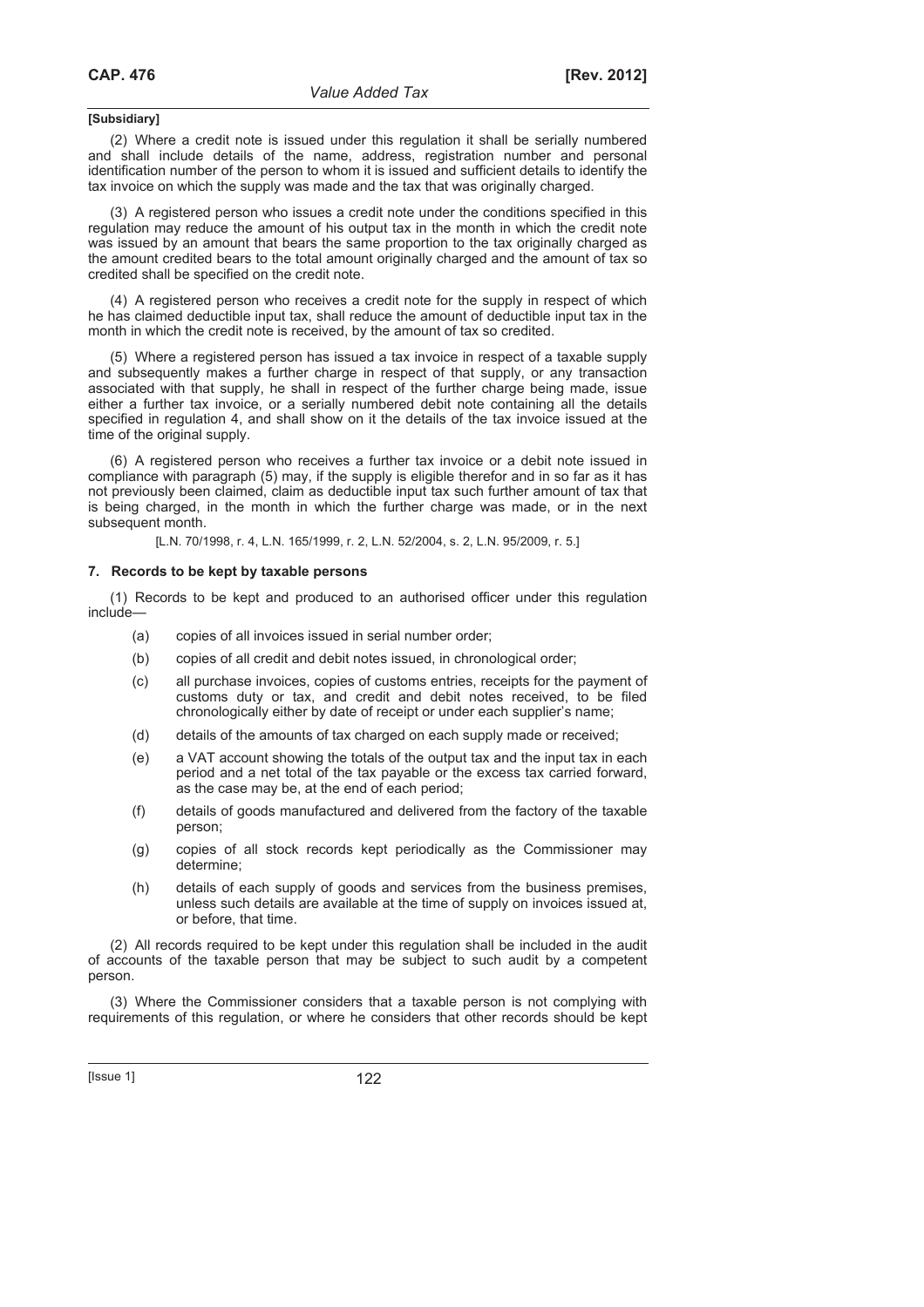**[Subsidiary]**

(2) Where a credit note is issued under this regulation it shall be serially numbered and shall include details of the name, address, registration number and personal identification number of the person to whom it is issued and sufficient details to identify the tax invoice on which the supply was made and the tax that was originally charged.

(3) A registered person who issues a credit note under the conditions specified in this regulation may reduce the amount of his output tax in the month in which the credit note was issued by an amount that bears the same proportion to the tax originally charged as the amount credited bears to the total amount originally charged and the amount of tax so credited shall be specified on the credit note.

(4) A registered person who receives a credit note for the supply in respect of which he has claimed deductible input tax, shall reduce the amount of deductible input tax in the month in which the credit note is received, by the amount of tax so credited.

(5) Where a registered person has issued a tax invoice in respect of a taxable supply and subsequently makes a further charge in respect of that supply, or any transaction associated with that supply, he shall in respect of the further charge being made, issue either a further tax invoice, or a serially numbered debit note containing all the details specified in regulation 4, and shall show on it the details of the tax invoice issued at the time of the original supply.

(6) A registered person who receives a further tax invoice or a debit note issued in compliance with paragraph (5) may, if the supply is eligible therefor and in so far as it has not previously been claimed, claim as deductible input tax such further amount of tax that is being charged, in the month in which the further charge was made, or in the next subsequent month.

[L.N. 70/1998, r. 4, L.N. 165/1999, r. 2, L.N. 52/2004, s. 2, L.N. 95/2009, r. 5.]

### 7. Records to be kept by taxable persons

(1) Records to be kept and produced to an authorised officer under this regulation include—

- (a) copies of all invoices issued in serial number order;
- (b) copies of all credit and debit notes issued, in chronological order;
- (c) all purchase invoices, copies of customs entries, receipts for the payment of customs duty or tax, and credit and debit notes received, to be filed chronologically either by date of receipt or under each supplier's name;
- (d) details of the amounts of tax charged on each supply made or received;
- (e) a VAT account showing the totals of the output tax and the input tax in each period and a net total of the tax payable or the excess tax carried forward, as the case may be, at the end of each period;
- (f) details of goods manufactured and delivered from the factory of the taxable person;
- (g) copies of all stock records kept periodically as the Commissioner may determine;
- (h) details of each supply of goods and services from the business premises, unless such details are available at the time of supply on invoices issued at, or before, that time.

(2) All records required to be kept under this regulation shall be included in the audit of accounts of the taxable person that may be subject to such audit by a competent person.

(3) Where the Commissioner considers that a taxable person is not complying with requirements of this regulation, or where he considers that other records should be kept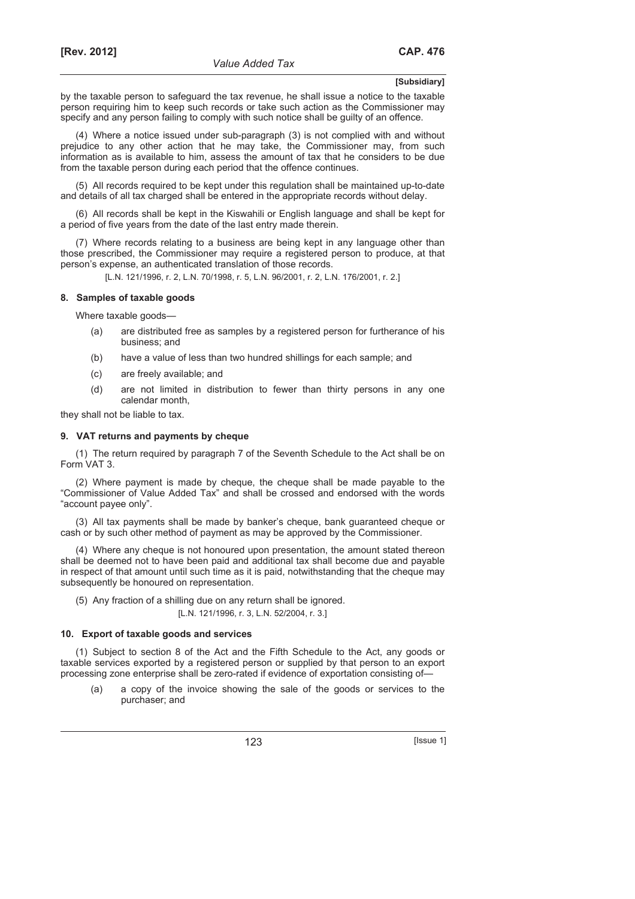by the taxable person to safeguard the tax revenue, he shall issue a notice to the taxable person requiring him to keep such records or take such action as the Commissioner may specify and any person failing to comply with such notice shall be guilty of an offence.

(4) Where a notice issued under sub-paragraph (3) is not complied with and without prejudice to any other action that he may take, the Commissioner may, from such information as is available to him, assess the amount of tax that he considers to be due from the taxable person during each period that the offence continues.

(5) All records required to be kept under this regulation shall be maintained up-to-date and details of all tax charged shall be entered in the appropriate records without delay.

(6) All records shall be kept in the Kiswahili or English language and shall be kept for a period of five years from the date of the last entry made therein.

(7) Where records relating to a business are being kept in any language other than those prescribed, the Commissioner may require a registered person to produce, at that person's expense, an authenticated translation of those records.

[L.N. 121/1996, r. 2, L.N. 70/1998, r. 5, L.N. 96/2001, r. 2, L.N. 176/2001, r. 2.]

### 8. Samples of taxable goods

Where taxable goods—

(a) are distributed free as samples by a registered person for furtherance of his business; and

(b) have a value of less than two hundred shillings for each sample; and

(c) are freely available; and

(d) are not limited in distribution to fewer than thirty persons in any one calendar month,

they shall not be liable to tax.

### 9. VAT returns and payments by cheque

(1) The return required by paragraph 7 of the Seventh Schedule to the Act shall be on Form VAT 3.

(2) Where payment is made by cheque, the cheque shall be made payable to the "Commissioner of Value Added Tax" and shall be crossed and endorsed with the words "account payee only".

(3) All tax payments shall be made by banker's cheque, bank guaranteed cheque or cash or by such other method of payment as may be approved by the Commissioner.

(4) Where any cheque is not honoured upon presentation, the amount stated thereon shall be deemed not to have been paid and additional tax shall become due and payable in respect of that amount until such time as it is paid, notwithstanding that the cheque may subsequently be honoured on representation.

(5) Any fraction of a shilling due on any return shall be ignored.

[L.N. 121/1996, r. 3, L.N. 52/2004, r. 3.]

### 10. Export of taxable goods and services

(1) Subject to section 8 of the Act and the Fifth Schedule to the Act, any goods or taxable services exported by a registered person or supplied by that person to an export processing zone enterprise shall be zero-rated if evidence of exportation consisting of—

(a) a copy of the invoice showing the sale of the goods or services to the purchaser; and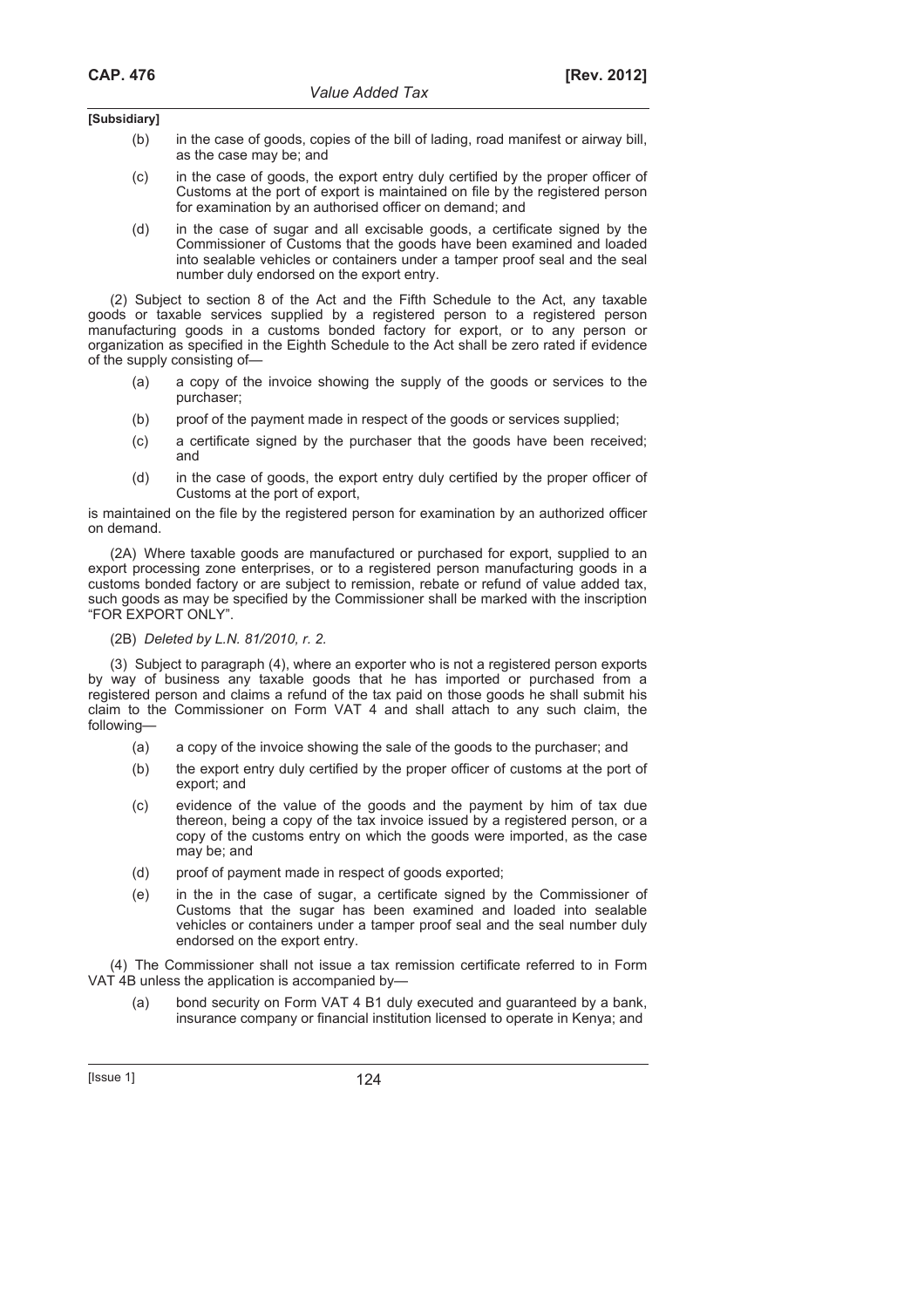**[Subsidiary]**

(b) in the case of goods, copies of the bill of lading, road manifest or airway bill, as the case may be; and

(c) in the case of goods, the export entry duly certified by the proper officer of Customs at the port of export is maintained on file by the registered person for examination by an authorised officer on demand; and

(d) in the case of sugar and all excisable goods, a certificate signed by the Commissioner of Customs that the goods have been examined and loaded into sealable vehicles or containers under a tamper proof seal and the seal number duly endorsed on the export entry.

(2) Subject to section 8 of the Act and the Fifth Schedule to the Act, any taxable goods or taxable services supplied by a registered person to a registered person manufacturing goods in a customs bonded factory for export, or to any person or organization as specified in the Eighth Schedule to the Act shall be zero rated if evidence of the supply consisting of—

(a) a copy of the invoice showing the supply of the goods or services to the purchaser;

(b) proof of the payment made in respect of the goods or services supplied;

(c) a certificate signed by the purchaser that the goods have been received; and

(d) in the case of goods, the export entry duly certified by the proper officer of Customs at the port of export,

is maintained on the file by the registered person for examination by an authorized officer on demand.

(2A) Where taxable goods are manufactured or purchased for export, supplied to an export processing zone enterprises, or to a registered person manufacturing goods in a customs bonded factory or are subject to remission, rebate or refund of value added tax, such goods as may be specified by the Commissioner shall be marked with the inscription "FOR EXPORT ONLY".

(2B) *Deleted by L.N. 81/2010, r. 2.*

(3) Subject to paragraph (4), where an exporter who is not a registered person exports by way of business any taxable goods that he has imported or purchased from a registered person and claims a refund of the tax paid on those goods he shall submit his claim to the Commissioner on Form VAT 4 and shall attach to any such claim, the following—

(a) a copy of the invoice showing the sale of the goods to the purchaser; and

(b) the export entry duly certified by the proper officer of customs at the port of export; and

(c) evidence of the value of the goods and the payment by him of tax due thereon, being a copy of the tax invoice issued by a registered person, or a copy of the customs entry on which the goods were imported, as the case may be; and

(d) proof of payment made in respect of goods exported;

(e) in the in the case of sugar, a certificate signed by the Commissioner of Customs that the sugar has been examined and loaded into sealable vehicles or containers under a tamper proof seal and the seal number duly endorsed on the export entry.

(4) The Commissioner shall not issue a tax remission certificate referred to in Form VAT 4B unless the application is accompanied by—

(a) bond security on Form VAT 4 B1 duly executed and guaranteed by a bank, insurance company or financial institution licensed to operate in Kenya; and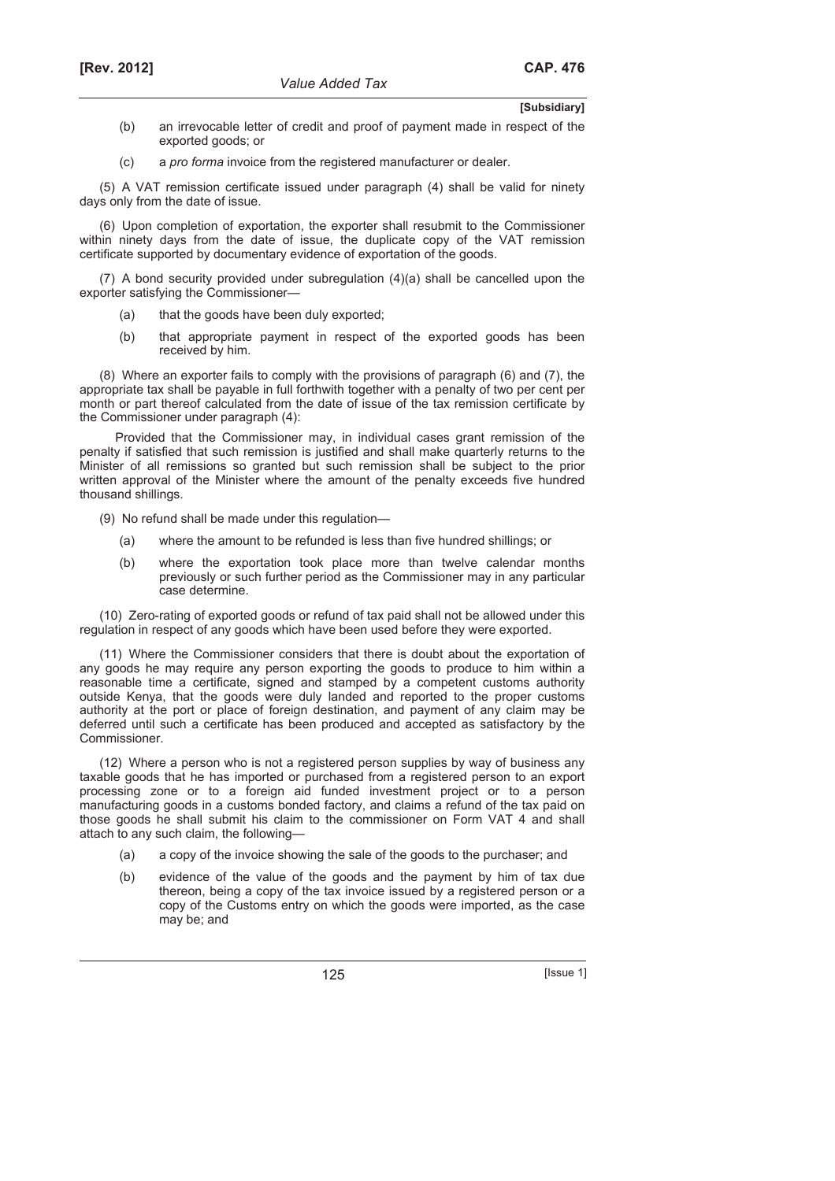(b) an irrevocable letter of credit and proof of payment made in respect of the exported goods; or

(c) a *pro forma* invoice from the registered manufacturer or dealer.

(5) A VAT remission certificate issued under paragraph (4) shall be valid for ninety days only from the date of issue.

(6) Upon completion of exportation, the exporter shall resubmit to the Commissioner within ninety days from the date of issue, the duplicate copy of the VAT remission certificate supported by documentary evidence of exportation of the goods.

(7) A bond security provided under subregulation (4)(a) shall be cancelled upon the exporter satisfying the Commissioner—

(a) that the goods have been duly exported;

(b) that appropriate payment in respect of the exported goods has been received by him.

(8) Where an exporter fails to comply with the provisions of paragraph (6) and (7), the appropriate tax shall be payable in full forthwith together with a penalty of two per cent per month or part thereof calculated from the date of issue of the tax remission certificate by the Commissioner under paragraph (4):

Provided that the Commissioner may, in individual cases grant remission of the penalty if satisfied that such remission is justified and shall make quarterly returns to the Minister of all remissions so granted but such remission shall be subject to the prior written approval of the Minister where the amount of the penalty exceeds five hundred thousand shillings.

(9) No refund shall be made under this regulation—

(a) where the amount to be refunded is less than five hundred shillings; or

(b) where the exportation took place more than twelve calendar months previously or such further period as the Commissioner may in any particular case determine.

(10) Zero-rating of exported goods or refund of tax paid shall not be allowed under this regulation in respect of any goods which have been used before they were exported.

(11) Where the Commissioner considers that there is doubt about the exportation of any goods he may require any person exporting the goods to produce to him within a reasonable time a certificate, signed and stamped by a competent customs authority outside Kenya, that the goods were duly landed and reported to the proper customs authority at the port or place of foreign destination, and payment of any claim may be deferred until such a certificate has been produced and accepted as satisfactory by the Commissioner.

(12) Where a person who is not a registered person supplies by way of business any taxable goods that he has imported or purchased from a registered person to an export processing zone or to a foreign aid funded investment project or to a person manufacturing goods in a customs bonded factory, and claims a refund of the tax paid on those goods he shall submit his claim to the commissioner on Form VAT 4 and shall attach to any such claim, the following—

(a) a copy of the invoice showing the sale of the goods to the purchaser; and

(b) evidence of the value of the goods and the payment by him of tax due thereon, being a copy of the tax invoice issued by a registered person or a copy of the Customs entry on which the goods were imported, as the case may be; and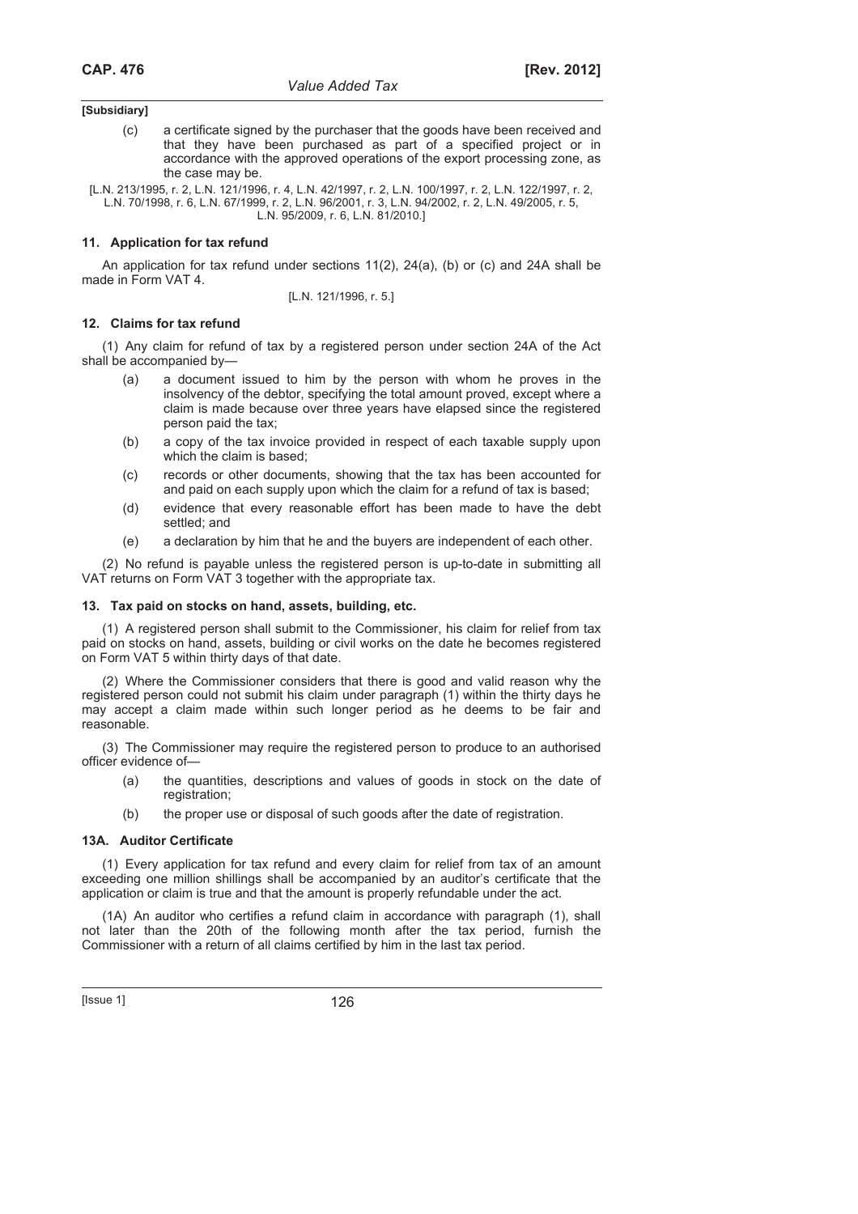**[Subsidiary]**

(c) a certificate signed by the purchaser that the goods have been received and that they have been purchased as part of a specified project or in accordance with the approved operations of the export processing zone, as the case may be.

[L.N. 213/1995, r. 2, L.N. 121/1996, r. 4, L.N. 42/1997, r. 2, L.N. 100/1997, r. 2, L.N. 122/1997, r. 2, L.N. 70/1998, r. 6, L.N. 67/1999, r. 2, L.N. 96/2001, r. 3, L.N. 94/2002, r. 2, L.N. 49/2005, r. 5, L.N. 95/2009, r. 6, L.N. 81/2010.]

### 11. Application for tax refund

An application for tax refund under sections 11(2), 24(a), (b) or (c) and 24A shall be made in Form VAT 4.

[L.N. 121/1996, r. 5.]

### 12. Claims for tax refund

(1) Any claim for refund of tax by a registered person under section 24A of the Act shall be accompanied by—

(a) a document issued to him by the person with whom he proves in the insolvency of the debtor, specifying the total amount proved, except where a claim is made because over three years have elapsed since the registered person paid the tax;

(b) a copy of the tax invoice provided in respect of each taxable supply upon which the claim is based;

(c) records or other documents, showing that the tax has been accounted for and paid on each supply upon which the claim for a refund of tax is based;

(d) evidence that every reasonable effort has been made to have the debt settled; and

(e) a declaration by him that he and the buyers are independent of each other.

(2) No refund is payable unless the registered person is up-to-date in submitting all VAT returns on Form VAT 3 together with the appropriate tax.

### 13. Tax paid on stocks on hand, assets, building, etc.

(1) A registered person shall submit to the Commissioner, his claim for relief from tax paid on stocks on hand, assets, building or civil works on the date he becomes registered on Form VAT 5 within thirty days of that date.

(2) Where the Commissioner considers that there is good and valid reason why the registered person could not submit his claim under paragraph (1) within the thirty days he may accept a claim made within such longer period as he deems to be fair and reasonable.

(3) The Commissioner may require the registered person to produce to an authorised officer evidence of—

(a) the quantities, descriptions and values of goods in stock on the date of registration;

(b) the proper use or disposal of such goods after the date of registration.

### 13A. Auditor Certificate

(1) Every application for tax refund and every claim for relief from tax of an amount exceeding one million shillings shall be accompanied by an auditor's certificate that the application or claim is true and that the amount is properly refundable under the act.

(1A) An auditor who certifies a refund claim in accordance with paragraph (1), shall not later than the 20th of the following month after the tax period, furnish the Commissioner with a return of all claims certified by him in the last tax period.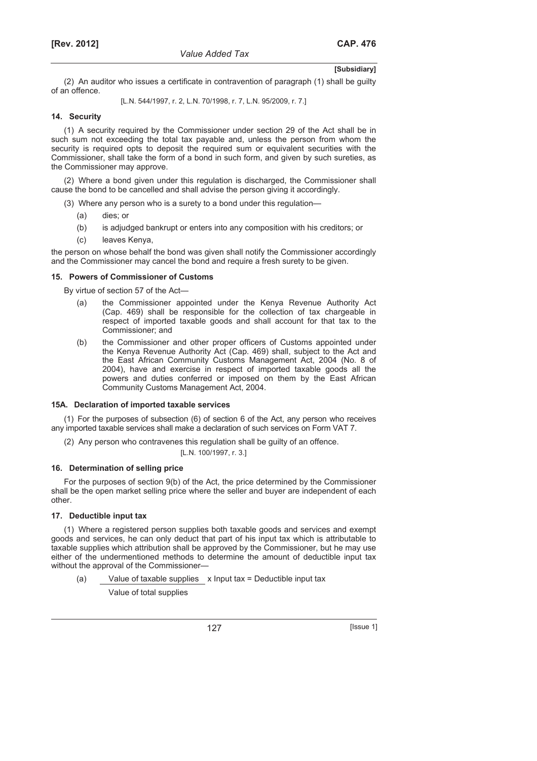(2) An auditor who issues a certificate in contravention of paragraph (1) shall be guilty of an offence.

[L.N. 544/1997, r. 2, L.N. 70/1998, r. 7, L.N. 95/2009, r. 7.]

### 14. Security

(1) A security required by the Commissioner under section 29 of the Act shall be in such sum not exceeding the total tax payable and, unless the person from whom the security is required opts to deposit the required sum or equivalent securities with the Commissioner, shall take the form of a bond in such form, and given by such sureties, as the Commissioner may approve.

(2) Where a bond given under this regulation is discharged, the Commissioner shall cause the bond to be cancelled and shall advise the person giving it accordingly.

(3) Where any person who is a surety to a bond under this regulation—

- (a) dies; or
- (b) is adjudged bankrupt or enters into any composition with his creditors; or
- (c) leaves Kenya,

the person on whose behalf the bond was given shall notify the Commissioner accordingly and the Commissioner may cancel the bond and require a fresh surety to be given.

### 15. Powers of Commissioner of Customs

By virtue of section 57 of the Act—

- (a) the Commissioner appointed under the Kenya Revenue Authority Act (Cap. 469) shall be responsible for the collection of tax chargeable in respect of imported taxable goods and shall account for that tax to the Commissioner; and
- (b) the Commissioner and other proper officers of Customs appointed under the Kenya Revenue Authority Act (Cap. 469) shall, subject to the Act and the East African Community Customs Management Act, 2004 (No. 8 of 2004), have and exercise in respect of imported taxable goods all the powers and duties conferred or imposed on them by the East African Community Customs Management Act, 2004.

### 15A. Declaration of imported taxable services

(1) For the purposes of subsection (6) of section 6 of the Act, any person who receives any imported taxable services shall make a declaration of such services on Form VAT 7.

(2) Any person who contravenes this regulation shall be guilty of an offence.

[L.N. 100/1997, r. 3.]

### 16. Determination of selling price

For the purposes of section 9(b) of the Act, the price determined by the Commissioner shall be the open market selling price where the seller and buyer are independent of each other.

### 17. Deductible input tax

(1) Where a registered person supplies both taxable goods and services and exempt goods and services, he can only deduct that part of his input tax which is attributable to taxable supplies which attribution shall be approved by the Commissioner, but he may use either of the undermentioned methods to determine the amount of deductible input tax without the approval of the Commissioner—

(a) $$\frac{\text{Value of taxable supplies}}{\text{Value of total supplies}} \times \text{Input tax} = \text{Deductible input tax}$$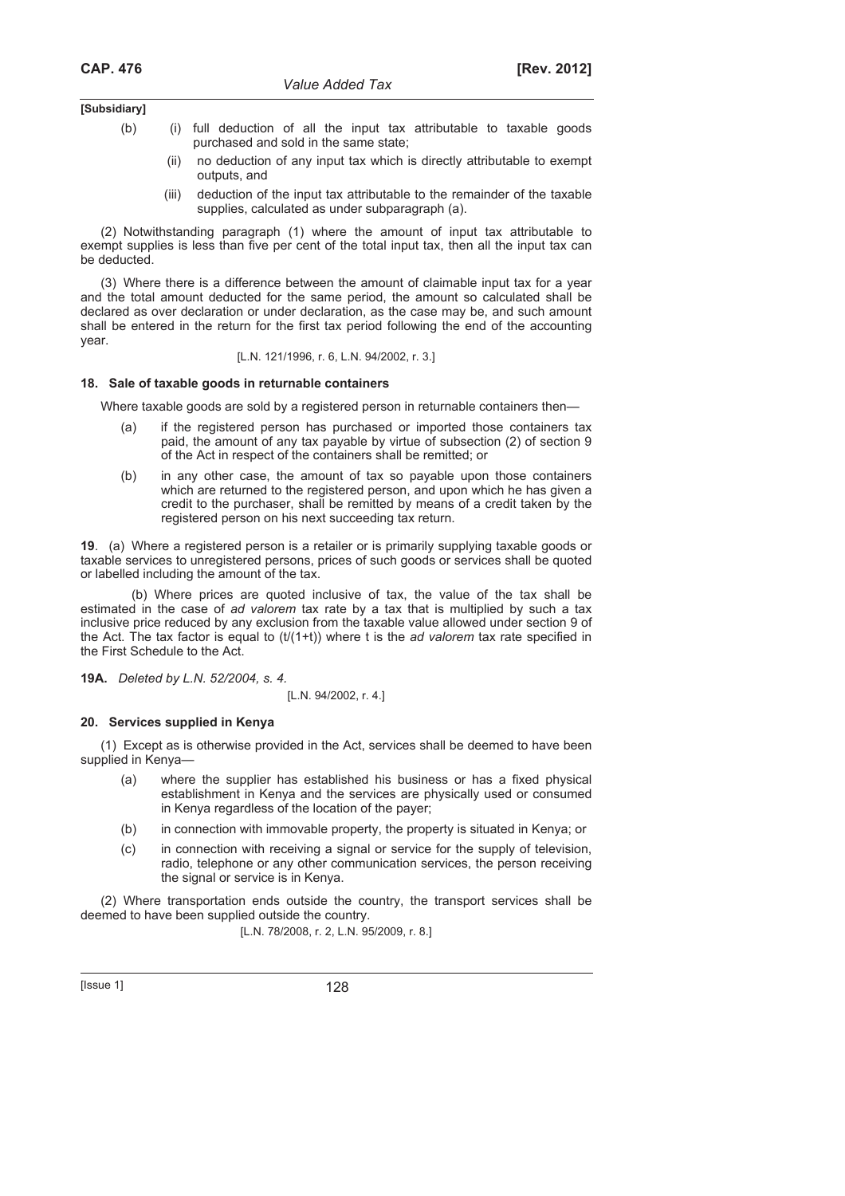**[Subsidiary]**

(b) (i) full deduction of all the input tax attributable to taxable goods purchased and sold in the same state;

(ii) no deduction of any input tax which is directly attributable to exempt outputs, and

(iii) deduction of the input tax attributable to the remainder of the taxable supplies, calculated as under subparagraph (a).

(2) Notwithstanding paragraph (1) where the amount of input tax attributable to exempt supplies is less than five per cent of the total input tax, then all the input tax can be deducted.

(3) Where there is a difference between the amount of claimable input tax for a year and the total amount deducted for the same period, the amount so calculated shall be declared as over declaration or under declaration, as the case may be, and such amount shall be entered in the return for the first tax period following the end of the accounting year.

[L.N. 121/1996, r. 6, L.N. 94/2002, r. 3.]

### 18. Sale of taxable goods in returnable containers

Where taxable goods are sold by a registered person in returnable containers then—

(a) if the registered person has purchased or imported those containers tax paid, the amount of any tax payable by virtue of subsection (2) of section 9 of the Act in respect of the containers shall be remitted; or

(b) in any other case, the amount of tax so payable upon those containers which are returned to the registered person, and upon which he has given a credit to the purchaser, shall be remitted by means of a credit taken by the registered person on his next succeeding tax return.

**19**. (a) Where a registered person is a retailer or is primarily supplying taxable goods or taxable services to unregistered persons, prices of such goods or services shall be quoted or labelled including the amount of the tax.

(b) Where prices are quoted inclusive of tax, the value of the tax shall be estimated in the case of *ad valorem* tax rate by a tax that is multiplied by such a tax inclusive price reduced by any exclusion from the taxable value allowed under section 9 of the Act. The tax factor is equal to $(t/(1+t))$ where t is the *ad valorem* tax rate specified in the First Schedule to the Act.

**19A.** *Deleted by L.N. 52/2004, s. 4.*

[L.N. 94/2002, r. 4.]

### 20. Services supplied in Kenya

(1) Except as is otherwise provided in the Act, services shall be deemed to have been supplied in Kenya—

(a) where the supplier has established his business or has a fixed physical establishment in Kenya and the services are physically used or consumed in Kenya regardless of the location of the payer;

(b) in connection with immovable property, the property is situated in Kenya; or

(c) in connection with receiving a signal or service for the supply of television, radio, telephone or any other communication services, the person receiving the signal or service is in Kenya.

(2) Where transportation ends outside the country, the transport services shall be deemed to have been supplied outside the country.

[L.N. 78/2008, r. 2, L.N. 95/2009, r. 8.]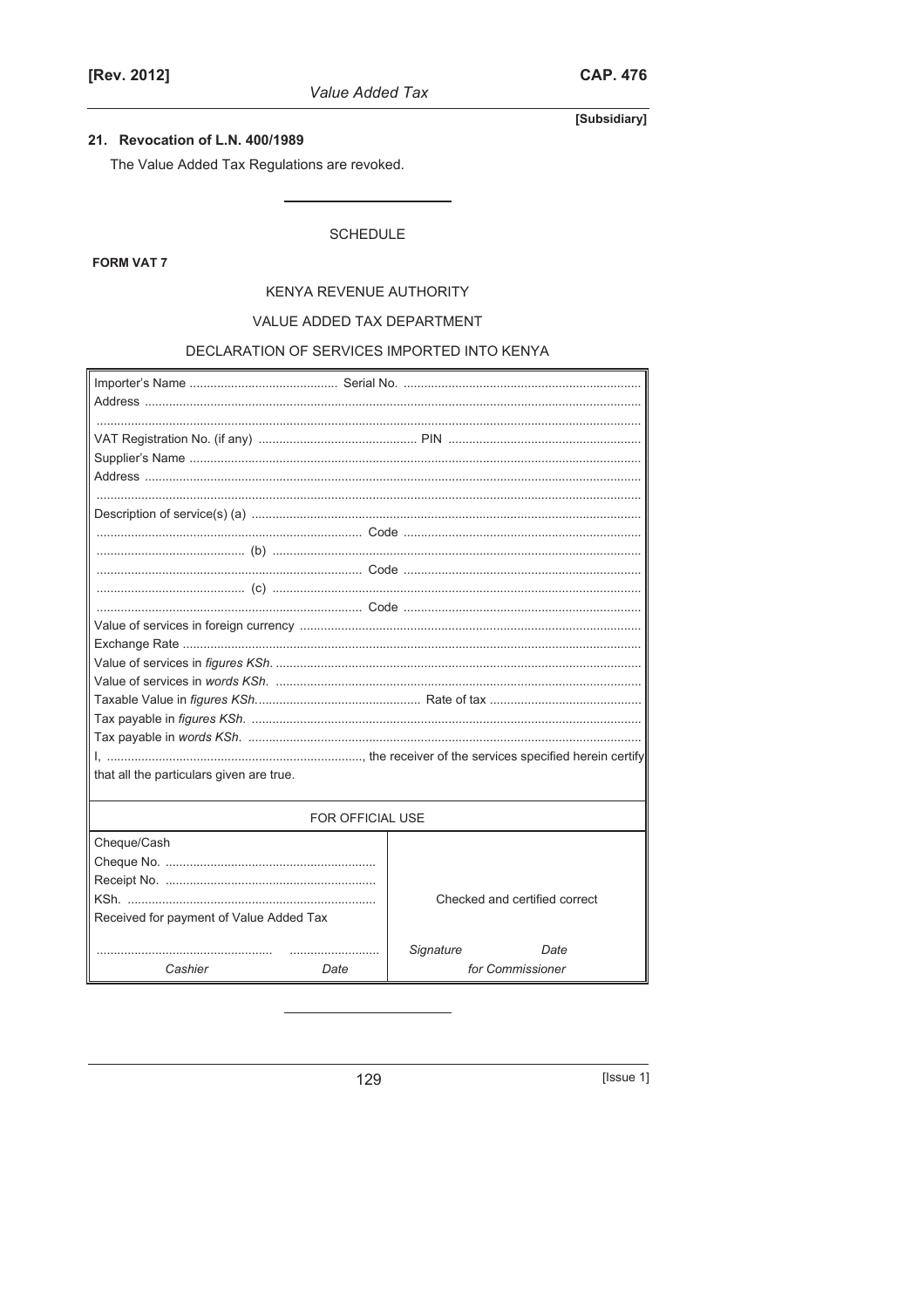## 21. Revocation of L.N. 400/1989

The Value Added Tax Regulations are revoked.

---

SCHEDULE

**FORM VAT 7**

KENYA REVENUE AUTHORITY

VALUE ADDED TAX DEPARTMENT

DECLARATION OF SERVICES IMPORTED INTO KENYA

Importer's Name ........................................ Serial No. ..........................................................

Address ..............................................................................................................................

..............................................................................................................................................

VAT Registration No. (if any) ........................................ PIN ...............................................

Supplier's Name ....................................................................................................................

Address ..............................................................................................................................

..............................................................................................................................................

Description of service(s) (a) ..................................................................................................

.......................................................................... Code ..........................................................

........................................ (b) ..........................................................................................

.......................................................................... Code ..........................................................

........................................ (c) ..........................................................................................

.......................................................................... Code ..........................................................

Value of services in foreign currency ........................................................................................

Exchange Rate ........................................................................................................................

Value of services in *figures KSh.* ..........................................................................................

Value of services in *words KSh.* ..........................................................................................

Taxable Value in *figures KSh.*.......................................... Rate of tax ..........................................

Tax payable in *figures KSh.* ..................................................................................................

Tax payable in *words KSh.* ..................................................................................................

I, ......................................................................, the receiver of the services specified herein certify that all the particulars given are true.

FOR OFFICIAL USE

| | |
|---|---|
| Cheque/Cash<br>Cheque No. ..................................<br>Receipt No. ..................................<br>KSh. ..................................<br>Received for payment of Value Added Tax<br><br>.................................. ..................<br>*Cashier* *Date* | Checked and certified correct<br><br>*Signature* *Date*<br>*for Commissioner* |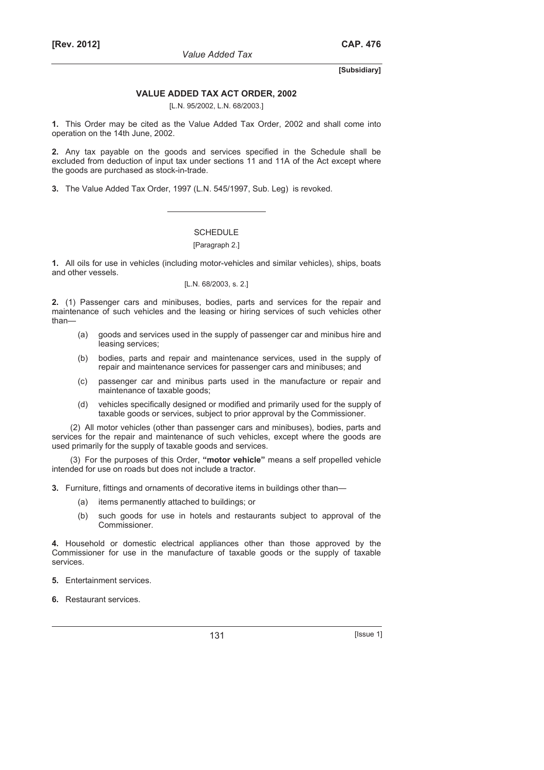**[Subsidiary]**

## VALUE ADDED TAX ACT ORDER, 2002

[L.N. 95/2002, L.N. 68/2003.]

**1.** This Order may be cited as the Value Added Tax Order, 2002 and shall come into operation on the 14th June, 2002.

**2.** Any tax payable on the goods and services specified in the Schedule shall be excluded from deduction of input tax under sections 11 and 11A of the Act except where the goods are purchased as stock-in-trade.

**3.** The Value Added Tax Order, 1997 (L.N. 545/1997, Sub. Leg) is revoked.

---

### SCHEDULE

[Paragraph 2.]

**1.** All oils for use in vehicles (including motor-vehicles and similar vehicles), ships, boats and other vessels.

[L.N. 68/2003, s. 2.]

**2.** (1) Passenger cars and minibuses, bodies, parts and services for the repair and maintenance of such vehicles and the leasing or hiring services of such vehicles other than—

(a) goods and services used in the supply of passenger car and minibus hire and leasing services;

(b) bodies, parts and repair and maintenance services, used in the supply of repair and maintenance services for passenger cars and minibuses; and

(c) passenger car and minibus parts used in the manufacture or repair and maintenance of taxable goods;

(d) vehicles specifically designed or modified and primarily used for the supply of taxable goods or services, subject to prior approval by the Commissioner.

(2) All motor vehicles (other than passenger cars and minibuses), bodies, parts and services for the repair and maintenance of such vehicles, except where the goods are used primarily for the supply of taxable goods and services.

(3) For the purposes of this Order, **"motor vehicle"** means a self propelled vehicle intended for use on roads but does not include a tractor.

**3.** Furniture, fittings and ornaments of decorative items in buildings other than—

(a) items permanently attached to buildings; or

(b) such goods for use in hotels and restaurants subject to approval of the Commissioner.

**4.** Household or domestic electrical appliances other than those approved by the Commissioner for use in the manufacture of taxable goods or the supply of taxable services.

**5.** Entertainment services.

**6.** Restaurant services.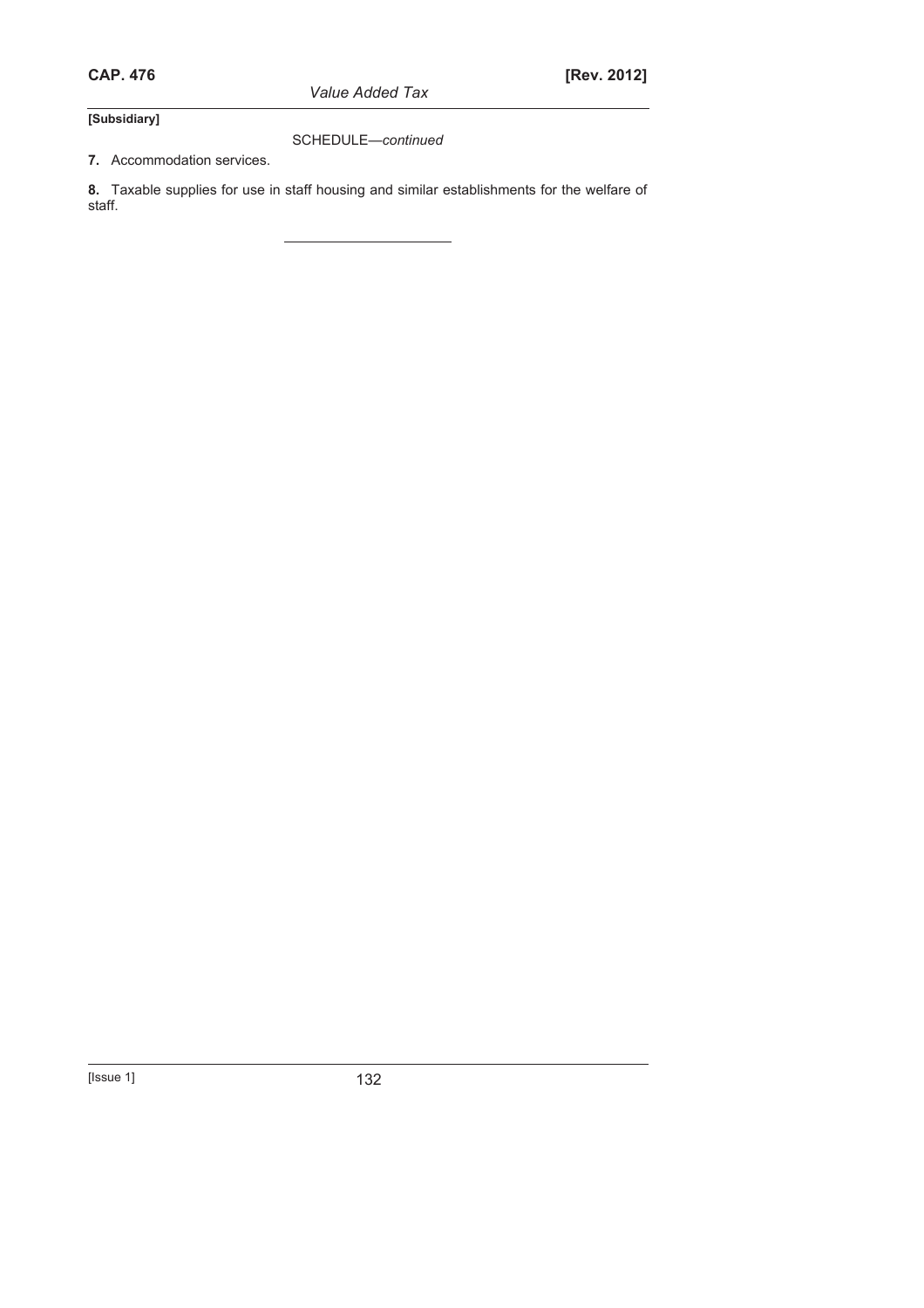SCHEDULE—*continued*

**7.** Accommodation services.

**8.** Taxable supplies for use in staff housing and similar establishments for the welfare of staff.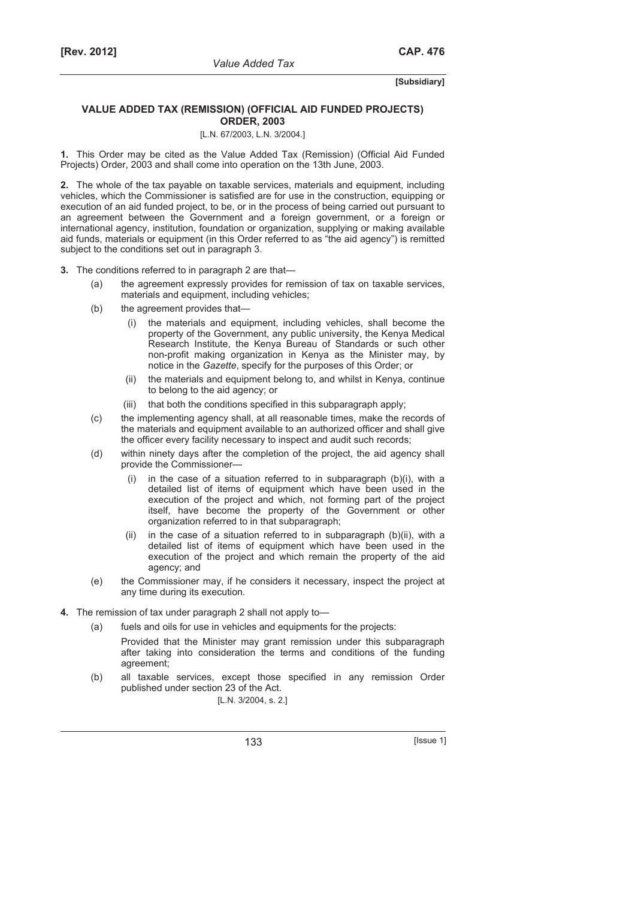**[Subsidiary]**

## VALUE ADDED TAX (REMISSION) (OFFICIAL AID FUNDED PROJECTS) ORDER, 2003

[L.N. 67/2003, L.N. 3/2004.]

**1.** This Order may be cited as the Value Added Tax (Remission) (Official Aid Funded Projects) Order, 2003 and shall come into operation on the 13th June, 2003.

**2.** The whole of the tax payable on taxable services, materials and equipment, including vehicles, which the Commissioner is satisfied are for use in the construction, equipping or execution of an aid funded project, to be, or in the process of being carried out pursuant to an agreement between the Government and a foreign government, or a foreign or international agency, institution, foundation or organization, supplying or making available aid funds, materials or equipment (in this Order referred to as "the aid agency") is remitted subject to the conditions set out in paragraph 3.

**3.** The conditions referred to in paragraph 2 are that—

(a) the agreement expressly provides for remission of tax on taxable services, materials and equipment, including vehicles;

(b) the agreement provides that—

  (i) the materials and equipment, including vehicles, shall become the property of the Government, any public university, the Kenya Medical Research Institute, the Kenya Bureau of Standards or such other non-profit making organization in Kenya as the Minister may, by notice in the *Gazette*, specify for the purposes of this Order; or

  (ii) the materials and equipment belong to, and whilst in Kenya, continue to belong to the aid agency; or

  (iii) that both the conditions specified in this subparagraph apply;

(c) the implementing agency shall, at all reasonable times, make the records of the materials and equipment available to an authorized officer and shall give the officer every facility necessary to inspect and audit such records;

(d) within ninety days after the completion of the project, the aid agency shall provide the Commissioner—

  (i) in the case of a situation referred to in subparagraph (b)(i), with a detailed list of items of equipment which have been used in the execution of the project and which, not forming part of the project itself, have become the property of the Government or other organization referred to in that subparagraph;

  (ii) in the case of a situation referred to in subparagraph (b)(ii), with a detailed list of items of equipment which have been used in the execution of the project and which remain the property of the aid agency; and

(e) the Commissioner may, if he considers it necessary, inspect the project at any time during its execution.

**4.** The remission of tax under paragraph 2 shall not apply to—

(a) fuels and oils for use in vehicles and equipments for the projects:

  Provided that the Minister may grant remission under this subparagraph after taking into consideration the terms and conditions of the funding agreement;

(b) all taxable services, except those specified in any remission Order published under section 23 of the Act.

[L.N. 3/2004, s. 2.]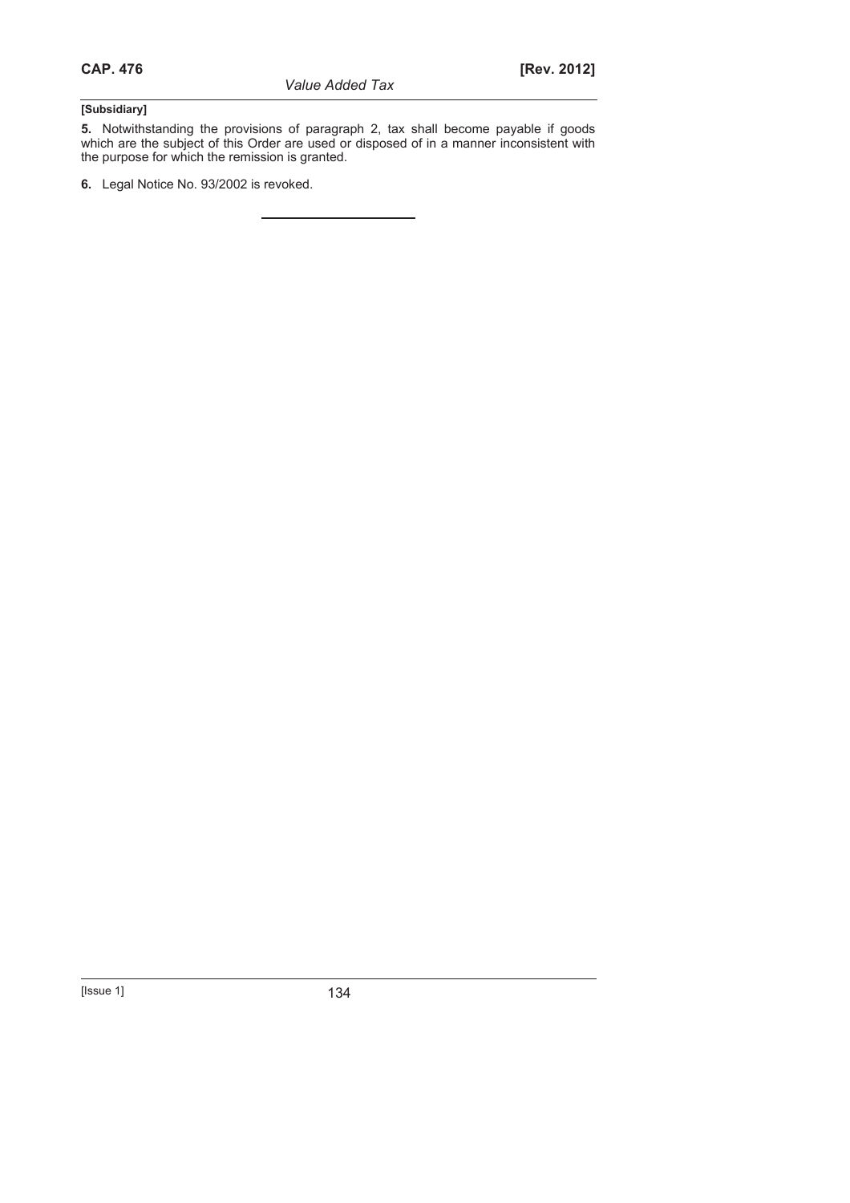**[Subsidiary]**

**5.** Notwithstanding the provisions of paragraph 2, tax shall become payable if goods which are the subject of this Order are used or disposed of in a manner inconsistent with the purpose for which the remission is granted.

**6.** Legal Notice No. 93/2002 is revoked.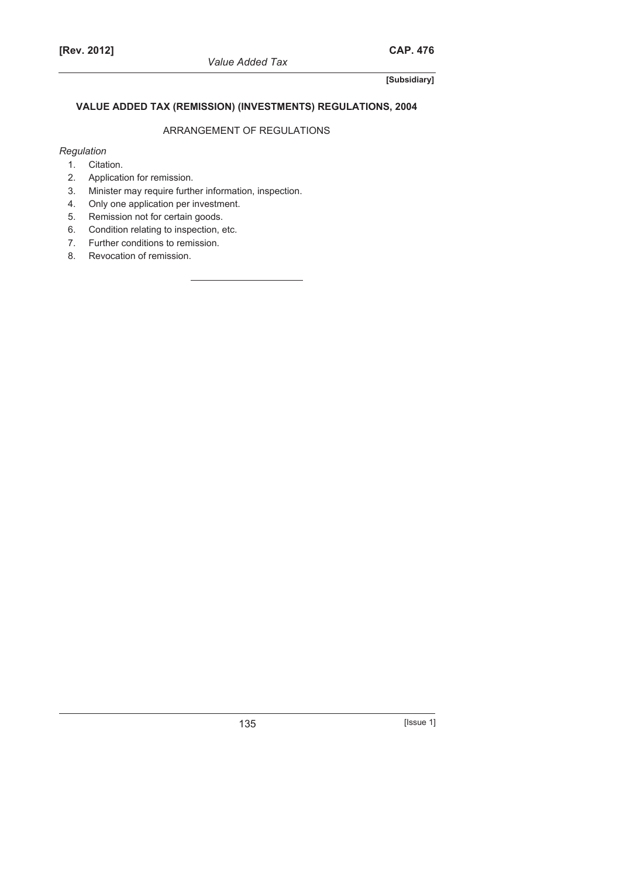## VALUE ADDED TAX (REMISSION) (INVESTMENTS) REGULATIONS, 2004

### ARRANGEMENT OF REGULATIONS

*Regulation*

1. Citation.
2. Application for remission.
3. Minister may require further information, inspection.
4. Only one application per investment.
5. Remission not for certain goods.
6. Condition relating to inspection, etc.
7. Further conditions to remission.
8. Revocation of remission.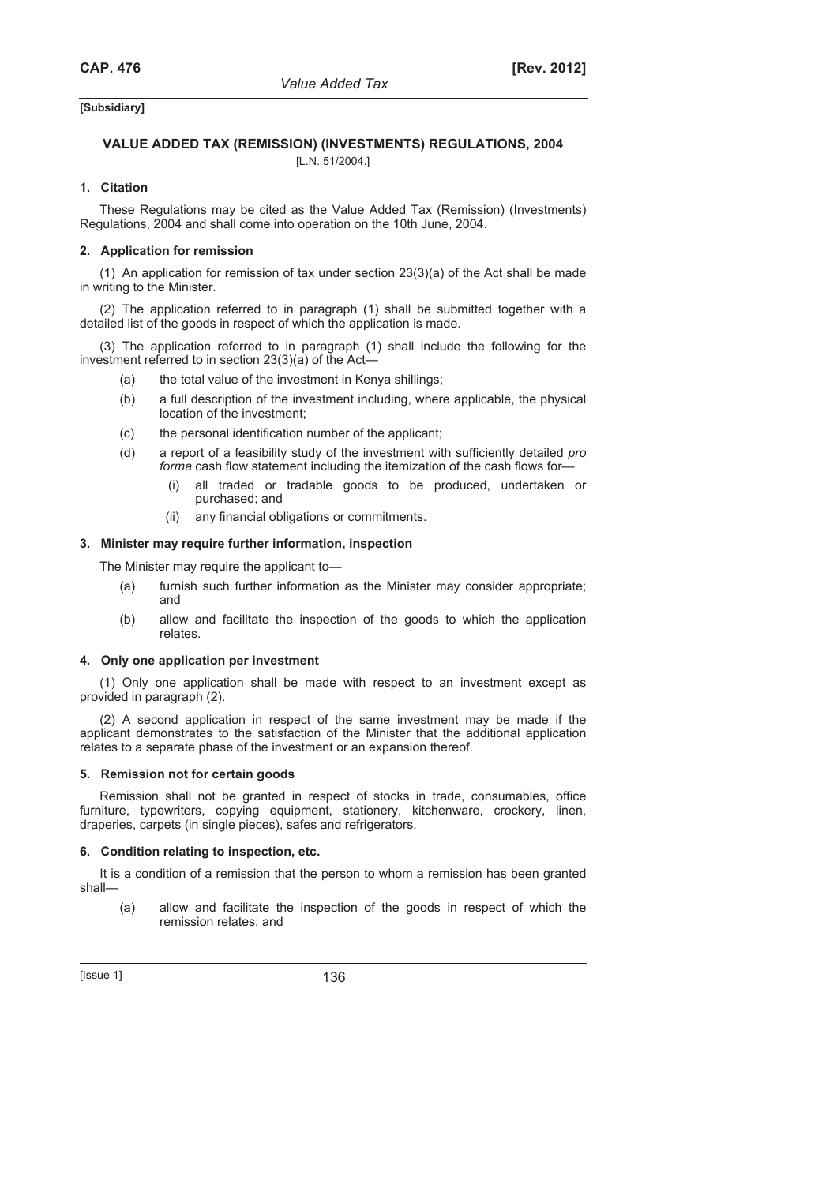**[Subsidiary]**

## VALUE ADDED TAX (REMISSION) (INVESTMENTS) REGULATIONS, 2004

[L.N. 51/2004.]

### 1. Citation

These Regulations may be cited as the Value Added Tax (Remission) (Investments) Regulations, 2004 and shall come into operation on the 10th June, 2004.

### 2. Application for remission

(1) An application for remission of tax under section 23(3)(a) of the Act shall be made in writing to the Minister.

(2) The application referred to in paragraph (1) shall be submitted together with a detailed list of the goods in respect of which the application is made.

(3) The application referred to in paragraph (1) shall include the following for the investment referred to in section 23(3)(a) of the Act—

- (a) the total value of the investment in Kenya shillings;
- (b) a full description of the investment including, where applicable, the physical location of the investment;
- (c) the personal identification number of the applicant;
- (d) a report of a feasibility study of the investment with sufficiently detailed *pro forma* cash flow statement including the itemization of the cash flows for—
  - (i) all traded or tradable goods to be produced, undertaken or purchased; and
  - (ii) any financial obligations or commitments.

### 3. Minister may require further information, inspection

The Minister may require the applicant to—

- (a) furnish such further information as the Minister may consider appropriate; and
- (b) allow and facilitate the inspection of the goods to which the application relates.

### 4. Only one application per investment

(1) Only one application shall be made with respect to an investment except as provided in paragraph (2).

(2) A second application in respect of the same investment may be made if the applicant demonstrates to the satisfaction of the Minister that the additional application relates to a separate phase of the investment or an expansion thereof.

### 5. Remission not for certain goods

Remission shall not be granted in respect of stocks in trade, consumables, office furniture, typewriters, copying equipment, stationery, kitchenware, crockery, linen, draperies, carpets (in single pieces), safes and refrigerators.

### 6. Condition relating to inspection, etc.

It is a condition of a remission that the person to whom a remission has been granted shall—

- (a) allow and facilitate the inspection of the goods in respect of which the remission relates; and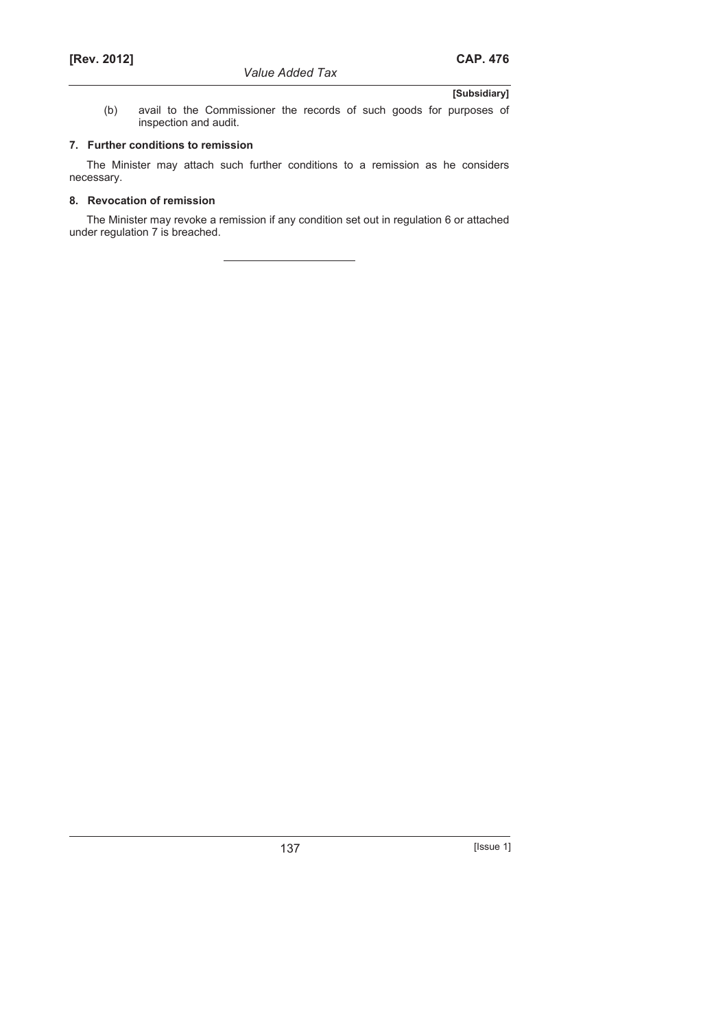(b) avail to the Commissioner the records of such goods for purposes of inspection and audit.

**7. Further conditions to remission**

The Minister may attach such further conditions to a remission as he considers necessary.

**8. Revocation of remission**

The Minister may revoke a remission if any condition set out in regulation 6 or attached under regulation 7 is breached.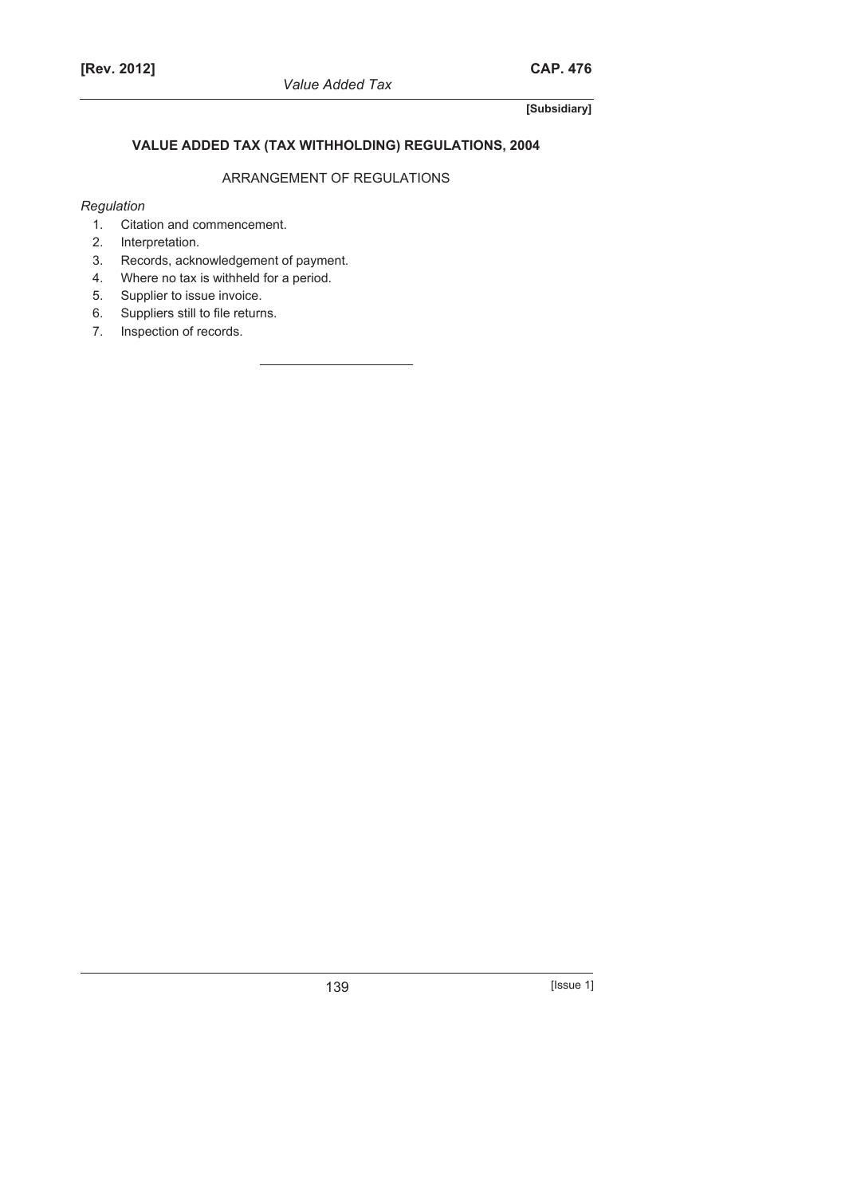**[Subsidiary]**

## VALUE ADDED TAX (TAX WITHHOLDING) REGULATIONS, 2004

ARRANGEMENT OF REGULATIONS

*Regulation*

1. Citation and commencement.
2. Interpretation.
3. Records, acknowledgement of payment.
4. Where no tax is withheld for a period.
5. Supplier to issue invoice.
6. Suppliers still to file returns.
7. Inspection of records.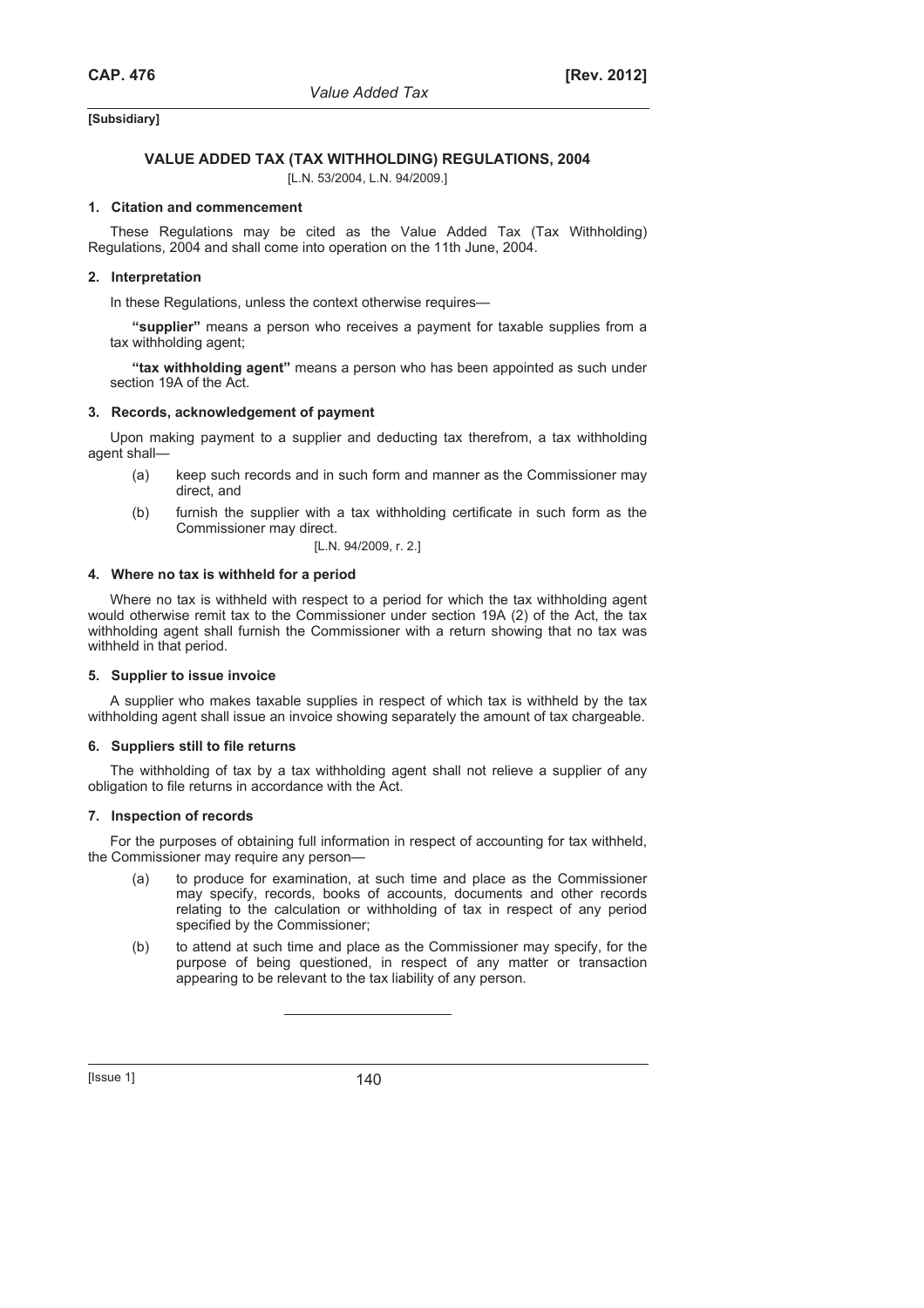**[Subsidiary]**

## VALUE ADDED TAX (TAX WITHHOLDING) REGULATIONS, 2004

[L.N. 53/2004, L.N. 94/2009.]

### 1. Citation and commencement

These Regulations may be cited as the Value Added Tax (Tax Withholding) Regulations, 2004 and shall come into operation on the 11th June, 2004.

### 2. Interpretation

In these Regulations, unless the context otherwise requires—

**"supplier"** means a person who receives a payment for taxable supplies from a tax withholding agent;

**"tax withholding agent"** means a person who has been appointed as such under section 19A of the Act.

### 3. Records, acknowledgement of payment

Upon making payment to a supplier and deducting tax therefrom, a tax withholding agent shall—

(a) keep such records and in such form and manner as the Commissioner may direct, and

(b) furnish the supplier with a tax withholding certificate in such form as the Commissioner may direct.

[L.N. 94/2009, r. 2.]

### 4. Where no tax is withheld for a period

Where no tax is withheld with respect to a period for which the tax withholding agent would otherwise remit tax to the Commissioner under section 19A (2) of the Act, the tax withholding agent shall furnish the Commissioner with a return showing that no tax was withheld in that period.

### 5. Supplier to issue invoice

A supplier who makes taxable supplies in respect of which tax is withheld by the tax withholding agent shall issue an invoice showing separately the amount of tax chargeable.

### 6. Suppliers still to file returns

The withholding of tax by a tax withholding agent shall not relieve a supplier of any obligation to file returns in accordance with the Act.

### 7. Inspection of records

For the purposes of obtaining full information in respect of accounting for tax withheld, the Commissioner may require any person—

(a) to produce for examination, at such time and place as the Commissioner may specify, records, books of accounts, documents and other records relating to the calculation or withholding of tax in respect of any period specified by the Commissioner;

(b) to attend at such time and place as the Commissioner may specify, for the purpose of being questioned, in respect of any matter or transaction appearing to be relevant to the tax liability of any person.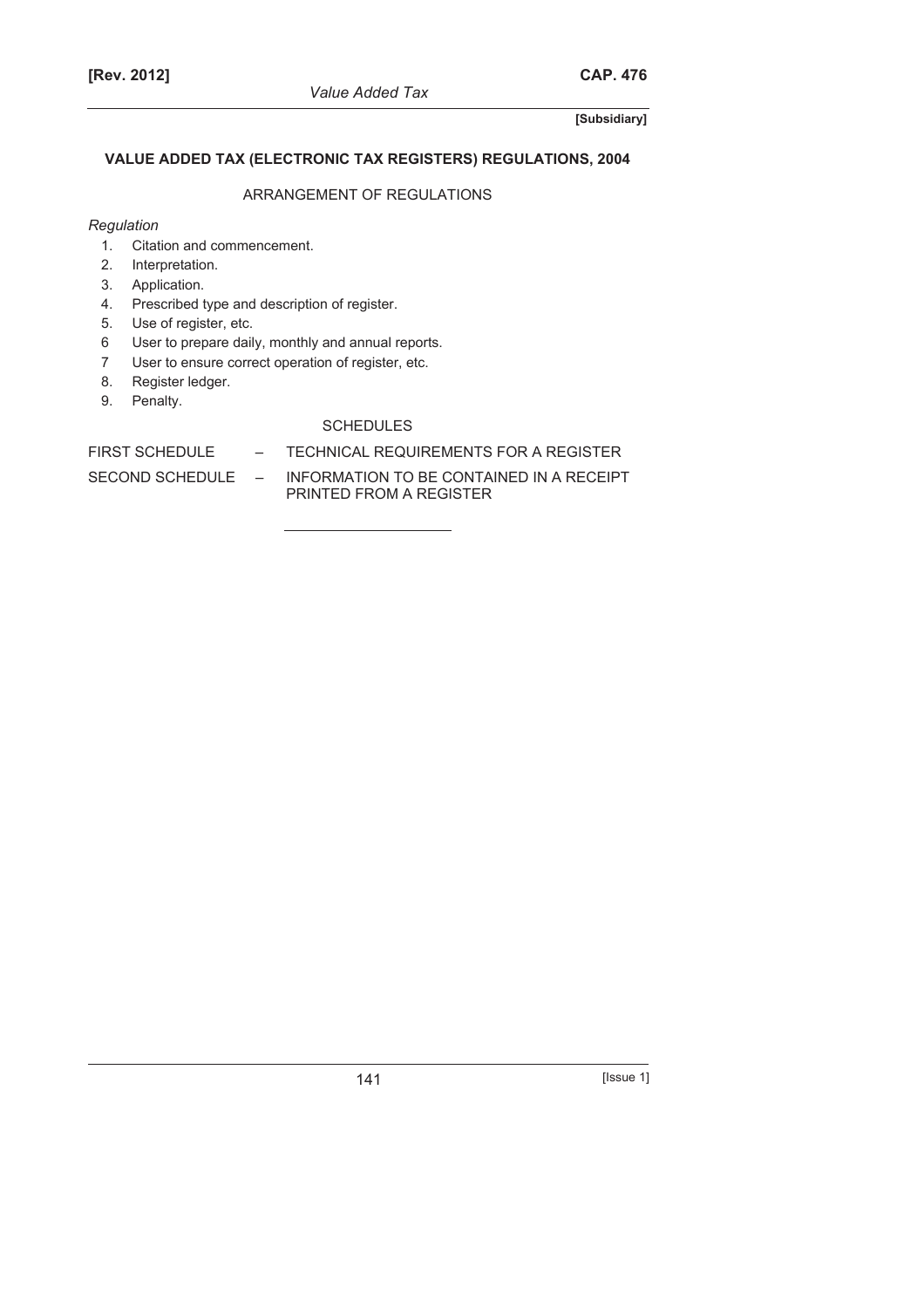**[Subsidiary]**

## VALUE ADDED TAX (ELECTRONIC TAX REGISTERS) REGULATIONS, 2004

### ARRANGEMENT OF REGULATIONS

*Regulation*

1. Citation and commencement.
2. Interpretation.
3. Application.
4. Prescribed type and description of register.
5. Use of register, etc.
6. User to prepare daily, monthly and annual reports.
7. User to ensure correct operation of register, etc.
8. Register ledger.
9. Penalty.

### SCHEDULES

| | | |
|---|---|---|
| FIRST SCHEDULE | – | TECHNICAL REQUIREMENTS FOR A REGISTER |
| SECOND SCHEDULE | – | INFORMATION TO BE CONTAINED IN A RECEIPT PRINTED FROM A REGISTER |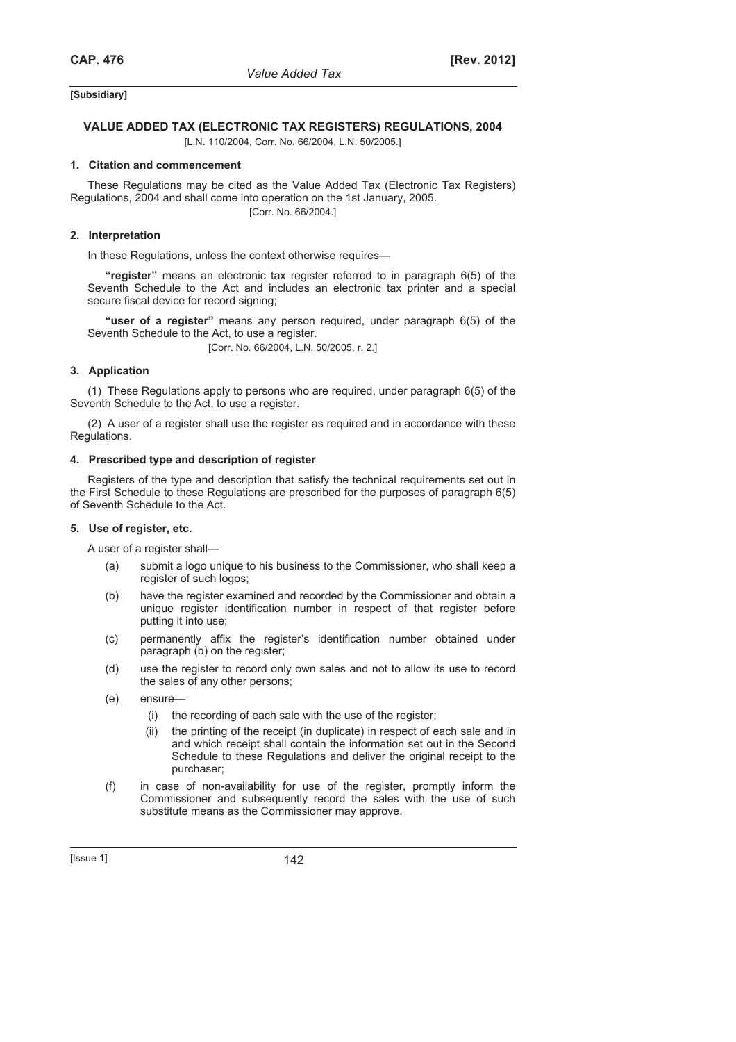**[Subsidiary]**

## VALUE ADDED TAX (ELECTRONIC TAX REGISTERS) REGULATIONS, 2004

[L.N. 110/2004, Corr. No. 66/2004, L.N. 50/2005.]

### 1. Citation and commencement

These Regulations may be cited as the Value Added Tax (Electronic Tax Registers) Regulations, 2004 and shall come into operation on the 1st January, 2005.

[Corr. No. 66/2004.]

### 2. Interpretation

In these Regulations, unless the context otherwise requires—

**"register"** means an electronic tax register referred to in paragraph 6(5) of the Seventh Schedule to the Act and includes an electronic tax printer and a special secure fiscal device for record signing;

**"user of a register"** means any person required, under paragraph 6(5) of the Seventh Schedule to the Act, to use a register.

[Corr. No. 66/2004, L.N. 50/2005, r. 2.]

### 3. Application

(1) These Regulations apply to persons who are required, under paragraph 6(5) of the Seventh Schedule to the Act, to use a register.

(2) A user of a register shall use the register as required and in accordance with these Regulations.

### 4. Prescribed type and description of register

Registers of the type and description that satisfy the technical requirements set out in the First Schedule to these Regulations are prescribed for the purposes of paragraph 6(5) of Seventh Schedule to the Act.

### 5. Use of register, etc.

A user of a register shall—

(a) submit a logo unique to his business to the Commissioner, who shall keep a register of such logos;

(b) have the register examined and recorded by the Commissioner and obtain a unique register identification number in respect of that register before putting it into use;

(c) permanently affix the register's identification number obtained under paragraph (b) on the register;

(d) use the register to record only own sales and not to allow its use to record the sales of any other persons;

(e) ensure—

  (i) the recording of each sale with the use of the register;

  (ii) the printing of the receipt (in duplicate) in respect of each sale and in and which receipt shall contain the information set out in the Second Schedule to these Regulations and deliver the original receipt to the purchaser;

(f) in case of non-availability for use of the register, promptly inform the Commissioner and subsequently record the sales with the use of such substitute means as the Commissioner may approve.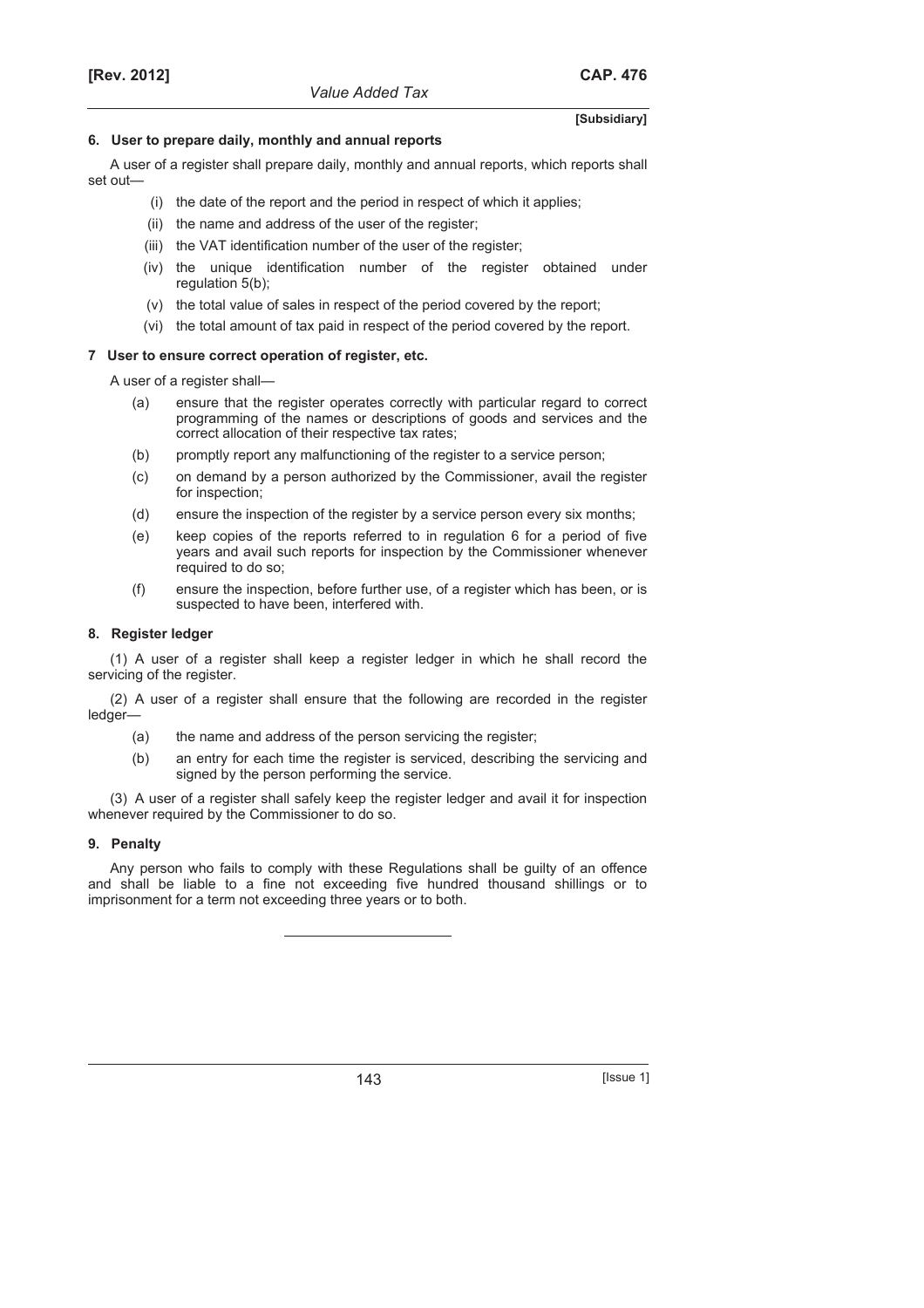**[Subsidiary]**

### 6. User to prepare daily, monthly and annual reports

A user of a register shall prepare daily, monthly and annual reports, which reports shall set out—

- (i) the date of the report and the period in respect of which it applies;
- (ii) the name and address of the user of the register;
- (iii) the VAT identification number of the user of the register;
- (iv) the unique identification number of the register obtained under regulation 5(b);
- (v) the total value of sales in respect of the period covered by the report;
- (vi) the total amount of tax paid in respect of the period covered by the report.

### 7 User to ensure correct operation of register, etc.

A user of a register shall—

- (a) ensure that the register operates correctly with particular regard to correct programming of the names or descriptions of goods and services and the correct allocation of their respective tax rates;
- (b) promptly report any malfunctioning of the register to a service person;
- (c) on demand by a person authorized by the Commissioner, avail the register for inspection;
- (d) ensure the inspection of the register by a service person every six months;
- (e) keep copies of the reports referred to in regulation 6 for a period of five years and avail such reports for inspection by the Commissioner whenever required to do so;
- (f) ensure the inspection, before further use, of a register which has been, or is suspected to have been, interfered with.

### 8. Register ledger

(1) A user of a register shall keep a register ledger in which he shall record the servicing of the register.

(2) A user of a register shall ensure that the following are recorded in the register ledger—

- (a) the name and address of the person servicing the register;
- (b) an entry for each time the register is serviced, describing the servicing and signed by the person performing the service.

(3) A user of a register shall safely keep the register ledger and avail it for inspection whenever required by the Commissioner to do so.

### 9. Penalty

Any person who fails to comply with these Regulations shall be guilty of an offence and shall be liable to a fine not exceeding five hundred thousand shillings or to imprisonment for a term not exceeding three years or to both.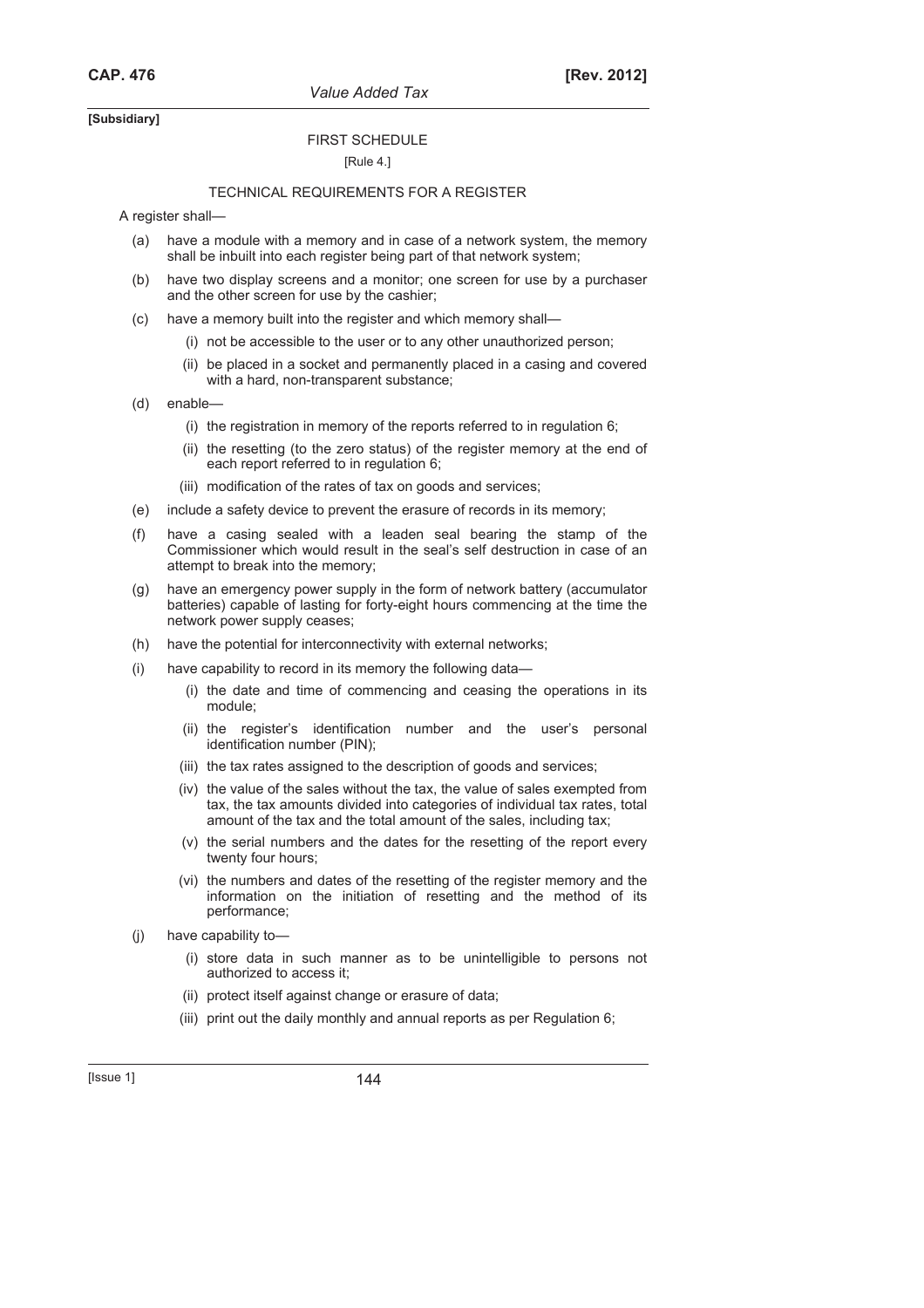[Subsidiary]

FIRST SCHEDULE

[Rule 4.]

TECHNICAL REQUIREMENTS FOR A REGISTER

A register shall—

(a) have a module with a memory and in case of a network system, the memory shall be inbuilt into each register being part of that network system;

(b) have two display screens and a monitor; one screen for use by a purchaser and the other screen for use by the cashier;

(c) have a memory built into the register and which memory shall—

  (i) not be accessible to the user or to any other unauthorized person;

  (ii) be placed in a socket and permanently placed in a casing and covered with a hard, non-transparent substance;

(d) enable—

  (i) the registration in memory of the reports referred to in regulation 6;

  (ii) the resetting (to the zero status) of the register memory at the end of each report referred to in regulation 6;

  (iii) modification of the rates of tax on goods and services;

(e) include a safety device to prevent the erasure of records in its memory;

(f) have a casing sealed with a leaden seal bearing the stamp of the Commissioner which would result in the seal's self destruction in case of an attempt to break into the memory;

(g) have an emergency power supply in the form of network battery (accumulator batteries) capable of lasting for forty-eight hours commencing at the time the network power supply ceases;

(h) have the potential for interconnectivity with external networks;

(i) have capability to record in its memory the following data—

  (i) the date and time of commencing and ceasing the operations in its module;

  (ii) the register's identification number and the user's personal identification number (PIN);

  (iii) the tax rates assigned to the description of goods and services;

  (iv) the value of the sales without the tax, the value of sales exempted from tax, the tax amounts divided into categories of individual tax rates, total amount of the tax and the total amount of the sales, including tax;

  (v) the serial numbers and the dates for the resetting of the report every twenty four hours;

  (vi) the numbers and dates of the resetting of the register memory and the information on the initiation of resetting and the method of its performance;

(j) have capability to—

  (i) store data in such manner as to be unintelligible to persons not authorized to access it;

  (ii) protect itself against change or erasure of data;

  (iii) print out the daily monthly and annual reports as per Regulation 6;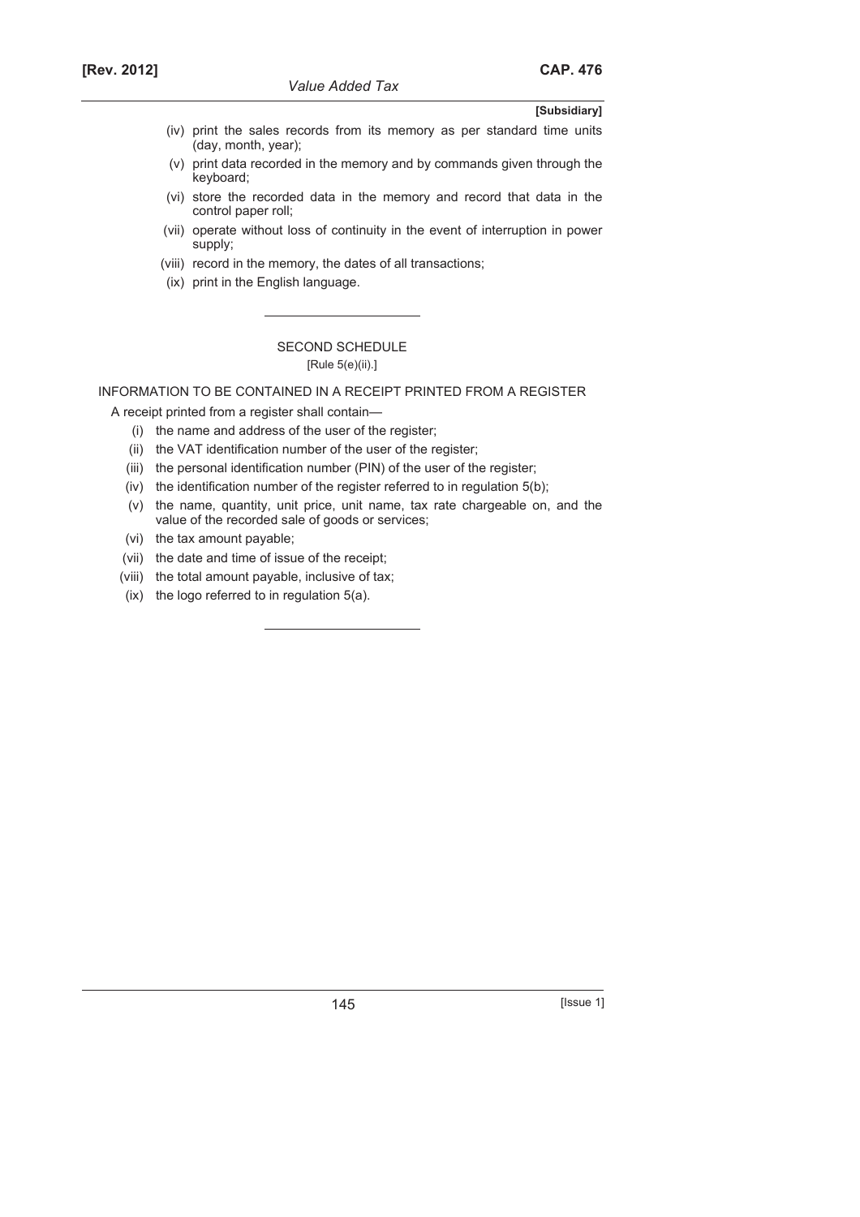(iv) print the sales records from its memory as per standard time units (day, month, year);

(v) print data recorded in the memory and by commands given through the keyboard;

(vi) store the recorded data in the memory and record that data in the control paper roll;

(vii) operate without loss of continuity in the event of interruption in power supply;

(viii) record in the memory, the dates of all transactions;

(ix) print in the English language.

---

## SECOND SCHEDULE

[Rule 5(e)(ii).]

### INFORMATION TO BE CONTAINED IN A RECEIPT PRINTED FROM A REGISTER

A receipt printed from a register shall contain—

(i) the name and address of the user of the register;

(ii) the VAT identification number of the user of the register;

(iii) the personal identification number (PIN) of the user of the register;

(iv) the identification number of the register referred to in regulation 5(b);

(v) the name, quantity, unit price, unit name, tax rate chargeable on, and the value of the recorded sale of goods or services;

(vi) the tax amount payable;

(vii) the date and time of issue of the receipt;

(viii) the total amount payable, inclusive of tax;

(ix) the logo referred to in regulation 5(a).

---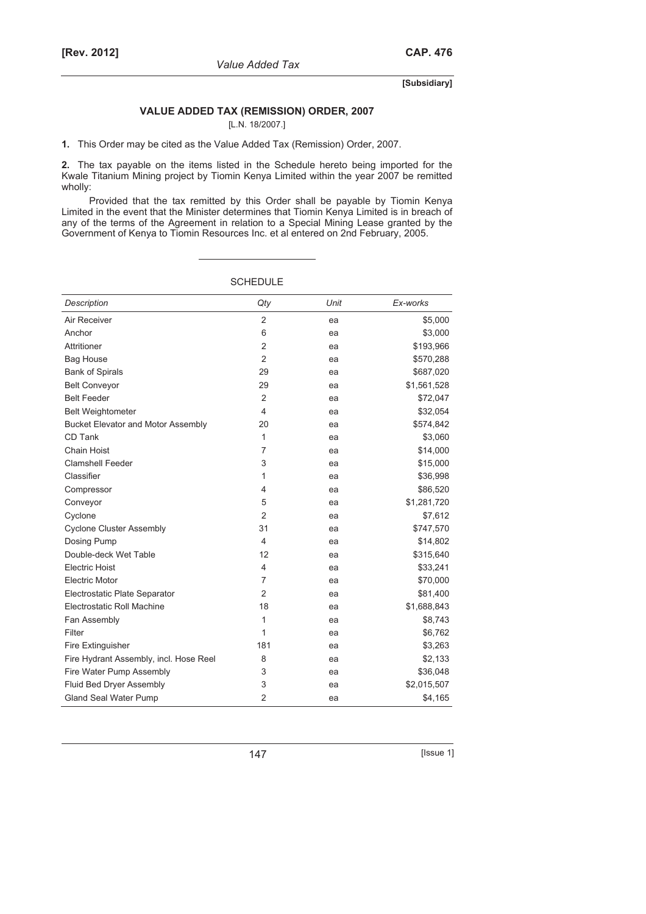## VALUE ADDED TAX (REMISSION) ORDER, 2007

[L.N. 18/2007.]

**1.** This Order may be cited as the Value Added Tax (Remission) Order, 2007.

**2.** The tax payable on the items listed in the Schedule hereto being imported for the Kwale Titanium Mining project by Tiomin Kenya Limited within the year 2007 be remitted wholly:

Provided that the tax remitted by this Order shall be payable by Tiomin Kenya Limited in the event that the Minister determines that Tiomin Kenya Limited is in breach of any of the terms of the Agreement in relation to a Special Mining Lease granted by the Government of Kenya to Tiomin Resources Inc. et al entered on 2nd February, 2005.

SCHEDULE

| *Description* | *Qty* | *Unit* | *Ex-works* |
|---|---|---|---|
| Air Receiver | 2 | ea | $5,000 |
| Anchor | 6 | ea | $3,000 |
| Attritioner | 2 | ea | $193,966 |
| Bag House | 2 | ea | $570,288 |
| Bank of Spirals | 29 | ea | $687,020 |
| Belt Conveyor | 29 | ea | $1,561,528 |
| Belt Feeder | 2 | ea | $72,047 |
| Belt Weightometer | 4 | ea | $32,054 |
| Bucket Elevator and Motor Assembly | 20 | ea | $574,842 |
| CD Tank | 1 | ea | $3,060 |
| Chain Hoist | 7 | ea | $14,000 |
| Clamshell Feeder | 3 | ea | $15,000 |
| Classifier | 1 | ea | $36,998 |
| Compressor | 4 | ea | $86,520 |
| Conveyor | 5 | ea | $1,281,720 |
| Cyclone | 2 | ea | $7,612 |
| Cyclone Cluster Assembly | 31 | ea | $747,570 |
| Dosing Pump | 4 | ea | $14,802 |
| Double-deck Wet Table | 12 | ea | $315,640 |
| Electric Hoist | 4 | ea | $33,241 |
| Electric Motor | 7 | ea | $70,000 |
| Electrostatic Plate Separator | 2 | ea | $81,400 |
| Electrostatic Roll Machine | 18 | ea | $1,688,843 |
| Fan Assembly | 1 | ea | $8,743 |
| Filter | 1 | ea | $6,762 |
| Fire Extinguisher | 181 | ea | $3,263 |
| Fire Hydrant Assembly, incl. Hose Reel | 8 | ea | $2,133 |
| Fire Water Pump Assembly | 3 | ea | $36,048 |
| Fluid Bed Dryer Assembly | 3 | ea | $2,015,507 |
| Gland Seal Water Pump | 2 | ea | $4,165 |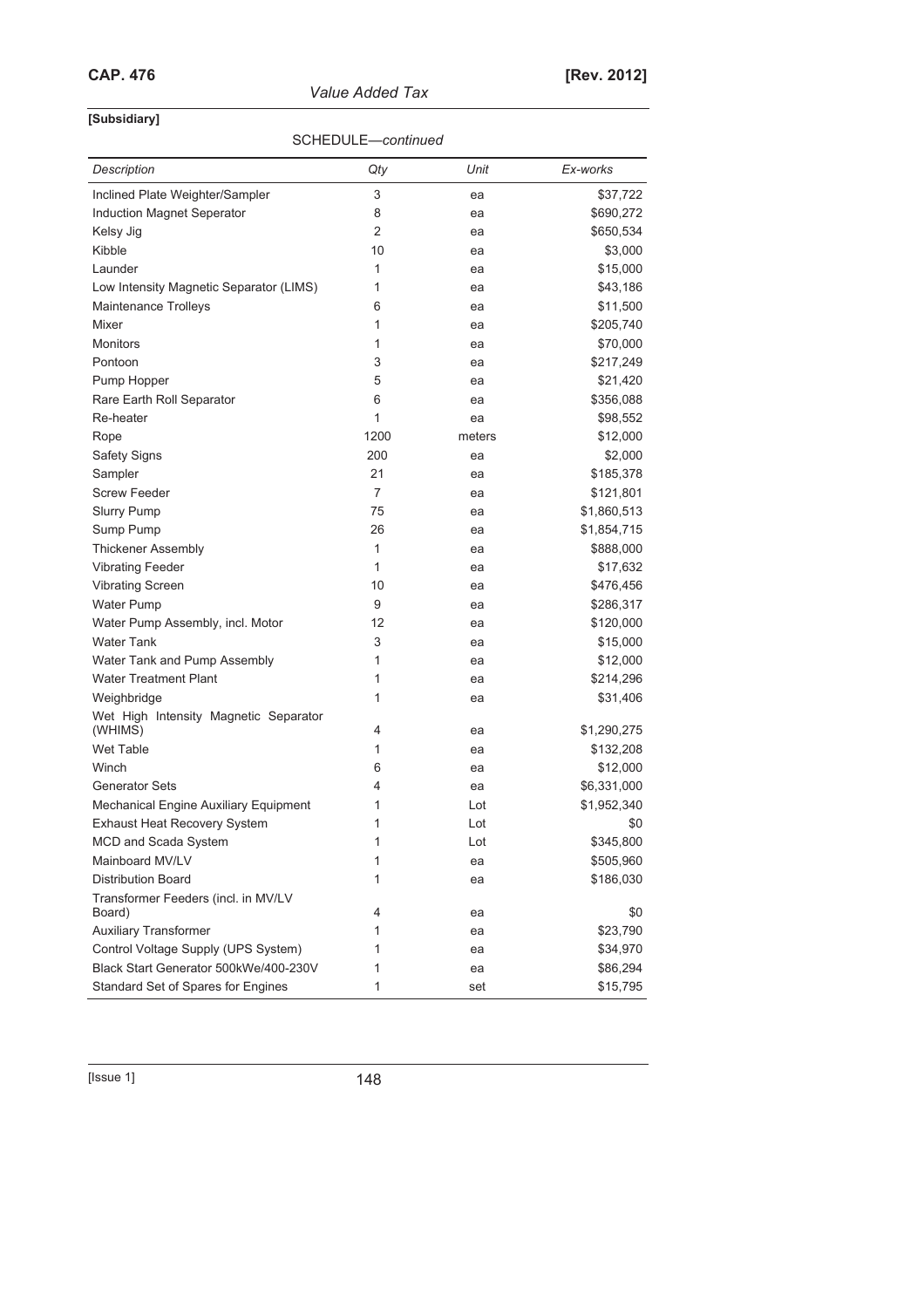[Subsidiary]

SCHEDULE—*continued*

| *Description* | *Qty* | *Unit* | *Ex-works* |
|---|---|---|---|
| Inclined Plate Weighter/Sampler | 3 | ea | $37,722 |
| Induction Magnet Seperator | 8 | ea | $690,272 |
| Kelsy Jig | 2 | ea | $650,534 |
| Kibble | 10 | ea | $3,000 |
| Launder | 1 | ea | $15,000 |
| Low Intensity Magnetic Separator (LIMS) | 1 | ea | $43,186 |
| Maintenance Trolleys | 6 | ea | $11,500 |
| Mixer | 1 | ea | $205,740 |
| Monitors | 1 | ea | $70,000 |
| Pontoon | 3 | ea | $217,249 |
| Pump Hopper | 5 | ea | $21,420 |
| Rare Earth Roll Separator | 6 | ea | $356,088 |
| Re-heater | 1 | ea | $98,552 |
| Rope | 1200 | meters | $12,000 |
| Safety Signs | 200 | ea | $2,000 |
| Sampler | 21 | ea | $185,378 |
| Screw Feeder | 7 | ea | $121,801 |
| Slurry Pump | 75 | ea | $1,860,513 |
| Sump Pump | 26 | ea | $1,854,715 |
| Thickener Assembly | 1 | ea | $888,000 |
| Vibrating Feeder | 1 | ea | $17,632 |
| Vibrating Screen | 10 | ea | $476,456 |
| Water Pump | 9 | ea | $286,317 |
| Water Pump Assembly, incl. Motor | 12 | ea | $120,000 |
| Water Tank | 3 | ea | $15,000 |
| Water Tank and Pump Assembly | 1 | ea | $12,000 |
| Water Treatment Plant | 1 | ea | $214,296 |
| Weighbridge | 1 | ea | $31,406 |
| Wet High Intensity Magnetic Separator (WHIMS) | 4 | ea | $1,290,275 |
| Wet Table | 1 | ea | $132,208 |
| Winch | 6 | ea | $12,000 |
| Generator Sets | 4 | ea | $6,331,000 |
| Mechanical Engine Auxiliary Equipment | 1 | Lot | $1,952,340 |
| Exhaust Heat Recovery System | 1 | Lot | $0 |
| MCD and Scada System | 1 | Lot | $345,800 |
| Mainboard MV/LV | 1 | ea | $505,960 |
| Distribution Board | 1 | ea | $186,030 |
| Transformer Feeders (incl. in MV/LV Board) | 4 | ea | $0 |
| Auxiliary Transformer | 1 | ea | $23,790 |
| Control Voltage Supply (UPS System) | 1 | ea | $34,970 |
| Black Start Generator 500kWe/400-230V | 1 | ea | $86,294 |
| Standard Set of Spares for Engines | 1 | set | $15,795 |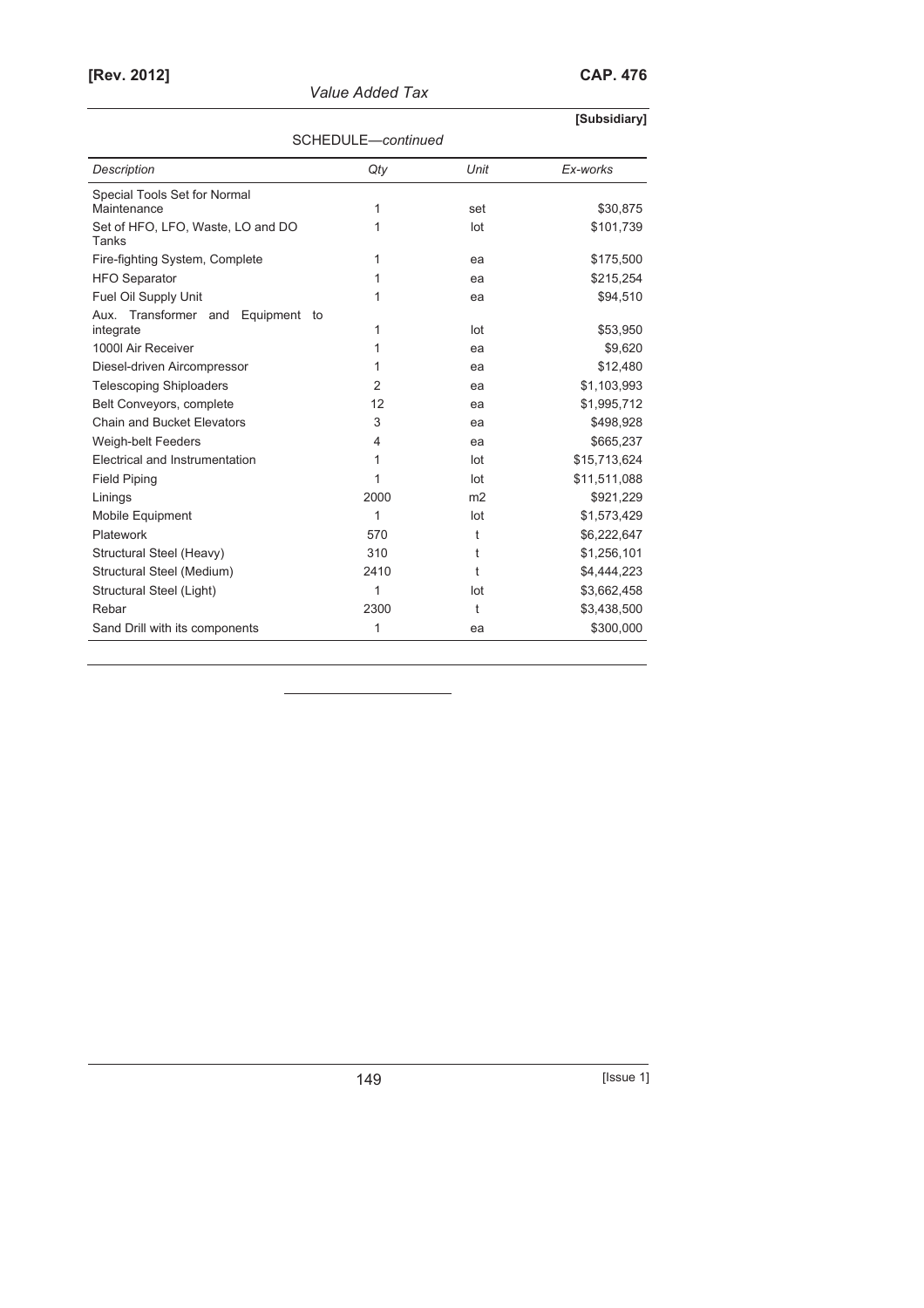SCHEDULE—*continued*

| *Description* | *Qty* | *Unit* | *Ex-works* |
|---|---|---|---|
| Special Tools Set for Normal Maintenance | 1 | set | \$30,875 |
| Set of HFO, LFO, Waste, LO and DO Tanks | 1 | lot | \$101,739 |
| Fire-fighting System, Complete | 1 | ea | \$175,500 |
| HFO Separator | 1 | ea | \$215,254 |
| Fuel Oil Supply Unit | 1 | ea | \$94,510 |
| Aux. Transformer and Equipment to integrate | 1 | lot | \$53,950 |
| 1000l Air Receiver | 1 | ea | \$9,620 |
| Diesel-driven Aircompressor | 1 | ea | \$12,480 |
| Telescoping Shiploaders | 2 | ea | \$1,103,993 |
| Belt Conveyors, complete | 12 | ea | \$1,995,712 |
| Chain and Bucket Elevators | 3 | ea | \$498,928 |
| Weigh-belt Feeders | 4 | ea | \$665,237 |
| Electrical and Instrumentation | 1 | lot | \$15,713,624 |
| Field Piping | 1 | lot | \$11,511,088 |
| Linings | 2000 | m2 | \$921,229 |
| Mobile Equipment | 1 | lot | \$1,573,429 |
| Platework | 570 | t | \$6,222,647 |
| Structural Steel (Heavy) | 310 | t | \$1,256,101 |
| Structural Steel (Medium) | 2410 | t | \$4,444,223 |
| Structural Steel (Light) | 1 | lot | \$3,662,458 |
| Rebar | 2300 | t | \$3,438,500 |
| Sand Drill with its components | 1 | ea | \$300,000 |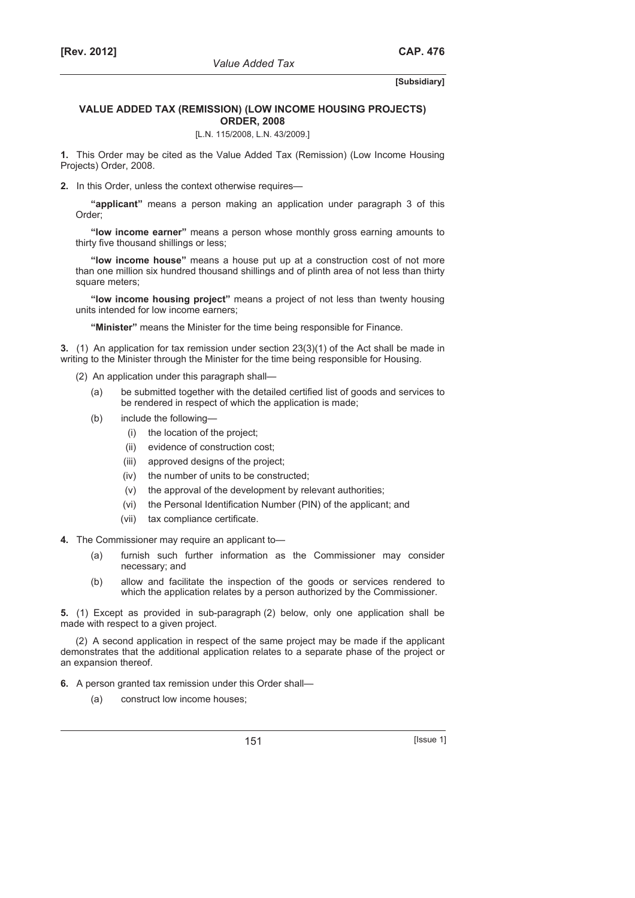**[Subsidiary]**

## VALUE ADDED TAX (REMISSION) (LOW INCOME HOUSING PROJECTS) ORDER, 2008

[L.N. 115/2008, L.N. 43/2009.]

**1.** This Order may be cited as the Value Added Tax (Remission) (Low Income Housing Projects) Order, 2008.

**2.** In this Order, unless the context otherwise requires—

**"applicant"** means a person making an application under paragraph 3 of this Order;

**"low income earner"** means a person whose monthly gross earning amounts to thirty five thousand shillings or less;

**"low income house"** means a house put up at a construction cost of not more than one million six hundred thousand shillings and of plinth area of not less than thirty square meters;

**"low income housing project"** means a project of not less than twenty housing units intended for low income earners;

**"Minister"** means the Minister for the time being responsible for Finance.

**3.** (1) An application for tax remission under section 23(3)(1) of the Act shall be made in writing to the Minister through the Minister for the time being responsible for Housing.

(2) An application under this paragraph shall—

- (a) be submitted together with the detailed certified list of goods and services to be rendered in respect of which the application is made;
- (b) include the following—
  - (i) the location of the project;
  - (ii) evidence of construction cost;
  - (iii) approved designs of the project;
  - (iv) the number of units to be constructed;
  - (v) the approval of the development by relevant authorities;
  - (vi) the Personal Identification Number (PIN) of the applicant; and
  - (vii) tax compliance certificate.

**4.** The Commissioner may require an applicant to—

- (a) furnish such further information as the Commissioner may consider necessary; and
- (b) allow and facilitate the inspection of the goods or services rendered to which the application relates by a person authorized by the Commissioner.

**5.** (1) Except as provided in sub-paragraph (2) below, only one application shall be made with respect to a given project.

(2) A second application in respect of the same project may be made if the applicant demonstrates that the additional application relates to a separate phase of the project or an expansion thereof.

**6.** A person granted tax remission under this Order shall—

- (a) construct low income houses;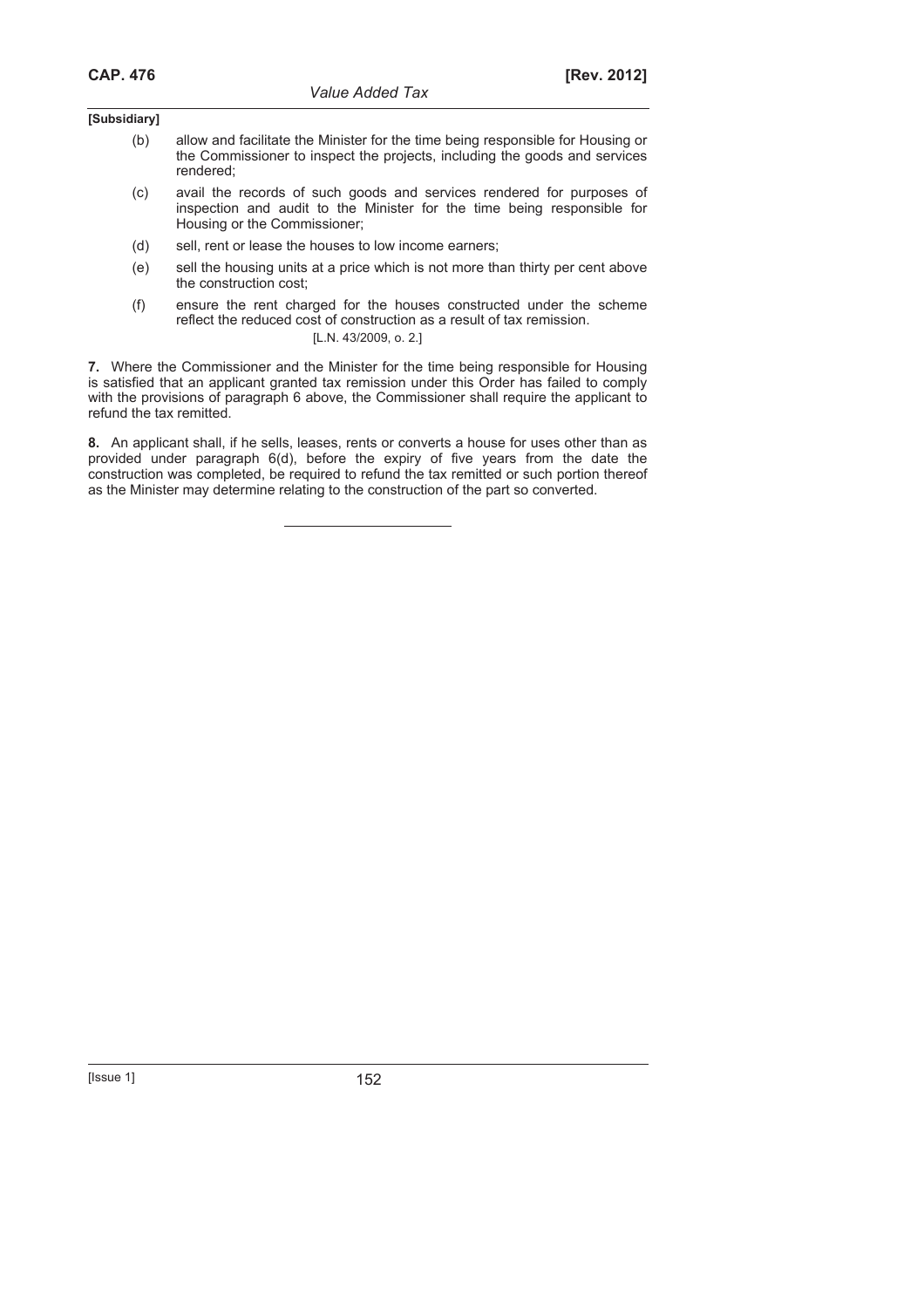**[Subsidiary]**

(b) allow and facilitate the Minister for the time being responsible for Housing or the Commissioner to inspect the projects, including the goods and services rendered;

(c) avail the records of such goods and services rendered for purposes of inspection and audit to the Minister for the time being responsible for Housing or the Commissioner;

(d) sell, rent or lease the houses to low income earners;

(e) sell the housing units at a price which is not more than thirty per cent above the construction cost;

(f) ensure the rent charged for the houses constructed under the scheme reflect the reduced cost of construction as a result of tax remission.

[L.N. 43/2009, o. 2.]

**7.** Where the Commissioner and the Minister for the time being responsible for Housing is satisfied that an applicant granted tax remission under this Order has failed to comply with the provisions of paragraph 6 above, the Commissioner shall require the applicant to refund the tax remitted.

**8.** An applicant shall, if he sells, leases, rents or converts a house for uses other than as provided under paragraph 6(d), before the expiry of five years from the date the construction was completed, be required to refund the tax remitted or such portion thereof as the Minister may determine relating to the construction of the part so converted.